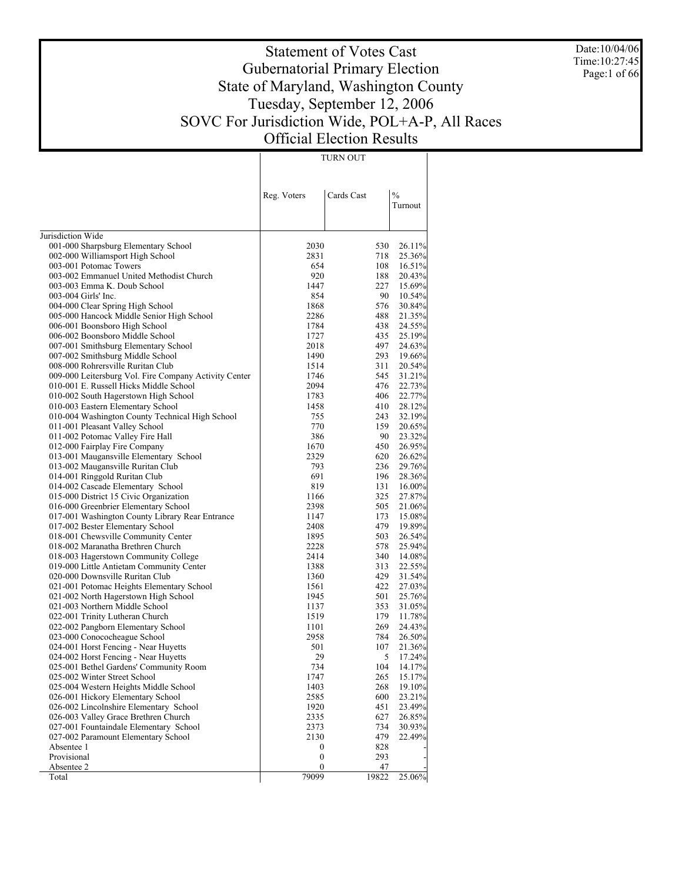# Statement of Votes Cast
## Gubernatorial Primary Election
## State of Maryland, Washington County
## Tuesday, September 12, 2006
## SOVC For Jurisdiction Wide, POL+A-P, All Races
## Official Election Results

Date:10/04/06
Time:10:27:45

| | TURN OUT | | |
|---|---|---|---|
| | Reg. Voters | Cards Cast | % Turnout |
| Jurisdiction Wide | | | |
| 001-000 Sharpsburg Elementary School | 2030 | 530 | 26.11% |
| 002-000 Williamsport High School | 2831 | 718 | 25.36% |
| 003-001 Potomac Towers | 654 | 108 | 16.51% |
| 003-002 Emmanuel United Methodist Church | 920 | 188 | 20.43% |
| 003-003 Emma K. Doub School | 1447 | 227 | 15.69% |
| 003-004 Girls' Inc. | 854 | 90 | 10.54% |
| 004-000 Clear Spring High School | 1868 | 576 | 30.84% |
| 005-000 Hancock Middle Senior High School | 2286 | 488 | 21.35% |
| 006-001 Boonsboro High School | 1784 | 438 | 24.55% |
| 006-002 Boonsboro Middle School | 1727 | 435 | 25.19% |
| 007-001 Smithsburg Elementary School | 2018 | 497 | 24.63% |
| 007-002 Smithsburg Middle School | 1490 | 293 | 19.66% |
| 008-000 Rohrersville Ruritan Club | 1514 | 311 | 20.54% |
| 009-000 Leitersburg Vol. Fire Company Activity Center | 1746 | 545 | 31.21% |
| 010-001 E. Russell Hicks Middle School | 2094 | 476 | 22.73% |
| 010-002 South Hagerstown High School | 1783 | 406 | 22.77% |
| 010-003 Eastern Elementary School | 1458 | 410 | 28.12% |
| 010-004 Washington County Technical High School | 755 | 243 | 32.19% |
| 011-001 Pleasant Valley School | 770 | 159 | 20.65% |
| 011-002 Potomac Valley Fire Hall | 386 | 90 | 23.32% |
| 012-000 Fairplay Fire Company | 1670 | 450 | 26.95% |
| 013-001 Maugansville Elementary School | 2329 | 620 | 26.62% |
| 013-002 Maugansville Ruritan Club | 793 | 236 | 29.76% |
| 014-001 Ringgold Ruritan Club | 691 | 196 | 28.36% |
| 014-002 Cascade Elementary School | 819 | 131 | 16.00% |
| 015-000 District 15 Civic Organization | 1166 | 325 | 27.87% |
| 016-000 Greenbrier Elementary School | 2398 | 505 | 21.06% |
| 017-001 Washington County Library Rear Entrance | 1147 | 173 | 15.08% |
| 017-002 Bester Elementary School | 2408 | 479 | 19.89% |
| 018-001 Chewsville Community Center | 1895 | 503 | 26.54% |
| 018-002 Maranatha Brethren Church | 2228 | 578 | 25.94% |
| 018-003 Hagerstown Community College | 2414 | 340 | 14.08% |
| 019-000 Little Antietam Community Center | 1388 | 313 | 22.55% |
| 020-000 Downsville Ruritan Club | 1360 | 429 | 31.54% |
| 021-001 Potomac Heights Elementary School | 1561 | 422 | 27.03% |
| 021-002 North Hagerstown High School | 1945 | 501 | 25.76% |
| 021-003 Northern Middle School | 1137 | 353 | 31.05% |
| 022-001 Trinity Lutheran Church | 1519 | 179 | 11.78% |
| 022-002 Pangborn Elementary School | 1101 | 269 | 24.43% |
| 023-000 Conococheague School | 2958 | 784 | 26.50% |
| 024-001 Horst Fencing - Near Huyetts | 501 | 107 | 21.36% |
| 024-002 Horst Fencing - Near Huyetts | 29 | 5 | 17.24% |
| 025-001 Bethel Gardens' Community Room | 734 | 104 | 14.17% |
| 025-002 Winter Street School | 1747 | 265 | 15.17% |
| 025-004 Western Heights Middle School | 1403 | 268 | 19.10% |
| 026-001 Hickory Elementary School | 2585 | 600 | 23.21% |
| 026-002 Lincolnshire Elementary School | 1920 | 451 | 23.49% |
| 026-003 Valley Grace Brethren Church | 2335 | 627 | 26.85% |
| 027-001 Fountaindale Elementary School | 2373 | 734 | 30.93% |
| 027-002 Paramount Elementary School | 2130 | 479 | 22.49% |
| Absentee 1 | 0 | 828 | - |
| Provisional | 0 | 293 | - |
| Absentee 2 | 0 | 47 | - |
| Total | 79099 | 19822 | 25.06% |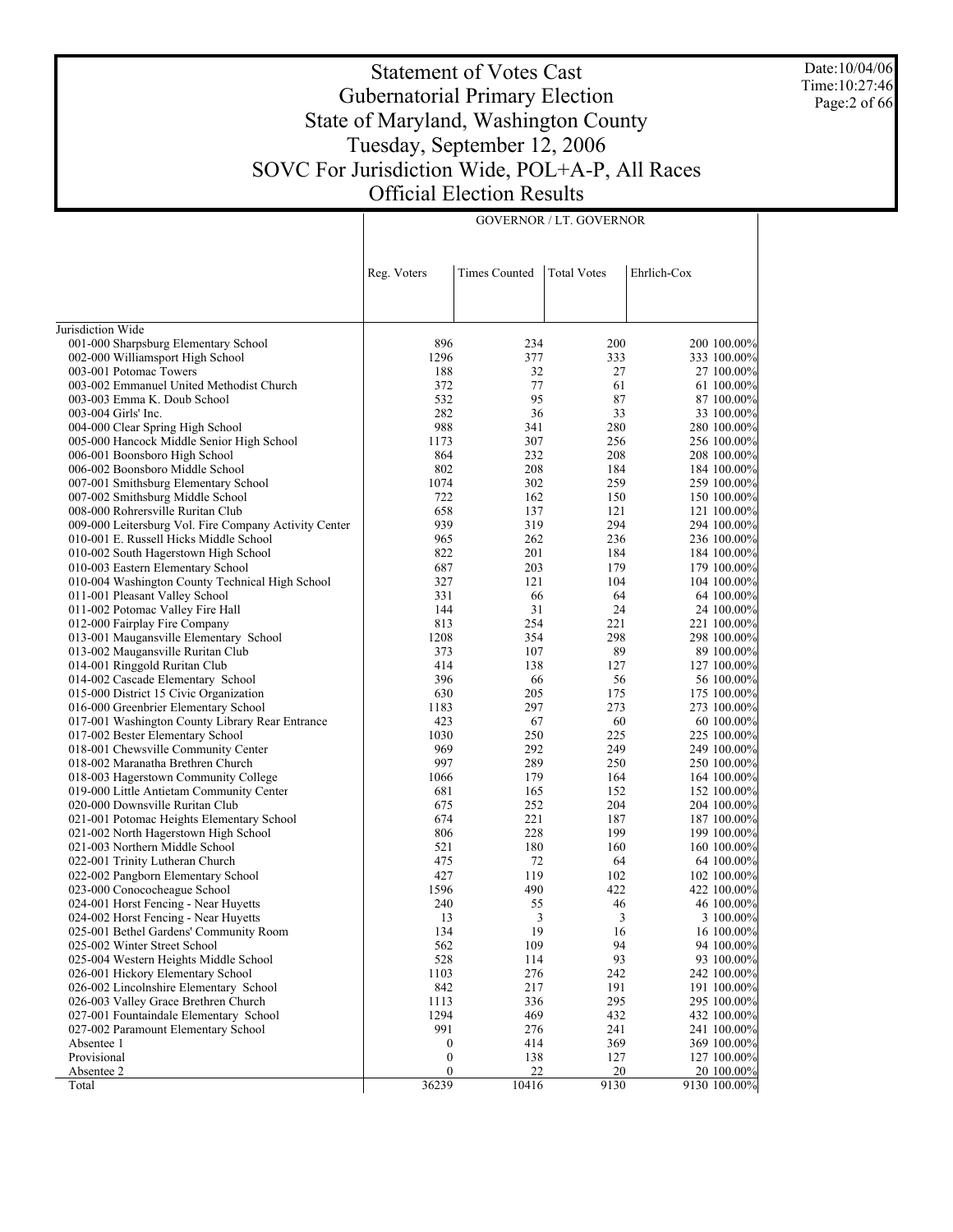# Statement of Votes Cast
## Gubernatorial Primary Election
## State of Maryland, Washington County
## Tuesday, September 12, 2006
## SOVC For Jurisdiction Wide, POL+A-P, All Races
## Official Election Results

Date:10/04/06
Time:10:27:46

| | GOVERNOR / LT. GOVERNOR | | | | |
|---|---|---|---|---|---|
| | Reg. Voters | Times Counted | Total Votes | Ehrlich-Cox | |
| Jurisdiction Wide | | | | | |
| 001-000 Sharpsburg Elementary School | 896 | 234 | 200 | 200 | 100.00% |
| 002-000 Williamsport High School | 1296 | 377 | 333 | 333 | 100.00% |
| 003-001 Potomac Towers | 188 | 32 | 27 | 27 | 100.00% |
| 003-002 Emmanuel United Methodist Church | 372 | 77 | 61 | 61 | 100.00% |
| 003-003 Emma K. Doub School | 532 | 95 | 87 | 87 | 100.00% |
| 003-004 Girls' Inc. | 282 | 36 | 33 | 33 | 100.00% |
| 004-000 Clear Spring High School | 988 | 341 | 280 | 280 | 100.00% |
| 005-000 Hancock Middle Senior High School | 1173 | 307 | 256 | 256 | 100.00% |
| 006-001 Boonsboro High School | 864 | 232 | 208 | 208 | 100.00% |
| 006-002 Boonsboro Middle School | 802 | 208 | 184 | 184 | 100.00% |
| 007-001 Smithsburg Elementary School | 1074 | 302 | 259 | 259 | 100.00% |
| 007-002 Smithsburg Middle School | 722 | 162 | 150 | 150 | 100.00% |
| 008-000 Rohrersville Ruritan Club | 658 | 137 | 121 | 121 | 100.00% |
| 009-000 Leitersburg Vol. Fire Company Activity Center | 939 | 319 | 294 | 294 | 100.00% |
| 010-001 E. Russell Hicks Middle School | 965 | 262 | 236 | 236 | 100.00% |
| 010-002 South Hagerstown High School | 822 | 201 | 184 | 184 | 100.00% |
| 010-003 Eastern Elementary School | 687 | 203 | 179 | 179 | 100.00% |
| 010-004 Washington County Technical High School | 327 | 121 | 104 | 104 | 100.00% |
| 011-001 Pleasant Valley School | 331 | 66 | 64 | 64 | 100.00% |
| 011-002 Potomac Valley Fire Hall | 144 | 31 | 24 | 24 | 100.00% |
| 012-000 Fairplay Fire Company | 813 | 254 | 221 | 221 | 100.00% |
| 013-001 Maugansville Elementary School | 1208 | 354 | 298 | 298 | 100.00% |
| 013-002 Maugansville Ruritan Club | 373 | 107 | 89 | 89 | 100.00% |
| 014-001 Ringgold Ruritan Club | 414 | 138 | 127 | 127 | 100.00% |
| 014-002 Cascade Elementary School | 396 | 66 | 56 | 56 | 100.00% |
| 015-000 District 15 Civic Organization | 630 | 205 | 175 | 175 | 100.00% |
| 016-000 Greenbrier Elementary School | 1183 | 297 | 273 | 273 | 100.00% |
| 017-001 Washington County Library Rear Entrance | 423 | 67 | 60 | 60 | 100.00% |
| 017-002 Bester Elementary School | 1030 | 250 | 225 | 225 | 100.00% |
| 018-001 Chewsville Community Center | 969 | 292 | 249 | 249 | 100.00% |
| 018-002 Maranatha Brethren Church | 997 | 289 | 250 | 250 | 100.00% |
| 018-003 Hagerstown Community College | 1066 | 179 | 164 | 164 | 100.00% |
| 019-000 Little Antietam Community Center | 681 | 165 | 152 | 152 | 100.00% |
| 020-000 Downsville Ruritan Club | 675 | 252 | 204 | 204 | 100.00% |
| 021-001 Potomac Heights Elementary School | 674 | 221 | 187 | 187 | 100.00% |
| 021-002 North Hagerstown High School | 806 | 228 | 199 | 199 | 100.00% |
| 021-003 Northern Middle School | 521 | 180 | 160 | 160 | 100.00% |
| 022-001 Trinity Lutheran Church | 475 | 72 | 64 | 64 | 100.00% |
| 022-002 Pangborn Elementary School | 427 | 119 | 102 | 102 | 100.00% |
| 023-000 Conococheague School | 1596 | 490 | 422 | 422 | 100.00% |
| 024-001 Horst Fencing - Near Huyetts | 240 | 55 | 46 | 46 | 100.00% |
| 024-002 Horst Fencing - Near Huyetts | 13 | 3 | 3 | 3 | 100.00% |
| 025-001 Bethel Gardens' Community Room | 134 | 19 | 16 | 16 | 100.00% |
| 025-002 Winter Street School | 562 | 109 | 94 | 94 | 100.00% |
| 025-004 Western Heights Middle School | 528 | 114 | 93 | 93 | 100.00% |
| 026-001 Hickory Elementary School | 1103 | 276 | 242 | 242 | 100.00% |
| 026-002 Lincolnshire Elementary School | 842 | 217 | 191 | 191 | 100.00% |
| 026-003 Valley Grace Brethren Church | 1113 | 336 | 295 | 295 | 100.00% |
| 027-001 Fountaindale Elementary School | 1294 | 469 | 432 | 432 | 100.00% |
| 027-002 Paramount Elementary School | 991 | 276 | 241 | 241 | 100.00% |
| Absentee 1 | 0 | 414 | 369 | 369 | 100.00% |
| Provisional | 0 | 138 | 127 | 127 | 100.00% |
| Absentee 2 | 0 | 22 | 20 | 20 | 100.00% |
| Total | 36239 | 10416 | 9130 | 9130 | 100.00% |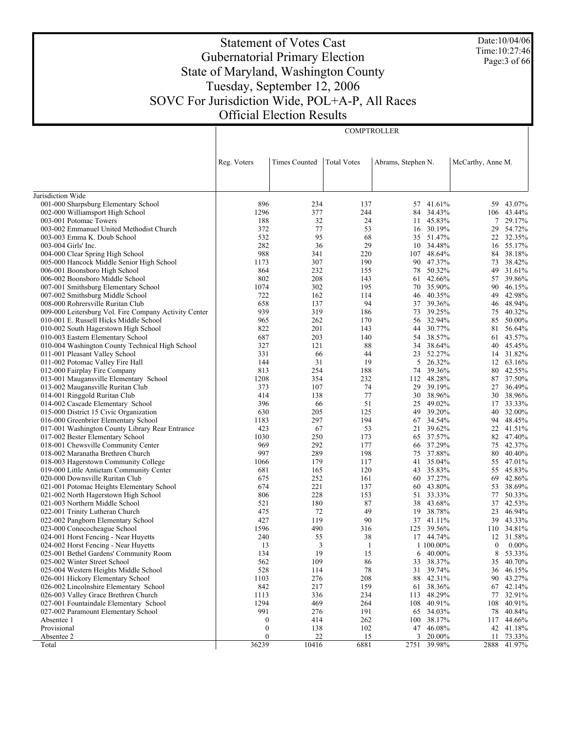# Statement of Votes Cast
## Gubernatorial Primary Election
## State of Maryland, Washington County
## Tuesday, September 12, 2006
## SOVC For Jurisdiction Wide, POL+A-P, All Races
## Official Election Results

Date:10/04/06
Time:10:27:46

| | COMPTROLLER | | | | | | |
|---|---|---|---|---|---|---|---|
| | Reg. Voters | Times Counted | Total Votes | Abrams, Stephen N. | | McCarthy, Anne M. | |
| Jurisdiction Wide | | | | | | | |
| 001-000 Sharpsburg Elementary School | 896 | 234 | 137 | 57 | 41.61% | 59 | 43.07% |
| 002-000 Williamsport High School | 1296 | 377 | 244 | 84 | 34.43% | 106 | 43.44% |
| 003-001 Potomac Towers | 188 | 32 | 24 | 11 | 45.83% | 7 | 29.17% |
| 003-002 Emmanuel United Methodist Church | 372 | 77 | 53 | 16 | 30.19% | 29 | 54.72% |
| 003-003 Emma K. Doub School | 532 | 95 | 68 | 35 | 51.47% | 22 | 32.35% |
| 003-004 Girls' Inc. | 282 | 36 | 29 | 10 | 34.48% | 16 | 55.17% |
| 004-000 Clear Spring High School | 988 | 341 | 220 | 107 | 48.64% | 84 | 38.18% |
| 005-000 Hancock Middle Senior High School | 1173 | 307 | 190 | 90 | 47.37% | 73 | 38.42% |
| 006-001 Boonsboro High School | 864 | 232 | 155 | 78 | 50.32% | 49 | 31.61% |
| 006-002 Boonsboro Middle School | 802 | 208 | 143 | 61 | 42.66% | 57 | 39.86% |
| 007-001 Smithsburg Elementary School | 1074 | 302 | 195 | 70 | 35.90% | 90 | 46.15% |
| 007-002 Smithsburg Middle School | 722 | 162 | 114 | 46 | 40.35% | 49 | 42.98% |
| 008-000 Rohrersville Ruritan Club | 658 | 137 | 94 | 37 | 39.36% | 46 | 48.94% |
| 009-000 Leitersburg Vol. Fire Company Activity Center | 939 | 319 | 186 | 73 | 39.25% | 75 | 40.32% |
| 010-001 E. Russell Hicks Middle School | 965 | 262 | 170 | 56 | 32.94% | 85 | 50.00% |
| 010-002 South Hagerstown High School | 822 | 201 | 143 | 44 | 30.77% | 81 | 56.64% |
| 010-003 Eastern Elementary School | 687 | 203 | 140 | 54 | 38.57% | 61 | 43.57% |
| 010-004 Washington County Technical High School | 327 | 121 | 88 | 34 | 38.64% | 40 | 45.45% |
| 011-001 Pleasant Valley School | 331 | 66 | 44 | 23 | 52.27% | 14 | 31.82% |
| 011-002 Potomac Valley Fire Hall | 144 | 31 | 19 | 5 | 26.32% | 12 | 63.16% |
| 012-000 Fairplay Fire Company | 813 | 254 | 188 | 74 | 39.36% | 80 | 42.55% |
| 013-001 Maugansville Elementary School | 1208 | 354 | 232 | 112 | 48.28% | 87 | 37.50% |
| 013-002 Maugansville Ruritan Club | 373 | 107 | 74 | 29 | 39.19% | 27 | 36.49% |
| 014-001 Ringgold Ruritan Club | 414 | 138 | 77 | 30 | 38.96% | 30 | 38.96% |
| 014-002 Cascade Elementary School | 396 | 66 | 51 | 25 | 49.02% | 17 | 33.33% |
| 015-000 District 15 Civic Organization | 630 | 205 | 125 | 49 | 39.20% | 40 | 32.00% |
| 016-000 Greenbrier Elementary School | 1183 | 297 | 194 | 67 | 34.54% | 94 | 48.45% |
| 017-001 Washington County Library Rear Entrance | 423 | 67 | 53 | 21 | 39.62% | 22 | 41.51% |
| 017-002 Bester Elementary School | 1030 | 250 | 173 | 65 | 37.57% | 82 | 47.40% |
| 018-001 Chewsville Community Center | 969 | 292 | 177 | 66 | 37.29% | 75 | 42.37% |
| 018-002 Maranatha Brethren Church | 997 | 289 | 198 | 75 | 37.88% | 80 | 40.40% |
| 018-003 Hagerstown Community College | 1066 | 179 | 117 | 41 | 35.04% | 55 | 47.01% |
| 019-000 Little Antietam Community Center | 681 | 165 | 120 | 43 | 35.83% | 55 | 45.83% |
| 020-000 Downsville Ruritan Club | 675 | 252 | 161 | 60 | 37.27% | 69 | 42.86% |
| 021-001 Potomac Heights Elementary School | 674 | 221 | 137 | 60 | 43.80% | 53 | 38.69% |
| 021-002 North Hagerstown High School | 806 | 228 | 153 | 51 | 33.33% | 77 | 50.33% |
| 021-003 Northern Middle School | 521 | 180 | 87 | 38 | 43.68% | 37 | 42.53% |
| 022-001 Trinity Lutheran Church | 475 | 72 | 49 | 19 | 38.78% | 23 | 46.94% |
| 022-002 Pangborn Elementary School | 427 | 119 | 90 | 37 | 41.11% | 39 | 43.33% |
| 023-000 Conococheague School | 1596 | 490 | 316 | 125 | 39.56% | 110 | 34.81% |
| 024-001 Horst Fencing - Near Huyetts | 240 | 55 | 38 | 17 | 44.74% | 12 | 31.58% |
| 024-002 Horst Fencing - Near Huyetts | 13 | 3 | 1 | 1 | 100.00% | 0 | 0.00% |
| 025-001 Bethel Gardens' Community Room | 134 | 19 | 15 | 6 | 40.00% | 8 | 53.33% |
| 025-002 Winter Street School | 562 | 109 | 86 | 33 | 38.37% | 35 | 40.70% |
| 025-004 Western Heights Middle School | 528 | 114 | 78 | 31 | 39.74% | 36 | 46.15% |
| 026-001 Hickory Elementary School | 1103 | 276 | 208 | 88 | 42.31% | 90 | 43.27% |
| 026-002 Lincolnshire Elementary School | 842 | 217 | 159 | 61 | 38.36% | 67 | 42.14% |
| 026-003 Valley Grace Brethren Church | 1113 | 336 | 234 | 113 | 48.29% | 77 | 32.91% |
| 027-001 Fountaindale Elementary School | 1294 | 469 | 264 | 108 | 40.91% | 108 | 40.91% |
| 027-002 Paramount Elementary School | 991 | 276 | 191 | 65 | 34.03% | 78 | 40.84% |
| Absentee 1 | 0 | 414 | 262 | 100 | 38.17% | 117 | 44.66% |
| Provisional | 0 | 138 | 102 | 47 | 46.08% | 42 | 41.18% |
| Absentee 2 | 0 | 22 | 15 | 3 | 20.00% | 11 | 73.33% |
| Total | 36239 | 10416 | 6881 | 2751 | 39.98% | 2888 | 41.97% |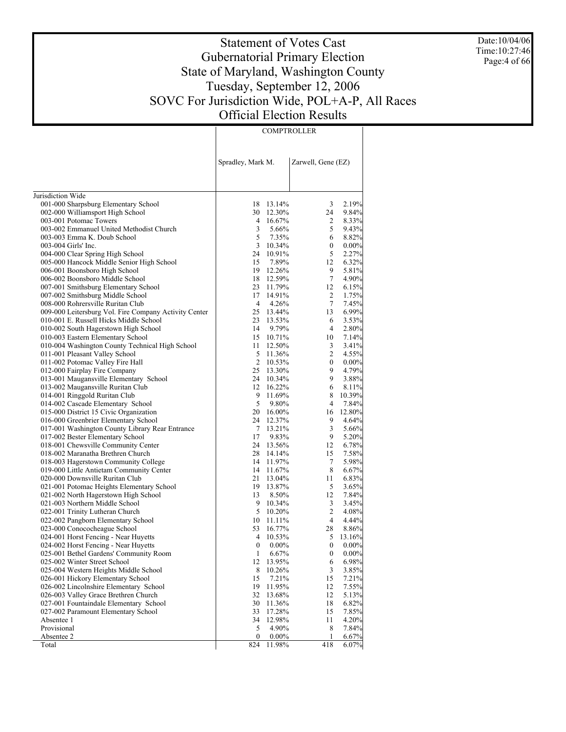# Statement of Votes Cast
## Gubernatorial Primary Election
## State of Maryland, Washington County
## Tuesday, September 12, 2006
## SOVC For Jurisdiction Wide, POL+A-P, All Races
## Official Election Results

Date:10/04/06
Time:10:27:46

| | COMPTROLLER | | | |
|---|---|---|---|---|
| | Spradley, Mark M. | | Zarwell, Gene (EZ) | |
| Jurisdiction Wide | | | | |
| 001-000 Sharpsburg Elementary School | 18 | 13.14% | 3 | 2.19% |
| 002-000 Williamsport High School | 30 | 12.30% | 24 | 9.84% |
| 003-001 Potomac Towers | 4 | 16.67% | 2 | 8.33% |
| 003-002 Emmanuel United Methodist Church | 3 | 5.66% | 5 | 9.43% |
| 003-003 Emma K. Doub School | 5 | 7.35% | 6 | 8.82% |
| 003-004 Girls' Inc. | 3 | 10.34% | 0 | 0.00% |
| 004-000 Clear Spring High School | 24 | 10.91% | 5 | 2.27% |
| 005-000 Hancock Middle Senior High School | 15 | 7.89% | 12 | 6.32% |
| 006-001 Boonsboro High School | 19 | 12.26% | 9 | 5.81% |
| 006-002 Boonsboro Middle School | 18 | 12.59% | 7 | 4.90% |
| 007-001 Smithsburg Elementary School | 23 | 11.79% | 12 | 6.15% |
| 007-002 Smithsburg Middle School | 17 | 14.91% | 2 | 1.75% |
| 008-000 Rohrersville Ruritan Club | 4 | 4.26% | 7 | 7.45% |
| 009-000 Leitersburg Vol. Fire Company Activity Center | 25 | 13.44% | 13 | 6.99% |
| 010-001 E. Russell Hicks Middle School | 23 | 13.53% | 6 | 3.53% |
| 010-002 South Hagerstown High School | 14 | 9.79% | 4 | 2.80% |
| 010-003 Eastern Elementary School | 15 | 10.71% | 10 | 7.14% |
| 010-004 Washington County Technical High School | 11 | 12.50% | 3 | 3.41% |
| 011-001 Pleasant Valley School | 5 | 11.36% | 2 | 4.55% |
| 011-002 Potomac Valley Fire Hall | 2 | 10.53% | 0 | 0.00% |
| 012-000 Fairplay Fire Company | 25 | 13.30% | 9 | 4.79% |
| 013-001 Maugansville Elementary School | 24 | 10.34% | 9 | 3.88% |
| 013-002 Maugansville Ruritan Club | 12 | 16.22% | 6 | 8.11% |
| 014-001 Ringgold Ruritan Club | 9 | 11.69% | 8 | 10.39% |
| 014-002 Cascade Elementary School | 5 | 9.80% | 4 | 7.84% |
| 015-000 District 15 Civic Organization | 20 | 16.00% | 16 | 12.80% |
| 016-000 Greenbrier Elementary School | 24 | 12.37% | 9 | 4.64% |
| 017-001 Washington County Library Rear Entrance | 7 | 13.21% | 3 | 5.66% |
| 017-002 Bester Elementary School | 17 | 9.83% | 9 | 5.20% |
| 018-001 Chewsville Community Center | 24 | 13.56% | 12 | 6.78% |
| 018-002 Maranatha Brethren Church | 28 | 14.14% | 15 | 7.58% |
| 018-003 Hagerstown Community College | 14 | 11.97% | 7 | 5.98% |
| 019-000 Little Antietam Community Center | 14 | 11.67% | 8 | 6.67% |
| 020-000 Downsville Ruritan Club | 21 | 13.04% | 11 | 6.83% |
| 021-001 Potomac Heights Elementary School | 19 | 13.87% | 5 | 3.65% |
| 021-002 North Hagerstown High School | 13 | 8.50% | 12 | 7.84% |
| 021-003 Northern Middle School | 9 | 10.34% | 3 | 3.45% |
| 022-001 Trinity Lutheran Church | 5 | 10.20% | 2 | 4.08% |
| 022-002 Pangborn Elementary School | 10 | 11.11% | 4 | 4.44% |
| 023-000 Conococheague School | 53 | 16.77% | 28 | 8.86% |
| 024-001 Horst Fencing - Near Huyetts | 4 | 10.53% | 5 | 13.16% |
| 024-002 Horst Fencing - Near Huyetts | 0 | 0.00% | 0 | 0.00% |
| 025-001 Bethel Gardens' Community Room | 1 | 6.67% | 0 | 0.00% |
| 025-002 Winter Street School | 12 | 13.95% | 6 | 6.98% |
| 025-004 Western Heights Middle School | 8 | 10.26% | 3 | 3.85% |
| 026-001 Hickory Elementary School | 15 | 7.21% | 15 | 7.21% |
| 026-002 Lincolnshire Elementary School | 19 | 11.95% | 12 | 7.55% |
| 026-003 Valley Grace Brethren Church | 32 | 13.68% | 12 | 5.13% |
| 027-001 Fountaindale Elementary School | 30 | 11.36% | 18 | 6.82% |
| 027-002 Paramount Elementary School | 33 | 17.28% | 15 | 7.85% |
| Absentee 1 | 34 | 12.98% | 11 | 4.20% |
| Provisional | 5 | 4.90% | 8 | 7.84% |
| Absentee 2 | 0 | 0.00% | 1 | 6.67% |
| Total | 824 | 11.98% | 418 | 6.07% |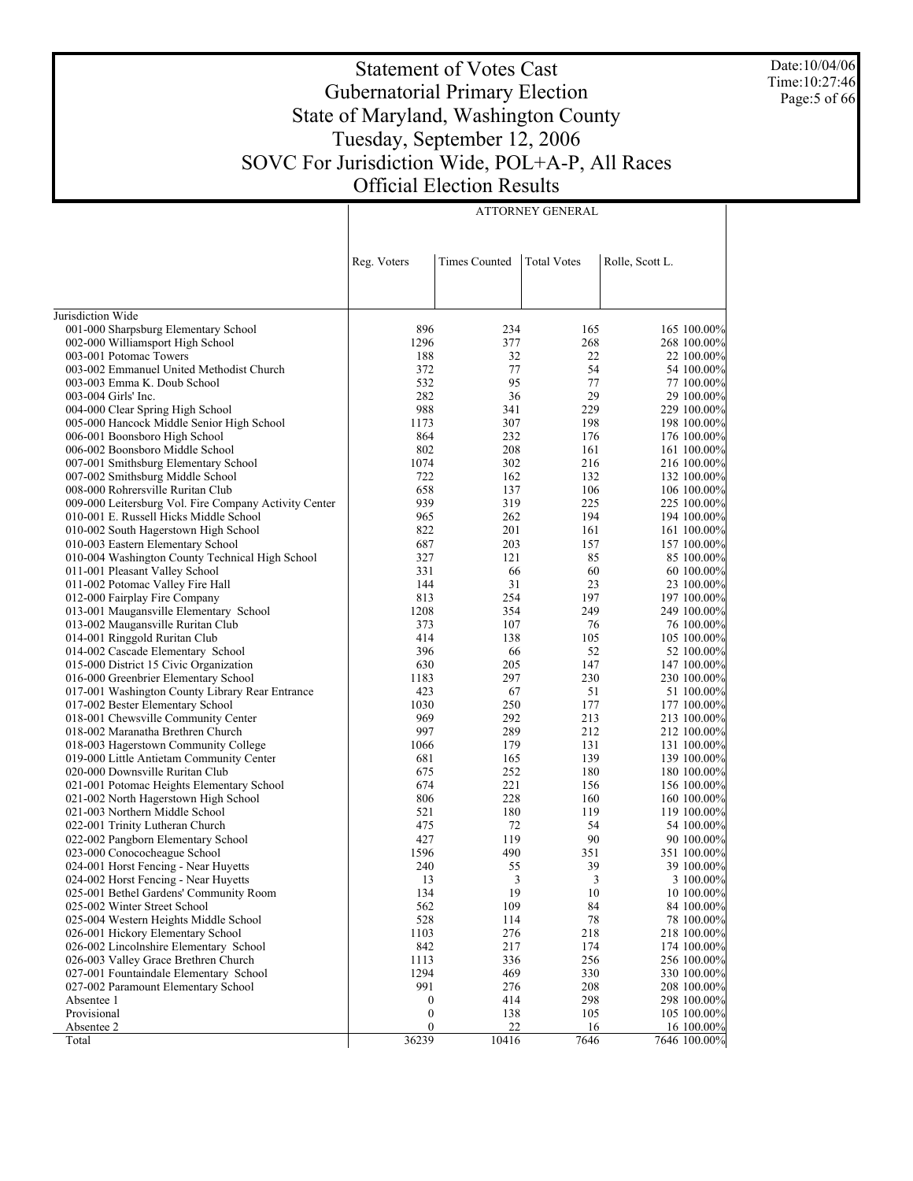# Statement of Votes Cast
## Gubernatorial Primary Election
## State of Maryland, Washington County
## Tuesday, September 12, 2006
## SOVC For Jurisdiction Wide, POL+A-P, All Races
## Official Election Results

Date:10/04/06
Time:10:27:46

| | ATTORNEY GENERAL | | | | |
|---|---|---|---|---|---|
| | Reg. Voters | Times Counted | Total Votes | Rolle, Scott L. | |
| Jurisdiction Wide | | | | | |
| 001-000 Sharpsburg Elementary School | 896 | 234 | 165 | 165 | 100.00% |
| 002-000 Williamsport High School | 1296 | 377 | 268 | 268 | 100.00% |
| 003-001 Potomac Towers | 188 | 32 | 22 | 22 | 100.00% |
| 003-002 Emmanuel United Methodist Church | 372 | 77 | 54 | 54 | 100.00% |
| 003-003 Emma K. Doub School | 532 | 95 | 77 | 77 | 100.00% |
| 003-004 Girls' Inc. | 282 | 36 | 29 | 29 | 100.00% |
| 004-000 Clear Spring High School | 988 | 341 | 229 | 229 | 100.00% |
| 005-000 Hancock Middle Senior High School | 1173 | 307 | 198 | 198 | 100.00% |
| 006-001 Boonsboro High School | 864 | 232 | 176 | 176 | 100.00% |
| 006-002 Boonsboro Middle School | 802 | 208 | 161 | 161 | 100.00% |
| 007-001 Smithsburg Elementary School | 1074 | 302 | 216 | 216 | 100.00% |
| 007-002 Smithsburg Middle School | 722 | 162 | 132 | 132 | 100.00% |
| 008-000 Rohrersville Ruritan Club | 658 | 137 | 106 | 106 | 100.00% |
| 009-000 Leitersburg Vol. Fire Company Activity Center | 939 | 319 | 225 | 225 | 100.00% |
| 010-001 E. Russell Hicks Middle School | 965 | 262 | 194 | 194 | 100.00% |
| 010-002 South Hagerstown High School | 822 | 201 | 161 | 161 | 100.00% |
| 010-003 Eastern Elementary School | 687 | 203 | 157 | 157 | 100.00% |
| 010-004 Washington County Technical High School | 327 | 121 | 85 | 85 | 100.00% |
| 011-001 Pleasant Valley School | 331 | 66 | 60 | 60 | 100.00% |
| 011-002 Potomac Valley Fire Hall | 144 | 31 | 23 | 23 | 100.00% |
| 012-000 Fairplay Fire Company | 813 | 254 | 197 | 197 | 100.00% |
| 013-001 Maugansville Elementary School | 1208 | 354 | 249 | 249 | 100.00% |
| 013-002 Maugansville Ruritan Club | 373 | 107 | 76 | 76 | 100.00% |
| 014-001 Ringgold Ruritan Club | 414 | 138 | 105 | 105 | 100.00% |
| 014-002 Cascade Elementary School | 396 | 66 | 52 | 52 | 100.00% |
| 015-000 District 15 Civic Organization | 630 | 205 | 147 | 147 | 100.00% |
| 016-000 Greenbrier Elementary School | 1183 | 297 | 230 | 230 | 100.00% |
| 017-001 Washington County Library Rear Entrance | 423 | 67 | 51 | 51 | 100.00% |
| 017-002 Bester Elementary School | 1030 | 250 | 177 | 177 | 100.00% |
| 018-001 Chewsville Community Center | 969 | 292 | 213 | 213 | 100.00% |
| 018-002 Maranatha Brethren Church | 997 | 289 | 212 | 212 | 100.00% |
| 018-003 Hagerstown Community College | 1066 | 179 | 131 | 131 | 100.00% |
| 019-000 Little Antietam Community Center | 681 | 165 | 139 | 139 | 100.00% |
| 020-000 Downsville Ruritan Club | 675 | 252 | 180 | 180 | 100.00% |
| 021-001 Potomac Heights Elementary School | 674 | 221 | 156 | 156 | 100.00% |
| 021-002 North Hagerstown High School | 806 | 228 | 160 | 160 | 100.00% |
| 021-003 Northern Middle School | 521 | 180 | 119 | 119 | 100.00% |
| 022-001 Trinity Lutheran Church | 475 | 72 | 54 | 54 | 100.00% |
| 022-002 Pangborn Elementary School | 427 | 119 | 90 | 90 | 100.00% |
| 023-000 Conococheague School | 1596 | 490 | 351 | 351 | 100.00% |
| 024-001 Horst Fencing - Near Huyetts | 240 | 55 | 39 | 39 | 100.00% |
| 024-002 Horst Fencing - Near Huyetts | 13 | 3 | 3 | 3 | 100.00% |
| 025-001 Bethel Gardens' Community Room | 134 | 19 | 10 | 10 | 100.00% |
| 025-002 Winter Street School | 562 | 109 | 84 | 84 | 100.00% |
| 025-004 Western Heights Middle School | 528 | 114 | 78 | 78 | 100.00% |
| 026-001 Hickory Elementary School | 1103 | 276 | 218 | 218 | 100.00% |
| 026-002 Lincolnshire Elementary School | 842 | 217 | 174 | 174 | 100.00% |
| 026-003 Valley Grace Brethren Church | 1113 | 336 | 256 | 256 | 100.00% |
| 027-001 Fountaindale Elementary School | 1294 | 469 | 330 | 330 | 100.00% |
| 027-002 Paramount Elementary School | 991 | 276 | 208 | 208 | 100.00% |
| Absentee 1 | 0 | 414 | 298 | 298 | 100.00% |
| Provisional | 0 | 138 | 105 | 105 | 100.00% |
| Absentee 2 | 0 | 22 | 16 | 16 | 100.00% |
| Total | 36239 | 10416 | 7646 | 7646 | 100.00% |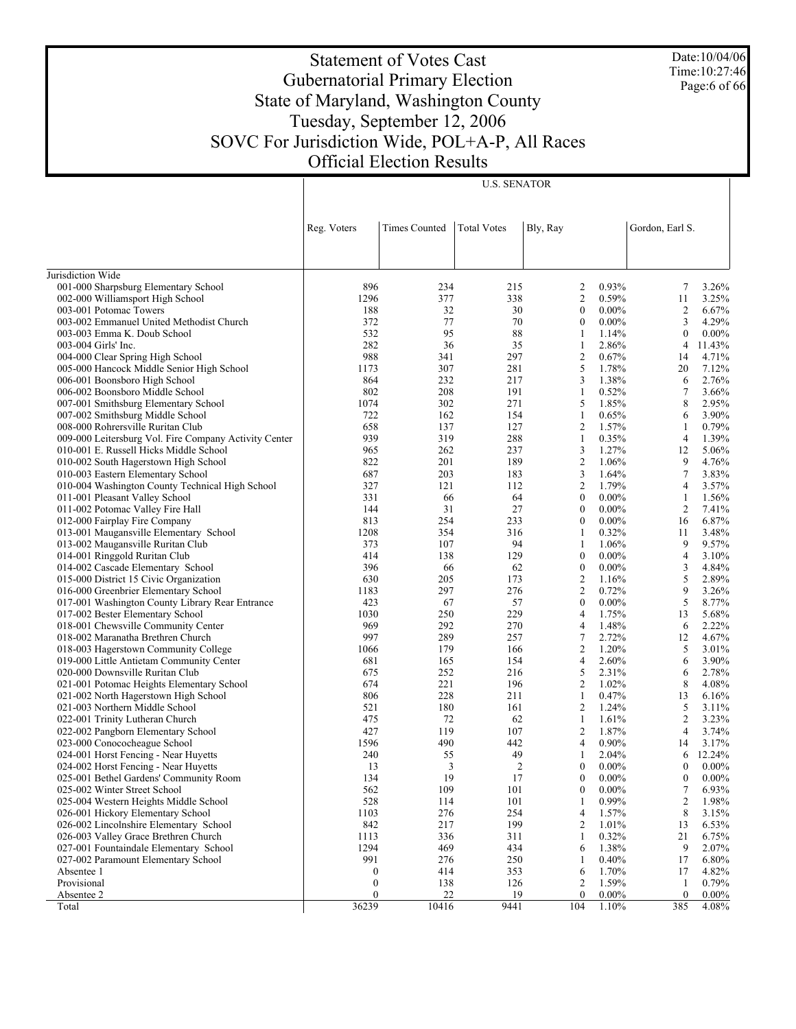# Statement of Votes Cast
# Gubernatorial Primary Election
# State of Maryland, Washington County
# Tuesday, September 12, 2006
# SOVC For Jurisdiction Wide, POL+A-P, All Races
# Official Election Results

Date:10/04/06
Time:10:27:46

| | U.S. SENATOR | | | | | | |
|---|---|---|---|---|---|---|---|
| | Reg. Voters | Times Counted | Total Votes | Bly, Ray | | Gordon, Earl S. | |
| Jurisdiction Wide | | | | | | | |
| 001-000 Sharpsburg Elementary School | 896 | 234 | 215 | 2 | 0.93% | 7 | 3.26% |
| 002-000 Williamsport High School | 1296 | 377 | 338 | 2 | 0.59% | 11 | 3.25% |
| 003-001 Potomac Towers | 188 | 32 | 30 | 0 | 0.00% | 2 | 6.67% |
| 003-002 Emmanuel United Methodist Church | 372 | 77 | 70 | 0 | 0.00% | 3 | 4.29% |
| 003-003 Emma K. Doub School | 532 | 95 | 88 | 1 | 1.14% | 0 | 0.00% |
| 003-004 Girls' Inc. | 282 | 36 | 35 | 1 | 2.86% | 4 | 11.43% |
| 004-000 Clear Spring High School | 988 | 341 | 297 | 2 | 0.67% | 14 | 4.71% |
| 005-000 Hancock Middle Senior High School | 1173 | 307 | 281 | 5 | 1.78% | 20 | 7.12% |
| 006-001 Boonsboro High School | 864 | 232 | 217 | 3 | 1.38% | 6 | 2.76% |
| 006-002 Boonsboro Middle School | 802 | 208 | 191 | 1 | 0.52% | 7 | 3.66% |
| 007-001 Smithsburg Elementary School | 1074 | 302 | 271 | 5 | 1.85% | 8 | 2.95% |
| 007-002 Smithsburg Middle School | 722 | 162 | 154 | 1 | 0.65% | 6 | 3.90% |
| 008-000 Rohrersville Ruritan Club | 658 | 137 | 127 | 2 | 1.57% | 1 | 0.79% |
| 009-000 Leitersburg Vol. Fire Company Activity Center | 939 | 319 | 288 | 1 | 0.35% | 4 | 1.39% |
| 010-001 E. Russell Hicks Middle School | 965 | 262 | 237 | 3 | 1.27% | 12 | 5.06% |
| 010-002 South Hagerstown High School | 822 | 201 | 189 | 2 | 1.06% | 9 | 4.76% |
| 010-003 Eastern Elementary School | 687 | 203 | 183 | 3 | 1.64% | 7 | 3.83% |
| 010-004 Washington County Technical High School | 327 | 121 | 112 | 2 | 1.79% | 4 | 3.57% |
| 011-001 Pleasant Valley School | 331 | 66 | 64 | 0 | 0.00% | 1 | 1.56% |
| 011-002 Potomac Valley Fire Hall | 144 | 31 | 27 | 0 | 0.00% | 2 | 7.41% |
| 012-000 Fairplay Fire Company | 813 | 254 | 233 | 0 | 0.00% | 16 | 6.87% |
| 013-001 Maugansville Elementary School | 1208 | 354 | 316 | 1 | 0.32% | 11 | 3.48% |
| 013-002 Maugansville Ruritan Club | 373 | 107 | 94 | 1 | 1.06% | 9 | 9.57% |
| 014-001 Ringgold Ruritan Club | 414 | 138 | 129 | 0 | 0.00% | 4 | 3.10% |
| 014-002 Cascade Elementary School | 396 | 66 | 62 | 0 | 0.00% | 3 | 4.84% |
| 015-000 District 15 Civic Organization | 630 | 205 | 173 | 2 | 1.16% | 5 | 2.89% |
| 016-000 Greenbrier Elementary School | 1183 | 297 | 276 | 2 | 0.72% | 9 | 3.26% |
| 017-001 Washington County Library Rear Entrance | 423 | 67 | 57 | 0 | 0.00% | 5 | 8.77% |
| 017-002 Bester Elementary School | 1030 | 250 | 229 | 4 | 1.75% | 13 | 5.68% |
| 018-001 Chewsville Community Center | 969 | 292 | 270 | 4 | 1.48% | 6 | 2.22% |
| 018-002 Maranatha Brethren Church | 997 | 289 | 257 | 7 | 2.72% | 12 | 4.67% |
| 018-003 Hagerstown Community College | 1066 | 179 | 166 | 2 | 1.20% | 5 | 3.01% |
| 019-000 Little Antietam Community Center | 681 | 165 | 154 | 4 | 2.60% | 6 | 3.90% |
| 020-000 Downsville Ruritan Club | 675 | 252 | 216 | 5 | 2.31% | 6 | 2.78% |
| 021-001 Potomac Heights Elementary School | 674 | 221 | 196 | 2 | 1.02% | 8 | 4.08% |
| 021-002 North Hagerstown High School | 806 | 228 | 211 | 1 | 0.47% | 13 | 6.16% |
| 021-003 Northern Middle School | 521 | 180 | 161 | 2 | 1.24% | 5 | 3.11% |
| 022-001 Trinity Lutheran Church | 475 | 72 | 62 | 1 | 1.61% | 2 | 3.23% |
| 022-002 Pangborn Elementary School | 427 | 119 | 107 | 2 | 1.87% | 4 | 3.74% |
| 023-000 Conococheague School | 1596 | 490 | 442 | 4 | 0.90% | 14 | 3.17% |
| 024-001 Horst Fencing - Near Huyetts | 240 | 55 | 49 | 1 | 2.04% | 6 | 12.24% |
| 024-002 Horst Fencing - Near Huyetts | 13 | 3 | 2 | 0 | 0.00% | 0 | 0.00% |
| 025-001 Bethel Gardens' Community Room | 134 | 19 | 17 | 0 | 0.00% | 0 | 0.00% |
| 025-002 Winter Street School | 562 | 109 | 101 | 0 | 0.00% | 7 | 6.93% |
| 025-004 Western Heights Middle School | 528 | 114 | 101 | 1 | 0.99% | 2 | 1.98% |
| 026-001 Hickory Elementary School | 1103 | 276 | 254 | 4 | 1.57% | 8 | 3.15% |
| 026-002 Lincolnshire Elementary School | 842 | 217 | 199 | 2 | 1.01% | 13 | 6.53% |
| 026-003 Valley Grace Brethren Church | 1113 | 336 | 311 | 1 | 0.32% | 21 | 6.75% |
| 027-001 Fountaindale Elementary School | 1294 | 469 | 434 | 6 | 1.38% | 9 | 2.07% |
| 027-002 Paramount Elementary School | 991 | 276 | 250 | 1 | 0.40% | 17 | 6.80% |
| Absentee 1 | 0 | 414 | 353 | 6 | 1.70% | 17 | 4.82% |
| Provisional | 0 | 138 | 126 | 2 | 1.59% | 1 | 0.79% |
| Absentee 2 | 0 | 22 | 19 | 0 | 0.00% | 0 | 0.00% |
| Total | 36239 | 10416 | 9441 | 104 | 1.10% | 385 | 4.08% |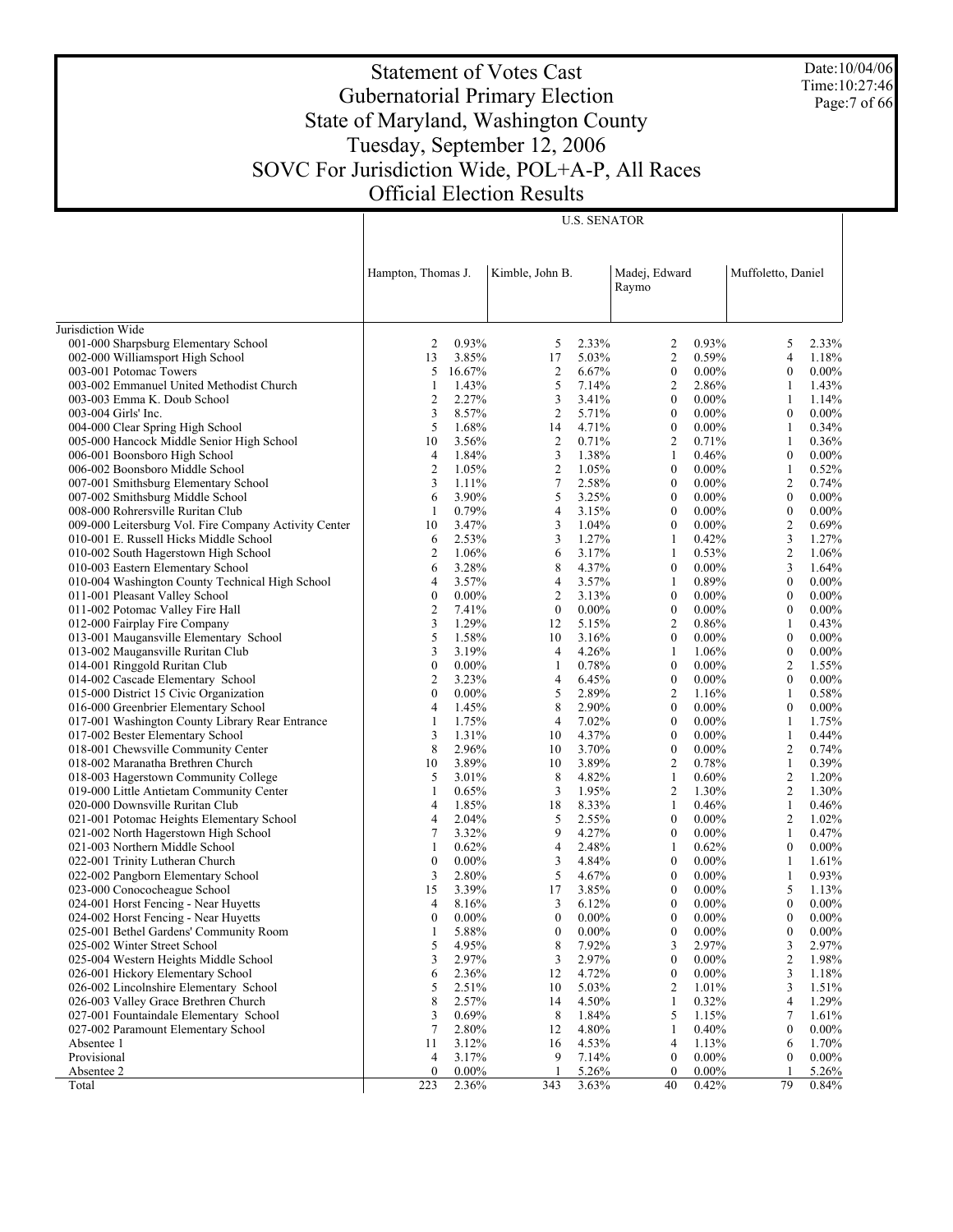# Statement of Votes Cast
# Gubernatorial Primary Election
# State of Maryland, Washington County
# Tuesday, September 12, 2006
# SOVC For Jurisdiction Wide, POL+A-P, All Races
# Official Election Results

| | U.S. SENATOR | | | | | | | |
|---|---|---|---|---|---|---|---|---|
| | Hampton, Thomas J. | | Kimble, John B. | | Madej, Edward Raymo | | Muffoletto, Daniel | |
| Jurisdiction Wide | | | | | | | | |
| 001-000 Sharpsburg Elementary School | 2 | 0.93% | 5 | 2.33% | 2 | 0.93% | 5 | 2.33% |
| 002-000 Williamsport High School | 13 | 3.85% | 17 | 5.03% | 2 | 0.59% | 4 | 1.18% |
| 003-001 Potomac Towers | 5 | 16.67% | 2 | 6.67% | 0 | 0.00% | 0 | 0.00% |
| 003-002 Emmanuel United Methodist Church | 1 | 1.43% | 5 | 7.14% | 2 | 2.86% | 1 | 1.43% |
| 003-003 Emma K. Doub School | 2 | 2.27% | 3 | 3.41% | 0 | 0.00% | 1 | 1.14% |
| 003-004 Girls' Inc. | 3 | 8.57% | 2 | 5.71% | 0 | 0.00% | 0 | 0.00% |
| 004-000 Clear Spring High School | 5 | 1.68% | 14 | 4.71% | 0 | 0.00% | 1 | 0.34% |
| 005-000 Hancock Middle Senior High School | 10 | 3.56% | 2 | 0.71% | 2 | 0.71% | 1 | 0.36% |
| 006-001 Boonsboro High School | 4 | 1.84% | 3 | 1.38% | 1 | 0.46% | 0 | 0.00% |
| 006-002 Boonsboro Middle School | 2 | 1.05% | 2 | 1.05% | 0 | 0.00% | 1 | 0.52% |
| 007-001 Smithsburg Elementary School | 3 | 1.11% | 7 | 2.58% | 0 | 0.00% | 2 | 0.74% |
| 007-002 Smithsburg Middle School | 6 | 3.90% | 5 | 3.25% | 0 | 0.00% | 0 | 0.00% |
| 008-000 Rohrersville Ruritan Club | 1 | 0.79% | 4 | 3.15% | 0 | 0.00% | 0 | 0.00% |
| 009-000 Leitersburg Vol. Fire Company Activity Center | 10 | 3.47% | 3 | 1.04% | 0 | 0.00% | 2 | 0.69% |
| 010-001 E. Russell Hicks Middle School | 6 | 2.53% | 3 | 1.27% | 1 | 0.42% | 3 | 1.27% |
| 010-002 South Hagerstown High School | 2 | 1.06% | 6 | 3.17% | 1 | 0.53% | 2 | 1.06% |
| 010-003 Eastern Elementary School | 6 | 3.28% | 8 | 4.37% | 0 | 0.00% | 3 | 1.64% |
| 010-004 Washington County Technical High School | 4 | 3.57% | 4 | 3.57% | 1 | 0.89% | 0 | 0.00% |
| 011-001 Pleasant Valley School | 0 | 0.00% | 2 | 3.13% | 0 | 0.00% | 0 | 0.00% |
| 011-002 Potomac Valley Fire Hall | 2 | 7.41% | 0 | 0.00% | 0 | 0.00% | 0 | 0.00% |
| 012-000 Fairplay Fire Company | 3 | 1.29% | 12 | 5.15% | 2 | 0.86% | 1 | 0.43% |
| 013-001 Maugansville Elementary School | 5 | 1.58% | 10 | 3.16% | 0 | 0.00% | 0 | 0.00% |
| 013-002 Maugansville Ruritan Club | 3 | 3.19% | 4 | 4.26% | 1 | 1.06% | 0 | 0.00% |
| 014-001 Ringgold Ruritan Club | 0 | 0.00% | 1 | 0.78% | 0 | 0.00% | 2 | 1.55% |
| 014-002 Cascade Elementary School | 2 | 3.23% | 4 | 6.45% | 0 | 0.00% | 0 | 0.00% |
| 015-000 District 15 Civic Organization | 0 | 0.00% | 5 | 2.89% | 2 | 1.16% | 1 | 0.58% |
| 016-000 Greenbrier Elementary School | 4 | 1.45% | 8 | 2.90% | 0 | 0.00% | 0 | 0.00% |
| 017-001 Washington County Library Rear Entrance | 1 | 1.75% | 4 | 7.02% | 0 | 0.00% | 1 | 1.75% |
| 017-002 Bester Elementary School | 3 | 1.31% | 10 | 4.37% | 0 | 0.00% | 1 | 0.44% |
| 018-001 Chewsville Community Center | 8 | 2.96% | 10 | 3.70% | 0 | 0.00% | 2 | 0.74% |
| 018-002 Maranatha Brethren Church | 10 | 3.89% | 10 | 3.89% | 2 | 0.78% | 1 | 0.39% |
| 018-003 Hagerstown Community College | 5 | 3.01% | 8 | 4.82% | 1 | 0.60% | 2 | 1.20% |
| 019-000 Little Antietam Community Center | 1 | 0.65% | 3 | 1.95% | 2 | 1.30% | 2 | 1.30% |
| 020-000 Downsville Ruritan Club | 4 | 1.85% | 18 | 8.33% | 1 | 0.46% | 1 | 0.46% |
| 021-001 Potomac Heights Elementary School | 4 | 2.04% | 5 | 2.55% | 0 | 0.00% | 2 | 1.02% |
| 021-002 North Hagerstown High School | 7 | 3.32% | 9 | 4.27% | 0 | 0.00% | 1 | 0.47% |
| 021-003 Northern Middle School | 1 | 0.62% | 4 | 2.48% | 1 | 0.62% | 0 | 0.00% |
| 022-001 Trinity Lutheran Church | 0 | 0.00% | 3 | 4.84% | 0 | 0.00% | 1 | 1.61% |
| 022-002 Pangborn Elementary School | 3 | 2.80% | 5 | 4.67% | 0 | 0.00% | 1 | 0.93% |
| 023-000 Conococheague School | 15 | 3.39% | 17 | 3.85% | 0 | 0.00% | 5 | 1.13% |
| 024-001 Horst Fencing - Near Huyetts | 4 | 8.16% | 3 | 6.12% | 0 | 0.00% | 0 | 0.00% |
| 024-002 Horst Fencing - Near Huyetts | 0 | 0.00% | 0 | 0.00% | 0 | 0.00% | 0 | 0.00% |
| 025-001 Bethel Gardens' Community Room | 1 | 5.88% | 0 | 0.00% | 0 | 0.00% | 0 | 0.00% |
| 025-002 Winter Street School | 5 | 4.95% | 8 | 7.92% | 3 | 2.97% | 3 | 2.97% |
| 025-004 Western Heights Middle School | 3 | 2.97% | 3 | 2.97% | 0 | 0.00% | 2 | 1.98% |
| 026-001 Hickory Elementary School | 6 | 2.36% | 12 | 4.72% | 0 | 0.00% | 3 | 1.18% |
| 026-002 Lincolnshire Elementary School | 5 | 2.51% | 10 | 5.03% | 2 | 1.01% | 3 | 1.51% |
| 026-003 Valley Grace Brethren Church | 8 | 2.57% | 14 | 4.50% | 1 | 0.32% | 4 | 1.29% |
| 027-001 Fountaindale Elementary School | 3 | 0.69% | 8 | 1.84% | 5 | 1.15% | 7 | 1.61% |
| 027-002 Paramount Elementary School | 7 | 2.80% | 12 | 4.80% | 1 | 0.40% | 0 | 0.00% |
| Absentee 1 | 11 | 3.12% | 16 | 4.53% | 4 | 1.13% | 6 | 1.70% |
| Provisional | 4 | 3.17% | 9 | 7.14% | 0 | 0.00% | 0 | 0.00% |
| Absentee 2 | 0 | 0.00% | 1 | 5.26% | 0 | 0.00% | 1 | 5.26% |
| Total | 223 | 2.36% | 343 | 3.63% | 40 | 0.42% | 79 | 0.84% |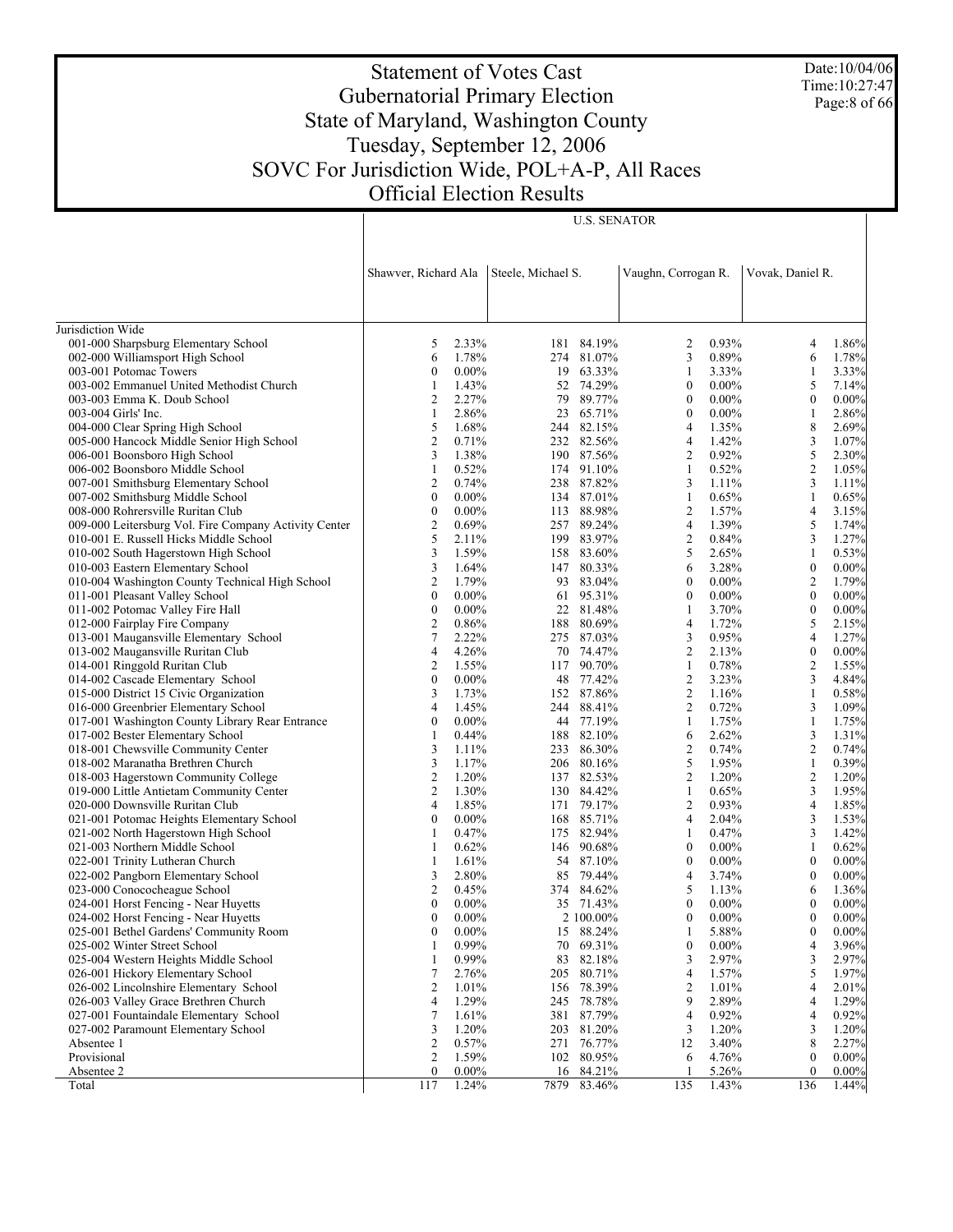# Statement of Votes Cast
## Gubernatorial Primary Election
## State of Maryland, Washington County
## Tuesday, September 12, 2006
## SOVC For Jurisdiction Wide, POL+A-P, All Races
## Official Election Results

Date:10/04/06
Time:10:27:47

| | U.S. SENATOR | | | | | | | |
|---|---|---|---|---|---|---|---|---|
| | Shawver, Richard Ala | | Steele, Michael S. | | Vaughn, Corrogan R. | | Vovak, Daniel R. | |
| Jurisdiction Wide | | | | | | | | |
| 001-000 Sharpsburg Elementary School | 5 | 2.33% | 181 | 84.19% | 2 | 0.93% | 4 | 1.86% |
| 002-000 Williamsport High School | 6 | 1.78% | 274 | 81.07% | 3 | 0.89% | 6 | 1.78% |
| 003-001 Potomac Towers | 0 | 0.00% | 19 | 63.33% | 1 | 3.33% | 1 | 3.33% |
| 003-002 Emmanuel United Methodist Church | 1 | 1.43% | 52 | 74.29% | 0 | 0.00% | 5 | 7.14% |
| 003-003 Emma K. Doub School | 2 | 2.27% | 79 | 89.77% | 0 | 0.00% | 0 | 0.00% |
| 003-004 Girls' Inc. | 1 | 2.86% | 23 | 65.71% | 0 | 0.00% | 1 | 2.86% |
| 004-000 Clear Spring High School | 5 | 1.68% | 244 | 82.15% | 4 | 1.35% | 8 | 2.69% |
| 005-000 Hancock Middle Senior High School | 2 | 0.71% | 232 | 82.56% | 4 | 1.42% | 3 | 1.07% |
| 006-001 Boonsboro High School | 3 | 1.38% | 190 | 87.56% | 2 | 0.92% | 5 | 2.30% |
| 006-002 Boonsboro Middle School | 1 | 0.52% | 174 | 91.10% | 1 | 0.52% | 2 | 1.05% |
| 007-001 Smithsburg Elementary School | 2 | 0.74% | 238 | 87.82% | 3 | 1.11% | 3 | 1.11% |
| 007-002 Smithsburg Middle School | 0 | 0.00% | 134 | 87.01% | 1 | 0.65% | 1 | 0.65% |
| 008-000 Rohrersville Ruritan Club | 0 | 0.00% | 113 | 88.98% | 2 | 1.57% | 4 | 3.15% |
| 009-000 Leitersburg Vol. Fire Company Activity Center | 2 | 0.69% | 257 | 89.24% | 4 | 1.39% | 5 | 1.74% |
| 010-001 E. Russell Hicks Middle School | 5 | 2.11% | 199 | 83.97% | 2 | 0.84% | 3 | 1.27% |
| 010-002 South Hagerstown High School | 3 | 1.59% | 158 | 83.60% | 5 | 2.65% | 1 | 0.53% |
| 010-003 Eastern Elementary School | 3 | 1.64% | 147 | 80.33% | 6 | 3.28% | 0 | 0.00% |
| 010-004 Washington County Technical High School | 2 | 1.79% | 93 | 83.04% | 0 | 0.00% | 2 | 1.79% |
| 011-001 Pleasant Valley School | 0 | 0.00% | 61 | 95.31% | 0 | 0.00% | 0 | 0.00% |
| 011-002 Potomac Valley Fire Hall | 0 | 0.00% | 22 | 81.48% | 1 | 3.70% | 0 | 0.00% |
| 012-000 Fairplay Fire Company | 2 | 0.86% | 188 | 80.69% | 4 | 1.72% | 5 | 2.15% |
| 013-001 Maugansville Elementary School | 7 | 2.22% | 275 | 87.03% | 3 | 0.95% | 4 | 1.27% |
| 013-002 Maugansville Ruritan Club | 4 | 4.26% | 70 | 74.47% | 2 | 2.13% | 0 | 0.00% |
| 014-001 Ringgold Ruritan Club | 2 | 1.55% | 117 | 90.70% | 1 | 0.78% | 2 | 1.55% |
| 014-002 Cascade Elementary School | 0 | 0.00% | 48 | 77.42% | 2 | 3.23% | 3 | 4.84% |
| 015-000 District 15 Civic Organization | 3 | 1.73% | 152 | 87.86% | 2 | 1.16% | 1 | 0.58% |
| 016-000 Greenbrier Elementary School | 4 | 1.45% | 244 | 88.41% | 2 | 0.72% | 3 | 1.09% |
| 017-001 Washington County Library Rear Entrance | 0 | 0.00% | 44 | 77.19% | 1 | 1.75% | 1 | 1.75% |
| 017-002 Bester Elementary School | 1 | 0.44% | 188 | 82.10% | 6 | 2.62% | 3 | 1.31% |
| 018-001 Chewsville Community Center | 3 | 1.11% | 233 | 86.30% | 2 | 0.74% | 2 | 0.74% |
| 018-002 Maranatha Brethren Church | 3 | 1.17% | 206 | 80.16% | 5 | 1.95% | 1 | 0.39% |
| 018-003 Hagerstown Community College | 2 | 1.20% | 137 | 82.53% | 2 | 1.20% | 2 | 1.20% |
| 019-000 Little Antietam Community Center | 2 | 1.30% | 130 | 84.42% | 1 | 0.65% | 3 | 1.95% |
| 020-000 Downsville Ruritan Club | 4 | 1.85% | 171 | 79.17% | 2 | 0.93% | 4 | 1.85% |
| 021-001 Potomac Heights Elementary School | 0 | 0.00% | 168 | 85.71% | 4 | 2.04% | 3 | 1.53% |
| 021-002 North Hagerstown High School | 1 | 0.47% | 175 | 82.94% | 1 | 0.47% | 3 | 1.42% |
| 021-003 Northern Middle School | 1 | 0.62% | 146 | 90.68% | 0 | 0.00% | 1 | 0.62% |
| 022-001 Trinity Lutheran Church | 1 | 1.61% | 54 | 87.10% | 0 | 0.00% | 0 | 0.00% |
| 022-002 Pangborn Elementary School | 3 | 2.80% | 85 | 79.44% | 4 | 3.74% | 0 | 0.00% |
| 023-000 Conococheague School | 2 | 0.45% | 374 | 84.62% | 5 | 1.13% | 6 | 1.36% |
| 024-001 Horst Fencing - Near Huyetts | 0 | 0.00% | 35 | 71.43% | 0 | 0.00% | 0 | 0.00% |
| 024-002 Horst Fencing - Near Huyetts | 0 | 0.00% | 2 | 100.00% | 0 | 0.00% | 0 | 0.00% |
| 025-001 Bethel Gardens' Community Room | 0 | 0.00% | 15 | 88.24% | 1 | 5.88% | 0 | 0.00% |
| 025-002 Winter Street School | 1 | 0.99% | 70 | 69.31% | 0 | 0.00% | 4 | 3.96% |
| 025-004 Western Heights Middle School | 1 | 0.99% | 83 | 82.18% | 3 | 2.97% | 3 | 2.97% |
| 026-001 Hickory Elementary School | 7 | 2.76% | 205 | 80.71% | 4 | 1.57% | 5 | 1.97% |
| 026-002 Lincolnshire Elementary School | 2 | 1.01% | 156 | 78.39% | 2 | 1.01% | 4 | 2.01% |
| 026-003 Valley Grace Brethren Church | 4 | 1.29% | 245 | 78.78% | 9 | 2.89% | 4 | 1.29% |
| 027-001 Fountaindale Elementary School | 7 | 1.61% | 381 | 87.79% | 4 | 0.92% | 4 | 0.92% |
| 027-002 Paramount Elementary School | 3 | 1.20% | 203 | 81.20% | 3 | 1.20% | 3 | 1.20% |
| Absentee 1 | 2 | 0.57% | 271 | 76.77% | 12 | 3.40% | 8 | 2.27% |
| Provisional | 2 | 1.59% | 102 | 80.95% | 6 | 4.76% | 0 | 0.00% |
| Absentee 2 | 0 | 0.00% | 16 | 84.21% | 1 | 5.26% | 0 | 0.00% |
| Total | 117 | 1.24% | 7879 | 83.46% | 135 | 1.43% | 136 | 1.44% |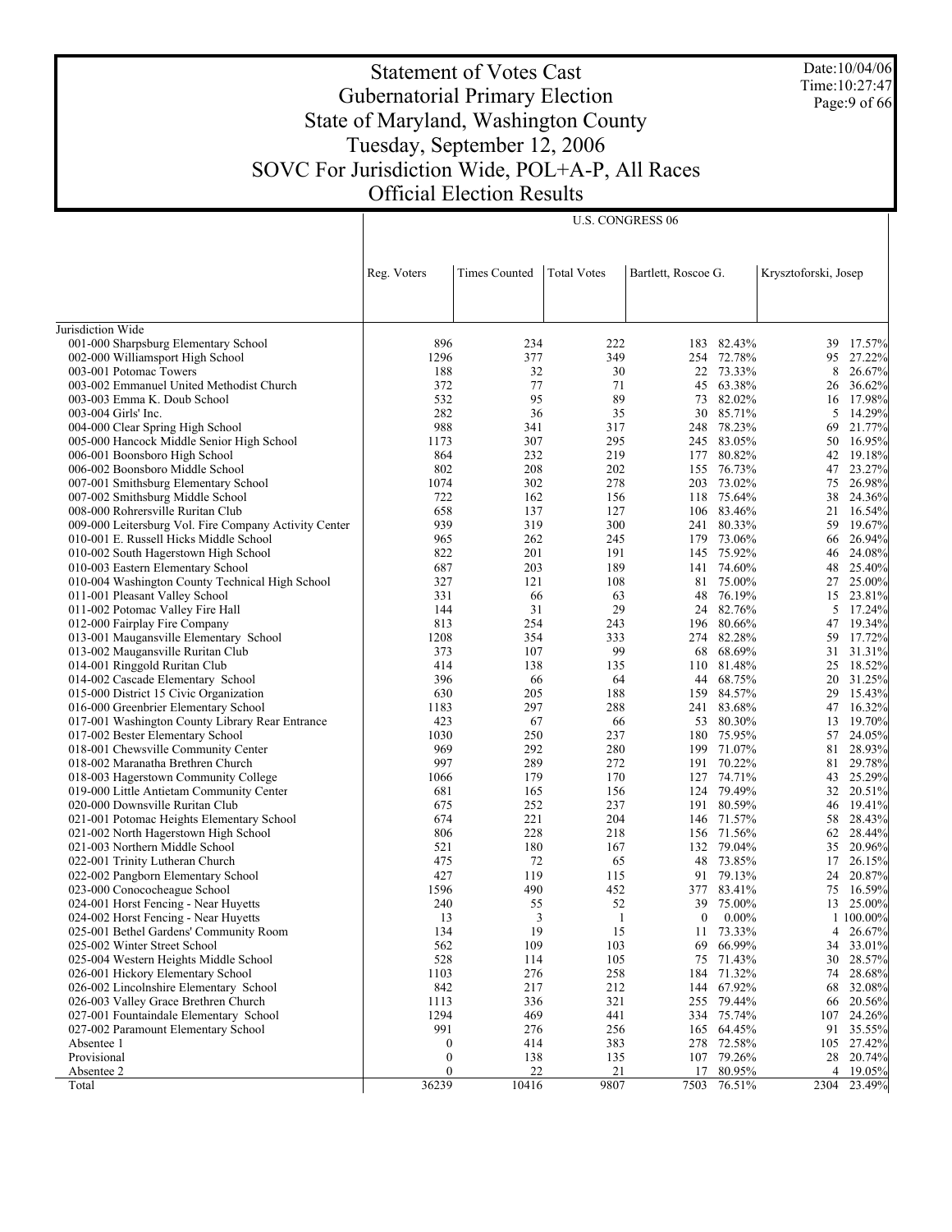# Statement of Votes Cast
## Gubernatorial Primary Election
## State of Maryland, Washington County
## Tuesday, September 12, 2006
## SOVC For Jurisdiction Wide, POL+A-P, All Races
## Official Election Results

Date:10/04/06
Time:10:27:47

| | U.S. CONGRESS 06 | | | | | | |
|---|---|---|---|---|---|---|---|
| | Reg. Voters | Times Counted | Total Votes | Bartlett, Roscoe G. | | Krysztoforski, Josep | |
| Jurisdiction Wide | | | | | | | |
| 001-000 Sharpsburg Elementary School | 896 | 234 | 222 | 183 | 82.43% | 39 | 17.57% |
| 002-000 Williamsport High School | 1296 | 377 | 349 | 254 | 72.78% | 95 | 27.22% |
| 003-001 Potomac Towers | 188 | 32 | 30 | 22 | 73.33% | 8 | 26.67% |
| 003-002 Emmanuel United Methodist Church | 372 | 77 | 71 | 45 | 63.38% | 26 | 36.62% |
| 003-003 Emma K. Doub School | 532 | 95 | 89 | 73 | 82.02% | 16 | 17.98% |
| 003-004 Girls' Inc. | 282 | 36 | 35 | 30 | 85.71% | 5 | 14.29% |
| 004-000 Clear Spring High School | 988 | 341 | 317 | 248 | 78.23% | 69 | 21.77% |
| 005-000 Hancock Middle Senior High School | 1173 | 307 | 295 | 245 | 83.05% | 50 | 16.95% |
| 006-001 Boonsboro High School | 864 | 232 | 219 | 177 | 80.82% | 42 | 19.18% |
| 006-002 Boonsboro Middle School | 802 | 208 | 202 | 155 | 76.73% | 47 | 23.27% |
| 007-001 Smithsburg Elementary School | 1074 | 302 | 278 | 203 | 73.02% | 75 | 26.98% |
| 007-002 Smithsburg Middle School | 722 | 162 | 156 | 118 | 75.64% | 38 | 24.36% |
| 008-000 Rohrersville Ruritan Club | 658 | 137 | 127 | 106 | 83.46% | 21 | 16.54% |
| 009-000 Leitersburg Vol. Fire Company Activity Center | 939 | 319 | 300 | 241 | 80.33% | 59 | 19.67% |
| 010-001 E. Russell Hicks Middle School | 965 | 262 | 245 | 179 | 73.06% | 66 | 26.94% |
| 010-002 South Hagerstown High School | 822 | 201 | 191 | 145 | 75.92% | 46 | 24.08% |
| 010-003 Eastern Elementary School | 687 | 203 | 189 | 141 | 74.60% | 48 | 25.40% |
| 010-004 Washington County Technical High School | 327 | 121 | 108 | 81 | 75.00% | 27 | 25.00% |
| 011-001 Pleasant Valley School | 331 | 66 | 63 | 48 | 76.19% | 15 | 23.81% |
| 011-002 Potomac Valley Fire Hall | 144 | 31 | 29 | 24 | 82.76% | 5 | 17.24% |
| 012-000 Fairplay Fire Company | 813 | 254 | 243 | 196 | 80.66% | 47 | 19.34% |
| 013-001 Maugansville Elementary School | 1208 | 354 | 333 | 274 | 82.28% | 59 | 17.72% |
| 013-002 Maugansville Ruritan Club | 373 | 107 | 99 | 68 | 68.69% | 31 | 31.31% |
| 014-001 Ringgold Ruritan Club | 414 | 138 | 135 | 110 | 81.48% | 25 | 18.52% |
| 014-002 Cascade Elementary School | 396 | 66 | 64 | 44 | 68.75% | 20 | 31.25% |
| 015-000 District 15 Civic Organization | 630 | 205 | 188 | 159 | 84.57% | 29 | 15.43% |
| 016-000 Greenbrier Elementary School | 1183 | 297 | 288 | 241 | 83.68% | 47 | 16.32% |
| 017-001 Washington County Library Rear Entrance | 423 | 67 | 66 | 53 | 80.30% | 13 | 19.70% |
| 017-002 Bester Elementary School | 1030 | 250 | 237 | 180 | 75.95% | 57 | 24.05% |
| 018-001 Chewsville Community Center | 969 | 292 | 280 | 199 | 71.07% | 81 | 28.93% |
| 018-002 Maranatha Brethren Church | 997 | 289 | 272 | 191 | 70.22% | 81 | 29.78% |
| 018-003 Hagerstown Community College | 1066 | 179 | 170 | 127 | 74.71% | 43 | 25.29% |
| 019-000 Little Antietam Community Center | 681 | 165 | 156 | 124 | 79.49% | 32 | 20.51% |
| 020-000 Downsville Ruritan Club | 675 | 252 | 237 | 191 | 80.59% | 46 | 19.41% |
| 021-001 Potomac Heights Elementary School | 674 | 221 | 204 | 146 | 71.57% | 58 | 28.43% |
| 021-002 North Hagerstown High School | 806 | 228 | 218 | 156 | 71.56% | 62 | 28.44% |
| 021-003 Northern Middle School | 521 | 180 | 167 | 132 | 79.04% | 35 | 20.96% |
| 022-001 Trinity Lutheran Church | 475 | 72 | 65 | 48 | 73.85% | 17 | 26.15% |
| 022-002 Pangborn Elementary School | 427 | 119 | 115 | 91 | 79.13% | 24 | 20.87% |
| 023-000 Conococheague School | 1596 | 490 | 452 | 377 | 83.41% | 75 | 16.59% |
| 024-001 Horst Fencing - Near Huyetts | 240 | 55 | 52 | 39 | 75.00% | 13 | 25.00% |
| 024-002 Horst Fencing - Near Huyetts | 13 | 3 | 1 | 0 | 0.00% | 1 | 100.00% |
| 025-001 Bethel Gardens' Community Room | 134 | 19 | 15 | 11 | 73.33% | 4 | 26.67% |
| 025-002 Winter Street School | 562 | 109 | 103 | 69 | 66.99% | 34 | 33.01% |
| 025-004 Western Heights Middle School | 528 | 114 | 105 | 75 | 71.43% | 30 | 28.57% |
| 026-001 Hickory Elementary School | 1103 | 276 | 258 | 184 | 71.32% | 74 | 28.68% |
| 026-002 Lincolnshire Elementary School | 842 | 217 | 212 | 144 | 67.92% | 68 | 32.08% |
| 026-003 Valley Grace Brethren Church | 1113 | 336 | 321 | 255 | 79.44% | 66 | 20.56% |
| 027-001 Fountaindale Elementary School | 1294 | 469 | 441 | 334 | 75.74% | 107 | 24.26% |
| 027-002 Paramount Elementary School | 991 | 276 | 256 | 165 | 64.45% | 91 | 35.55% |
| Absentee 1 | 0 | 414 | 383 | 278 | 72.58% | 105 | 27.42% |
| Provisional | 0 | 138 | 135 | 107 | 79.26% | 28 | 20.74% |
| Absentee 2 | 0 | 22 | 21 | 17 | 80.95% | 4 | 19.05% |
| Total | 36239 | 10416 | 9807 | 7503 | 76.51% | 2304 | 23.49% |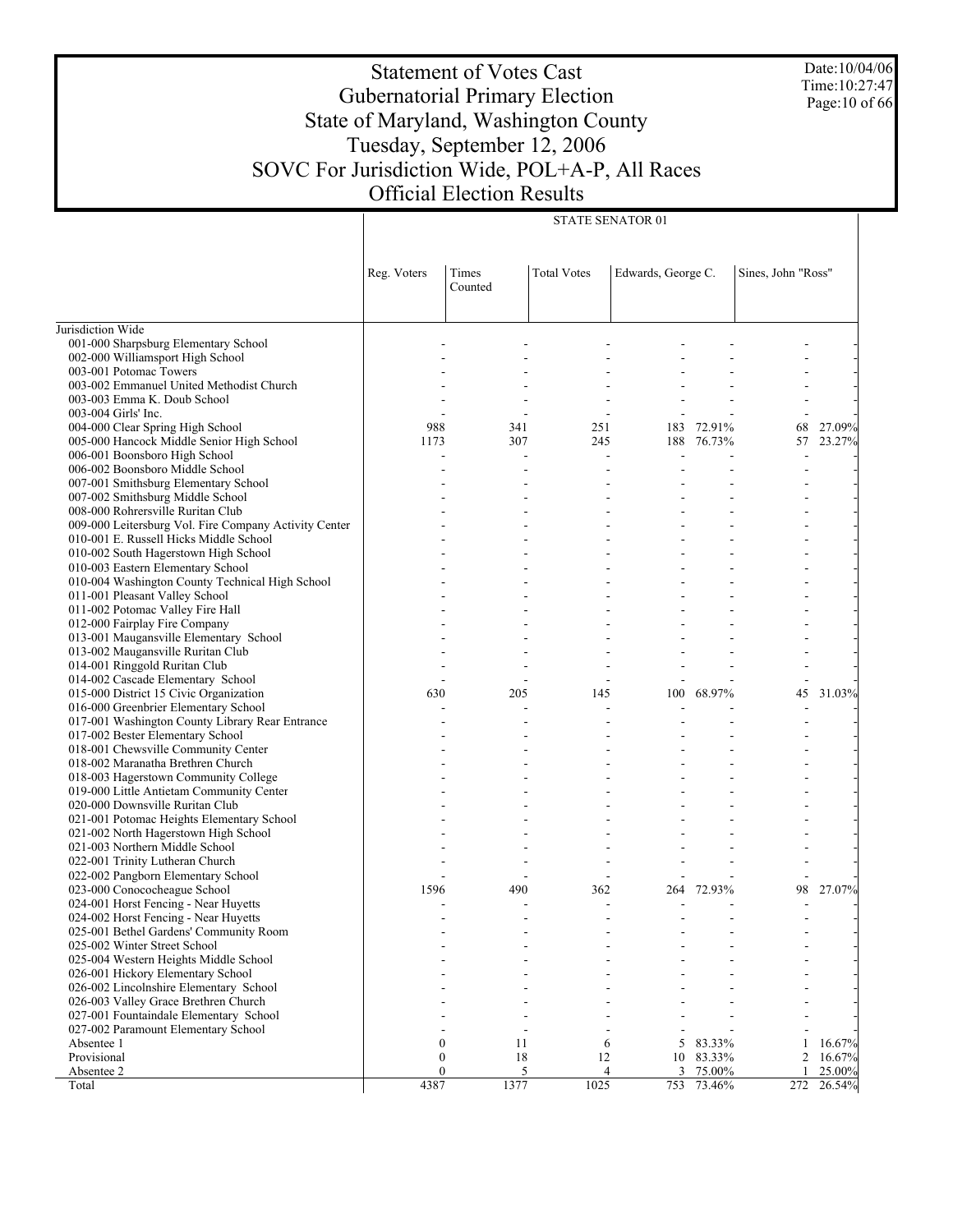# Statement of Votes Cast
## Gubernatorial Primary Election
## State of Maryland, Washington County
## Tuesday, September 12, 2006
## SOVC For Jurisdiction Wide, POL+A-P, All Races
## Official Election Results

Date:10/04/06
Time:10:27:47

| | STATE SENATOR 01 | | | | | | |
|---|---|---|---|---|---|---|---|
| | Reg. Voters | Times Counted | Total Votes | Edwards, George C. | | Sines, John "Ross" | |
| Jurisdiction Wide | | | | | | | |
| 001-000 Sharpsburg Elementary School | - | - | - | - | - | - | - |
| 002-000 Williamsport High School | - | - | - | - | - | - | - |
| 003-001 Potomac Towers | - | - | - | - | - | - | - |
| 003-002 Emmanuel United Methodist Church | - | - | - | - | - | - | - |
| 003-003 Emma K. Doub School | - | - | - | - | - | - | - |
| 003-004 Girls' Inc. | - | - | - | - | - | - | - |
| 004-000 Clear Spring High School | 988 | 341 | 251 | 183 | 72.91% | 68 | 27.09% |
| 005-000 Hancock Middle Senior High School | 1173 | 307 | 245 | 188 | 76.73% | 57 | 23.27% |
| 006-001 Boonsboro High School | - | - | - | - | - | - | - |
| 006-002 Boonsboro Middle School | - | - | - | - | - | - | - |
| 007-001 Smithsburg Elementary School | - | - | - | - | - | - | - |
| 007-002 Smithsburg Middle School | - | - | - | - | - | - | - |
| 008-000 Rohrersville Ruritan Club | - | - | - | - | - | - | - |
| 009-000 Leitersburg Vol. Fire Company Activity Center | - | - | - | - | - | - | - |
| 010-001 E. Russell Hicks Middle School | - | - | - | - | - | - | - |
| 010-002 South Hagerstown High School | - | - | - | - | - | - | - |
| 010-003 Eastern Elementary School | - | - | - | - | - | - | - |
| 010-004 Washington County Technical High School | - | - | - | - | - | - | - |
| 011-001 Pleasant Valley School | - | - | - | - | - | - | - |
| 011-002 Potomac Valley Fire Hall | - | - | - | - | - | - | - |
| 012-000 Fairplay Fire Company | - | - | - | - | - | - | - |
| 013-001 Maugansville Elementary School | - | - | - | - | - | - | - |
| 013-002 Maugansville Ruritan Club | - | - | - | - | - | - | - |
| 014-001 Ringgold Ruritan Club | - | - | - | - | - | - | - |
| 014-002 Cascade Elementary School | - | - | - | - | - | - | - |
| 015-000 District 15 Civic Organization | 630 | 205 | 145 | 100 | 68.97% | 45 | 31.03% |
| 016-000 Greenbrier Elementary School | - | - | - | - | - | - | - |
| 017-001 Washington County Library Rear Entrance | - | - | - | - | - | - | - |
| 017-002 Bester Elementary School | - | - | - | - | - | - | - |
| 018-001 Chewsville Community Center | - | - | - | - | - | - | - |
| 018-002 Maranatha Brethren Church | - | - | - | - | - | - | - |
| 018-003 Hagerstown Community College | - | - | - | - | - | - | - |
| 019-000 Little Antietam Community Center | - | - | - | - | - | - | - |
| 020-000 Downsville Ruritan Club | - | - | - | - | - | - | - |
| 021-001 Potomac Heights Elementary School | - | - | - | - | - | - | - |
| 021-002 North Hagerstown High School | - | - | - | - | - | - | - |
| 021-003 Northern Middle School | - | - | - | - | - | - | - |
| 022-001 Trinity Lutheran Church | - | - | - | - | - | - | - |
| 022-002 Pangborn Elementary School | - | - | - | - | - | - | - |
| 023-000 Conococheague School | 1596 | 490 | 362 | 264 | 72.93% | 98 | 27.07% |
| 024-001 Horst Fencing - Near Huyetts | - | - | - | - | - | - | - |
| 024-002 Horst Fencing - Near Huyetts | - | - | - | - | - | - | - |
| 025-001 Bethel Gardens' Community Room | - | - | - | - | - | - | - |
| 025-002 Winter Street School | - | - | - | - | - | - | - |
| 025-004 Western Heights Middle School | - | - | - | - | - | - | - |
| 026-001 Hickory Elementary School | - | - | - | - | - | - | - |
| 026-002 Lincolnshire Elementary School | - | - | - | - | - | - | - |
| 026-003 Valley Grace Brethren Church | - | - | - | - | - | - | - |
| 027-001 Fountaindale Elementary School | - | - | - | - | - | - | - |
| 027-002 Paramount Elementary School | - | - | - | - | - | - | - |
| Absentee 1 | 0 | 11 | 6 | 5 | 83.33% | 1 | 16.67% |
| Provisional | 0 | 18 | 12 | 10 | 83.33% | 2 | 16.67% |
| Absentee 2 | 0 | 5 | 4 | 3 | 75.00% | 1 | 25.00% |
| Total | 4387 | 1377 | 1025 | 753 | 73.46% | 272 | 26.54% |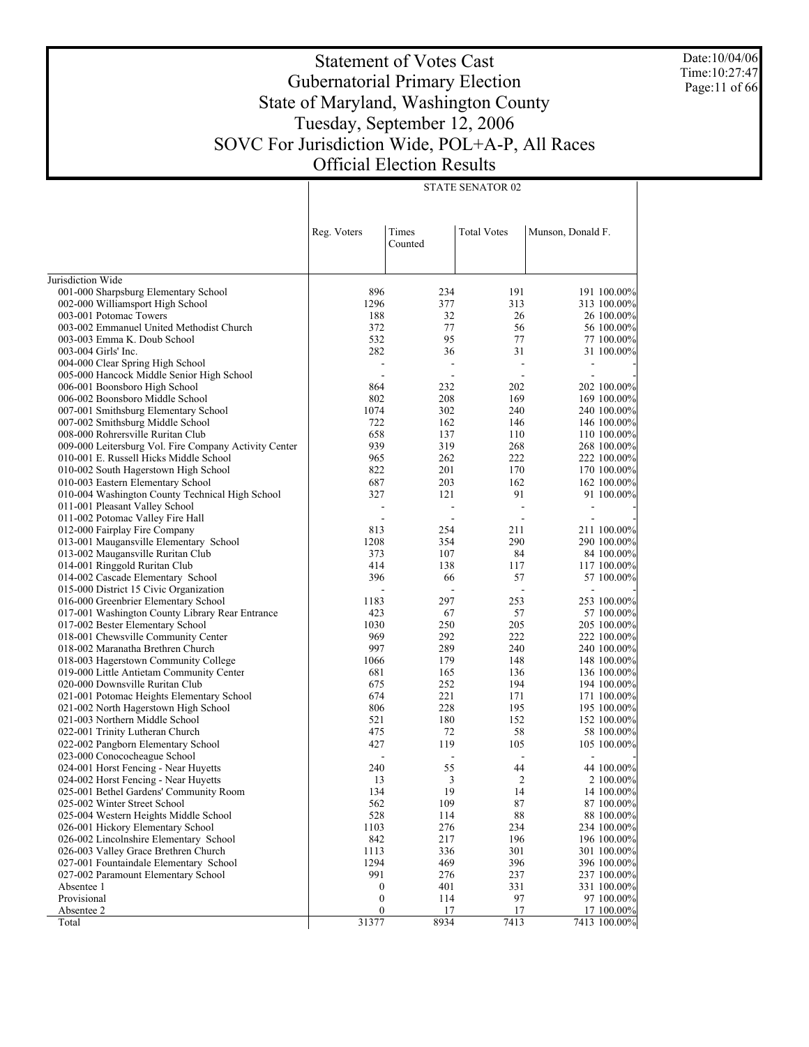# Statement of Votes Cast
# Gubernatorial Primary Election
# State of Maryland, Washington County
# Tuesday, September 12, 2006
# SOVC For Jurisdiction Wide, POL+A-P, All Races
# Official Election Results

Date:10/04/06
Time:10:27:47

| | STATE SENATOR 02 | | | | |
|---|---|---|---|---|---|
| | Reg. Voters | Times Counted | Total Votes | Munson, Donald F. | |
| Jurisdiction Wide | | | | | |
| 001-000 Sharpsburg Elementary School | 896 | 234 | 191 | 191 | 100.00% |
| 002-000 Williamsport High School | 1296 | 377 | 313 | 313 | 100.00% |
| 003-001 Potomac Towers | 188 | 32 | 26 | 26 | 100.00% |
| 003-002 Emmanuel United Methodist Church | 372 | 77 | 56 | 56 | 100.00% |
| 003-003 Emma K. Doub School | 532 | 95 | 77 | 77 | 100.00% |
| 003-004 Girls' Inc. | 282 | 36 | 31 | 31 | 100.00% |
| 004-000 Clear Spring High School | - | - | - | - | - |
| 005-000 Hancock Middle Senior High School | - | - | - | - | - |
| 006-001 Boonsboro High School | 864 | 232 | 202 | 202 | 100.00% |
| 006-002 Boonsboro Middle School | 802 | 208 | 169 | 169 | 100.00% |
| 007-001 Smithsburg Elementary School | 1074 | 302 | 240 | 240 | 100.00% |
| 007-002 Smithsburg Middle School | 722 | 162 | 146 | 146 | 100.00% |
| 008-000 Rohrersville Ruritan Club | 658 | 137 | 110 | 110 | 100.00% |
| 009-000 Leitersburg Vol. Fire Company Activity Center | 939 | 319 | 268 | 268 | 100.00% |
| 010-001 E. Russell Hicks Middle School | 965 | 262 | 222 | 222 | 100.00% |
| 010-002 South Hagerstown High School | 822 | 201 | 170 | 170 | 100.00% |
| 010-003 Eastern Elementary School | 687 | 203 | 162 | 162 | 100.00% |
| 010-004 Washington County Technical High School | 327 | 121 | 91 | 91 | 100.00% |
| 011-001 Pleasant Valley School | - | - | - | - | - |
| 011-002 Potomac Valley Fire Hall | - | - | - | - | - |
| 012-000 Fairplay Fire Company | 813 | 254 | 211 | 211 | 100.00% |
| 013-001 Maugansville Elementary School | 1208 | 354 | 290 | 290 | 100.00% |
| 013-002 Maugansville Ruritan Club | 373 | 107 | 84 | 84 | 100.00% |
| 014-001 Ringgold Ruritan Club | 414 | 138 | 117 | 117 | 100.00% |
| 014-002 Cascade Elementary School | 396 | 66 | 57 | 57 | 100.00% |
| 015-000 District 15 Civic Organization | - | - | - | - | - |
| 016-000 Greenbrier Elementary School | 1183 | 297 | 253 | 253 | 100.00% |
| 017-001 Washington County Library Rear Entrance | 423 | 67 | 57 | 57 | 100.00% |
| 017-002 Bester Elementary School | 1030 | 250 | 205 | 205 | 100.00% |
| 018-001 Chewsville Community Center | 969 | 292 | 222 | 222 | 100.00% |
| 018-002 Maranatha Brethren Church | 997 | 289 | 240 | 240 | 100.00% |
| 018-003 Hagerstown Community College | 1066 | 179 | 148 | 148 | 100.00% |
| 019-000 Little Antietam Community Center | 681 | 165 | 136 | 136 | 100.00% |
| 020-000 Downsville Ruritan Club | 675 | 252 | 194 | 194 | 100.00% |
| 021-001 Potomac Heights Elementary School | 674 | 221 | 171 | 171 | 100.00% |
| 021-002 North Hagerstown High School | 806 | 228 | 195 | 195 | 100.00% |
| 021-003 Northern Middle School | 521 | 180 | 152 | 152 | 100.00% |
| 022-001 Trinity Lutheran Church | 475 | 72 | 58 | 58 | 100.00% |
| 022-002 Pangborn Elementary School | 427 | 119 | 105 | 105 | 100.00% |
| 023-000 Conococheague School | - | - | - | - | - |
| 024-001 Horst Fencing - Near Huyetts | 240 | 55 | 44 | 44 | 100.00% |
| 024-002 Horst Fencing - Near Huyetts | 13 | 3 | 2 | 2 | 100.00% |
| 025-001 Bethel Gardens' Community Room | 134 | 19 | 14 | 14 | 100.00% |
| 025-002 Winter Street School | 562 | 109 | 87 | 87 | 100.00% |
| 025-004 Western Heights Middle School | 528 | 114 | 88 | 88 | 100.00% |
| 026-001 Hickory Elementary School | 1103 | 276 | 234 | 234 | 100.00% |
| 026-002 Lincolnshire Elementary School | 842 | 217 | 196 | 196 | 100.00% |
| 026-003 Valley Grace Brethren Church | 1113 | 336 | 301 | 301 | 100.00% |
| 027-001 Fountaindale Elementary School | 1294 | 469 | 396 | 396 | 100.00% |
| 027-002 Paramount Elementary School | 991 | 276 | 237 | 237 | 100.00% |
| Absentee 1 | 0 | 401 | 331 | 331 | 100.00% |
| Provisional | 0 | 114 | 97 | 97 | 100.00% |
| Absentee 2 | 0 | 17 | 17 | 17 | 100.00% |
| Total | 31377 | 8934 | 7413 | 7413 | 100.00% |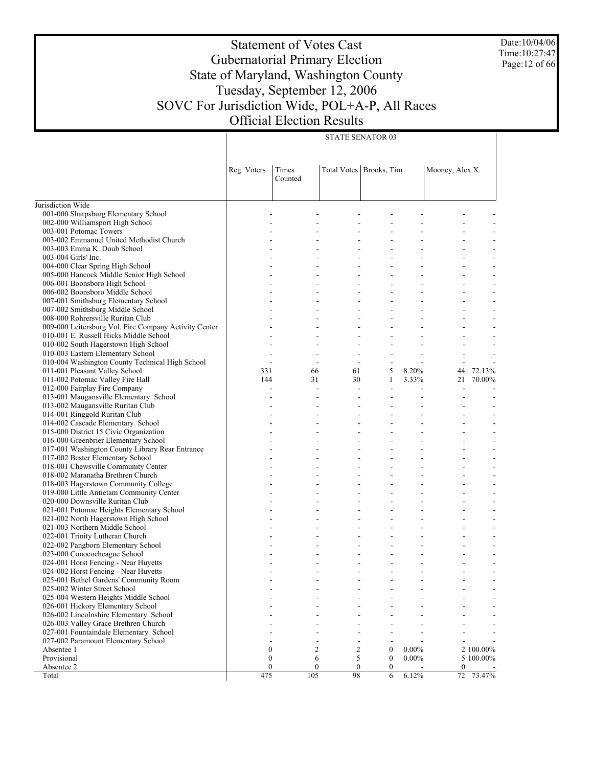# Statement of Votes Cast
## Gubernatorial Primary Election
## State of Maryland, Washington County
## Tuesday, September 12, 2006
## SOVC For Jurisdiction Wide, POL+A-P, All Races
## Official Election Results

Date:10/04/06
Time:10:27:47

| | STATE SENATOR 03 | | | | | | |
|---|---|---|---|---|---|---|---|
| | Reg. Voters | Times Counted | Total Votes | Brooks, Tim | | Mooney, Alex X. | |
| Jurisdiction Wide | | | | | | | |
| 001-000 Sharpsburg Elementary School | - | - | - | - | - | - | - |
| 002-000 Williamsport High School | - | - | - | - | - | - | - |
| 003-001 Potomac Towers | - | - | - | - | - | - | - |
| 003-002 Emmanuel United Methodist Church | - | - | - | - | - | - | - |
| 003-003 Emma K. Doub School | - | - | - | - | - | - | - |
| 003-004 Girls' Inc. | - | - | - | - | - | - | - |
| 004-000 Clear Spring High School | - | - | - | - | - | - | - |
| 005-000 Hancock Middle Senior High School | - | - | - | - | - | - | - |
| 006-001 Boonsboro High School | - | - | - | - | - | - | - |
| 006-002 Boonsboro Middle School | - | - | - | - | - | - | - |
| 007-001 Smithsburg Elementary School | - | - | - | - | - | - | - |
| 007-002 Smithsburg Middle School | - | - | - | - | - | - | - |
| 008-000 Rohrersville Ruritan Club | - | - | - | - | - | - | - |
| 009-000 Leitersburg Vol. Fire Company Activity Center | - | - | - | - | - | - | - |
| 010-001 E. Russell Hicks Middle School | - | - | - | - | - | - | - |
| 010-002 South Hagerstown High School | - | - | - | - | - | - | - |
| 010-003 Eastern Elementary School | - | - | - | - | - | - | - |
| 010-004 Washington County Technical High School | - | - | - | - | - | - | - |
| 011-001 Pleasant Valley School | 331 | 66 | 61 | 5 | 8.20% | 44 | 72.13% |
| 011-002 Potomac Valley Fire Hall | 144 | 31 | 30 | 1 | 3.33% | 21 | 70.00% |
| 012-000 Fairplay Fire Company | - | - | - | - | - | - | - |
| 013-001 Maugansville Elementary School | - | - | - | - | - | - | - |
| 013-002 Maugansville Ruritan Club | - | - | - | - | - | - | - |
| 014-001 Ringgold Ruritan Club | - | - | - | - | - | - | - |
| 014-002 Cascade Elementary School | - | - | - | - | - | - | - |
| 015-000 District 15 Civic Organization | - | - | - | - | - | - | - |
| 016-000 Greenbrier Elementary School | - | - | - | - | - | - | - |
| 017-001 Washington County Library Rear Entrance | - | - | - | - | - | - | - |
| 017-002 Bester Elementary School | - | - | - | - | - | - | - |
| 018-001 Chewsville Community Center | - | - | - | - | - | - | - |
| 018-002 Maranatha Brethren Church | - | - | - | - | - | - | - |
| 018-003 Hagerstown Community College | - | - | - | - | - | - | - |
| 019-000 Little Antietam Community Center | - | - | - | - | - | - | - |
| 020-000 Downsville Ruritan Club | - | - | - | - | - | - | - |
| 021-001 Potomac Heights Elementary School | - | - | - | - | - | - | - |
| 021-002 North Hagerstown High School | - | - | - | - | - | - | - |
| 021-003 Northern Middle School | - | - | - | - | - | - | - |
| 022-001 Trinity Lutheran Church | - | - | - | - | - | - | - |
| 022-002 Pangborn Elementary School | - | - | - | - | - | - | - |
| 023-000 Conococheague School | - | - | - | - | - | - | - |
| 024-001 Horst Fencing - Near Huyetts | - | - | - | - | - | - | - |
| 024-002 Horst Fencing - Near Huyetts | - | - | - | - | - | - | - |
| 025-001 Bethel Gardens' Community Room | - | - | - | - | - | - | - |
| 025-002 Winter Street School | - | - | - | - | - | - | - |
| 025-004 Western Heights Middle School | - | - | - | - | - | - | - |
| 026-001 Hickory Elementary School | - | - | - | - | - | - | - |
| 026-002 Lincolnshire Elementary School | - | - | - | - | - | - | - |
| 026-003 Valley Grace Brethren Church | - | - | - | - | - | - | - |
| 027-001 Fountaindale Elementary School | - | - | - | - | - | - | - |
| 027-002 Paramount Elementary School | - | - | - | - | - | - | - |
| Absentee 1 | 0 | 2 | 2 | 0 | 0.00% | 2 | 100.00% |
| Provisional | 0 | 6 | 5 | 0 | 0.00% | 5 | 100.00% |
| Absentee 2 | 0 | 0 | 0 | 0 | - | 0 | - |
| Total | 475 | 105 | 98 | 6 | 6.12% | 72 | 73.47% |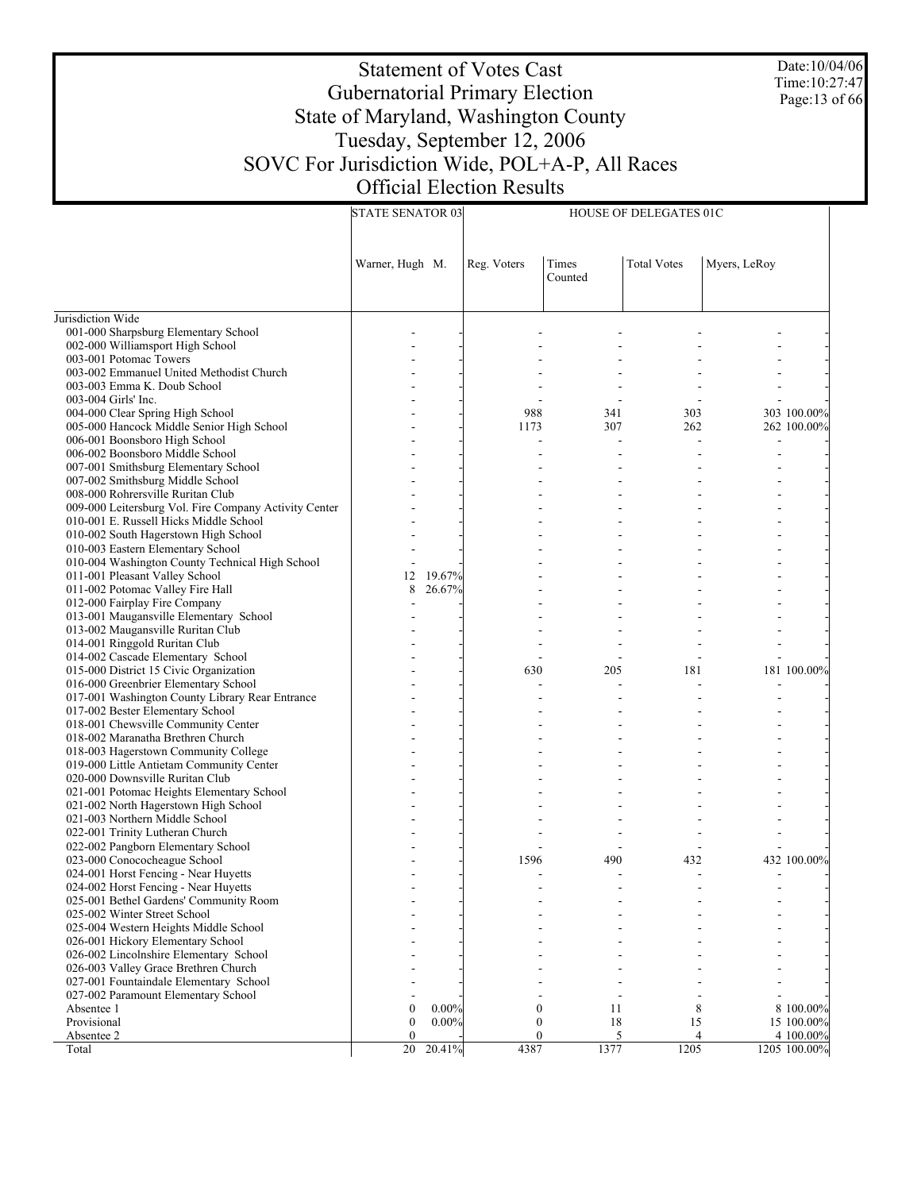# Statement of Votes Cast
## Gubernatorial Primary Election
## State of Maryland, Washington County
## Tuesday, September 12, 2006
## SOVC For Jurisdiction Wide, POL+A-P, All Races
## Official Election Results

Date:10/04/06
Time:10:27:47

| | STATE SENATOR 03 | | HOUSE OF DELEGATES 01C | | | | |
|---|---|---|---|---|---|---|---|
| | Warner, Hugh M. | | Reg. Voters | Times Counted | Total Votes | Myers, LeRoy | |
| Jurisdiction Wide | | | | | | | |
| 001-000 Sharpsburg Elementary School | - | - | - | - | - | - | - |
| 002-000 Williamsport High School | - | - | - | - | - | - | - |
| 003-001 Potomac Towers | - | - | - | - | - | - | - |
| 003-002 Emmanuel United Methodist Church | - | - | - | - | - | - | - |
| 003-003 Emma K. Doub School | - | - | - | - | - | - | - |
| 003-004 Girls' Inc. | - | - | - | - | - | - | - |
| 004-000 Clear Spring High School | - | - | 988 | 341 | 303 | 303 | 100.00% |
| 005-000 Hancock Middle Senior High School | - | - | 1173 | 307 | 262 | 262 | 100.00% |
| 006-001 Boonsboro High School | - | - | - | - | - | - | - |
| 006-002 Boonsboro Middle School | - | - | - | - | - | - | - |
| 007-001 Smithsburg Elementary School | - | - | - | - | - | - | - |
| 007-002 Smithsburg Middle School | - | - | - | - | - | - | - |
| 008-000 Rohrersville Ruritan Club | - | - | - | - | - | - | - |
| 009-000 Leitersburg Vol. Fire Company Activity Center | - | - | - | - | - | - | - |
| 010-001 E. Russell Hicks Middle School | - | - | - | - | - | - | - |
| 010-002 South Hagerstown High School | - | - | - | - | - | - | - |
| 010-003 Eastern Elementary School | - | - | - | - | - | - | - |
| 010-004 Washington County Technical High School | - | - | - | - | - | - | - |
| 011-001 Pleasant Valley School | 12 | 19.67% | - | - | - | - | - |
| 011-002 Potomac Valley Fire Hall | 8 | 26.67% | - | - | - | - | - |
| 012-000 Fairplay Fire Company | - | - | - | - | - | - | - |
| 013-001 Maugansville Elementary School | - | - | - | - | - | - | - |
| 013-002 Maugansville Ruritan Club | - | - | - | - | - | - | - |
| 014-001 Ringgold Ruritan Club | - | - | - | - | - | - | - |
| 014-002 Cascade Elementary School | - | - | - | - | - | - | - |
| 015-000 District 15 Civic Organization | - | - | 630 | 205 | 181 | 181 | 100.00% |
| 016-000 Greenbrier Elementary School | - | - | - | - | - | - | - |
| 017-001 Washington County Library Rear Entrance | - | - | - | - | - | - | - |
| 017-002 Bester Elementary School | - | - | - | - | - | - | - |
| 018-001 Chewsville Community Center | - | - | - | - | - | - | - |
| 018-002 Maranatha Brethren Church | - | - | - | - | - | - | - |
| 018-003 Hagerstown Community College | - | - | - | - | - | - | - |
| 019-000 Little Antietam Community Center | - | - | - | - | - | - | - |
| 020-000 Downsville Ruritan Club | - | - | - | - | - | - | - |
| 021-001 Potomac Heights Elementary School | - | - | - | - | - | - | - |
| 021-002 North Hagerstown High School | - | - | - | - | - | - | - |
| 021-003 Northern Middle School | - | - | - | - | - | - | - |
| 022-001 Trinity Lutheran Church | - | - | - | - | - | - | - |
| 022-002 Pangborn Elementary School | - | - | - | - | - | - | - |
| 023-000 Conococheague School | - | - | 1596 | 490 | 432 | 432 | 100.00% |
| 024-001 Horst Fencing - Near Huyetts | - | - | - | - | - | - | - |
| 024-002 Horst Fencing - Near Huyetts | - | - | - | - | - | - | - |
| 025-001 Bethel Gardens' Community Room | - | - | - | - | - | - | - |
| 025-002 Winter Street School | - | - | - | - | - | - | - |
| 025-004 Western Heights Middle School | - | - | - | - | - | - | - |
| 026-001 Hickory Elementary School | - | - | - | - | - | - | - |
| 026-002 Lincolnshire Elementary School | - | - | - | - | - | - | - |
| 026-003 Valley Grace Brethren Church | - | - | - | - | - | - | - |
| 027-001 Fountaindale Elementary School | - | - | - | - | - | - | - |
| 027-002 Paramount Elementary School | - | - | - | - | - | - | - |
| Absentee 1 | 0 | 0.00% | 0 | 11 | 8 | 8 | 100.00% |
| Provisional | 0 | 0.00% | 0 | 18 | 15 | 15 | 100.00% |
| Absentee 2 | 0 | - | 0 | 5 | 4 | 4 | 100.00% |
| Total | 20 | 20.41% | 4387 | 1377 | 1205 | 1205 | 100.00% |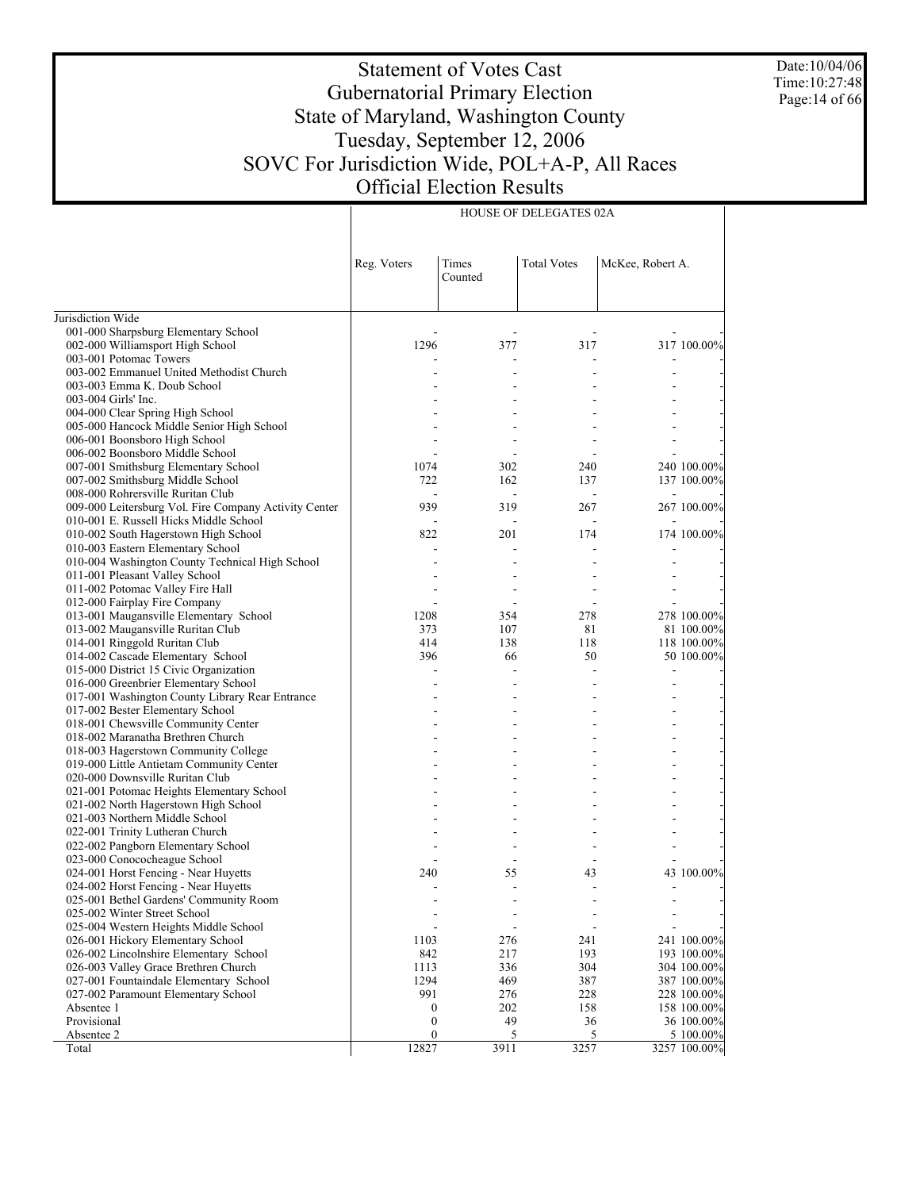# Statement of Votes Cast
## Gubernatorial Primary Election
## State of Maryland, Washington County
## Tuesday, September 12, 2006
## SOVC For Jurisdiction Wide, POL+A-P, All Races
## Official Election Results

Date:10/04/06
Time:10:27:48

| | HOUSE OF DELEGATES 02A | | | | |
|---|---|---|---|---|---|
| | Reg. Voters | Times Counted | Total Votes | McKee, Robert A. | |
| Jurisdiction Wide | | | | | |
| 001-000 Sharpsburg Elementary School | - | - | - | - | - |
| 002-000 Williamsport High School | 1296 | 377 | 317 | 317 | 100.00% |
| 003-001 Potomac Towers | - | - | - | - | - |
| 003-002 Emmanuel United Methodist Church | - | - | - | - | - |
| 003-003 Emma K. Doub School | - | - | - | - | - |
| 003-004 Girls' Inc. | - | - | - | - | - |
| 004-000 Clear Spring High School | - | - | - | - | - |
| 005-000 Hancock Middle Senior High School | - | - | - | - | - |
| 006-001 Boonsboro High School | - | - | - | - | - |
| 006-002 Boonsboro Middle School | - | - | - | - | - |
| 007-001 Smithsburg Elementary School | 1074 | 302 | 240 | 240 | 100.00% |
| 007-002 Smithsburg Middle School | 722 | 162 | 137 | 137 | 100.00% |
| 008-000 Rohrersville Ruritan Club | - | - | - | - | - |
| 009-000 Leitersburg Vol. Fire Company Activity Center | 939 | 319 | 267 | 267 | 100.00% |
| 010-001 E. Russell Hicks Middle School | - | - | - | - | - |
| 010-002 South Hagerstown High School | 822 | 201 | 174 | 174 | 100.00% |
| 010-003 Eastern Elementary School | - | - | - | - | - |
| 010-004 Washington County Technical High School | - | - | - | - | - |
| 011-001 Pleasant Valley School | - | - | - | - | - |
| 011-002 Potomac Valley Fire Hall | - | - | - | - | - |
| 012-000 Fairplay Fire Company | - | - | - | - | - |
| 013-001 Maugansville Elementary School | 1208 | 354 | 278 | 278 | 100.00% |
| 013-002 Maugansville Ruritan Club | 373 | 107 | 81 | 81 | 100.00% |
| 014-001 Ringgold Ruritan Club | 414 | 138 | 118 | 118 | 100.00% |
| 014-002 Cascade Elementary School | 396 | 66 | 50 | 50 | 100.00% |
| 015-000 District 15 Civic Organization | - | - | - | - | - |
| 016-000 Greenbrier Elementary School | - | - | - | - | - |
| 017-001 Washington County Library Rear Entrance | - | - | - | - | - |
| 017-002 Bester Elementary School | - | - | - | - | - |
| 018-001 Chewsville Community Center | - | - | - | - | - |
| 018-002 Maranatha Brethren Church | - | - | - | - | - |
| 018-003 Hagerstown Community College | - | - | - | - | - |
| 019-000 Little Antietam Community Center | - | - | - | - | - |
| 020-000 Downsville Ruritan Club | - | - | - | - | - |
| 021-001 Potomac Heights Elementary School | - | - | - | - | - |
| 021-002 North Hagerstown High School | - | - | - | - | - |
| 021-003 Northern Middle School | - | - | - | - | - |
| 022-001 Trinity Lutheran Church | - | - | - | - | - |
| 022-002 Pangborn Elementary School | - | - | - | - | - |
| 023-000 Conococheague School | - | - | - | - | - |
| 024-001 Horst Fencing - Near Huyetts | 240 | 55 | 43 | 43 | 100.00% |
| 024-002 Horst Fencing - Near Huyetts | - | - | - | - | - |
| 025-001 Bethel Gardens' Community Room | - | - | - | - | - |
| 025-002 Winter Street School | - | - | - | - | - |
| 025-004 Western Heights Middle School | - | - | - | - | - |
| 026-001 Hickory Elementary School | 1103 | 276 | 241 | 241 | 100.00% |
| 026-002 Lincolnshire Elementary School | 842 | 217 | 193 | 193 | 100.00% |
| 026-003 Valley Grace Brethren Church | 1113 | 336 | 304 | 304 | 100.00% |
| 027-001 Fountaindale Elementary School | 1294 | 469 | 387 | 387 | 100.00% |
| 027-002 Paramount Elementary School | 991 | 276 | 228 | 228 | 100.00% |
| Absentee 1 | 0 | 202 | 158 | 158 | 100.00% |
| Provisional | 0 | 49 | 36 | 36 | 100.00% |
| Absentee 2 | 0 | 5 | 5 | 5 | 100.00% |
| Total | 12827 | 3911 | 3257 | 3257 | 100.00% |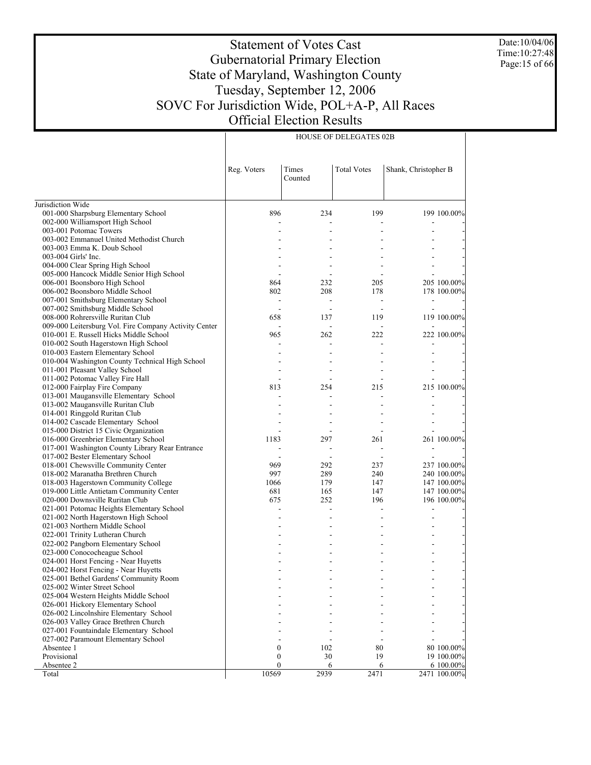# Statement of Votes Cast
## Gubernatorial Primary Election
## State of Maryland, Washington County
## Tuesday, September 12, 2006
## SOVC For Jurisdiction Wide, POL+A-P, All Races
## Official Election Results

Date:10/04/06
Time:10:27:48

| | HOUSE OF DELEGATES 02B | | | | |
|---|---|---|---|---|---|
| | Reg. Voters | Times Counted | Total Votes | Shank, Christopher B | |
| Jurisdiction Wide | | | | | |
| 001-000 Sharpsburg Elementary School | 896 | 234 | 199 | 199 | 100.00% |
| 002-000 Williamsport High School | - | - | - | - | - |
| 003-001 Potomac Towers | - | - | - | - | - |
| 003-002 Emmanuel United Methodist Church | - | - | - | - | - |
| 003-003 Emma K. Doub School | - | - | - | - | - |
| 003-004 Girls' Inc. | - | - | - | - | - |
| 004-000 Clear Spring High School | - | - | - | - | - |
| 005-000 Hancock Middle Senior High School | - | - | - | - | - |
| 006-001 Boonsboro High School | 864 | 232 | 205 | 205 | 100.00% |
| 006-002 Boonsboro Middle School | 802 | 208 | 178 | 178 | 100.00% |
| 007-001 Smithsburg Elementary School | - | - | - | - | - |
| 007-002 Smithsburg Middle School | - | - | - | - | - |
| 008-000 Rohrersville Ruritan Club | 658 | 137 | 119 | 119 | 100.00% |
| 009-000 Leitersburg Vol. Fire Company Activity Center | - | - | - | - | - |
| 010-001 E. Russell Hicks Middle School | 965 | 262 | 222 | 222 | 100.00% |
| 010-002 South Hagerstown High School | - | - | - | - | - |
| 010-003 Eastern Elementary School | - | - | - | - | - |
| 010-004 Washington County Technical High School | - | - | - | - | - |
| 011-001 Pleasant Valley School | - | - | - | - | - |
| 011-002 Potomac Valley Fire Hall | - | - | - | - | - |
| 012-000 Fairplay Fire Company | 813 | 254 | 215 | 215 | 100.00% |
| 013-001 Maugansville Elementary School | - | - | - | - | - |
| 013-002 Maugansville Ruritan Club | - | - | - | - | - |
| 014-001 Ringgold Ruritan Club | - | - | - | - | - |
| 014-002 Cascade Elementary School | - | - | - | - | - |
| 015-000 District 15 Civic Organization | - | - | - | - | - |
| 016-000 Greenbrier Elementary School | 1183 | 297 | 261 | 261 | 100.00% |
| 017-001 Washington County Library Rear Entrance | - | - | - | - | - |
| 017-002 Bester Elementary School | - | - | - | - | - |
| 018-001 Chewsville Community Center | 969 | 292 | 237 | 237 | 100.00% |
| 018-002 Maranatha Brethren Church | 997 | 289 | 240 | 240 | 100.00% |
| 018-003 Hagerstown Community College | 1066 | 179 | 147 | 147 | 100.00% |
| 019-000 Little Antietam Community Center | 681 | 165 | 147 | 147 | 100.00% |
| 020-000 Downsville Ruritan Club | 675 | 252 | 196 | 196 | 100.00% |
| 021-001 Potomac Heights Elementary School | - | - | - | - | - |
| 021-002 North Hagerstown High School | - | - | - | - | - |
| 021-003 Northern Middle School | - | - | - | - | - |
| 022-001 Trinity Lutheran Church | - | - | - | - | - |
| 022-002 Pangborn Elementary School | - | - | - | - | - |
| 023-000 Conococheague School | - | - | - | - | - |
| 024-001 Horst Fencing - Near Huyetts | - | - | - | - | - |
| 024-002 Horst Fencing - Near Huyetts | - | - | - | - | - |
| 025-001 Bethel Gardens' Community Room | - | - | - | - | - |
| 025-002 Winter Street School | - | - | - | - | - |
| 025-004 Western Heights Middle School | - | - | - | - | - |
| 026-001 Hickory Elementary School | - | - | - | - | - |
| 026-002 Lincolnshire Elementary School | - | - | - | - | - |
| 026-003 Valley Grace Brethren Church | - | - | - | - | - |
| 027-001 Fountaindale Elementary School | - | - | - | - | - |
| 027-002 Paramount Elementary School | - | - | - | - | - |
| Absentee 1 | 0 | 102 | 80 | 80 | 100.00% |
| Provisional | 0 | 30 | 19 | 19 | 100.00% |
| Absentee 2 | 0 | 6 | 6 | 6 | 100.00% |
| Total | 10569 | 2939 | 2471 | 2471 | 100.00% |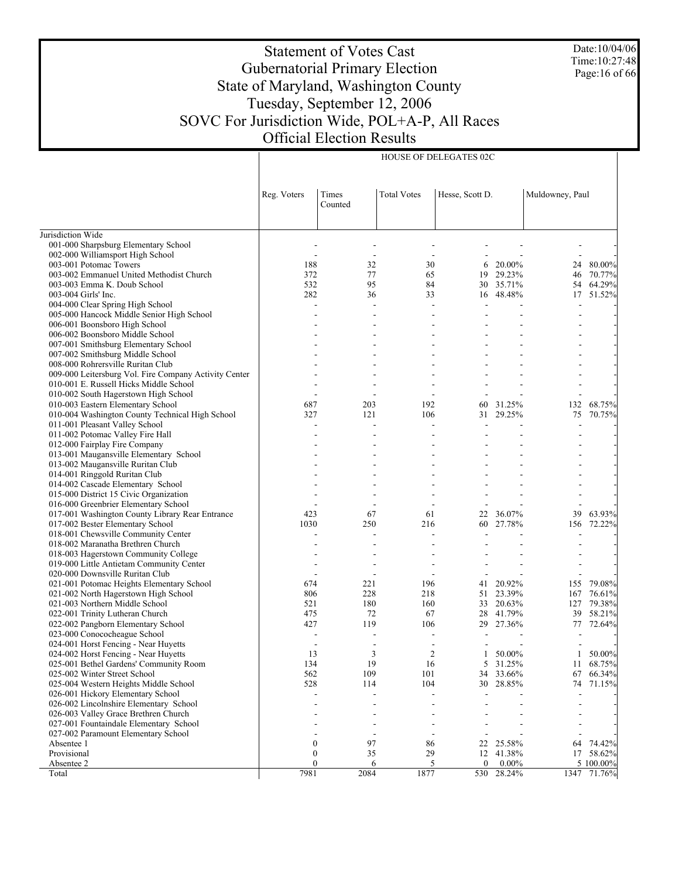# Statement of Votes Cast
## Gubernatorial Primary Election
## State of Maryland, Washington County
## Tuesday, September 12, 2006
## SOVC For Jurisdiction Wide, POL+A-P, All Races
## Official Election Results

Date:10/04/06
Time:10:27:48

**HOUSE OF DELEGATES 02C**

| | Reg. Voters | Times Counted | Total Votes | Hesse, Scott D. | | Muldowney, Paul | |
|---|---|---|---|---|---|---|---|
| Jurisdiction Wide | | | | | | | |
| 001-000 Sharpsburg Elementary School | - | - | - | - | - | - | - |
| 002-000 Williamsport High School | - | - | - | - | - | - | - |
| 003-001 Potomac Towers | 188 | 32 | 30 | 6 | 20.00% | 24 | 80.00% |
| 003-002 Emmanuel United Methodist Church | 372 | 77 | 65 | 19 | 29.23% | 46 | 70.77% |
| 003-003 Emma K. Doub School | 532 | 95 | 84 | 30 | 35.71% | 54 | 64.29% |
| 003-004 Girls' Inc. | 282 | 36 | 33 | 16 | 48.48% | 17 | 51.52% |
| 004-000 Clear Spring High School | - | - | - | - | - | - | - |
| 005-000 Hancock Middle Senior High School | - | - | - | - | - | - | - |
| 006-001 Boonsboro High School | - | - | - | - | - | - | - |
| 006-002 Boonsboro Middle School | - | - | - | - | - | - | - |
| 007-001 Smithsburg Elementary School | - | - | - | - | - | - | - |
| 007-002 Smithsburg Middle School | - | - | - | - | - | - | - |
| 008-000 Rohrersville Ruritan Club | - | - | - | - | - | - | - |
| 009-000 Leitersburg Vol. Fire Company Activity Center | - | - | - | - | - | - | - |
| 010-001 E. Russell Hicks Middle School | - | - | - | - | - | - | - |
| 010-002 South Hagerstown High School | - | - | - | - | - | - | - |
| 010-003 Eastern Elementary School | 687 | 203 | 192 | 60 | 31.25% | 132 | 68.75% |
| 010-004 Washington County Technical High School | 327 | 121 | 106 | 31 | 29.25% | 75 | 70.75% |
| 011-001 Pleasant Valley School | - | - | - | - | - | - | - |
| 011-002 Potomac Valley Fire Hall | - | - | - | - | - | - | - |
| 012-000 Fairplay Fire Company | - | - | - | - | - | - | - |
| 013-001 Maugansville Elementary School | - | - | - | - | - | - | - |
| 013-002 Maugansville Ruritan Club | - | - | - | - | - | - | - |
| 014-001 Ringgold Ruritan Club | - | - | - | - | - | - | - |
| 014-002 Cascade Elementary School | - | - | - | - | - | - | - |
| 015-000 District 15 Civic Organization | - | - | - | - | - | - | - |
| 016-000 Greenbrier Elementary School | - | - | - | - | - | - | - |
| 017-001 Washington County Library Rear Entrance | 423 | 67 | 61 | 22 | 36.07% | 39 | 63.93% |
| 017-002 Bester Elementary School | 1030 | 250 | 216 | 60 | 27.78% | 156 | 72.22% |
| 018-001 Chewsville Community Center | - | - | - | - | - | - | - |
| 018-002 Maranatha Brethren Church | - | - | - | - | - | - | - |
| 018-003 Hagerstown Community College | - | - | - | - | - | - | - |
| 019-000 Little Antietam Community Center | - | - | - | - | - | - | - |
| 020-000 Downsville Ruritan Club | - | - | - | - | - | - | - |
| 021-001 Potomac Heights Elementary School | 674 | 221 | 196 | 41 | 20.92% | 155 | 79.08% |
| 021-002 North Hagerstown High School | 806 | 228 | 218 | 51 | 23.39% | 167 | 76.61% |
| 021-003 Northern Middle School | 521 | 180 | 160 | 33 | 20.63% | 127 | 79.38% |
| 022-001 Trinity Lutheran Church | 475 | 72 | 67 | 28 | 41.79% | 39 | 58.21% |
| 022-002 Pangborn Elementary School | 427 | 119 | 106 | 29 | 27.36% | 77 | 72.64% |
| 023-000 Conococheague School | - | - | - | - | - | - | - |
| 024-001 Horst Fencing - Near Huyetts | - | - | - | - | - | - | - |
| 024-002 Horst Fencing - Near Huyetts | 13 | 3 | 2 | 1 | 50.00% | 1 | 50.00% |
| 025-001 Bethel Gardens' Community Room | 134 | 19 | 16 | 5 | 31.25% | 11 | 68.75% |
| 025-002 Winter Street School | 562 | 109 | 101 | 34 | 33.66% | 67 | 66.34% |
| 025-004 Western Heights Middle School | 528 | 114 | 104 | 30 | 28.85% | 74 | 71.15% |
| 026-001 Hickory Elementary School | - | - | - | - | - | - | - |
| 026-002 Lincolnshire Elementary School | - | - | - | - | - | - | - |
| 026-003 Valley Grace Brethren Church | - | - | - | - | - | - | - |
| 027-001 Fountaindale Elementary School | - | - | - | - | - | - | - |
| 027-002 Paramount Elementary School | - | - | - | - | - | - | - |
| Absentee 1 | 0 | 97 | 86 | 22 | 25.58% | 64 | 74.42% |
| Provisional | 0 | 35 | 29 | 12 | 41.38% | 17 | 58.62% |
| Absentee 2 | 0 | 6 | 5 | 0 | 0.00% | 5 | 100.00% |
| Total | 7981 | 2084 | 1877 | 530 | 28.24% | 1347 | 71.76% |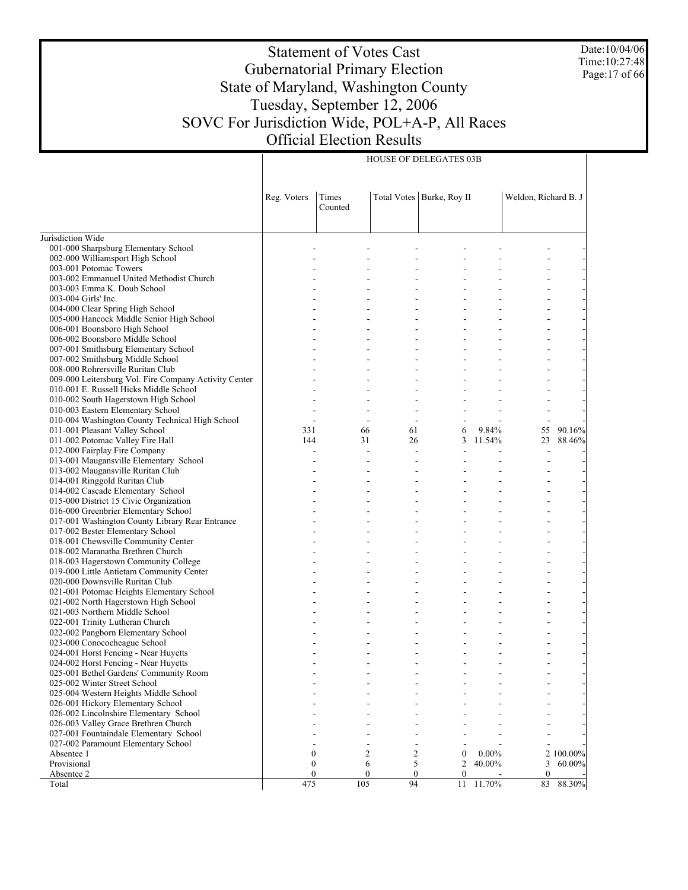# Statement of Votes Cast
## Gubernatorial Primary Election
## State of Maryland, Washington County
## Tuesday, September 12, 2006
## SOVC For Jurisdiction Wide, POL+A-P, All Races
## Official Election Results

Date:10/04/06
Time:10:27:48

| | HOUSE OF DELEGATES 03B | | | | | | |
|---|---|---|---|---|---|---|---|
| | Reg. Voters | Times Counted | Total Votes | Burke, Roy II | | Weldon, Richard B. J | |
| Jurisdiction Wide | | | | | | | |
| 001-000 Sharpsburg Elementary School | - | - | - | - | - | - | - |
| 002-000 Williamsport High School | - | - | - | - | - | - | - |
| 003-001 Potomac Towers | - | - | - | - | - | - | - |
| 003-002 Emmanuel United Methodist Church | - | - | - | - | - | - | - |
| 003-003 Emma K. Doub School | - | - | - | - | - | - | - |
| 003-004 Girls' Inc. | - | - | - | - | - | - | - |
| 004-000 Clear Spring High School | - | - | - | - | - | - | - |
| 005-000 Hancock Middle Senior High School | - | - | - | - | - | - | - |
| 006-001 Boonsboro High School | - | - | - | - | - | - | - |
| 006-002 Boonsboro Middle School | - | - | - | - | - | - | - |
| 007-001 Smithsburg Elementary School | - | - | - | - | - | - | - |
| 007-002 Smithsburg Middle School | - | - | - | - | - | - | - |
| 008-000 Rohrersville Ruritan Club | - | - | - | - | - | - | - |
| 009-000 Leitersburg Vol. Fire Company Activity Center | - | - | - | - | - | - | - |
| 010-001 E. Russell Hicks Middle School | - | - | - | - | - | - | - |
| 010-002 South Hagerstown High School | - | - | - | - | - | - | - |
| 010-003 Eastern Elementary School | - | - | - | - | - | - | - |
| 010-004 Washington County Technical High School | - | - | - | - | - | - | - |
| 011-001 Pleasant Valley School | 331 | 66 | 61 | 6 | 9.84% | 55 | 90.16% |
| 011-002 Potomac Valley Fire Hall | 144 | 31 | 26 | 3 | 11.54% | 23 | 88.46% |
| 012-000 Fairplay Fire Company | - | - | - | - | - | - | - |
| 013-001 Maugansville Elementary School | - | - | - | - | - | - | - |
| 013-002 Maugansville Ruritan Club | - | - | - | - | - | - | - |
| 014-001 Ringgold Ruritan Club | - | - | - | - | - | - | - |
| 014-002 Cascade Elementary School | - | - | - | - | - | - | - |
| 015-000 District 15 Civic Organization | - | - | - | - | - | - | - |
| 016-000 Greenbrier Elementary School | - | - | - | - | - | - | - |
| 017-001 Washington County Library Rear Entrance | - | - | - | - | - | - | - |
| 017-002 Bester Elementary School | - | - | - | - | - | - | - |
| 018-001 Chewsville Community Center | - | - | - | - | - | - | - |
| 018-002 Maranatha Brethren Church | - | - | - | - | - | - | - |
| 018-003 Hagerstown Community College | - | - | - | - | - | - | - |
| 019-000 Little Antietam Community Center | - | - | - | - | - | - | - |
| 020-000 Downsville Ruritan Club | - | - | - | - | - | - | - |
| 021-001 Potomac Heights Elementary School | - | - | - | - | - | - | - |
| 021-002 North Hagerstown High School | - | - | - | - | - | - | - |
| 021-003 Northern Middle School | - | - | - | - | - | - | - |
| 022-001 Trinity Lutheran Church | - | - | - | - | - | - | - |
| 022-002 Pangborn Elementary School | - | - | - | - | - | - | - |
| 023-000 Conococheague School | - | - | - | - | - | - | - |
| 024-001 Horst Fencing - Near Huyetts | - | - | - | - | - | - | - |
| 024-002 Horst Fencing - Near Huyetts | - | - | - | - | - | - | - |
| 025-001 Bethel Gardens' Community Room | - | - | - | - | - | - | - |
| 025-002 Winter Street School | - | - | - | - | - | - | - |
| 025-004 Western Heights Middle School | - | - | - | - | - | - | - |
| 026-001 Hickory Elementary School | - | - | - | - | - | - | - |
| 026-002 Lincolnshire Elementary School | - | - | - | - | - | - | - |
| 026-003 Valley Grace Brethren Church | - | - | - | - | - | - | - |
| 027-001 Fountaindale Elementary School | - | - | - | - | - | - | - |
| 027-002 Paramount Elementary School | - | - | - | - | - | - | - |
| Absentee 1 | 0 | 2 | 2 | 0 | 0.00% | 2 | 100.00% |
| Provisional | 0 | 6 | 5 | 2 | 40.00% | 3 | 60.00% |
| Absentee 2 | 0 | 0 | 0 | 0 | - | 0 | - |
| Total | 475 | 105 | 94 | 11 | 11.70% | 83 | 88.30% |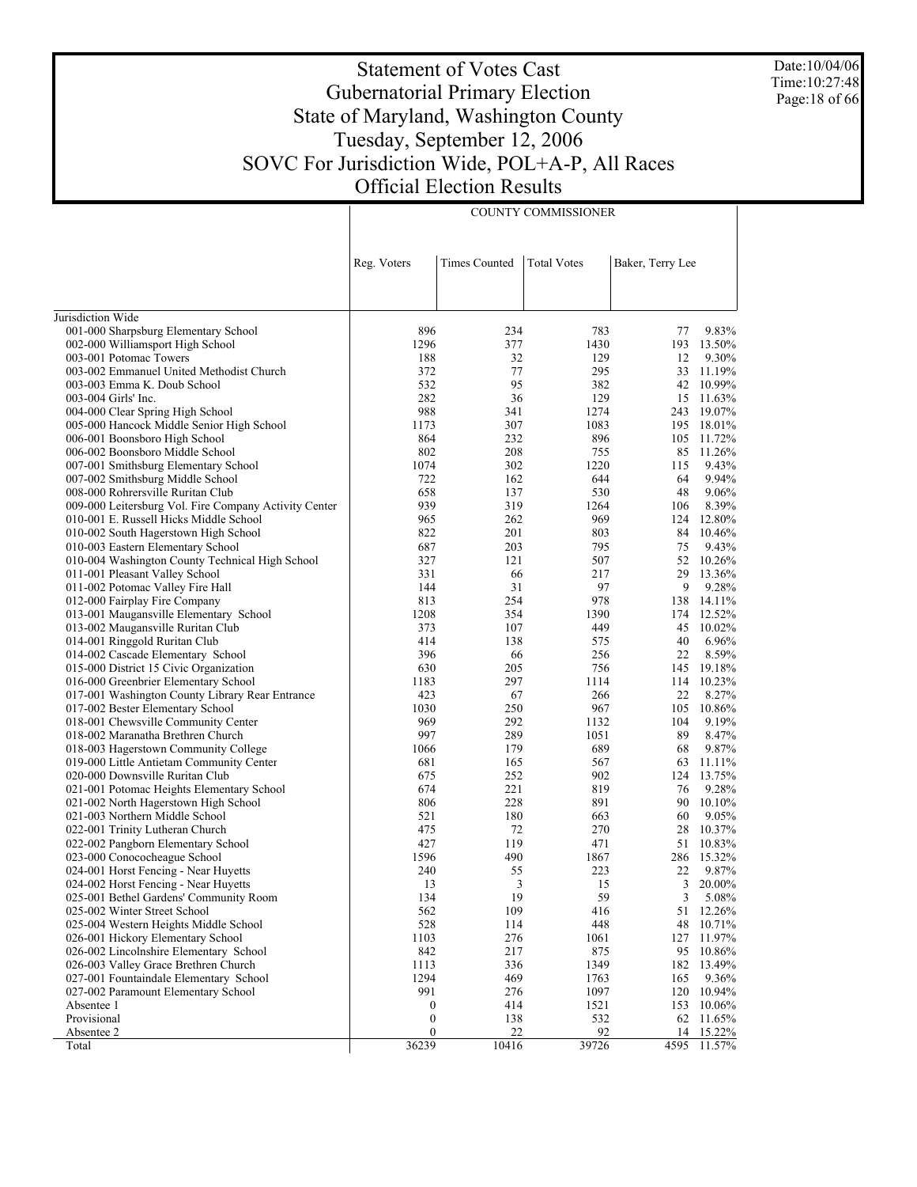# Statement of Votes Cast
## Gubernatorial Primary Election
## State of Maryland, Washington County
## Tuesday, September 12, 2006
## SOVC For Jurisdiction Wide, POL+A-P, All Races
## Official Election Results

Date:10/04/06
Time:10:27:48

| | COUNTY COMMISSIONER | | | | |
|---|---|---|---|---|---|
| | Reg. Voters | Times Counted | Total Votes | Baker, Terry Lee | |
| Jurisdiction Wide | | | | | |
| 001-000 Sharpsburg Elementary School | 896 | 234 | 783 | 77 | 9.83% |
| 002-000 Williamsport High School | 1296 | 377 | 1430 | 193 | 13.50% |
| 003-001 Potomac Towers | 188 | 32 | 129 | 12 | 9.30% |
| 003-002 Emmanuel United Methodist Church | 372 | 77 | 295 | 33 | 11.19% |
| 003-003 Emma K. Doub School | 532 | 95 | 382 | 42 | 10.99% |
| 003-004 Girls' Inc. | 282 | 36 | 129 | 15 | 11.63% |
| 004-000 Clear Spring High School | 988 | 341 | 1274 | 243 | 19.07% |
| 005-000 Hancock Middle Senior High School | 1173 | 307 | 1083 | 195 | 18.01% |
| 006-001 Boonsboro High School | 864 | 232 | 896 | 105 | 11.72% |
| 006-002 Boonsboro Middle School | 802 | 208 | 755 | 85 | 11.26% |
| 007-001 Smithsburg Elementary School | 1074 | 302 | 1220 | 115 | 9.43% |
| 007-002 Smithsburg Middle School | 722 | 162 | 644 | 64 | 9.94% |
| 008-000 Rohrersville Ruritan Club | 658 | 137 | 530 | 48 | 9.06% |
| 009-000 Leitersburg Vol. Fire Company Activity Center | 939 | 319 | 1264 | 106 | 8.39% |
| 010-001 E. Russell Hicks Middle School | 965 | 262 | 969 | 124 | 12.80% |
| 010-002 South Hagerstown High School | 822 | 201 | 803 | 84 | 10.46% |
| 010-003 Eastern Elementary School | 687 | 203 | 795 | 75 | 9.43% |
| 010-004 Washington County Technical High School | 327 | 121 | 507 | 52 | 10.26% |
| 011-001 Pleasant Valley School | 331 | 66 | 217 | 29 | 13.36% |
| 011-002 Potomac Valley Fire Hall | 144 | 31 | 97 | 9 | 9.28% |
| 012-000 Fairplay Fire Company | 813 | 254 | 978 | 138 | 14.11% |
| 013-001 Maugansville Elementary School | 1208 | 354 | 1390 | 174 | 12.52% |
| 013-002 Maugansville Ruritan Club | 373 | 107 | 449 | 45 | 10.02% |
| 014-001 Ringgold Ruritan Club | 414 | 138 | 575 | 40 | 6.96% |
| 014-002 Cascade Elementary School | 396 | 66 | 256 | 22 | 8.59% |
| 015-000 District 15 Civic Organization | 630 | 205 | 756 | 145 | 19.18% |
| 016-000 Greenbrier Elementary School | 1183 | 297 | 1114 | 114 | 10.23% |
| 017-001 Washington County Library Rear Entrance | 423 | 67 | 266 | 22 | 8.27% |
| 017-002 Bester Elementary School | 1030 | 250 | 967 | 105 | 10.86% |
| 018-001 Chewsville Community Center | 969 | 292 | 1132 | 104 | 9.19% |
| 018-002 Maranatha Brethren Church | 997 | 289 | 1051 | 89 | 8.47% |
| 018-003 Hagerstown Community College | 1066 | 179 | 689 | 68 | 9.87% |
| 019-000 Little Antietam Community Center | 681 | 165 | 567 | 63 | 11.11% |
| 020-000 Downsville Ruritan Club | 675 | 252 | 902 | 124 | 13.75% |
| 021-001 Potomac Heights Elementary School | 674 | 221 | 819 | 76 | 9.28% |
| 021-002 North Hagerstown High School | 806 | 228 | 891 | 90 | 10.10% |
| 021-003 Northern Middle School | 521 | 180 | 663 | 60 | 9.05% |
| 022-001 Trinity Lutheran Church | 475 | 72 | 270 | 28 | 10.37% |
| 022-002 Pangborn Elementary School | 427 | 119 | 471 | 51 | 10.83% |
| 023-000 Conococheague School | 1596 | 490 | 1867 | 286 | 15.32% |
| 024-001 Horst Fencing - Near Huyetts | 240 | 55 | 223 | 22 | 9.87% |
| 024-002 Horst Fencing - Near Huyetts | 13 | 3 | 15 | 3 | 20.00% |
| 025-001 Bethel Gardens' Community Room | 134 | 19 | 59 | 3 | 5.08% |
| 025-002 Winter Street School | 562 | 109 | 416 | 51 | 12.26% |
| 025-004 Western Heights Middle School | 528 | 114 | 448 | 48 | 10.71% |
| 026-001 Hickory Elementary School | 1103 | 276 | 1061 | 127 | 11.97% |
| 026-002 Lincolnshire Elementary School | 842 | 217 | 875 | 95 | 10.86% |
| 026-003 Valley Grace Brethren Church | 1113 | 336 | 1349 | 182 | 13.49% |
| 027-001 Fountaindale Elementary School | 1294 | 469 | 1763 | 165 | 9.36% |
| 027-002 Paramount Elementary School | 991 | 276 | 1097 | 120 | 10.94% |
| Absentee 1 | 0 | 414 | 1521 | 153 | 10.06% |
| Provisional | 0 | 138 | 532 | 62 | 11.65% |
| Absentee 2 | 0 | 22 | 92 | 14 | 15.22% |
| Total | 36239 | 10416 | 39726 | 4595 | 11.57% |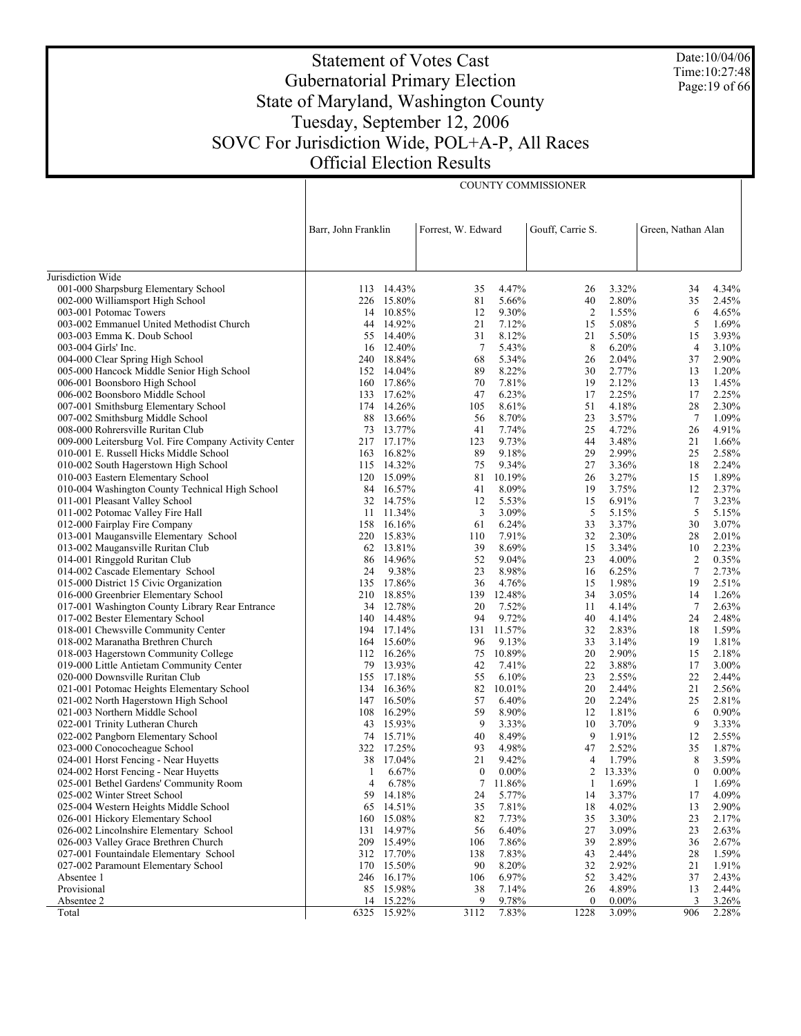# Statement of Votes Cast
## Gubernatorial Primary Election
## State of Maryland, Washington County
## Tuesday, September 12, 2006
## SOVC For Jurisdiction Wide, POL+A-P, All Races
## Official Election Results

Date:10/04/06
Time:10:27:48

| | COUNTY COMMISSIONER | | | | | | | |
|---|---|---|---|---|---|---|---|---|
| | Barr, John Franklin | | Forrest, W. Edward | | Gouff, Carrie S. | | Green, Nathan Alan | |
| Jurisdiction Wide | | | | | | | | |
| 001-000 Sharpsburg Elementary School | 113 | 14.43% | 35 | 4.47% | 26 | 3.32% | 34 | 4.34% |
| 002-000 Williamsport High School | 226 | 15.80% | 81 | 5.66% | 40 | 2.80% | 35 | 2.45% |
| 003-001 Potomac Towers | 14 | 10.85% | 12 | 9.30% | 2 | 1.55% | 6 | 4.65% |
| 003-002 Emmanuel United Methodist Church | 44 | 14.92% | 21 | 7.12% | 15 | 5.08% | 5 | 1.69% |
| 003-003 Emma K. Doub School | 55 | 14.40% | 31 | 8.12% | 21 | 5.50% | 15 | 3.93% |
| 003-004 Girls' Inc. | 16 | 12.40% | 7 | 5.43% | 8 | 6.20% | 4 | 3.10% |
| 004-000 Clear Spring High School | 240 | 18.84% | 68 | 5.34% | 26 | 2.04% | 37 | 2.90% |
| 005-000 Hancock Middle Senior High School | 152 | 14.04% | 89 | 8.22% | 30 | 2.77% | 13 | 1.20% |
| 006-001 Boonsboro High School | 160 | 17.86% | 70 | 7.81% | 19 | 2.12% | 13 | 1.45% |
| 006-002 Boonsboro Middle School | 133 | 17.62% | 47 | 6.23% | 17 | 2.25% | 17 | 2.25% |
| 007-001 Smithsburg Elementary School | 174 | 14.26% | 105 | 8.61% | 51 | 4.18% | 28 | 2.30% |
| 007-002 Smithsburg Middle School | 88 | 13.66% | 56 | 8.70% | 23 | 3.57% | 7 | 1.09% |
| 008-000 Rohrersville Ruritan Club | 73 | 13.77% | 41 | 7.74% | 25 | 4.72% | 26 | 4.91% |
| 009-000 Leitersburg Vol. Fire Company Activity Center | 217 | 17.17% | 123 | 9.73% | 44 | 3.48% | 21 | 1.66% |
| 010-001 E. Russell Hicks Middle School | 163 | 16.82% | 89 | 9.18% | 29 | 2.99% | 25 | 2.58% |
| 010-002 South Hagerstown High School | 115 | 14.32% | 75 | 9.34% | 27 | 3.36% | 18 | 2.24% |
| 010-003 Eastern Elementary School | 120 | 15.09% | 81 | 10.19% | 26 | 3.27% | 15 | 1.89% |
| 010-004 Washington County Technical High School | 84 | 16.57% | 41 | 8.09% | 19 | 3.75% | 12 | 2.37% |
| 011-001 Pleasant Valley School | 32 | 14.75% | 12 | 5.53% | 15 | 6.91% | 7 | 3.23% |
| 011-002 Potomac Valley Fire Hall | 11 | 11.34% | 3 | 3.09% | 5 | 5.15% | 5 | 5.15% |
| 012-000 Fairplay Fire Company | 158 | 16.16% | 61 | 6.24% | 33 | 3.37% | 30 | 3.07% |
| 013-001 Maugansville Elementary School | 220 | 15.83% | 110 | 7.91% | 32 | 2.30% | 28 | 2.01% |
| 013-002 Maugansville Ruritan Club | 62 | 13.81% | 39 | 8.69% | 15 | 3.34% | 10 | 2.23% |
| 014-001 Ringgold Ruritan Club | 86 | 14.96% | 52 | 9.04% | 23 | 4.00% | 2 | 0.35% |
| 014-002 Cascade Elementary School | 24 | 9.38% | 23 | 8.98% | 16 | 6.25% | 7 | 2.73% |
| 015-000 District 15 Civic Organization | 135 | 17.86% | 36 | 4.76% | 15 | 1.98% | 19 | 2.51% |
| 016-000 Greenbrier Elementary School | 210 | 18.85% | 139 | 12.48% | 34 | 3.05% | 14 | 1.26% |
| 017-001 Washington County Library Rear Entrance | 34 | 12.78% | 20 | 7.52% | 11 | 4.14% | 7 | 2.63% |
| 017-002 Bester Elementary School | 140 | 14.48% | 94 | 9.72% | 40 | 4.14% | 24 | 2.48% |
| 018-001 Chewsville Community Center | 194 | 17.14% | 131 | 11.57% | 32 | 2.83% | 18 | 1.59% |
| 018-002 Maranatha Brethren Church | 164 | 15.60% | 96 | 9.13% | 33 | 3.14% | 19 | 1.81% |
| 018-003 Hagerstown Community College | 112 | 16.26% | 75 | 10.89% | 20 | 2.90% | 15 | 2.18% |
| 019-000 Little Antietam Community Center | 79 | 13.93% | 42 | 7.41% | 22 | 3.88% | 17 | 3.00% |
| 020-000 Downsville Ruritan Club | 155 | 17.18% | 55 | 6.10% | 23 | 2.55% | 22 | 2.44% |
| 021-001 Potomac Heights Elementary School | 134 | 16.36% | 82 | 10.01% | 20 | 2.44% | 21 | 2.56% |
| 021-002 North Hagerstown High School | 147 | 16.50% | 57 | 6.40% | 20 | 2.24% | 25 | 2.81% |
| 021-003 Northern Middle School | 108 | 16.29% | 59 | 8.90% | 12 | 1.81% | 6 | 0.90% |
| 022-001 Trinity Lutheran Church | 43 | 15.93% | 9 | 3.33% | 10 | 3.70% | 9 | 3.33% |
| 022-002 Pangborn Elementary School | 74 | 15.71% | 40 | 8.49% | 9 | 1.91% | 12 | 2.55% |
| 023-000 Conococheague School | 322 | 17.25% | 93 | 4.98% | 47 | 2.52% | 35 | 1.87% |
| 024-001 Horst Fencing - Near Huyetts | 38 | 17.04% | 21 | 9.42% | 4 | 1.79% | 8 | 3.59% |
| 024-002 Horst Fencing - Near Huyetts | 1 | 6.67% | 0 | 0.00% | 2 | 13.33% | 0 | 0.00% |
| 025-001 Bethel Gardens' Community Room | 4 | 6.78% | 7 | 11.86% | 1 | 1.69% | 1 | 1.69% |
| 025-002 Winter Street School | 59 | 14.18% | 24 | 5.77% | 14 | 3.37% | 17 | 4.09% |
| 025-004 Western Heights Middle School | 65 | 14.51% | 35 | 7.81% | 18 | 4.02% | 13 | 2.90% |
| 026-001 Hickory Elementary School | 160 | 15.08% | 82 | 7.73% | 35 | 3.30% | 23 | 2.17% |
| 026-002 Lincolnshire Elementary School | 131 | 14.97% | 56 | 6.40% | 27 | 3.09% | 23 | 2.63% |
| 026-003 Valley Grace Brethren Church | 209 | 15.49% | 106 | 7.86% | 39 | 2.89% | 36 | 2.67% |
| 027-001 Fountaindale Elementary School | 312 | 17.70% | 138 | 7.83% | 43 | 2.44% | 28 | 1.59% |
| 027-002 Paramount Elementary School | 170 | 15.50% | 90 | 8.20% | 32 | 2.92% | 21 | 1.91% |
| Absentee 1 | 246 | 16.17% | 106 | 6.97% | 52 | 3.42% | 37 | 2.43% |
| Provisional | 85 | 15.98% | 38 | 7.14% | 26 | 4.89% | 13 | 2.44% |
| Absentee 2 | 14 | 15.22% | 9 | 9.78% | 0 | 0.00% | 3 | 3.26% |
| Total | 6325 | 15.92% | 3112 | 7.83% | 1228 | 3.09% | 906 | 2.28% |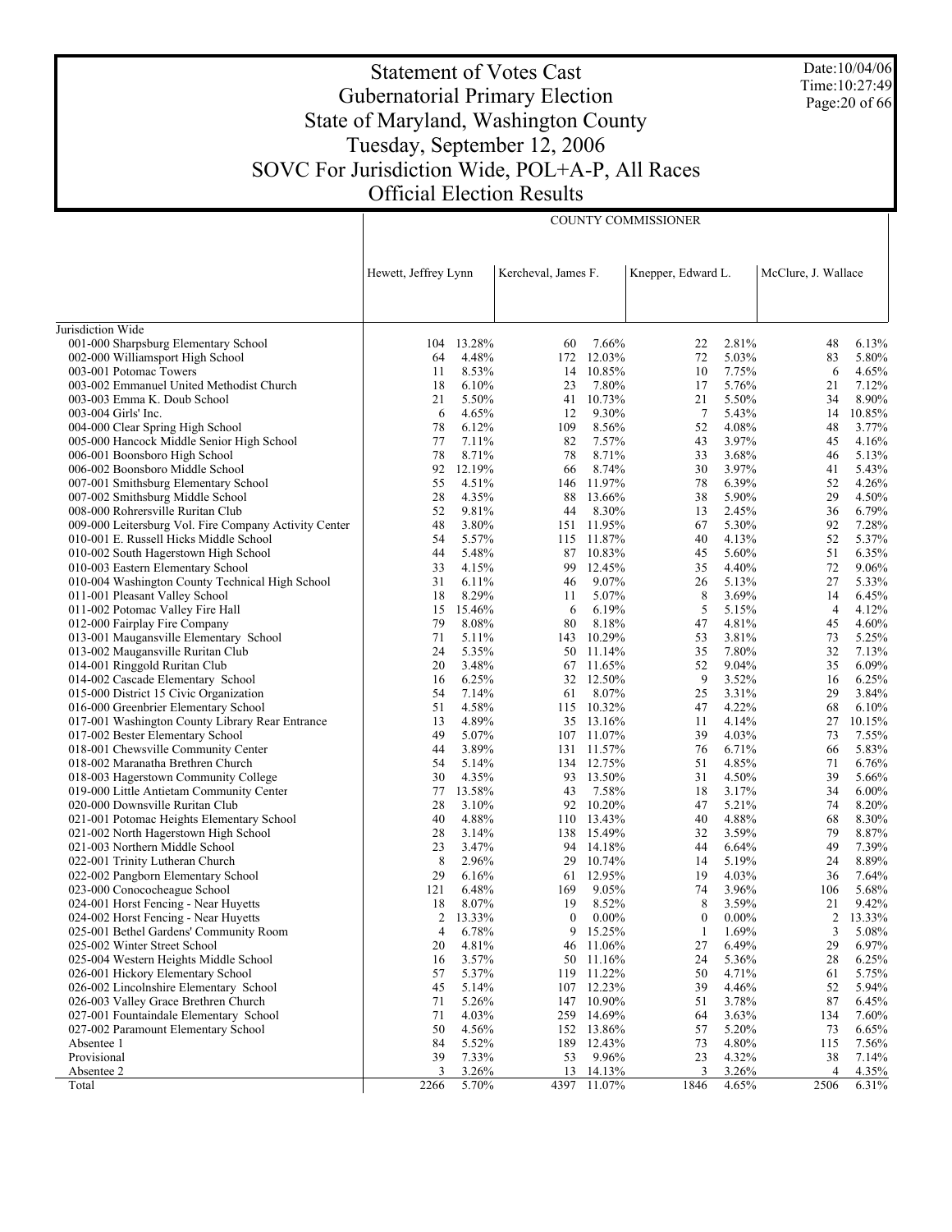# Statement of Votes Cast
## Gubernatorial Primary Election
## State of Maryland, Washington County
## Tuesday, September 12, 2006
## SOVC For Jurisdiction Wide, POL+A-P, All Races
## Official Election Results

Date:10/04/06
Time:10:27:49

| | COUNTY COMMISSIONER | | | | | | | |
|---|---|---|---|---|---|---|---|---|
| | Hewett, Jeffrey Lynn | | Kercheval, James F. | | Knepper, Edward L. | | McClure, J. Wallace | |
| Jurisdiction Wide | | | | | | | | |
| 001-000 Sharpsburg Elementary School | 104 | 13.28% | 60 | 7.66% | 22 | 2.81% | 48 | 6.13% |
| 002-000 Williamsport High School | 64 | 4.48% | 172 | 12.03% | 72 | 5.03% | 83 | 5.80% |
| 003-001 Potomac Towers | 11 | 8.53% | 14 | 10.85% | 10 | 7.75% | 6 | 4.65% |
| 003-002 Emmanuel United Methodist Church | 18 | 6.10% | 23 | 7.80% | 17 | 5.76% | 21 | 7.12% |
| 003-003 Emma K. Doub School | 21 | 5.50% | 41 | 10.73% | 21 | 5.50% | 34 | 8.90% |
| 003-004 Girls' Inc. | 6 | 4.65% | 12 | 9.30% | 7 | 5.43% | 14 | 10.85% |
| 004-000 Clear Spring High School | 78 | 6.12% | 109 | 8.56% | 52 | 4.08% | 48 | 3.77% |
| 005-000 Hancock Middle Senior High School | 77 | 7.11% | 82 | 7.57% | 43 | 3.97% | 45 | 4.16% |
| 006-001 Boonsboro High School | 78 | 8.71% | 78 | 8.71% | 33 | 3.68% | 46 | 5.13% |
| 006-002 Boonsboro Middle School | 92 | 12.19% | 66 | 8.74% | 30 | 3.97% | 41 | 5.43% |
| 007-001 Smithsburg Elementary School | 55 | 4.51% | 146 | 11.97% | 78 | 6.39% | 52 | 4.26% |
| 007-002 Smithsburg Middle School | 28 | 4.35% | 88 | 13.66% | 38 | 5.90% | 29 | 4.50% |
| 008-000 Rohrersville Ruritan Club | 52 | 9.81% | 44 | 8.30% | 13 | 2.45% | 36 | 6.79% |
| 009-000 Leitersburg Vol. Fire Company Activity Center | 48 | 3.80% | 151 | 11.95% | 67 | 5.30% | 92 | 7.28% |
| 010-001 E. Russell Hicks Middle School | 54 | 5.57% | 115 | 11.87% | 40 | 4.13% | 52 | 5.37% |
| 010-002 South Hagerstown High School | 44 | 5.48% | 87 | 10.83% | 45 | 5.60% | 51 | 6.35% |
| 010-003 Eastern Elementary School | 33 | 4.15% | 99 | 12.45% | 35 | 4.40% | 72 | 9.06% |
| 010-004 Washington County Technical High School | 31 | 6.11% | 46 | 9.07% | 26 | 5.13% | 27 | 5.33% |
| 011-001 Pleasant Valley School | 18 | 8.29% | 11 | 5.07% | 8 | 3.69% | 14 | 6.45% |
| 011-002 Potomac Valley Fire Hall | 15 | 15.46% | 6 | 6.19% | 5 | 5.15% | 4 | 4.12% |
| 012-000 Fairplay Fire Company | 79 | 8.08% | 80 | 8.18% | 47 | 4.81% | 45 | 4.60% |
| 013-001 Maugansville Elementary School | 71 | 5.11% | 143 | 10.29% | 53 | 3.81% | 73 | 5.25% |
| 013-002 Maugansville Ruritan Club | 24 | 5.35% | 50 | 11.14% | 35 | 7.80% | 32 | 7.13% |
| 014-001 Ringgold Ruritan Club | 20 | 3.48% | 67 | 11.65% | 52 | 9.04% | 35 | 6.09% |
| 014-002 Cascade Elementary School | 16 | 6.25% | 32 | 12.50% | 9 | 3.52% | 16 | 6.25% |
| 015-000 District 15 Civic Organization | 54 | 7.14% | 61 | 8.07% | 25 | 3.31% | 29 | 3.84% |
| 016-000 Greenbrier Elementary School | 51 | 4.58% | 115 | 10.32% | 47 | 4.22% | 68 | 6.10% |
| 017-001 Washington County Library Rear Entrance | 13 | 4.89% | 35 | 13.16% | 11 | 4.14% | 27 | 10.15% |
| 017-002 Bester Elementary School | 49 | 5.07% | 107 | 11.07% | 39 | 4.03% | 73 | 7.55% |
| 018-001 Chewsville Community Center | 44 | 3.89% | 131 | 11.57% | 76 | 6.71% | 66 | 5.83% |
| 018-002 Maranatha Brethren Church | 54 | 5.14% | 134 | 12.75% | 51 | 4.85% | 71 | 6.76% |
| 018-003 Hagerstown Community College | 30 | 4.35% | 93 | 13.50% | 31 | 4.50% | 39 | 5.66% |
| 019-000 Little Antietam Community Center | 77 | 13.58% | 43 | 7.58% | 18 | 3.17% | 34 | 6.00% |
| 020-000 Downsville Ruritan Club | 28 | 3.10% | 92 | 10.20% | 47 | 5.21% | 74 | 8.20% |
| 021-001 Potomac Heights Elementary School | 40 | 4.88% | 110 | 13.43% | 40 | 4.88% | 68 | 8.30% |
| 021-002 North Hagerstown High School | 28 | 3.14% | 138 | 15.49% | 32 | 3.59% | 79 | 8.87% |
| 021-003 Northern Middle School | 23 | 3.47% | 94 | 14.18% | 44 | 6.64% | 49 | 7.39% |
| 022-001 Trinity Lutheran Church | 8 | 2.96% | 29 | 10.74% | 14 | 5.19% | 24 | 8.89% |
| 022-002 Pangborn Elementary School | 29 | 6.16% | 61 | 12.95% | 19 | 4.03% | 36 | 7.64% |
| 023-000 Conococheague School | 121 | 6.48% | 169 | 9.05% | 74 | 3.96% | 106 | 5.68% |
| 024-001 Horst Fencing - Near Huyetts | 18 | 8.07% | 19 | 8.52% | 8 | 3.59% | 21 | 9.42% |
| 024-002 Horst Fencing - Near Huyetts | 2 | 13.33% | 0 | 0.00% | 0 | 0.00% | 2 | 13.33% |
| 025-001 Bethel Gardens' Community Room | 4 | 6.78% | 9 | 15.25% | 1 | 1.69% | 3 | 5.08% |
| 025-002 Winter Street School | 20 | 4.81% | 46 | 11.06% | 27 | 6.49% | 29 | 6.97% |
| 025-004 Western Heights Middle School | 16 | 3.57% | 50 | 11.16% | 24 | 5.36% | 28 | 6.25% |
| 026-001 Hickory Elementary School | 57 | 5.37% | 119 | 11.22% | 50 | 4.71% | 61 | 5.75% |
| 026-002 Lincolnshire Elementary School | 45 | 5.14% | 107 | 12.23% | 39 | 4.46% | 52 | 5.94% |
| 026-003 Valley Grace Brethren Church | 71 | 5.26% | 147 | 10.90% | 51 | 3.78% | 87 | 6.45% |
| 027-001 Fountaindale Elementary School | 71 | 4.03% | 259 | 14.69% | 64 | 3.63% | 134 | 7.60% |
| 027-002 Paramount Elementary School | 50 | 4.56% | 152 | 13.86% | 57 | 5.20% | 73 | 6.65% |
| Absentee 1 | 84 | 5.52% | 189 | 12.43% | 73 | 4.80% | 115 | 7.56% |
| Provisional | 39 | 7.33% | 53 | 9.96% | 23 | 4.32% | 38 | 7.14% |
| Absentee 2 | 3 | 3.26% | 13 | 14.13% | 3 | 3.26% | 4 | 4.35% |
| Total | 2266 | 5.70% | 4397 | 11.07% | 1846 | 4.65% | 2506 | 6.31% |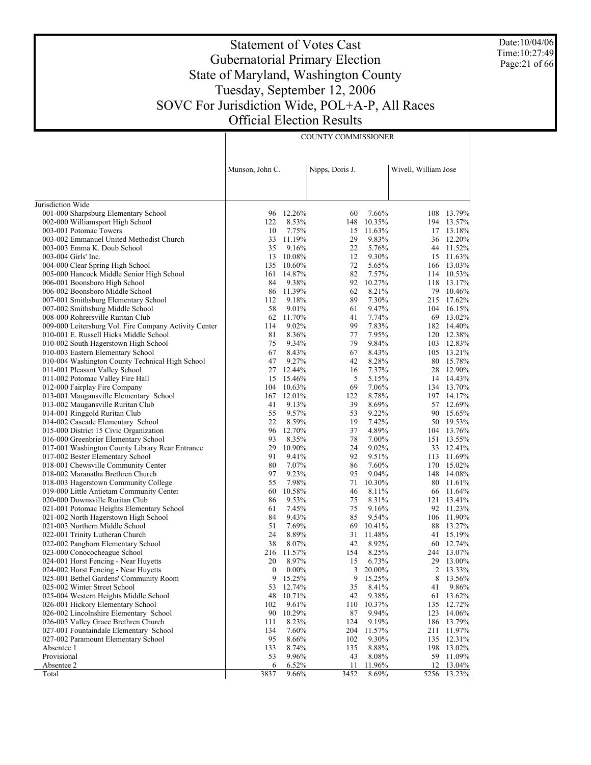# Statement of Votes Cast
## Gubernatorial Primary Election
## State of Maryland, Washington County
## Tuesday, September 12, 2006
## SOVC For Jurisdiction Wide, POL+A-P, All Races
## Official Election Results

Date:10/04/06
Time:10:27:49

| | COUNTY COMMISSIONER | | | | | |
|---|---|---|---|---|---|---|
| | Munson, John C. | | Nipps, Doris J. | | Wivell, William Jose | |
| Jurisdiction Wide | | | | | | |
| 001-000 Sharpsburg Elementary School | 96 | 12.26% | 60 | 7.66% | 108 | 13.79% |
| 002-000 Williamsport High School | 122 | 8.53% | 148 | 10.35% | 194 | 13.57% |
| 003-001 Potomac Towers | 10 | 7.75% | 15 | 11.63% | 17 | 13.18% |
| 003-002 Emmanuel United Methodist Church | 33 | 11.19% | 29 | 9.83% | 36 | 12.20% |
| 003-003 Emma K. Doub School | 35 | 9.16% | 22 | 5.76% | 44 | 11.52% |
| 003-004 Girls' Inc. | 13 | 10.08% | 12 | 9.30% | 15 | 11.63% |
| 004-000 Clear Spring High School | 135 | 10.60% | 72 | 5.65% | 166 | 13.03% |
| 005-000 Hancock Middle Senior High School | 161 | 14.87% | 82 | 7.57% | 114 | 10.53% |
| 006-001 Boonsboro High School | 84 | 9.38% | 92 | 10.27% | 118 | 13.17% |
| 006-002 Boonsboro Middle School | 86 | 11.39% | 62 | 8.21% | 79 | 10.46% |
| 007-001 Smithsburg Elementary School | 112 | 9.18% | 89 | 7.30% | 215 | 17.62% |
| 007-002 Smithsburg Middle School | 58 | 9.01% | 61 | 9.47% | 104 | 16.15% |
| 008-000 Rohrersville Ruritan Club | 62 | 11.70% | 41 | 7.74% | 69 | 13.02% |
| 009-000 Leitersburg Vol. Fire Company Activity Center | 114 | 9.02% | 99 | 7.83% | 182 | 14.40% |
| 010-001 E. Russell Hicks Middle School | 81 | 8.36% | 77 | 7.95% | 120 | 12.38% |
| 010-002 South Hagerstown High School | 75 | 9.34% | 79 | 9.84% | 103 | 12.83% |
| 010-003 Eastern Elementary School | 67 | 8.43% | 67 | 8.43% | 105 | 13.21% |
| 010-004 Washington County Technical High School | 47 | 9.27% | 42 | 8.28% | 80 | 15.78% |
| 011-001 Pleasant Valley School | 27 | 12.44% | 16 | 7.37% | 28 | 12.90% |
| 011-002 Potomac Valley Fire Hall | 15 | 15.46% | 5 | 5.15% | 14 | 14.43% |
| 012-000 Fairplay Fire Company | 104 | 10.63% | 69 | 7.06% | 134 | 13.70% |
| 013-001 Maugansville Elementary School | 167 | 12.01% | 122 | 8.78% | 197 | 14.17% |
| 013-002 Maugansville Ruritan Club | 41 | 9.13% | 39 | 8.69% | 57 | 12.69% |
| 014-001 Ringgold Ruritan Club | 55 | 9.57% | 53 | 9.22% | 90 | 15.65% |
| 014-002 Cascade Elementary School | 22 | 8.59% | 19 | 7.42% | 50 | 19.53% |
| 015-000 District 15 Civic Organization | 96 | 12.70% | 37 | 4.89% | 104 | 13.76% |
| 016-000 Greenbrier Elementary School | 93 | 8.35% | 78 | 7.00% | 151 | 13.55% |
| 017-001 Washington County Library Rear Entrance | 29 | 10.90% | 24 | 9.02% | 33 | 12.41% |
| 017-002 Bester Elementary School | 91 | 9.41% | 92 | 9.51% | 113 | 11.69% |
| 018-001 Chewsville Community Center | 80 | 7.07% | 86 | 7.60% | 170 | 15.02% |
| 018-002 Maranatha Brethren Church | 97 | 9.23% | 95 | 9.04% | 148 | 14.08% |
| 018-003 Hagerstown Community College | 55 | 7.98% | 71 | 10.30% | 80 | 11.61% |
| 019-000 Little Antietam Community Center | 60 | 10.58% | 46 | 8.11% | 66 | 11.64% |
| 020-000 Downsville Ruritan Club | 86 | 9.53% | 75 | 8.31% | 121 | 13.41% |
| 021-001 Potomac Heights Elementary School | 61 | 7.45% | 75 | 9.16% | 92 | 11.23% |
| 021-002 North Hagerstown High School | 84 | 9.43% | 85 | 9.54% | 106 | 11.90% |
| 021-003 Northern Middle School | 51 | 7.69% | 69 | 10.41% | 88 | 13.27% |
| 022-001 Trinity Lutheran Church | 24 | 8.89% | 31 | 11.48% | 41 | 15.19% |
| 022-002 Pangborn Elementary School | 38 | 8.07% | 42 | 8.92% | 60 | 12.74% |
| 023-000 Conococheague School | 216 | 11.57% | 154 | 8.25% | 244 | 13.07% |
| 024-001 Horst Fencing - Near Huyetts | 20 | 8.97% | 15 | 6.73% | 29 | 13.00% |
| 024-002 Horst Fencing - Near Huyetts | 0 | 0.00% | 3 | 20.00% | 2 | 13.33% |
| 025-001 Bethel Gardens' Community Room | 9 | 15.25% | 9 | 15.25% | 8 | 13.56% |
| 025-002 Winter Street School | 53 | 12.74% | 35 | 8.41% | 41 | 9.86% |
| 025-004 Western Heights Middle School | 48 | 10.71% | 42 | 9.38% | 61 | 13.62% |
| 026-001 Hickory Elementary School | 102 | 9.61% | 110 | 10.37% | 135 | 12.72% |
| 026-002 Lincolnshire Elementary School | 90 | 10.29% | 87 | 9.94% | 123 | 14.06% |
| 026-003 Valley Grace Brethren Church | 111 | 8.23% | 124 | 9.19% | 186 | 13.79% |
| 027-001 Fountaindale Elementary School | 134 | 7.60% | 204 | 11.57% | 211 | 11.97% |
| 027-002 Paramount Elementary School | 95 | 8.66% | 102 | 9.30% | 135 | 12.31% |
| Absentee 1 | 133 | 8.74% | 135 | 8.88% | 198 | 13.02% |
| Provisional | 53 | 9.96% | 43 | 8.08% | 59 | 11.09% |
| Absentee 2 | 6 | 6.52% | 11 | 11.96% | 12 | 13.04% |
| Total | 3837 | 9.66% | 3452 | 8.69% | 5256 | 13.23% |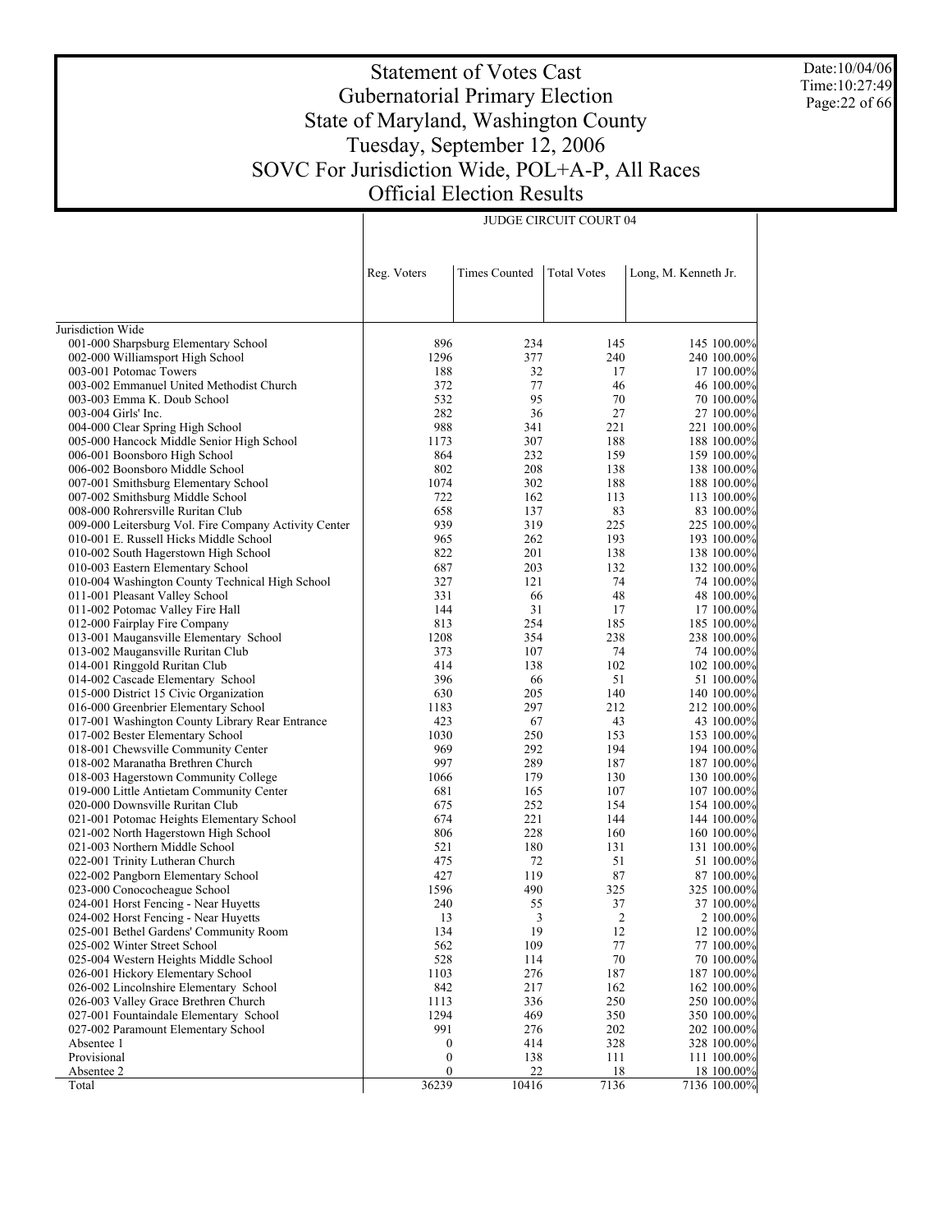# Statement of Votes Cast
# Gubernatorial Primary Election
# State of Maryland, Washington County
# Tuesday, September 12, 2006
# SOVC For Jurisdiction Wide, POL+A-P, All Races
# Official Election Results

Date:10/04/06
Time:10:27:49

| | JUDGE CIRCUIT COURT 04 | | | | |
|---|---|---|---|---|---|
| | Reg. Voters | Times Counted | Total Votes | Long, M. Kenneth Jr. | |
| Jurisdiction Wide | | | | | |
| 001-000 Sharpsburg Elementary School | 896 | 234 | 145 | 145 | 100.00% |
| 002-000 Williamsport High School | 1296 | 377 | 240 | 240 | 100.00% |
| 003-001 Potomac Towers | 188 | 32 | 17 | 17 | 100.00% |
| 003-002 Emmanuel United Methodist Church | 372 | 77 | 46 | 46 | 100.00% |
| 003-003 Emma K. Doub School | 532 | 95 | 70 | 70 | 100.00% |
| 003-004 Girls' Inc. | 282 | 36 | 27 | 27 | 100.00% |
| 004-000 Clear Spring High School | 988 | 341 | 221 | 221 | 100.00% |
| 005-000 Hancock Middle Senior High School | 1173 | 307 | 188 | 188 | 100.00% |
| 006-001 Boonsboro High School | 864 | 232 | 159 | 159 | 100.00% |
| 006-002 Boonsboro Middle School | 802 | 208 | 138 | 138 | 100.00% |
| 007-001 Smithsburg Elementary School | 1074 | 302 | 188 | 188 | 100.00% |
| 007-002 Smithsburg Middle School | 722 | 162 | 113 | 113 | 100.00% |
| 008-000 Rohrersville Ruritan Club | 658 | 137 | 83 | 83 | 100.00% |
| 009-000 Leitersburg Vol. Fire Company Activity Center | 939 | 319 | 225 | 225 | 100.00% |
| 010-001 E. Russell Hicks Middle School | 965 | 262 | 193 | 193 | 100.00% |
| 010-002 South Hagerstown High School | 822 | 201 | 138 | 138 | 100.00% |
| 010-003 Eastern Elementary School | 687 | 203 | 132 | 132 | 100.00% |
| 010-004 Washington County Technical High School | 327 | 121 | 74 | 74 | 100.00% |
| 011-001 Pleasant Valley School | 331 | 66 | 48 | 48 | 100.00% |
| 011-002 Potomac Valley Fire Hall | 144 | 31 | 17 | 17 | 100.00% |
| 012-000 Fairplay Fire Company | 813 | 254 | 185 | 185 | 100.00% |
| 013-001 Maugansville Elementary School | 1208 | 354 | 238 | 238 | 100.00% |
| 013-002 Maugansville Ruritan Club | 373 | 107 | 74 | 74 | 100.00% |
| 014-001 Ringgold Ruritan Club | 414 | 138 | 102 | 102 | 100.00% |
| 014-002 Cascade Elementary School | 396 | 66 | 51 | 51 | 100.00% |
| 015-000 District 15 Civic Organization | 630 | 205 | 140 | 140 | 100.00% |
| 016-000 Greenbrier Elementary School | 1183 | 297 | 212 | 212 | 100.00% |
| 017-001 Washington County Library Rear Entrance | 423 | 67 | 43 | 43 | 100.00% |
| 017-002 Bester Elementary School | 1030 | 250 | 153 | 153 | 100.00% |
| 018-001 Chewsville Community Center | 969 | 292 | 194 | 194 | 100.00% |
| 018-002 Maranatha Brethren Church | 997 | 289 | 187 | 187 | 100.00% |
| 018-003 Hagerstown Community College | 1066 | 179 | 130 | 130 | 100.00% |
| 019-000 Little Antietam Community Center | 681 | 165 | 107 | 107 | 100.00% |
| 020-000 Downsville Ruritan Club | 675 | 252 | 154 | 154 | 100.00% |
| 021-001 Potomac Heights Elementary School | 674 | 221 | 144 | 144 | 100.00% |
| 021-002 North Hagerstown High School | 806 | 228 | 160 | 160 | 100.00% |
| 021-003 Northern Middle School | 521 | 180 | 131 | 131 | 100.00% |
| 022-001 Trinity Lutheran Church | 475 | 72 | 51 | 51 | 100.00% |
| 022-002 Pangborn Elementary School | 427 | 119 | 87 | 87 | 100.00% |
| 023-000 Conococheague School | 1596 | 490 | 325 | 325 | 100.00% |
| 024-001 Horst Fencing - Near Huyetts | 240 | 55 | 37 | 37 | 100.00% |
| 024-002 Horst Fencing - Near Huyetts | 13 | 3 | 2 | 2 | 100.00% |
| 025-001 Bethel Gardens' Community Room | 134 | 19 | 12 | 12 | 100.00% |
| 025-002 Winter Street School | 562 | 109 | 77 | 77 | 100.00% |
| 025-004 Western Heights Middle School | 528 | 114 | 70 | 70 | 100.00% |
| 026-001 Hickory Elementary School | 1103 | 276 | 187 | 187 | 100.00% |
| 026-002 Lincolnshire Elementary School | 842 | 217 | 162 | 162 | 100.00% |
| 026-003 Valley Grace Brethren Church | 1113 | 336 | 250 | 250 | 100.00% |
| 027-001 Fountaindale Elementary School | 1294 | 469 | 350 | 350 | 100.00% |
| 027-002 Paramount Elementary School | 991 | 276 | 202 | 202 | 100.00% |
| Absentee 1 | 0 | 414 | 328 | 328 | 100.00% |
| Provisional | 0 | 138 | 111 | 111 | 100.00% |
| Absentee 2 | 0 | 22 | 18 | 18 | 100.00% |
| Total | 36239 | 10416 | 7136 | 7136 | 100.00% |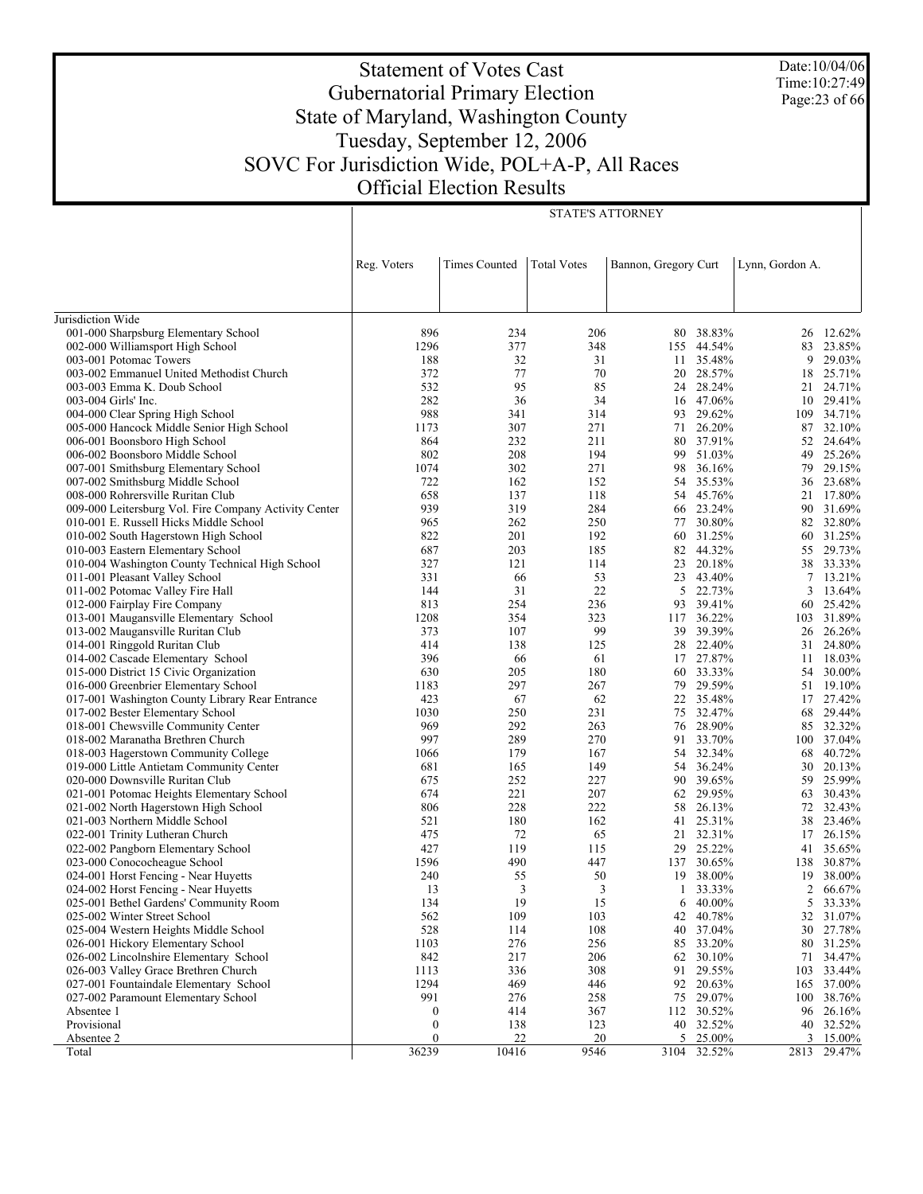# Statement of Votes Cast
## Gubernatorial Primary Election
## State of Maryland, Washington County
## Tuesday, September 12, 2006
## SOVC For Jurisdiction Wide, POL+A-P, All Races
## Official Election Results

Date:10/04/06
Time:10:27:49

| | STATE'S ATTORNEY | | | | | | |
|---|---|---|---|---|---|---|---|
| | Reg. Voters | Times Counted | Total Votes | Bannon, Gregory Curt | | Lynn, Gordon A. | |
| Jurisdiction Wide | | | | | | | |
| 001-000 Sharpsburg Elementary School | 896 | 234 | 206 | 80 | 38.83% | 26 | 12.62% |
| 002-000 Williamsport High School | 1296 | 377 | 348 | 155 | 44.54% | 83 | 23.85% |
| 003-001 Potomac Towers | 188 | 32 | 31 | 11 | 35.48% | 9 | 29.03% |
| 003-002 Emmanuel United Methodist Church | 372 | 77 | 70 | 20 | 28.57% | 18 | 25.71% |
| 003-003 Emma K. Doub School | 532 | 95 | 85 | 24 | 28.24% | 21 | 24.71% |
| 003-004 Girls' Inc. | 282 | 36 | 34 | 16 | 47.06% | 10 | 29.41% |
| 004-000 Clear Spring High School | 988 | 341 | 314 | 93 | 29.62% | 109 | 34.71% |
| 005-000 Hancock Middle Senior High School | 1173 | 307 | 271 | 71 | 26.20% | 87 | 32.10% |
| 006-001 Boonsboro High School | 864 | 232 | 211 | 80 | 37.91% | 52 | 24.64% |
| 006-002 Boonsboro Middle School | 802 | 208 | 194 | 99 | 51.03% | 49 | 25.26% |
| 007-001 Smithsburg Elementary School | 1074 | 302 | 271 | 98 | 36.16% | 79 | 29.15% |
| 007-002 Smithsburg Middle School | 722 | 162 | 152 | 54 | 35.53% | 36 | 23.68% |
| 008-000 Rohrersville Ruritan Club | 658 | 137 | 118 | 54 | 45.76% | 21 | 17.80% |
| 009-000 Leitersburg Vol. Fire Company Activity Center | 939 | 319 | 284 | 66 | 23.24% | 90 | 31.69% |
| 010-001 E. Russell Hicks Middle School | 965 | 262 | 250 | 77 | 30.80% | 82 | 32.80% |
| 010-002 South Hagerstown High School | 822 | 201 | 192 | 60 | 31.25% | 60 | 31.25% |
| 010-003 Eastern Elementary School | 687 | 203 | 185 | 82 | 44.32% | 55 | 29.73% |
| 010-004 Washington County Technical High School | 327 | 121 | 114 | 23 | 20.18% | 38 | 33.33% |
| 011-001 Pleasant Valley School | 331 | 66 | 53 | 23 | 43.40% | 7 | 13.21% |
| 011-002 Potomac Valley Fire Hall | 144 | 31 | 22 | 5 | 22.73% | 3 | 13.64% |
| 012-000 Fairplay Fire Company | 813 | 254 | 236 | 93 | 39.41% | 60 | 25.42% |
| 013-001 Maugansville Elementary School | 1208 | 354 | 323 | 117 | 36.22% | 103 | 31.89% |
| 013-002 Maugansville Ruritan Club | 373 | 107 | 99 | 39 | 39.39% | 26 | 26.26% |
| 014-001 Ringgold Ruritan Club | 414 | 138 | 125 | 28 | 22.40% | 31 | 24.80% |
| 014-002 Cascade Elementary School | 396 | 66 | 61 | 17 | 27.87% | 11 | 18.03% |
| 015-000 District 15 Civic Organization | 630 | 205 | 180 | 60 | 33.33% | 54 | 30.00% |
| 016-000 Greenbrier Elementary School | 1183 | 297 | 267 | 79 | 29.59% | 51 | 19.10% |
| 017-001 Washington County Library Rear Entrance | 423 | 67 | 62 | 22 | 35.48% | 17 | 27.42% |
| 017-002 Bester Elementary School | 1030 | 250 | 231 | 75 | 32.47% | 68 | 29.44% |
| 018-001 Chewsville Community Center | 969 | 292 | 263 | 76 | 28.90% | 85 | 32.32% |
| 018-002 Maranatha Brethren Church | 997 | 289 | 270 | 91 | 33.70% | 100 | 37.04% |
| 018-003 Hagerstown Community College | 1066 | 179 | 167 | 54 | 32.34% | 68 | 40.72% |
| 019-000 Little Antietam Community Center | 681 | 165 | 149 | 54 | 36.24% | 30 | 20.13% |
| 020-000 Downsville Ruritan Club | 675 | 252 | 227 | 90 | 39.65% | 59 | 25.99% |
| 021-001 Potomac Heights Elementary School | 674 | 221 | 207 | 62 | 29.95% | 63 | 30.43% |
| 021-002 North Hagerstown High School | 806 | 228 | 222 | 58 | 26.13% | 72 | 32.43% |
| 021-003 Northern Middle School | 521 | 180 | 162 | 41 | 25.31% | 38 | 23.46% |
| 022-001 Trinity Lutheran Church | 475 | 72 | 65 | 21 | 32.31% | 17 | 26.15% |
| 022-002 Pangborn Elementary School | 427 | 119 | 115 | 29 | 25.22% | 41 | 35.65% |
| 023-000 Conococheague School | 1596 | 490 | 447 | 137 | 30.65% | 138 | 30.87% |
| 024-001 Horst Fencing - Near Huyetts | 240 | 55 | 50 | 19 | 38.00% | 19 | 38.00% |
| 024-002 Horst Fencing - Near Huyetts | 13 | 3 | 3 | 1 | 33.33% | 2 | 66.67% |
| 025-001 Bethel Gardens' Community Room | 134 | 19 | 15 | 6 | 40.00% | 5 | 33.33% |
| 025-002 Winter Street School | 562 | 109 | 103 | 42 | 40.78% | 32 | 31.07% |
| 025-004 Western Heights Middle School | 528 | 114 | 108 | 40 | 37.04% | 30 | 27.78% |
| 026-001 Hickory Elementary School | 1103 | 276 | 256 | 85 | 33.20% | 80 | 31.25% |
| 026-002 Lincolnshire Elementary School | 842 | 217 | 206 | 62 | 30.10% | 71 | 34.47% |
| 026-003 Valley Grace Brethren Church | 1113 | 336 | 308 | 91 | 29.55% | 103 | 33.44% |
| 027-001 Fountaindale Elementary School | 1294 | 469 | 446 | 92 | 20.63% | 165 | 37.00% |
| 027-002 Paramount Elementary School | 991 | 276 | 258 | 75 | 29.07% | 100 | 38.76% |
| Absentee 1 | 0 | 414 | 367 | 112 | 30.52% | 96 | 26.16% |
| Provisional | 0 | 138 | 123 | 40 | 32.52% | 40 | 32.52% |
| Absentee 2 | 0 | 22 | 20 | 5 | 25.00% | 3 | 15.00% |
| Total | 36239 | 10416 | 9546 | 3104 | 32.52% | 2813 | 29.47% |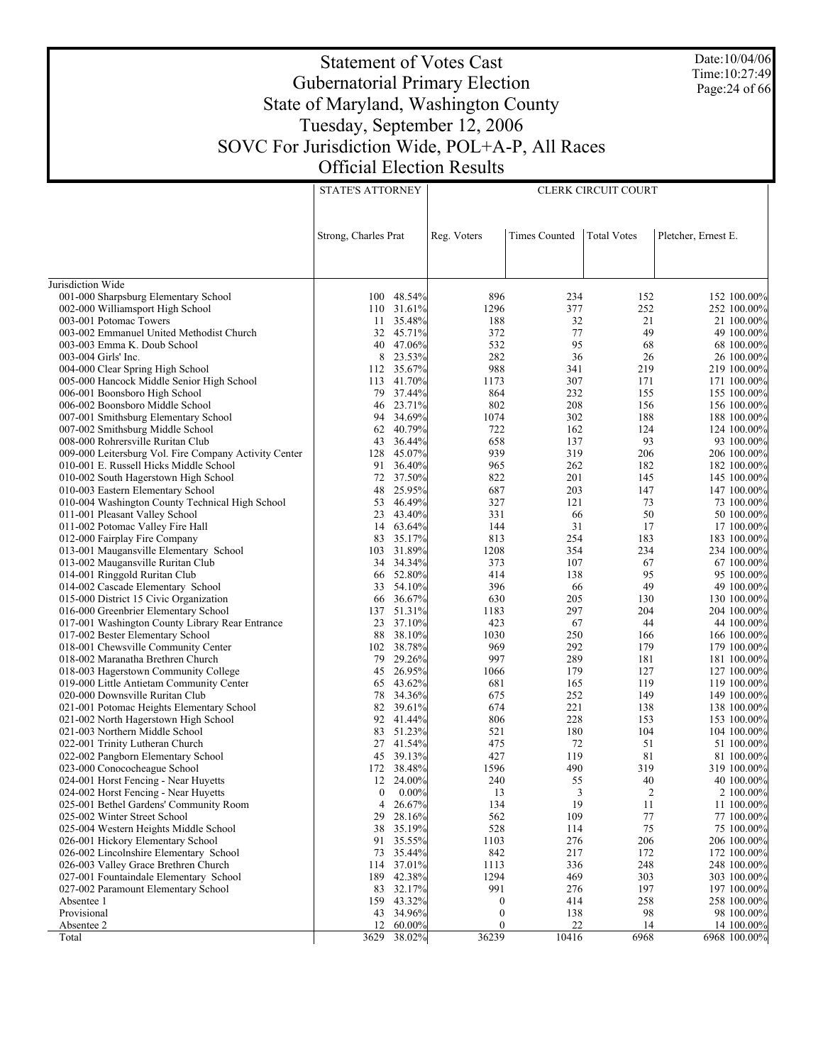# Statement of Votes Cast
## Gubernatorial Primary Election
## State of Maryland, Washington County
## Tuesday, September 12, 2006
## SOVC For Jurisdiction Wide, POL+A-P, All Races
## Official Election Results

Date:10/04/06
Time:10:27:49

| | STATE'S ATTORNEY | | CLERK CIRCUIT COURT | | | | |
|---|---|---|---|---|---|---|---|
| | Strong, Charles Prat | | Reg. Voters | Times Counted | Total Votes | Pletcher, Ernest E. | |
| Jurisdiction Wide | | | | | | | |
| 001-000 Sharpsburg Elementary School | 100 | 48.54% | 896 | 234 | 152 | 152 | 100.00% |
| 002-000 Williamsport High School | 110 | 31.61% | 1296 | 377 | 252 | 252 | 100.00% |
| 003-001 Potomac Towers | 11 | 35.48% | 188 | 32 | 21 | 21 | 100.00% |
| 003-002 Emmanuel United Methodist Church | 32 | 45.71% | 372 | 77 | 49 | 49 | 100.00% |
| 003-003 Emma K. Doub School | 40 | 47.06% | 532 | 95 | 68 | 68 | 100.00% |
| 003-004 Girls' Inc. | 8 | 23.53% | 282 | 36 | 26 | 26 | 100.00% |
| 004-000 Clear Spring High School | 112 | 35.67% | 988 | 341 | 219 | 219 | 100.00% |
| 005-000 Hancock Middle Senior High School | 113 | 41.70% | 1173 | 307 | 171 | 171 | 100.00% |
| 006-001 Boonsboro High School | 79 | 37.44% | 864 | 232 | 155 | 155 | 100.00% |
| 006-002 Boonsboro Middle School | 46 | 23.71% | 802 | 208 | 156 | 156 | 100.00% |
| 007-001 Smithsburg Elementary School | 94 | 34.69% | 1074 | 302 | 188 | 188 | 100.00% |
| 007-002 Smithsburg Middle School | 62 | 40.79% | 722 | 162 | 124 | 124 | 100.00% |
| 008-000 Rohrersville Ruritan Club | 43 | 36.44% | 658 | 137 | 93 | 93 | 100.00% |
| 009-000 Leitersburg Vol. Fire Company Activity Center | 128 | 45.07% | 939 | 319 | 206 | 206 | 100.00% |
| 010-001 E. Russell Hicks Middle School | 91 | 36.40% | 965 | 262 | 182 | 182 | 100.00% |
| 010-002 South Hagerstown High School | 72 | 37.50% | 822 | 201 | 145 | 145 | 100.00% |
| 010-003 Eastern Elementary School | 48 | 25.95% | 687 | 203 | 147 | 147 | 100.00% |
| 010-004 Washington County Technical High School | 53 | 46.49% | 327 | 121 | 73 | 73 | 100.00% |
| 011-001 Pleasant Valley School | 23 | 43.40% | 331 | 66 | 50 | 50 | 100.00% |
| 011-002 Potomac Valley Fire Hall | 14 | 63.64% | 144 | 31 | 17 | 17 | 100.00% |
| 012-000 Fairplay Fire Company | 83 | 35.17% | 813 | 254 | 183 | 183 | 100.00% |
| 013-001 Maugansville Elementary School | 103 | 31.89% | 1208 | 354 | 234 | 234 | 100.00% |
| 013-002 Maugansville Ruritan Club | 34 | 34.34% | 373 | 107 | 67 | 67 | 100.00% |
| 014-001 Ringgold Ruritan Club | 66 | 52.80% | 414 | 138 | 95 | 95 | 100.00% |
| 014-002 Cascade Elementary School | 33 | 54.10% | 396 | 66 | 49 | 49 | 100.00% |
| 015-000 District 15 Civic Organization | 66 | 36.67% | 630 | 205 | 130 | 130 | 100.00% |
| 016-000 Greenbrier Elementary School | 137 | 51.31% | 1183 | 297 | 204 | 204 | 100.00% |
| 017-001 Washington County Library Rear Entrance | 23 | 37.10% | 423 | 67 | 44 | 44 | 100.00% |
| 017-002 Bester Elementary School | 88 | 38.10% | 1030 | 250 | 166 | 166 | 100.00% |
| 018-001 Chewsville Community Center | 102 | 38.78% | 969 | 292 | 179 | 179 | 100.00% |
| 018-002 Maranatha Brethren Church | 79 | 29.26% | 997 | 289 | 181 | 181 | 100.00% |
| 018-003 Hagerstown Community College | 45 | 26.95% | 1066 | 179 | 127 | 127 | 100.00% |
| 019-000 Little Antietam Community Center | 65 | 43.62% | 681 | 165 | 119 | 119 | 100.00% |
| 020-000 Downsville Ruritan Club | 78 | 34.36% | 675 | 252 | 149 | 149 | 100.00% |
| 021-001 Potomac Heights Elementary School | 82 | 39.61% | 674 | 221 | 138 | 138 | 100.00% |
| 021-002 North Hagerstown High School | 92 | 41.44% | 806 | 228 | 153 | 153 | 100.00% |
| 021-003 Northern Middle School | 83 | 51.23% | 521 | 180 | 104 | 104 | 100.00% |
| 022-001 Trinity Lutheran Church | 27 | 41.54% | 475 | 72 | 51 | 51 | 100.00% |
| 022-002 Pangborn Elementary School | 45 | 39.13% | 427 | 119 | 81 | 81 | 100.00% |
| 023-000 Conococheague School | 172 | 38.48% | 1596 | 490 | 319 | 319 | 100.00% |
| 024-001 Horst Fencing - Near Huyetts | 12 | 24.00% | 240 | 55 | 40 | 40 | 100.00% |
| 024-002 Horst Fencing - Near Huyetts | 0 | 0.00% | 13 | 3 | 2 | 2 | 100.00% |
| 025-001 Bethel Gardens' Community Room | 4 | 26.67% | 134 | 19 | 11 | 11 | 100.00% |
| 025-002 Winter Street School | 29 | 28.16% | 562 | 109 | 77 | 77 | 100.00% |
| 025-004 Western Heights Middle School | 38 | 35.19% | 528 | 114 | 75 | 75 | 100.00% |
| 026-001 Hickory Elementary School | 91 | 35.55% | 1103 | 276 | 206 | 206 | 100.00% |
| 026-002 Lincolnshire Elementary School | 73 | 35.44% | 842 | 217 | 172 | 172 | 100.00% |
| 026-003 Valley Grace Brethren Church | 114 | 37.01% | 1113 | 336 | 248 | 248 | 100.00% |
| 027-001 Fountaindale Elementary School | 189 | 42.38% | 1294 | 469 | 303 | 303 | 100.00% |
| 027-002 Paramount Elementary School | 83 | 32.17% | 991 | 276 | 197 | 197 | 100.00% |
| Absentee 1 | 159 | 43.32% | 0 | 414 | 258 | 258 | 100.00% |
| Provisional | 43 | 34.96% | 0 | 138 | 98 | 98 | 100.00% |
| Absentee 2 | 12 | 60.00% | 0 | 22 | 14 | 14 | 100.00% |
| Total | 3629 | 38.02% | 36239 | 10416 | 6968 | 6968 | 100.00% |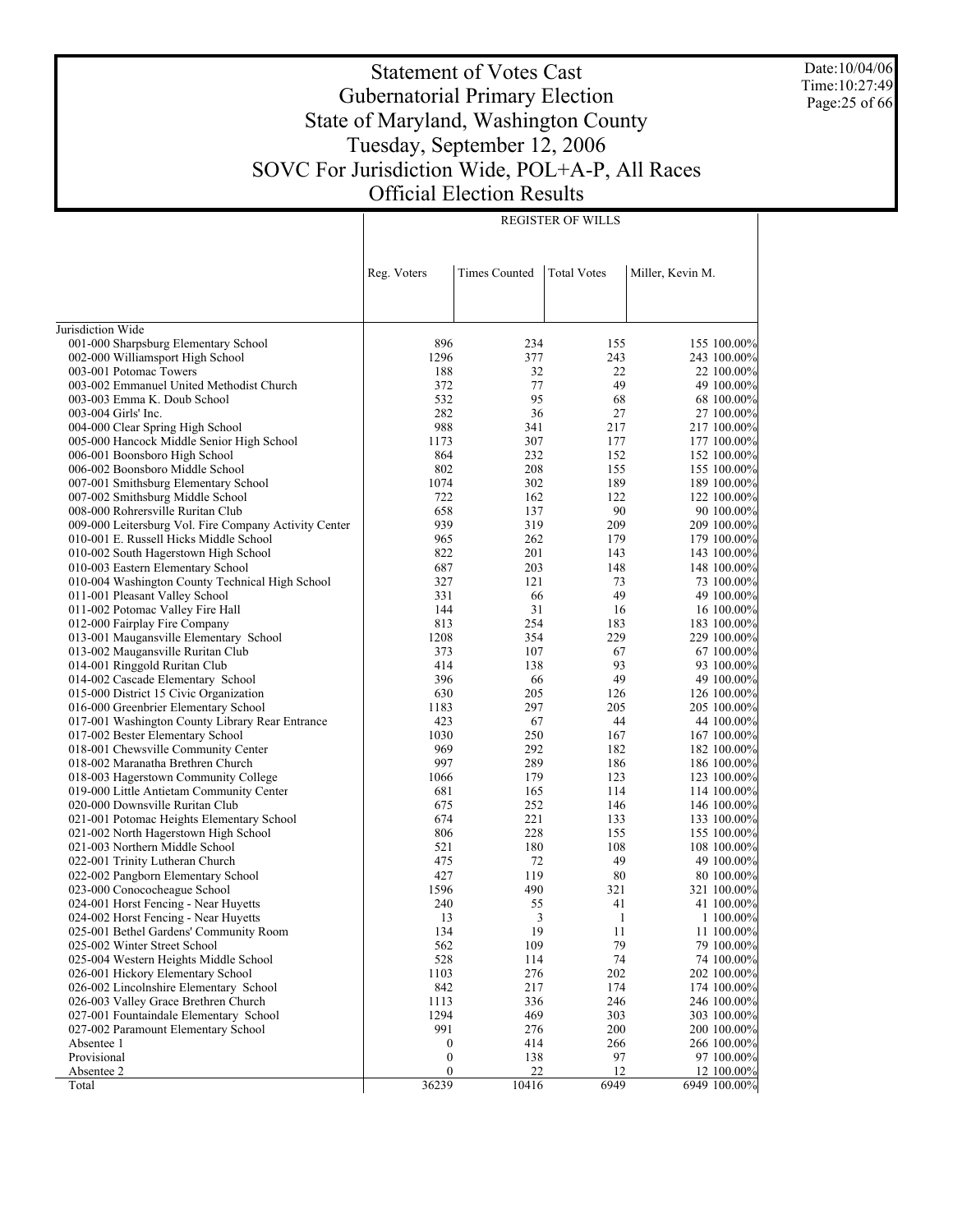# Statement of Votes Cast
## Gubernatorial Primary Election
## State of Maryland, Washington County
## Tuesday, September 12, 2006
## SOVC For Jurisdiction Wide, POL+A-P, All Races
## Official Election Results

Date:10/04/06
Time:10:27:49

| | REGISTER OF WILLS | | | | |
|---|---|---|---|---|---|
| | Reg. Voters | Times Counted | Total Votes | Miller, Kevin M. | |
| Jurisdiction Wide | | | | | |
| 001-000 Sharpsburg Elementary School | 896 | 234 | 155 | 155 | 100.00% |
| 002-000 Williamsport High School | 1296 | 377 | 243 | 243 | 100.00% |
| 003-001 Potomac Towers | 188 | 32 | 22 | 22 | 100.00% |
| 003-002 Emmanuel United Methodist Church | 372 | 77 | 49 | 49 | 100.00% |
| 003-003 Emma K. Doub School | 532 | 95 | 68 | 68 | 100.00% |
| 003-004 Girls' Inc. | 282 | 36 | 27 | 27 | 100.00% |
| 004-000 Clear Spring High School | 988 | 341 | 217 | 217 | 100.00% |
| 005-000 Hancock Middle Senior High School | 1173 | 307 | 177 | 177 | 100.00% |
| 006-001 Boonsboro High School | 864 | 232 | 152 | 152 | 100.00% |
| 006-002 Boonsboro Middle School | 802 | 208 | 155 | 155 | 100.00% |
| 007-001 Smithsburg Elementary School | 1074 | 302 | 189 | 189 | 100.00% |
| 007-002 Smithsburg Middle School | 722 | 162 | 122 | 122 | 100.00% |
| 008-000 Rohrersville Ruritan Club | 658 | 137 | 90 | 90 | 100.00% |
| 009-000 Leitersburg Vol. Fire Company Activity Center | 939 | 319 | 209 | 209 | 100.00% |
| 010-001 E. Russell Hicks Middle School | 965 | 262 | 179 | 179 | 100.00% |
| 010-002 South Hagerstown High School | 822 | 201 | 143 | 143 | 100.00% |
| 010-003 Eastern Elementary School | 687 | 203 | 148 | 148 | 100.00% |
| 010-004 Washington County Technical High School | 327 | 121 | 73 | 73 | 100.00% |
| 011-001 Pleasant Valley School | 331 | 66 | 49 | 49 | 100.00% |
| 011-002 Potomac Valley Fire Hall | 144 | 31 | 16 | 16 | 100.00% |
| 012-000 Fairplay Fire Company | 813 | 254 | 183 | 183 | 100.00% |
| 013-001 Maugansville Elementary School | 1208 | 354 | 229 | 229 | 100.00% |
| 013-002 Maugansville Ruritan Club | 373 | 107 | 67 | 67 | 100.00% |
| 014-001 Ringgold Ruritan Club | 414 | 138 | 93 | 93 | 100.00% |
| 014-002 Cascade Elementary School | 396 | 66 | 49 | 49 | 100.00% |
| 015-000 District 15 Civic Organization | 630 | 205 | 126 | 126 | 100.00% |
| 016-000 Greenbrier Elementary School | 1183 | 297 | 205 | 205 | 100.00% |
| 017-001 Washington County Library Rear Entrance | 423 | 67 | 44 | 44 | 100.00% |
| 017-002 Bester Elementary School | 1030 | 250 | 167 | 167 | 100.00% |
| 018-001 Chewsville Community Center | 969 | 292 | 182 | 182 | 100.00% |
| 018-002 Maranatha Brethren Church | 997 | 289 | 186 | 186 | 100.00% |
| 018-003 Hagerstown Community College | 1066 | 179 | 123 | 123 | 100.00% |
| 019-000 Little Antietam Community Center | 681 | 165 | 114 | 114 | 100.00% |
| 020-000 Downsville Ruritan Club | 675 | 252 | 146 | 146 | 100.00% |
| 021-001 Potomac Heights Elementary School | 674 | 221 | 133 | 133 | 100.00% |
| 021-002 North Hagerstown High School | 806 | 228 | 155 | 155 | 100.00% |
| 021-003 Northern Middle School | 521 | 180 | 108 | 108 | 100.00% |
| 022-001 Trinity Lutheran Church | 475 | 72 | 49 | 49 | 100.00% |
| 022-002 Pangborn Elementary School | 427 | 119 | 80 | 80 | 100.00% |
| 023-000 Conococheague School | 1596 | 490 | 321 | 321 | 100.00% |
| 024-001 Horst Fencing - Near Huyetts | 240 | 55 | 41 | 41 | 100.00% |
| 024-002 Horst Fencing - Near Huyetts | 13 | 3 | 1 | 1 | 100.00% |
| 025-001 Bethel Gardens' Community Room | 134 | 19 | 11 | 11 | 100.00% |
| 025-002 Winter Street School | 562 | 109 | 79 | 79 | 100.00% |
| 025-004 Western Heights Middle School | 528 | 114 | 74 | 74 | 100.00% |
| 026-001 Hickory Elementary School | 1103 | 276 | 202 | 202 | 100.00% |
| 026-002 Lincolnshire Elementary School | 842 | 217 | 174 | 174 | 100.00% |
| 026-003 Valley Grace Brethren Church | 1113 | 336 | 246 | 246 | 100.00% |
| 027-001 Fountaindale Elementary School | 1294 | 469 | 303 | 303 | 100.00% |
| 027-002 Paramount Elementary School | 991 | 276 | 200 | 200 | 100.00% |
| Absentee 1 | 0 | 414 | 266 | 266 | 100.00% |
| Provisional | 0 | 138 | 97 | 97 | 100.00% |
| Absentee 2 | 0 | 22 | 12 | 12 | 100.00% |
| Total | 36239 | 10416 | 6949 | 6949 | 100.00% |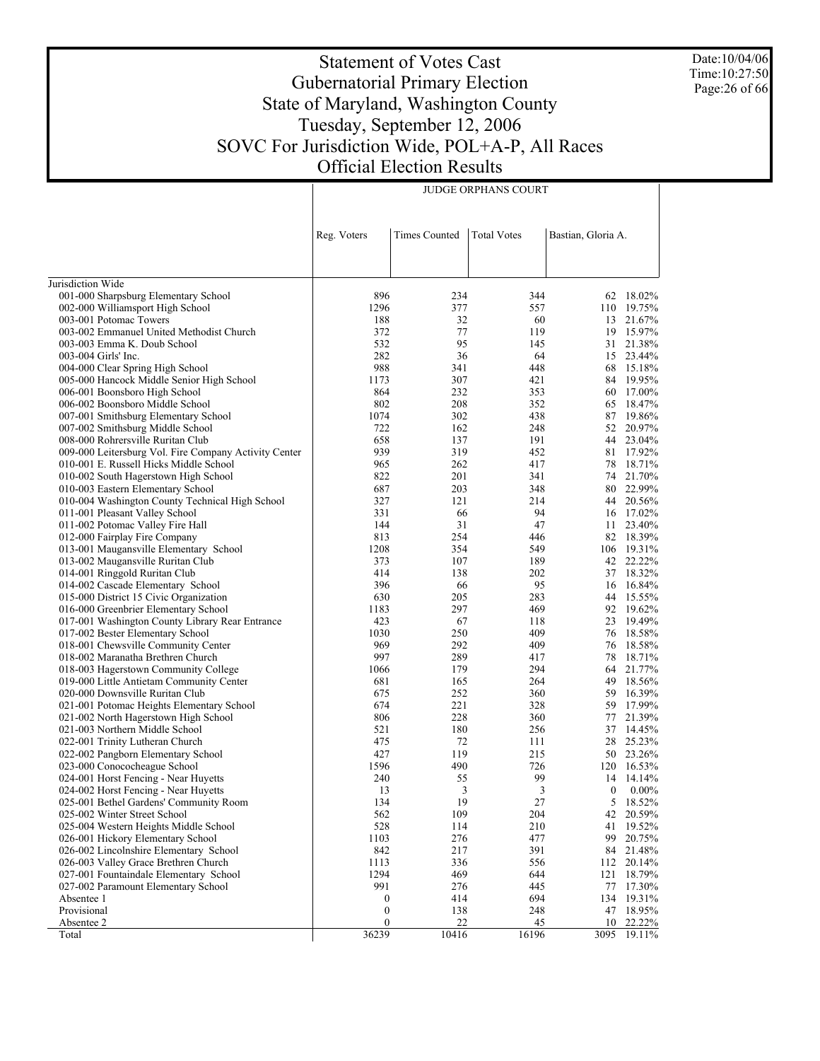# Statement of Votes Cast
## Gubernatorial Primary Election
## State of Maryland, Washington County
## Tuesday, September 12, 2006
## SOVC For Jurisdiction Wide, POL+A-P, All Races
## Official Election Results

Date:10/04/06
Time:10:27:50

| | JUDGE ORPHANS COURT | | | | |
|---|---|---|---|---|---|
| | Reg. Voters | Times Counted | Total Votes | Bastian, Gloria A. | |
| Jurisdiction Wide | | | | | |
| 001-000 Sharpsburg Elementary School | 896 | 234 | 344 | 62 | 18.02% |
| 002-000 Williamsport High School | 1296 | 377 | 557 | 110 | 19.75% |
| 003-001 Potomac Towers | 188 | 32 | 60 | 13 | 21.67% |
| 003-002 Emmanuel United Methodist Church | 372 | 77 | 119 | 19 | 15.97% |
| 003-003 Emma K. Doub School | 532 | 95 | 145 | 31 | 21.38% |
| 003-004 Girls' Inc. | 282 | 36 | 64 | 15 | 23.44% |
| 004-000 Clear Spring High School | 988 | 341 | 448 | 68 | 15.18% |
| 005-000 Hancock Middle Senior High School | 1173 | 307 | 421 | 84 | 19.95% |
| 006-001 Boonsboro High School | 864 | 232 | 353 | 60 | 17.00% |
| 006-002 Boonsboro Middle School | 802 | 208 | 352 | 65 | 18.47% |
| 007-001 Smithsburg Elementary School | 1074 | 302 | 438 | 87 | 19.86% |
| 007-002 Smithsburg Middle School | 722 | 162 | 248 | 52 | 20.97% |
| 008-000 Rohrersville Ruritan Club | 658 | 137 | 191 | 44 | 23.04% |
| 009-000 Leitersburg Vol. Fire Company Activity Center | 939 | 319 | 452 | 81 | 17.92% |
| 010-001 E. Russell Hicks Middle School | 965 | 262 | 417 | 78 | 18.71% |
| 010-002 South Hagerstown High School | 822 | 201 | 341 | 74 | 21.70% |
| 010-003 Eastern Elementary School | 687 | 203 | 348 | 80 | 22.99% |
| 010-004 Washington County Technical High School | 327 | 121 | 214 | 44 | 20.56% |
| 011-001 Pleasant Valley School | 331 | 66 | 94 | 16 | 17.02% |
| 011-002 Potomac Valley Fire Hall | 144 | 31 | 47 | 11 | 23.40% |
| 012-000 Fairplay Fire Company | 813 | 254 | 446 | 82 | 18.39% |
| 013-001 Maugansville Elementary School | 1208 | 354 | 549 | 106 | 19.31% |
| 013-002 Maugansville Ruritan Club | 373 | 107 | 189 | 42 | 22.22% |
| 014-001 Ringgold Ruritan Club | 414 | 138 | 202 | 37 | 18.32% |
| 014-002 Cascade Elementary School | 396 | 66 | 95 | 16 | 16.84% |
| 015-000 District 15 Civic Organization | 630 | 205 | 283 | 44 | 15.55% |
| 016-000 Greenbrier Elementary School | 1183 | 297 | 469 | 92 | 19.62% |
| 017-001 Washington County Library Rear Entrance | 423 | 67 | 118 | 23 | 19.49% |
| 017-002 Bester Elementary School | 1030 | 250 | 409 | 76 | 18.58% |
| 018-001 Chewsville Community Center | 969 | 292 | 409 | 76 | 18.58% |
| 018-002 Maranatha Brethren Church | 997 | 289 | 417 | 78 | 18.71% |
| 018-003 Hagerstown Community College | 1066 | 179 | 294 | 64 | 21.77% |
| 019-000 Little Antietam Community Center | 681 | 165 | 264 | 49 | 18.56% |
| 020-000 Downsville Ruritan Club | 675 | 252 | 360 | 59 | 16.39% |
| 021-001 Potomac Heights Elementary School | 674 | 221 | 328 | 59 | 17.99% |
| 021-002 North Hagerstown High School | 806 | 228 | 360 | 77 | 21.39% |
| 021-003 Northern Middle School | 521 | 180 | 256 | 37 | 14.45% |
| 022-001 Trinity Lutheran Church | 475 | 72 | 111 | 28 | 25.23% |
| 022-002 Pangborn Elementary School | 427 | 119 | 215 | 50 | 23.26% |
| 023-000 Conococheague School | 1596 | 490 | 726 | 120 | 16.53% |
| 024-001 Horst Fencing - Near Huyetts | 240 | 55 | 99 | 14 | 14.14% |
| 024-002 Horst Fencing - Near Huyetts | 13 | 3 | 3 | 0 | 0.00% |
| 025-001 Bethel Gardens' Community Room | 134 | 19 | 27 | 5 | 18.52% |
| 025-002 Winter Street School | 562 | 109 | 204 | 42 | 20.59% |
| 025-004 Western Heights Middle School | 528 | 114 | 210 | 41 | 19.52% |
| 026-001 Hickory Elementary School | 1103 | 276 | 477 | 99 | 20.75% |
| 026-002 Lincolnshire Elementary School | 842 | 217 | 391 | 84 | 21.48% |
| 026-003 Valley Grace Brethren Church | 1113 | 336 | 556 | 112 | 20.14% |
| 027-001 Fountaindale Elementary School | 1294 | 469 | 644 | 121 | 18.79% |
| 027-002 Paramount Elementary School | 991 | 276 | 445 | 77 | 17.30% |
| Absentee 1 | 0 | 414 | 694 | 134 | 19.31% |
| Provisional | 0 | 138 | 248 | 47 | 18.95% |
| Absentee 2 | 0 | 22 | 45 | 10 | 22.22% |
| Total | 36239 | 10416 | 16196 | 3095 | 19.11% |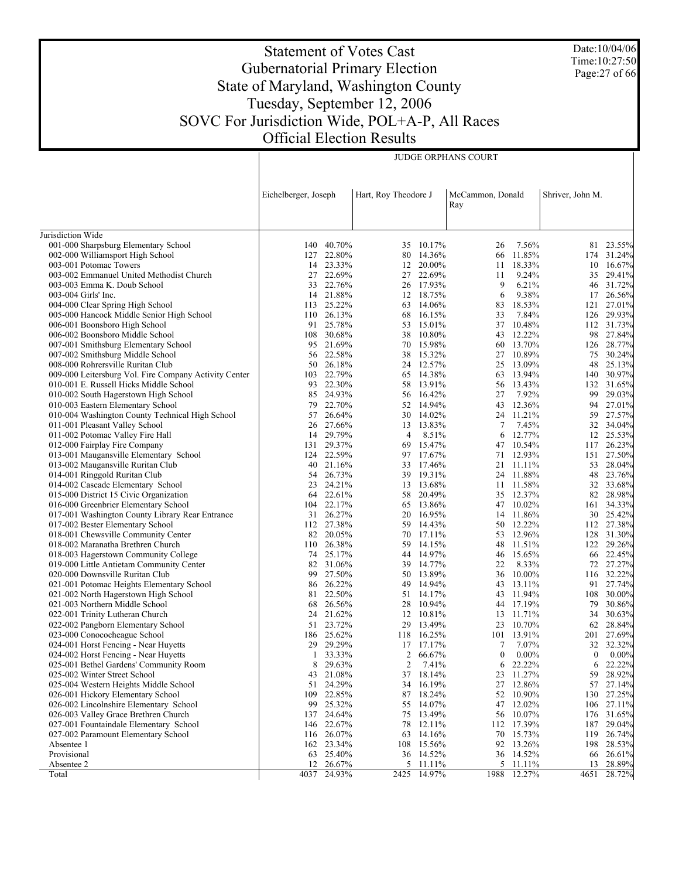# Statement of Votes Cast
## Gubernatorial Primary Election
## State of Maryland, Washington County
## Tuesday, September 12, 2006
## SOVC For Jurisdiction Wide, POL+A-P, All Races
## Official Election Results

Date:10/04/06
Time:10:27:50

| | JUDGE ORPHANS COURT | | | | | | | |
|---|---|---|---|---|---|---|---|---|
| | Eichelberger, Joseph | | Hart, Roy Theodore J | | McCammon, Donald Ray | | Shriver, John M. | |
| Jurisdiction Wide | | | | | | | | |
| 001-000 Sharpsburg Elementary School | 140 | 40.70% | 35 | 10.17% | 26 | 7.56% | 81 | 23.55% |
| 002-000 Williamsport High School | 127 | 22.80% | 80 | 14.36% | 66 | 11.85% | 174 | 31.24% |
| 003-001 Potomac Towers | 14 | 23.33% | 12 | 20.00% | 11 | 18.33% | 10 | 16.67% |
| 003-002 Emmanuel United Methodist Church | 27 | 22.69% | 27 | 22.69% | 11 | 9.24% | 35 | 29.41% |
| 003-003 Emma K. Doub School | 33 | 22.76% | 26 | 17.93% | 9 | 6.21% | 46 | 31.72% |
| 003-004 Girls' Inc. | 14 | 21.88% | 12 | 18.75% | 6 | 9.38% | 17 | 26.56% |
| 004-000 Clear Spring High School | 113 | 25.22% | 63 | 14.06% | 83 | 18.53% | 121 | 27.01% |
| 005-000 Hancock Middle Senior High School | 110 | 26.13% | 68 | 16.15% | 33 | 7.84% | 126 | 29.93% |
| 006-001 Boonsboro High School | 91 | 25.78% | 53 | 15.01% | 37 | 10.48% | 112 | 31.73% |
| 006-002 Boonsboro Middle School | 108 | 30.68% | 38 | 10.80% | 43 | 12.22% | 98 | 27.84% |
| 007-001 Smithsburg Elementary School | 95 | 21.69% | 70 | 15.98% | 60 | 13.70% | 126 | 28.77% |
| 007-002 Smithsburg Middle School | 56 | 22.58% | 38 | 15.32% | 27 | 10.89% | 75 | 30.24% |
| 008-000 Rohrersville Ruritan Club | 50 | 26.18% | 24 | 12.57% | 25 | 13.09% | 48 | 25.13% |
| 009-000 Leitersburg Vol. Fire Company Activity Center | 103 | 22.79% | 65 | 14.38% | 63 | 13.94% | 140 | 30.97% |
| 010-001 E. Russell Hicks Middle School | 93 | 22.30% | 58 | 13.91% | 56 | 13.43% | 132 | 31.65% |
| 010-002 South Hagerstown High School | 85 | 24.93% | 56 | 16.42% | 27 | 7.92% | 99 | 29.03% |
| 010-003 Eastern Elementary School | 79 | 22.70% | 52 | 14.94% | 43 | 12.36% | 94 | 27.01% |
| 010-004 Washington County Technical High School | 57 | 26.64% | 30 | 14.02% | 24 | 11.21% | 59 | 27.57% |
| 011-001 Pleasant Valley School | 26 | 27.66% | 13 | 13.83% | 7 | 7.45% | 32 | 34.04% |
| 011-002 Potomac Valley Fire Hall | 14 | 29.79% | 4 | 8.51% | 6 | 12.77% | 12 | 25.53% |
| 012-000 Fairplay Fire Company | 131 | 29.37% | 69 | 15.47% | 47 | 10.54% | 117 | 26.23% |
| 013-001 Maugansville Elementary School | 124 | 22.59% | 97 | 17.67% | 71 | 12.93% | 151 | 27.50% |
| 013-002 Maugansville Ruritan Club | 40 | 21.16% | 33 | 17.46% | 21 | 11.11% | 53 | 28.04% |
| 014-001 Ringgold Ruritan Club | 54 | 26.73% | 39 | 19.31% | 24 | 11.88% | 48 | 23.76% |
| 014-002 Cascade Elementary School | 23 | 24.21% | 13 | 13.68% | 11 | 11.58% | 32 | 33.68% |
| 015-000 District 15 Civic Organization | 64 | 22.61% | 58 | 20.49% | 35 | 12.37% | 82 | 28.98% |
| 016-000 Greenbrier Elementary School | 104 | 22.17% | 65 | 13.86% | 47 | 10.02% | 161 | 34.33% |
| 017-001 Washington County Library Rear Entrance | 31 | 26.27% | 20 | 16.95% | 14 | 11.86% | 30 | 25.42% |
| 017-002 Bester Elementary School | 112 | 27.38% | 59 | 14.43% | 50 | 12.22% | 112 | 27.38% |
| 018-001 Chewsville Community Center | 82 | 20.05% | 70 | 17.11% | 53 | 12.96% | 128 | 31.30% |
| 018-002 Maranatha Brethren Church | 110 | 26.38% | 59 | 14.15% | 48 | 11.51% | 122 | 29.26% |
| 018-003 Hagerstown Community College | 74 | 25.17% | 44 | 14.97% | 46 | 15.65% | 66 | 22.45% |
| 019-000 Little Antietam Community Center | 82 | 31.06% | 39 | 14.77% | 22 | 8.33% | 72 | 27.27% |
| 020-000 Downsville Ruritan Club | 99 | 27.50% | 50 | 13.89% | 36 | 10.00% | 116 | 32.22% |
| 021-001 Potomac Heights Elementary School | 86 | 26.22% | 49 | 14.94% | 43 | 13.11% | 91 | 27.74% |
| 021-002 North Hagerstown High School | 81 | 22.50% | 51 | 14.17% | 43 | 11.94% | 108 | 30.00% |
| 021-003 Northern Middle School | 68 | 26.56% | 28 | 10.94% | 44 | 17.19% | 79 | 30.86% |
| 022-001 Trinity Lutheran Church | 24 | 21.62% | 12 | 10.81% | 13 | 11.71% | 34 | 30.63% |
| 022-002 Pangborn Elementary School | 51 | 23.72% | 29 | 13.49% | 23 | 10.70% | 62 | 28.84% |
| 023-000 Conococheague School | 186 | 25.62% | 118 | 16.25% | 101 | 13.91% | 201 | 27.69% |
| 024-001 Horst Fencing - Near Huyetts | 29 | 29.29% | 17 | 17.17% | 7 | 7.07% | 32 | 32.32% |
| 024-002 Horst Fencing - Near Huyetts | 1 | 33.33% | 2 | 66.67% | 0 | 0.00% | 0 | 0.00% |
| 025-001 Bethel Gardens' Community Room | 8 | 29.63% | 2 | 7.41% | 6 | 22.22% | 6 | 22.22% |
| 025-002 Winter Street School | 43 | 21.08% | 37 | 18.14% | 23 | 11.27% | 59 | 28.92% |
| 025-004 Western Heights Middle School | 51 | 24.29% | 34 | 16.19% | 27 | 12.86% | 57 | 27.14% |
| 026-001 Hickory Elementary School | 109 | 22.85% | 87 | 18.24% | 52 | 10.90% | 130 | 27.25% |
| 026-002 Lincolnshire Elementary School | 99 | 25.32% | 55 | 14.07% | 47 | 12.02% | 106 | 27.11% |
| 026-003 Valley Grace Brethren Church | 137 | 24.64% | 75 | 13.49% | 56 | 10.07% | 176 | 31.65% |
| 027-001 Fountaindale Elementary School | 146 | 22.67% | 78 | 12.11% | 112 | 17.39% | 187 | 29.04% |
| 027-002 Paramount Elementary School | 116 | 26.07% | 63 | 14.16% | 70 | 15.73% | 119 | 26.74% |
| Absentee 1 | 162 | 23.34% | 108 | 15.56% | 92 | 13.26% | 198 | 28.53% |
| Provisional | 63 | 25.40% | 36 | 14.52% | 36 | 14.52% | 66 | 26.61% |
| Absentee 2 | 12 | 26.67% | 5 | 11.11% | 5 | 11.11% | 13 | 28.89% |
| Total | 4037 | 24.93% | 2425 | 14.97% | 1988 | 12.27% | 4651 | 28.72% |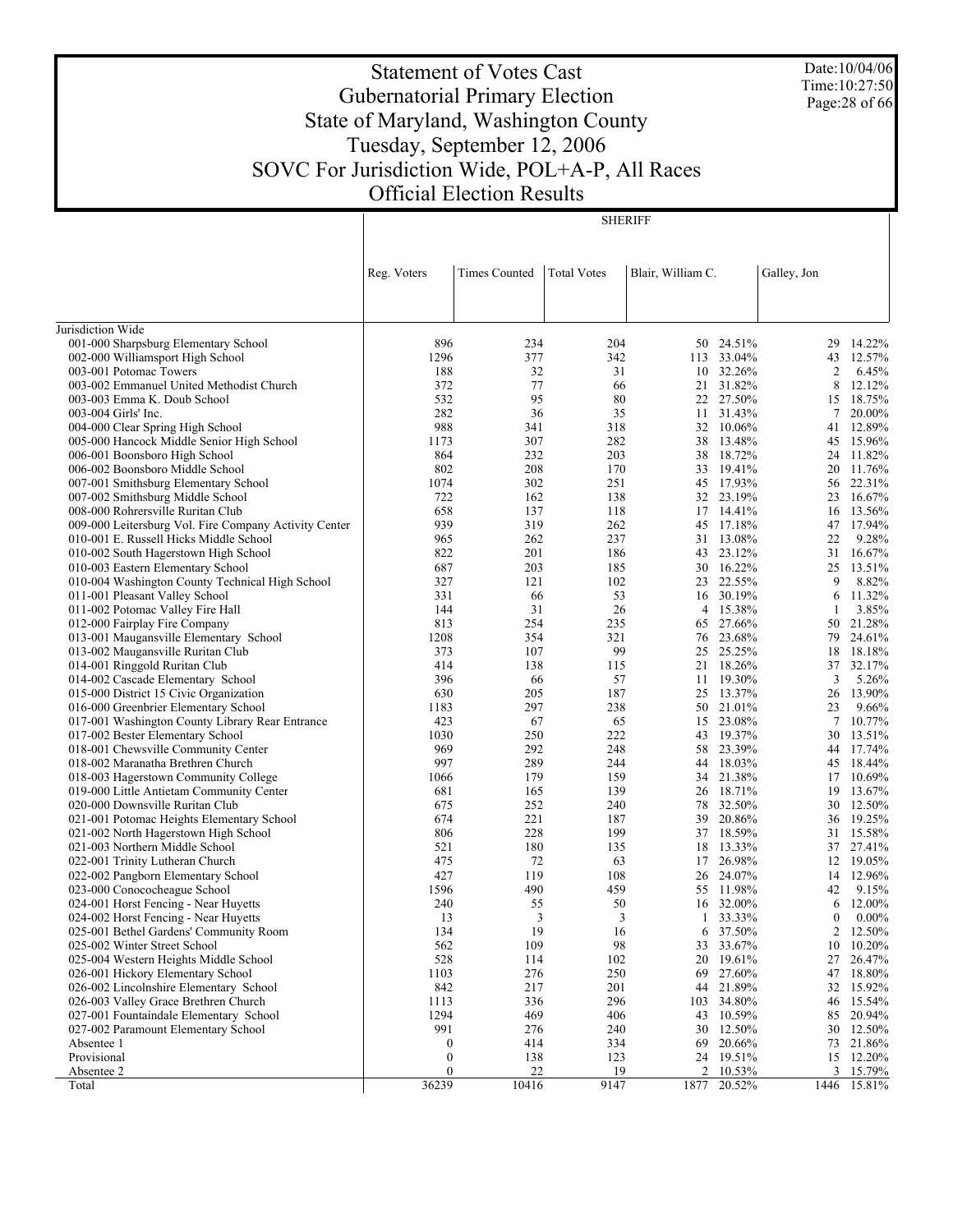# Statement of Votes Cast
## Gubernatorial Primary Election
## State of Maryland, Washington County
## Tuesday, September 12, 2006
## SOVC For Jurisdiction Wide, POL+A-P, All Races
## Official Election Results

Date:10/04/06
Time:10:27:50

| | SHERIFF | | | | | | |
|---|---|---|---|---|---|---|---|
| | Reg. Voters | Times Counted | Total Votes | Blair, William C. | | Galley, Jon | |
| Jurisdiction Wide | | | | | | | |
| 001-000 Sharpsburg Elementary School | 896 | 234 | 204 | 50 | 24.51% | 29 | 14.22% |
| 002-000 Williamsport High School | 1296 | 377 | 342 | 113 | 33.04% | 43 | 12.57% |
| 003-001 Potomac Towers | 188 | 32 | 31 | 10 | 32.26% | 2 | 6.45% |
| 003-002 Emmanuel United Methodist Church | 372 | 77 | 66 | 21 | 31.82% | 8 | 12.12% |
| 003-003 Emma K. Doub School | 532 | 95 | 80 | 22 | 27.50% | 15 | 18.75% |
| 003-004 Girls' Inc. | 282 | 36 | 35 | 11 | 31.43% | 7 | 20.00% |
| 004-000 Clear Spring High School | 988 | 341 | 318 | 32 | 10.06% | 41 | 12.89% |
| 005-000 Hancock Middle Senior High School | 1173 | 307 | 282 | 38 | 13.48% | 45 | 15.96% |
| 006-001 Boonsboro High School | 864 | 232 | 203 | 38 | 18.72% | 24 | 11.82% |
| 006-002 Boonsboro Middle School | 802 | 208 | 170 | 33 | 19.41% | 20 | 11.76% |
| 007-001 Smithsburg Elementary School | 1074 | 302 | 251 | 45 | 17.93% | 56 | 22.31% |
| 007-002 Smithsburg Middle School | 722 | 162 | 138 | 32 | 23.19% | 23 | 16.67% |
| 008-000 Rohrersville Ruritan Club | 658 | 137 | 118 | 17 | 14.41% | 16 | 13.56% |
| 009-000 Leitersburg Vol. Fire Company Activity Center | 939 | 319 | 262 | 45 | 17.18% | 47 | 17.94% |
| 010-001 E. Russell Hicks Middle School | 965 | 262 | 237 | 31 | 13.08% | 22 | 9.28% |
| 010-002 South Hagerstown High School | 822 | 201 | 186 | 43 | 23.12% | 31 | 16.67% |
| 010-003 Eastern Elementary School | 687 | 203 | 185 | 30 | 16.22% | 25 | 13.51% |
| 010-004 Washington County Technical High School | 327 | 121 | 102 | 23 | 22.55% | 9 | 8.82% |
| 011-001 Pleasant Valley School | 331 | 66 | 53 | 16 | 30.19% | 6 | 11.32% |
| 011-002 Potomac Valley Fire Hall | 144 | 31 | 26 | 4 | 15.38% | 1 | 3.85% |
| 012-000 Fairplay Fire Company | 813 | 254 | 235 | 65 | 27.66% | 50 | 21.28% |
| 013-001 Maugansville Elementary School | 1208 | 354 | 321 | 76 | 23.68% | 79 | 24.61% |
| 013-002 Maugansville Ruritan Club | 373 | 107 | 99 | 25 | 25.25% | 18 | 18.18% |
| 014-001 Ringgold Ruritan Club | 414 | 138 | 115 | 21 | 18.26% | 37 | 32.17% |
| 014-002 Cascade Elementary School | 396 | 66 | 57 | 11 | 19.30% | 3 | 5.26% |
| 015-000 District 15 Civic Organization | 630 | 205 | 187 | 25 | 13.37% | 26 | 13.90% |
| 016-000 Greenbrier Elementary School | 1183 | 297 | 238 | 50 | 21.01% | 23 | 9.66% |
| 017-001 Washington County Library Rear Entrance | 423 | 67 | 65 | 15 | 23.08% | 7 | 10.77% |
| 017-002 Bester Elementary School | 1030 | 250 | 222 | 43 | 19.37% | 30 | 13.51% |
| 018-001 Chewsville Community Center | 969 | 292 | 248 | 58 | 23.39% | 44 | 17.74% |
| 018-002 Maranatha Brethren Church | 997 | 289 | 244 | 44 | 18.03% | 45 | 18.44% |
| 018-003 Hagerstown Community College | 1066 | 179 | 159 | 34 | 21.38% | 17 | 10.69% |
| 019-000 Little Antietam Community Center | 681 | 165 | 139 | 26 | 18.71% | 19 | 13.67% |
| 020-000 Downsville Ruritan Club | 675 | 252 | 240 | 78 | 32.50% | 30 | 12.50% |
| 021-001 Potomac Heights Elementary School | 674 | 221 | 187 | 39 | 20.86% | 36 | 19.25% |
| 021-002 North Hagerstown High School | 806 | 228 | 199 | 37 | 18.59% | 31 | 15.58% |
| 021-003 Northern Middle School | 521 | 180 | 135 | 18 | 13.33% | 37 | 27.41% |
| 022-001 Trinity Lutheran Church | 475 | 72 | 63 | 17 | 26.98% | 12 | 19.05% |
| 022-002 Pangborn Elementary School | 427 | 119 | 108 | 26 | 24.07% | 14 | 12.96% |
| 023-000 Conococheague School | 1596 | 490 | 459 | 55 | 11.98% | 42 | 9.15% |
| 024-001 Horst Fencing - Near Huyetts | 240 | 55 | 50 | 16 | 32.00% | 6 | 12.00% |
| 024-002 Horst Fencing - Near Huyetts | 13 | 3 | 3 | 1 | 33.33% | 0 | 0.00% |
| 025-001 Bethel Gardens' Community Room | 134 | 19 | 16 | 6 | 37.50% | 2 | 12.50% |
| 025-002 Winter Street School | 562 | 109 | 98 | 33 | 33.67% | 10 | 10.20% |
| 025-004 Western Heights Middle School | 528 | 114 | 102 | 20 | 19.61% | 27 | 26.47% |
| 026-001 Hickory Elementary School | 1103 | 276 | 250 | 69 | 27.60% | 47 | 18.80% |
| 026-002 Lincolnshire Elementary School | 842 | 217 | 201 | 44 | 21.89% | 32 | 15.92% |
| 026-003 Valley Grace Brethren Church | 1113 | 336 | 296 | 103 | 34.80% | 46 | 15.54% |
| 027-001 Fountaindale Elementary School | 1294 | 469 | 406 | 43 | 10.59% | 85 | 20.94% |
| 027-002 Paramount Elementary School | 991 | 276 | 240 | 30 | 12.50% | 30 | 12.50% |
| Absentee 1 | 0 | 414 | 334 | 69 | 20.66% | 73 | 21.86% |
| Provisional | 0 | 138 | 123 | 24 | 19.51% | 15 | 12.20% |
| Absentee 2 | 0 | 22 | 19 | 2 | 10.53% | 3 | 15.79% |
| Total | 36239 | 10416 | 9147 | 1877 | 20.52% | 1446 | 15.81% |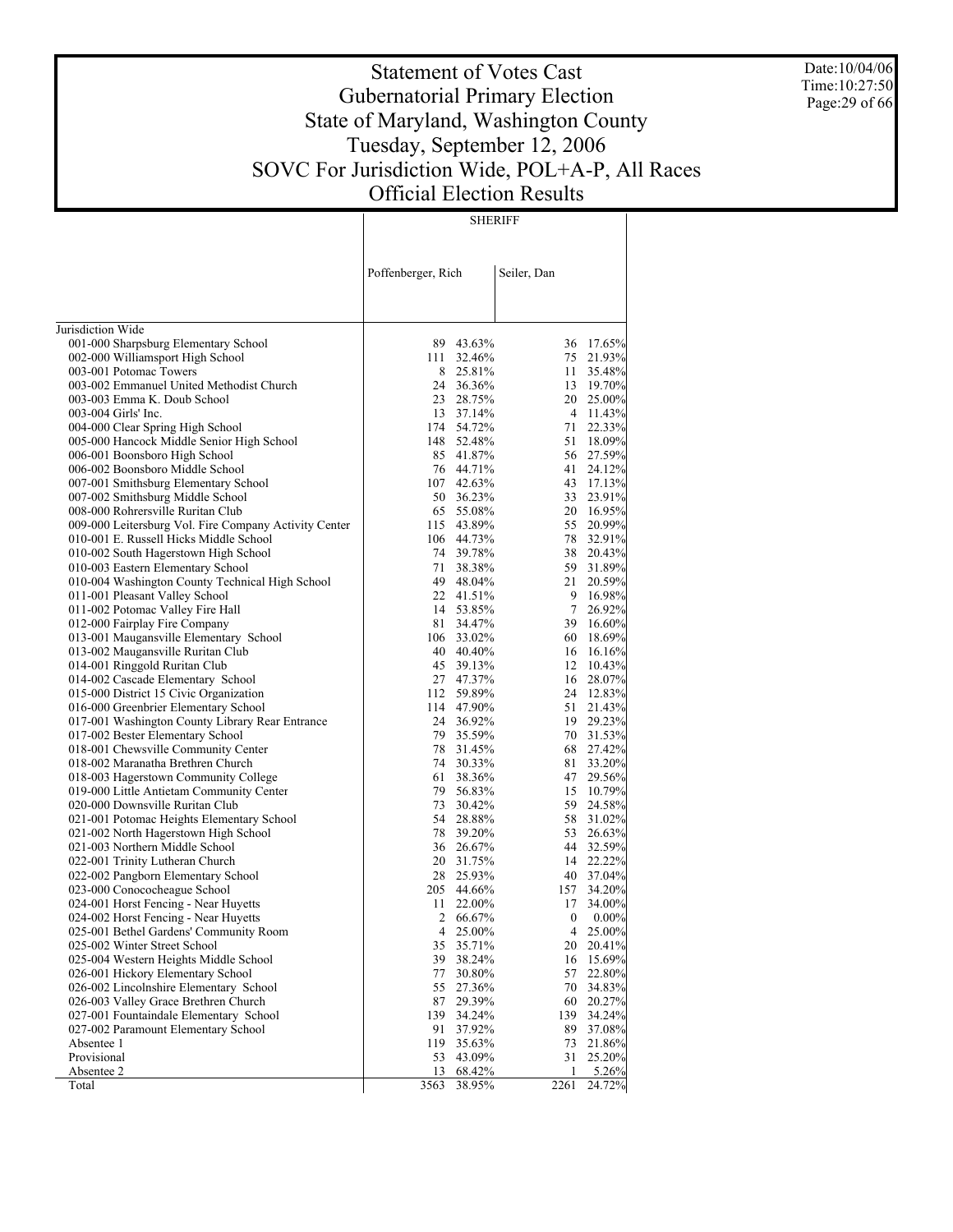# Statement of Votes Cast
## Gubernatorial Primary Election
## State of Maryland, Washington County
## Tuesday, September 12, 2006
## SOVC For Jurisdiction Wide, POL+A-P, All Races
## Official Election Results

Date:10/04/06
Time:10:27:50

| | SHERIFF | | | |
|---|---|---|---|---|
| | Poffenberger, Rich | | Seiler, Dan | |
| Jurisdiction Wide | | | | |
| 001-000 Sharpsburg Elementary School | 89 | 43.63% | 36 | 17.65% |
| 002-000 Williamsport High School | 111 | 32.46% | 75 | 21.93% |
| 003-001 Potomac Towers | 8 | 25.81% | 11 | 35.48% |
| 003-002 Emmanuel United Methodist Church | 24 | 36.36% | 13 | 19.70% |
| 003-003 Emma K. Doub School | 23 | 28.75% | 20 | 25.00% |
| 003-004 Girls' Inc. | 13 | 37.14% | 4 | 11.43% |
| 004-000 Clear Spring High School | 174 | 54.72% | 71 | 22.33% |
| 005-000 Hancock Middle Senior High School | 148 | 52.48% | 51 | 18.09% |
| 006-001 Boonsboro High School | 85 | 41.87% | 56 | 27.59% |
| 006-002 Boonsboro Middle School | 76 | 44.71% | 41 | 24.12% |
| 007-001 Smithsburg Elementary School | 107 | 42.63% | 43 | 17.13% |
| 007-002 Smithsburg Middle School | 50 | 36.23% | 33 | 23.91% |
| 008-000 Rohrersville Ruritan Club | 65 | 55.08% | 20 | 16.95% |
| 009-000 Leitersburg Vol. Fire Company Activity Center | 115 | 43.89% | 55 | 20.99% |
| 010-001 E. Russell Hicks Middle School | 106 | 44.73% | 78 | 32.91% |
| 010-002 South Hagerstown High School | 74 | 39.78% | 38 | 20.43% |
| 010-003 Eastern Elementary School | 71 | 38.38% | 59 | 31.89% |
| 010-004 Washington County Technical High School | 49 | 48.04% | 21 | 20.59% |
| 011-001 Pleasant Valley School | 22 | 41.51% | 9 | 16.98% |
| 011-002 Potomac Valley Fire Hall | 14 | 53.85% | 7 | 26.92% |
| 012-000 Fairplay Fire Company | 81 | 34.47% | 39 | 16.60% |
| 013-001 Maugansville Elementary School | 106 | 33.02% | 60 | 18.69% |
| 013-002 Maugansville Ruritan Club | 40 | 40.40% | 16 | 16.16% |
| 014-001 Ringgold Ruritan Club | 45 | 39.13% | 12 | 10.43% |
| 014-002 Cascade Elementary School | 27 | 47.37% | 16 | 28.07% |
| 015-000 District 15 Civic Organization | 112 | 59.89% | 24 | 12.83% |
| 016-000 Greenbrier Elementary School | 114 | 47.90% | 51 | 21.43% |
| 017-001 Washington County Library Rear Entrance | 24 | 36.92% | 19 | 29.23% |
| 017-002 Bester Elementary School | 79 | 35.59% | 70 | 31.53% |
| 018-001 Chewsville Community Center | 78 | 31.45% | 68 | 27.42% |
| 018-002 Maranatha Brethren Church | 74 | 30.33% | 81 | 33.20% |
| 018-003 Hagerstown Community College | 61 | 38.36% | 47 | 29.56% |
| 019-000 Little Antietam Community Center | 79 | 56.83% | 15 | 10.79% |
| 020-000 Downsville Ruritan Club | 73 | 30.42% | 59 | 24.58% |
| 021-001 Potomac Heights Elementary School | 54 | 28.88% | 58 | 31.02% |
| 021-002 North Hagerstown High School | 78 | 39.20% | 53 | 26.63% |
| 021-003 Northern Middle School | 36 | 26.67% | 44 | 32.59% |
| 022-001 Trinity Lutheran Church | 20 | 31.75% | 14 | 22.22% |
| 022-002 Pangborn Elementary School | 28 | 25.93% | 40 | 37.04% |
| 023-000 Conococheague School | 205 | 44.66% | 157 | 34.20% |
| 024-001 Horst Fencing - Near Huyetts | 11 | 22.00% | 17 | 34.00% |
| 024-002 Horst Fencing - Near Huyetts | 2 | 66.67% | 0 | 0.00% |
| 025-001 Bethel Gardens' Community Room | 4 | 25.00% | 4 | 25.00% |
| 025-002 Winter Street School | 35 | 35.71% | 20 | 20.41% |
| 025-004 Western Heights Middle School | 39 | 38.24% | 16 | 15.69% |
| 026-001 Hickory Elementary School | 77 | 30.80% | 57 | 22.80% |
| 026-002 Lincolnshire Elementary School | 55 | 27.36% | 70 | 34.83% |
| 026-003 Valley Grace Brethren Church | 87 | 29.39% | 60 | 20.27% |
| 027-001 Fountaindale Elementary School | 139 | 34.24% | 139 | 34.24% |
| 027-002 Paramount Elementary School | 91 | 37.92% | 89 | 37.08% |
| Absentee 1 | 119 | 35.63% | 73 | 21.86% |
| Provisional | 53 | 43.09% | 31 | 25.20% |
| Absentee 2 | 13 | 68.42% | 1 | 5.26% |
| Total | 3563 | 38.95% | 2261 | 24.72% |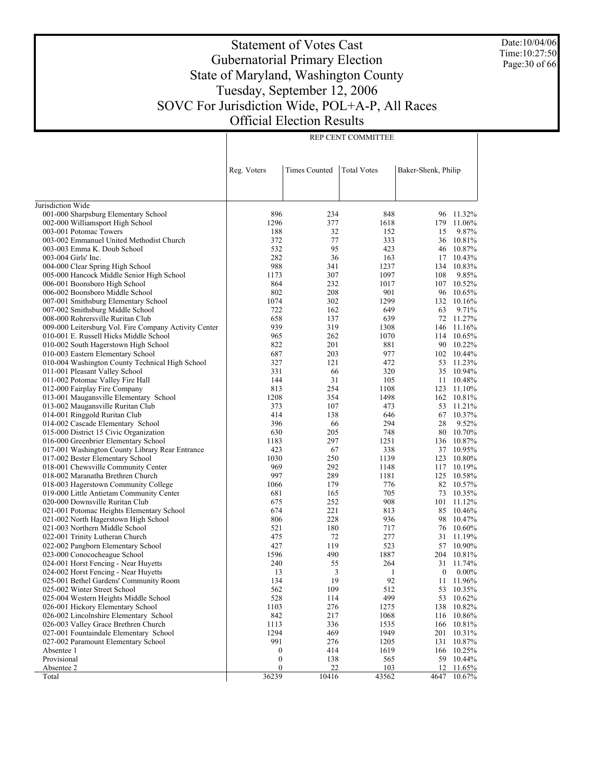# Statement of Votes Cast
## Gubernatorial Primary Election
## State of Maryland, Washington County
## Tuesday, September 12, 2006
## SOVC For Jurisdiction Wide, POL+A-P, All Races
## Official Election Results

Date:10/04/06
Time:10:27:50

| | REP CENT COMMITTEE | | | | |
|---|---|---|---|---|---|
| | Reg. Voters | Times Counted | Total Votes | Baker-Shenk, Philip | |
| Jurisdiction Wide | | | | | |
| 001-000 Sharpsburg Elementary School | 896 | 234 | 848 | 96 | 11.32% |
| 002-000 Williamsport High School | 1296 | 377 | 1618 | 179 | 11.06% |
| 003-001 Potomac Towers | 188 | 32 | 152 | 15 | 9.87% |
| 003-002 Emmanuel United Methodist Church | 372 | 77 | 333 | 36 | 10.81% |
| 003-003 Emma K. Doub School | 532 | 95 | 423 | 46 | 10.87% |
| 003-004 Girls' Inc. | 282 | 36 | 163 | 17 | 10.43% |
| 004-000 Clear Spring High School | 988 | 341 | 1237 | 134 | 10.83% |
| 005-000 Hancock Middle Senior High School | 1173 | 307 | 1097 | 108 | 9.85% |
| 006-001 Boonsboro High School | 864 | 232 | 1017 | 107 | 10.52% |
| 006-002 Boonsboro Middle School | 802 | 208 | 901 | 96 | 10.65% |
| 007-001 Smithsburg Elementary School | 1074 | 302 | 1299 | 132 | 10.16% |
| 007-002 Smithsburg Middle School | 722 | 162 | 649 | 63 | 9.71% |
| 008-000 Rohrersville Ruritan Club | 658 | 137 | 639 | 72 | 11.27% |
| 009-000 Leitersburg Vol. Fire Company Activity Center | 939 | 319 | 1308 | 146 | 11.16% |
| 010-001 E. Russell Hicks Middle School | 965 | 262 | 1070 | 114 | 10.65% |
| 010-002 South Hagerstown High School | 822 | 201 | 881 | 90 | 10.22% |
| 010-003 Eastern Elementary School | 687 | 203 | 977 | 102 | 10.44% |
| 010-004 Washington County Technical High School | 327 | 121 | 472 | 53 | 11.23% |
| 011-001 Pleasant Valley School | 331 | 66 | 320 | 35 | 10.94% |
| 011-002 Potomac Valley Fire Hall | 144 | 31 | 105 | 11 | 10.48% |
| 012-000 Fairplay Fire Company | 813 | 254 | 1108 | 123 | 11.10% |
| 013-001 Maugansville Elementary School | 1208 | 354 | 1498 | 162 | 10.81% |
| 013-002 Maugansville Ruritan Club | 373 | 107 | 473 | 53 | 11.21% |
| 014-001 Ringgold Ruritan Club | 414 | 138 | 646 | 67 | 10.37% |
| 014-002 Cascade Elementary School | 396 | 66 | 294 | 28 | 9.52% |
| 015-000 District 15 Civic Organization | 630 | 205 | 748 | 80 | 10.70% |
| 016-000 Greenbrier Elementary School | 1183 | 297 | 1251 | 136 | 10.87% |
| 017-001 Washington County Library Rear Entrance | 423 | 67 | 338 | 37 | 10.95% |
| 017-002 Bester Elementary School | 1030 | 250 | 1139 | 123 | 10.80% |
| 018-001 Chewsville Community Center | 969 | 292 | 1148 | 117 | 10.19% |
| 018-002 Maranatha Brethren Church | 997 | 289 | 1181 | 125 | 10.58% |
| 018-003 Hagerstown Community College | 1066 | 179 | 776 | 82 | 10.57% |
| 019-000 Little Antietam Community Center | 681 | 165 | 705 | 73 | 10.35% |
| 020-000 Downsville Ruritan Club | 675 | 252 | 908 | 101 | 11.12% |
| 021-001 Potomac Heights Elementary School | 674 | 221 | 813 | 85 | 10.46% |
| 021-002 North Hagerstown High School | 806 | 228 | 936 | 98 | 10.47% |
| 021-003 Northern Middle School | 521 | 180 | 717 | 76 | 10.60% |
| 022-001 Trinity Lutheran Church | 475 | 72 | 277 | 31 | 11.19% |
| 022-002 Pangborn Elementary School | 427 | 119 | 523 | 57 | 10.90% |
| 023-000 Conococheague School | 1596 | 490 | 1887 | 204 | 10.81% |
| 024-001 Horst Fencing - Near Huyetts | 240 | 55 | 264 | 31 | 11.74% |
| 024-002 Horst Fencing - Near Huyetts | 13 | 3 | 1 | 0 | 0.00% |
| 025-001 Bethel Gardens' Community Room | 134 | 19 | 92 | 11 | 11.96% |
| 025-002 Winter Street School | 562 | 109 | 512 | 53 | 10.35% |
| 025-004 Western Heights Middle School | 528 | 114 | 499 | 53 | 10.62% |
| 026-001 Hickory Elementary School | 1103 | 276 | 1275 | 138 | 10.82% |
| 026-002 Lincolnshire Elementary School | 842 | 217 | 1068 | 116 | 10.86% |
| 026-003 Valley Grace Brethren Church | 1113 | 336 | 1535 | 166 | 10.81% |
| 027-001 Fountaindale Elementary School | 1294 | 469 | 1949 | 201 | 10.31% |
| 027-002 Paramount Elementary School | 991 | 276 | 1205 | 131 | 10.87% |
| Absentee 1 | 0 | 414 | 1619 | 166 | 10.25% |
| Provisional | 0 | 138 | 565 | 59 | 10.44% |
| Absentee 2 | 0 | 22 | 103 | 12 | 11.65% |
| Total | 36239 | 10416 | 43562 | 4647 | 10.67% |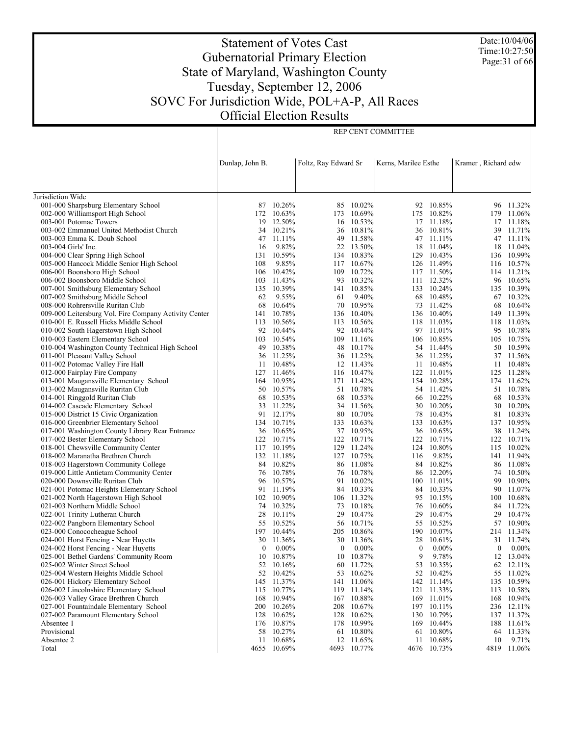# Statement of Votes Cast
## Gubernatorial Primary Election
## State of Maryland, Washington County
## Tuesday, September 12, 2006
## SOVC For Jurisdiction Wide, POL+A-P, All Races
## Official Election Results

Date:10/04/06
Time:10:27:50

| | REP CENT COMMITTEE | | | | | | | |
|---|---|---|---|---|---|---|---|---|
| | Dunlap, John B. | | Foltz, Ray Edward Sr | | Kerns, Marilee Esthe | | Kramer , Richard edw | |
| Jurisdiction Wide | | | | | | | | |
| 001-000 Sharpsburg Elementary School | 87 | 10.26% | 85 | 10.02% | 92 | 10.85% | 96 | 11.32% |
| 002-000 Williamsport High School | 172 | 10.63% | 173 | 10.69% | 175 | 10.82% | 179 | 11.06% |
| 003-001 Potomac Towers | 19 | 12.50% | 16 | 10.53% | 17 | 11.18% | 17 | 11.18% |
| 003-002 Emmanuel United Methodist Church | 34 | 10.21% | 36 | 10.81% | 36 | 10.81% | 39 | 11.71% |
| 003-003 Emma K. Doub School | 47 | 11.11% | 49 | 11.58% | 47 | 11.11% | 47 | 11.11% |
| 003-004 Girls' Inc. | 16 | 9.82% | 22 | 13.50% | 18 | 11.04% | 18 | 11.04% |
| 004-000 Clear Spring High School | 131 | 10.59% | 134 | 10.83% | 129 | 10.43% | 136 | 10.99% |
| 005-000 Hancock Middle Senior High School | 108 | 9.85% | 117 | 10.67% | 126 | 11.49% | 116 | 10.57% |
| 006-001 Boonsboro High School | 106 | 10.42% | 109 | 10.72% | 117 | 11.50% | 114 | 11.21% |
| 006-002 Boonsboro Middle School | 103 | 11.43% | 93 | 10.32% | 111 | 12.32% | 96 | 10.65% |
| 007-001 Smithsburg Elementary School | 135 | 10.39% | 141 | 10.85% | 133 | 10.24% | 135 | 10.39% |
| 007-002 Smithsburg Middle School | 62 | 9.55% | 61 | 9.40% | 68 | 10.48% | 67 | 10.32% |
| 008-000 Rohrersville Ruritan Club | 68 | 10.64% | 70 | 10.95% | 73 | 11.42% | 68 | 10.64% |
| 009-000 Leitersburg Vol. Fire Company Activity Center | 141 | 10.78% | 136 | 10.40% | 136 | 10.40% | 149 | 11.39% |
| 010-001 E. Russell Hicks Middle School | 113 | 10.56% | 113 | 10.56% | 118 | 11.03% | 118 | 11.03% |
| 010-002 South Hagerstown High School | 92 | 10.44% | 92 | 10.44% | 97 | 11.01% | 95 | 10.78% |
| 010-003 Eastern Elementary School | 103 | 10.54% | 109 | 11.16% | 106 | 10.85% | 105 | 10.75% |
| 010-004 Washington County Technical High School | 49 | 10.38% | 48 | 10.17% | 54 | 11.44% | 50 | 10.59% |
| 011-001 Pleasant Valley School | 36 | 11.25% | 36 | 11.25% | 36 | 11.25% | 37 | 11.56% |
| 011-002 Potomac Valley Fire Hall | 11 | 10.48% | 12 | 11.43% | 11 | 10.48% | 11 | 10.48% |
| 012-000 Fairplay Fire Company | 127 | 11.46% | 116 | 10.47% | 122 | 11.01% | 125 | 11.28% |
| 013-001 Maugansville Elementary School | 164 | 10.95% | 171 | 11.42% | 154 | 10.28% | 174 | 11.62% |
| 013-002 Maugansville Ruritan Club | 50 | 10.57% | 51 | 10.78% | 54 | 11.42% | 51 | 10.78% |
| 014-001 Ringgold Ruritan Club | 68 | 10.53% | 68 | 10.53% | 66 | 10.22% | 68 | 10.53% |
| 014-002 Cascade Elementary School | 33 | 11.22% | 34 | 11.56% | 30 | 10.20% | 30 | 10.20% |
| 015-000 District 15 Civic Organization | 91 | 12.17% | 80 | 10.70% | 78 | 10.43% | 81 | 10.83% |
| 016-000 Greenbrier Elementary School | 134 | 10.71% | 133 | 10.63% | 133 | 10.63% | 137 | 10.95% |
| 017-001 Washington County Library Rear Entrance | 36 | 10.65% | 37 | 10.95% | 36 | 10.65% | 38 | 11.24% |
| 017-002 Bester Elementary School | 122 | 10.71% | 122 | 10.71% | 122 | 10.71% | 122 | 10.71% |
| 018-001 Chewsville Community Center | 117 | 10.19% | 129 | 11.24% | 124 | 10.80% | 115 | 10.02% |
| 018-002 Maranatha Brethren Church | 132 | 11.18% | 127 | 10.75% | 116 | 9.82% | 141 | 11.94% |
| 018-003 Hagerstown Community College | 84 | 10.82% | 86 | 11.08% | 84 | 10.82% | 86 | 11.08% |
| 019-000 Little Antietam Community Center | 76 | 10.78% | 76 | 10.78% | 86 | 12.20% | 74 | 10.50% |
| 020-000 Downsville Ruritan Club | 96 | 10.57% | 91 | 10.02% | 100 | 11.01% | 99 | 10.90% |
| 021-001 Potomac Heights Elementary School | 91 | 11.19% | 84 | 10.33% | 84 | 10.33% | 90 | 11.07% |
| 021-002 North Hagerstown High School | 102 | 10.90% | 106 | 11.32% | 95 | 10.15% | 100 | 10.68% |
| 021-003 Northern Middle School | 74 | 10.32% | 73 | 10.18% | 76 | 10.60% | 84 | 11.72% |
| 022-001 Trinity Lutheran Church | 28 | 10.11% | 29 | 10.47% | 29 | 10.47% | 29 | 10.47% |
| 022-002 Pangborn Elementary School | 55 | 10.52% | 56 | 10.71% | 55 | 10.52% | 57 | 10.90% |
| 023-000 Conococheague School | 197 | 10.44% | 205 | 10.86% | 190 | 10.07% | 214 | 11.34% |
| 024-001 Horst Fencing - Near Huyetts | 30 | 11.36% | 30 | 11.36% | 28 | 10.61% | 31 | 11.74% |
| 024-002 Horst Fencing - Near Huyetts | 0 | 0.00% | 0 | 0.00% | 0 | 0.00% | 0 | 0.00% |
| 025-001 Bethel Gardens' Community Room | 10 | 10.87% | 10 | 10.87% | 9 | 9.78% | 12 | 13.04% |
| 025-002 Winter Street School | 52 | 10.16% | 60 | 11.72% | 53 | 10.35% | 62 | 12.11% |
| 025-004 Western Heights Middle School | 52 | 10.42% | 53 | 10.62% | 52 | 10.42% | 55 | 11.02% |
| 026-001 Hickory Elementary School | 145 | 11.37% | 141 | 11.06% | 142 | 11.14% | 135 | 10.59% |
| 026-002 Lincolnshire Elementary School | 115 | 10.77% | 119 | 11.14% | 121 | 11.33% | 113 | 10.58% |
| 026-003 Valley Grace Brethren Church | 168 | 10.94% | 167 | 10.88% | 169 | 11.01% | 168 | 10.94% |
| 027-001 Fountaindale Elementary School | 200 | 10.26% | 208 | 10.67% | 197 | 10.11% | 236 | 12.11% |
| 027-002 Paramount Elementary School | 128 | 10.62% | 128 | 10.62% | 130 | 10.79% | 137 | 11.37% |
| Absentee 1 | 176 | 10.87% | 178 | 10.99% | 169 | 10.44% | 188 | 11.61% |
| Provisional | 58 | 10.27% | 61 | 10.80% | 61 | 10.80% | 64 | 11.33% |
| Absentee 2 | 11 | 10.68% | 12 | 11.65% | 11 | 10.68% | 10 | 9.71% |
| Total | 4655 | 10.69% | 4693 | 10.77% | 4676 | 10.73% | 4819 | 11.06% |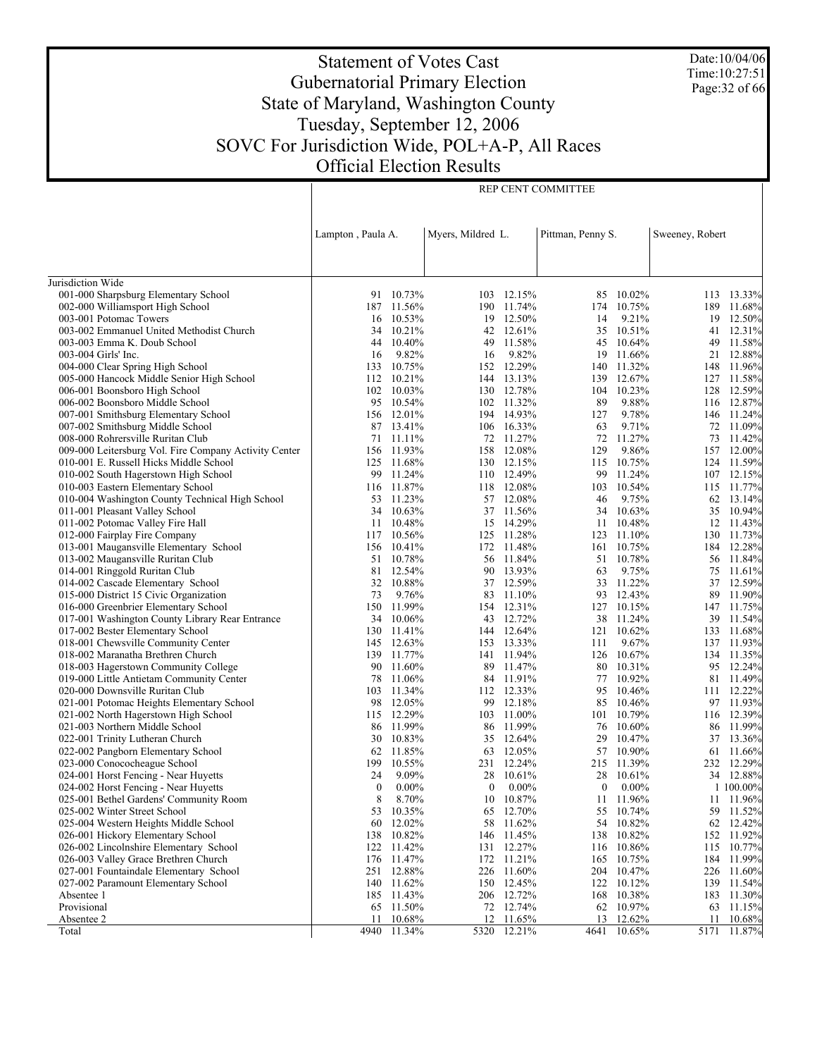# Statement of Votes Cast
## Gubernatorial Primary Election
## State of Maryland, Washington County
## Tuesday, September 12, 2006
## SOVC For Jurisdiction Wide, POL+A-P, All Races
## Official Election Results

Date:10/04/06
Time:10:27:51

| | REP CENT COMMITTEE | | | | | | | |
|---|---|---|---|---|---|---|---|---|
| | Lampton , Paula A. | | Myers, Mildred L. | | Pittman, Penny S. | | Sweeney, Robert | |
| Jurisdiction Wide | | | | | | | | |
| 001-000 Sharpsburg Elementary School | 91 | 10.73% | 103 | 12.15% | 85 | 10.02% | 113 | 13.33% |
| 002-000 Williamsport High School | 187 | 11.56% | 190 | 11.74% | 174 | 10.75% | 189 | 11.68% |
| 003-001 Potomac Towers | 16 | 10.53% | 19 | 12.50% | 14 | 9.21% | 19 | 12.50% |
| 003-002 Emmanuel United Methodist Church | 34 | 10.21% | 42 | 12.61% | 35 | 10.51% | 41 | 12.31% |
| 003-003 Emma K. Doub School | 44 | 10.40% | 49 | 11.58% | 45 | 10.64% | 49 | 11.58% |
| 003-004 Girls' Inc. | 16 | 9.82% | 16 | 9.82% | 19 | 11.66% | 21 | 12.88% |
| 004-000 Clear Spring High School | 133 | 10.75% | 152 | 12.29% | 140 | 11.32% | 148 | 11.96% |
| 005-000 Hancock Middle Senior High School | 112 | 10.21% | 144 | 13.13% | 139 | 12.67% | 127 | 11.58% |
| 006-001 Boonsboro High School | 102 | 10.03% | 130 | 12.78% | 104 | 10.23% | 128 | 12.59% |
| 006-002 Boonsboro Middle School | 95 | 10.54% | 102 | 11.32% | 89 | 9.88% | 116 | 12.87% |
| 007-001 Smithsburg Elementary School | 156 | 12.01% | 194 | 14.93% | 127 | 9.78% | 146 | 11.24% |
| 007-002 Smithsburg Middle School | 87 | 13.41% | 106 | 16.33% | 63 | 9.71% | 72 | 11.09% |
| 008-000 Rohrersville Ruritan Club | 71 | 11.11% | 72 | 11.27% | 72 | 11.27% | 73 | 11.42% |
| 009-000 Leitersburg Vol. Fire Company Activity Center | 156 | 11.93% | 158 | 12.08% | 129 | 9.86% | 157 | 12.00% |
| 010-001 E. Russell Hicks Middle School | 125 | 11.68% | 130 | 12.15% | 115 | 10.75% | 124 | 11.59% |
| 010-002 South Hagerstown High School | 99 | 11.24% | 110 | 12.49% | 99 | 11.24% | 107 | 12.15% |
| 010-003 Eastern Elementary School | 116 | 11.87% | 118 | 12.08% | 103 | 10.54% | 115 | 11.77% |
| 010-004 Washington County Technical High School | 53 | 11.23% | 57 | 12.08% | 46 | 9.75% | 62 | 13.14% |
| 011-001 Pleasant Valley School | 34 | 10.63% | 37 | 11.56% | 34 | 10.63% | 35 | 10.94% |
| 011-002 Potomac Valley Fire Hall | 11 | 10.48% | 15 | 14.29% | 11 | 10.48% | 12 | 11.43% |
| 012-000 Fairplay Fire Company | 117 | 10.56% | 125 | 11.28% | 123 | 11.10% | 130 | 11.73% |
| 013-001 Maugansville Elementary School | 156 | 10.41% | 172 | 11.48% | 161 | 10.75% | 184 | 12.28% |
| 013-002 Maugansville Ruritan Club | 51 | 10.78% | 56 | 11.84% | 51 | 10.78% | 56 | 11.84% |
| 014-001 Ringgold Ruritan Club | 81 | 12.54% | 90 | 13.93% | 63 | 9.75% | 75 | 11.61% |
| 014-002 Cascade Elementary School | 32 | 10.88% | 37 | 12.59% | 33 | 11.22% | 37 | 12.59% |
| 015-000 District 15 Civic Organization | 73 | 9.76% | 83 | 11.10% | 93 | 12.43% | 89 | 11.90% |
| 016-000 Greenbrier Elementary School | 150 | 11.99% | 154 | 12.31% | 127 | 10.15% | 147 | 11.75% |
| 017-001 Washington County Library Rear Entrance | 34 | 10.06% | 43 | 12.72% | 38 | 11.24% | 39 | 11.54% |
| 017-002 Bester Elementary School | 130 | 11.41% | 144 | 12.64% | 121 | 10.62% | 133 | 11.68% |
| 018-001 Chewsville Community Center | 145 | 12.63% | 153 | 13.33% | 111 | 9.67% | 137 | 11.93% |
| 018-002 Maranatha Brethren Church | 139 | 11.77% | 141 | 11.94% | 126 | 10.67% | 134 | 11.35% |
| 018-003 Hagerstown Community College | 90 | 11.60% | 89 | 11.47% | 80 | 10.31% | 95 | 12.24% |
| 019-000 Little Antietam Community Center | 78 | 11.06% | 84 | 11.91% | 77 | 10.92% | 81 | 11.49% |
| 020-000 Downsville Ruritan Club | 103 | 11.34% | 112 | 12.33% | 95 | 10.46% | 111 | 12.22% |
| 021-001 Potomac Heights Elementary School | 98 | 12.05% | 99 | 12.18% | 85 | 10.46% | 97 | 11.93% |
| 021-002 North Hagerstown High School | 115 | 12.29% | 103 | 11.00% | 101 | 10.79% | 116 | 12.39% |
| 021-003 Northern Middle School | 86 | 11.99% | 86 | 11.99% | 76 | 10.60% | 86 | 11.99% |
| 022-001 Trinity Lutheran Church | 30 | 10.83% | 35 | 12.64% | 29 | 10.47% | 37 | 13.36% |
| 022-002 Pangborn Elementary School | 62 | 11.85% | 63 | 12.05% | 57 | 10.90% | 61 | 11.66% |
| 023-000 Conococheague School | 199 | 10.55% | 231 | 12.24% | 215 | 11.39% | 232 | 12.29% |
| 024-001 Horst Fencing - Near Huyetts | 24 | 9.09% | 28 | 10.61% | 28 | 10.61% | 34 | 12.88% |
| 024-002 Horst Fencing - Near Huyetts | 0 | 0.00% | 0 | 0.00% | 0 | 0.00% | 1 | 100.00% |
| 025-001 Bethel Gardens' Community Room | 8 | 8.70% | 10 | 10.87% | 11 | 11.96% | 11 | 11.96% |
| 025-002 Winter Street School | 53 | 10.35% | 65 | 12.70% | 55 | 10.74% | 59 | 11.52% |
| 025-004 Western Heights Middle School | 60 | 12.02% | 58 | 11.62% | 54 | 10.82% | 62 | 12.42% |
| 026-001 Hickory Elementary School | 138 | 10.82% | 146 | 11.45% | 138 | 10.82% | 152 | 11.92% |
| 026-002 Lincolnshire Elementary School | 122 | 11.42% | 131 | 12.27% | 116 | 10.86% | 115 | 10.77% |
| 026-003 Valley Grace Brethren Church | 176 | 11.47% | 172 | 11.21% | 165 | 10.75% | 184 | 11.99% |
| 027-001 Fountaindale Elementary School | 251 | 12.88% | 226 | 11.60% | 204 | 10.47% | 226 | 11.60% |
| 027-002 Paramount Elementary School | 140 | 11.62% | 150 | 12.45% | 122 | 10.12% | 139 | 11.54% |
| Absentee 1 | 185 | 11.43% | 206 | 12.72% | 168 | 10.38% | 183 | 11.30% |
| Provisional | 65 | 11.50% | 72 | 12.74% | 62 | 10.97% | 63 | 11.15% |
| Absentee 2 | 11 | 10.68% | 12 | 11.65% | 13 | 12.62% | 11 | 10.68% |
| Total | 4940 | 11.34% | 5320 | 12.21% | 4641 | 10.65% | 5171 | 11.87% |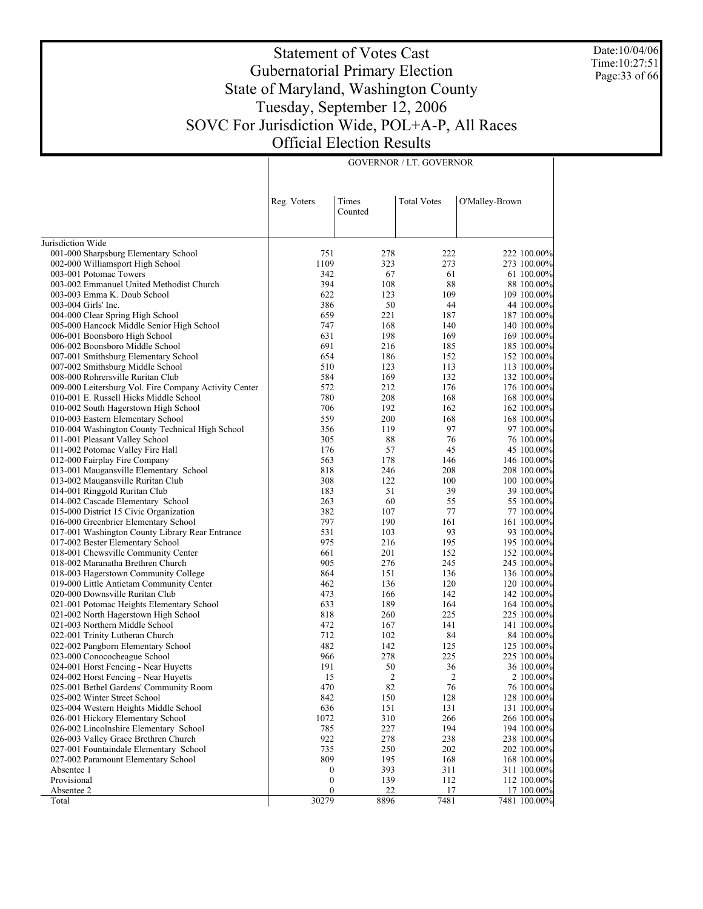# Statement of Votes Cast
## Gubernatorial Primary Election
## State of Maryland, Washington County
## Tuesday, September 12, 2006
## SOVC For Jurisdiction Wide, POL+A-P, All Races
## Official Election Results

Date:10/04/06
Time:10:27:51

| | Reg. Voters | Times Counted | Total Votes | O'Malley-Brown | |
|---|---|---|---|---|---|
| | GOVERNOR / LT. GOVERNOR | | | | |
| Jurisdiction Wide | | | | | |
| 001-000 Sharpsburg Elementary School | 751 | 278 | 222 | 222 | 100.00% |
| 002-000 Williamsport High School | 1109 | 323 | 273 | 273 | 100.00% |
| 003-001 Potomac Towers | 342 | 67 | 61 | 61 | 100.00% |
| 003-002 Emmanuel United Methodist Church | 394 | 108 | 88 | 88 | 100.00% |
| 003-003 Emma K. Doub School | 622 | 123 | 109 | 109 | 100.00% |
| 003-004 Girls' Inc. | 386 | 50 | 44 | 44 | 100.00% |
| 004-000 Clear Spring High School | 659 | 221 | 187 | 187 | 100.00% |
| 005-000 Hancock Middle Senior High School | 747 | 168 | 140 | 140 | 100.00% |
| 006-001 Boonsboro High School | 631 | 198 | 169 | 169 | 100.00% |
| 006-002 Boonsboro Middle School | 691 | 216 | 185 | 185 | 100.00% |
| 007-001 Smithsburg Elementary School | 654 | 186 | 152 | 152 | 100.00% |
| 007-002 Smithsburg Middle School | 510 | 123 | 113 | 113 | 100.00% |
| 008-000 Rohrersville Ruritan Club | 584 | 169 | 132 | 132 | 100.00% |
| 009-000 Leitersburg Vol. Fire Company Activity Center | 572 | 212 | 176 | 176 | 100.00% |
| 010-001 E. Russell Hicks Middle School | 780 | 208 | 168 | 168 | 100.00% |
| 010-002 South Hagerstown High School | 706 | 192 | 162 | 162 | 100.00% |
| 010-003 Eastern Elementary School | 559 | 200 | 168 | 168 | 100.00% |
| 010-004 Washington County Technical High School | 356 | 119 | 97 | 97 | 100.00% |
| 011-001 Pleasant Valley School | 305 | 88 | 76 | 76 | 100.00% |
| 011-002 Potomac Valley Fire Hall | 176 | 57 | 45 | 45 | 100.00% |
| 012-000 Fairplay Fire Company | 563 | 178 | 146 | 146 | 100.00% |
| 013-001 Maugansville Elementary School | 818 | 246 | 208 | 208 | 100.00% |
| 013-002 Maugansville Ruritan Club | 308 | 122 | 100 | 100 | 100.00% |
| 014-001 Ringgold Ruritan Club | 183 | 51 | 39 | 39 | 100.00% |
| 014-002 Cascade Elementary School | 263 | 60 | 55 | 55 | 100.00% |
| 015-000 District 15 Civic Organization | 382 | 107 | 77 | 77 | 100.00% |
| 016-000 Greenbrier Elementary School | 797 | 190 | 161 | 161 | 100.00% |
| 017-001 Washington County Library Rear Entrance | 531 | 103 | 93 | 93 | 100.00% |
| 017-002 Bester Elementary School | 975 | 216 | 195 | 195 | 100.00% |
| 018-001 Chewsville Community Center | 661 | 201 | 152 | 152 | 100.00% |
| 018-002 Maranatha Brethren Church | 905 | 276 | 245 | 245 | 100.00% |
| 018-003 Hagerstown Community College | 864 | 151 | 136 | 136 | 100.00% |
| 019-000 Little Antietam Community Center | 462 | 136 | 120 | 120 | 100.00% |
| 020-000 Downsville Ruritan Club | 473 | 166 | 142 | 142 | 100.00% |
| 021-001 Potomac Heights Elementary School | 633 | 189 | 164 | 164 | 100.00% |
| 021-002 North Hagerstown High School | 818 | 260 | 225 | 225 | 100.00% |
| 021-003 Northern Middle School | 472 | 167 | 141 | 141 | 100.00% |
| 022-001 Trinity Lutheran Church | 712 | 102 | 84 | 84 | 100.00% |
| 022-002 Pangborn Elementary School | 482 | 142 | 125 | 125 | 100.00% |
| 023-000 Conococheague School | 966 | 278 | 225 | 225 | 100.00% |
| 024-001 Horst Fencing - Near Huyetts | 191 | 50 | 36 | 36 | 100.00% |
| 024-002 Horst Fencing - Near Huyetts | 15 | 2 | 2 | 2 | 100.00% |
| 025-001 Bethel Gardens' Community Room | 470 | 82 | 76 | 76 | 100.00% |
| 025-002 Winter Street School | 842 | 150 | 128 | 128 | 100.00% |
| 025-004 Western Heights Middle School | 636 | 151 | 131 | 131 | 100.00% |
| 026-001 Hickory Elementary School | 1072 | 310 | 266 | 266 | 100.00% |
| 026-002 Lincolnshire Elementary School | 785 | 227 | 194 | 194 | 100.00% |
| 026-003 Valley Grace Brethren Church | 922 | 278 | 238 | 238 | 100.00% |
| 027-001 Fountaindale Elementary School | 735 | 250 | 202 | 202 | 100.00% |
| 027-002 Paramount Elementary School | 809 | 195 | 168 | 168 | 100.00% |
| Absentee 1 | 0 | 393 | 311 | 311 | 100.00% |
| Provisional | 0 | 139 | 112 | 112 | 100.00% |
| Absentee 2 | 0 | 22 | 17 | 17 | 100.00% |
| Total | 30279 | 8896 | 7481 | 7481 | 100.00% |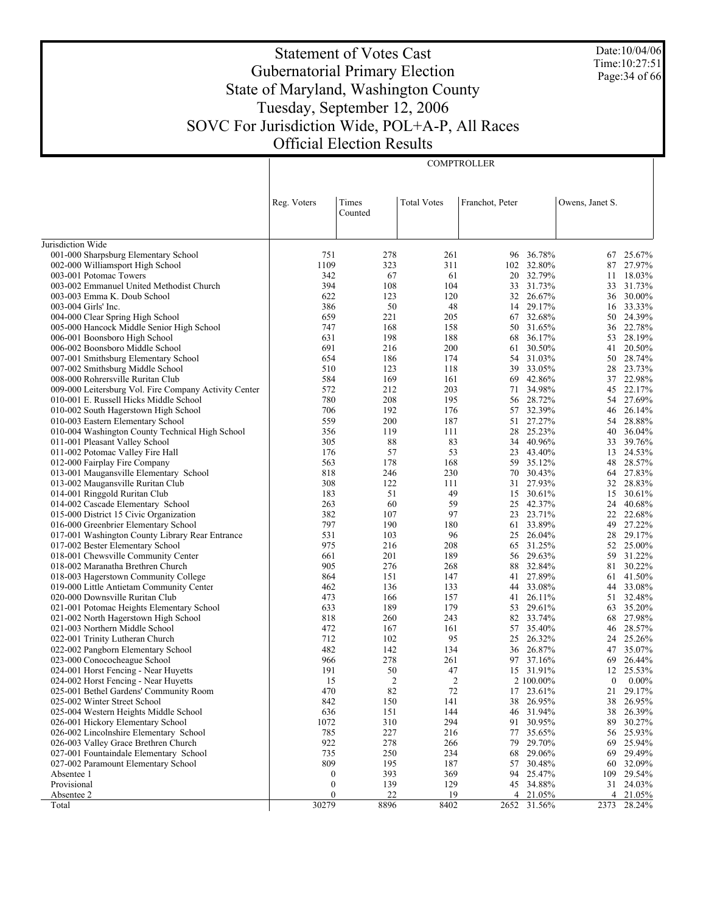# Statement of Votes Cast
## Gubernatorial Primary Election
## State of Maryland, Washington County
## Tuesday, September 12, 2006
## SOVC For Jurisdiction Wide, POL+A-P, All Races
## Official Election Results

Date:10/04/06
Time:10:27:51

| | COMPTROLLER | | | | | | |
|---|---|---|---|---|---|---|---|
| | Reg. Voters | Times Counted | Total Votes | Franchot, Peter | | Owens, Janet S. | |
| Jurisdiction Wide | | | | | | | |
| 001-000 Sharpsburg Elementary School | 751 | 278 | 261 | 96 | 36.78% | 67 | 25.67% |
| 002-000 Williamsport High School | 1109 | 323 | 311 | 102 | 32.80% | 87 | 27.97% |
| 003-001 Potomac Towers | 342 | 67 | 61 | 20 | 32.79% | 11 | 18.03% |
| 003-002 Emmanuel United Methodist Church | 394 | 108 | 104 | 33 | 31.73% | 33 | 31.73% |
| 003-003 Emma K. Doub School | 622 | 123 | 120 | 32 | 26.67% | 36 | 30.00% |
| 003-004 Girls' Inc. | 386 | 50 | 48 | 14 | 29.17% | 16 | 33.33% |
| 004-000 Clear Spring High School | 659 | 221 | 205 | 67 | 32.68% | 50 | 24.39% |
| 005-000 Hancock Middle Senior High School | 747 | 168 | 158 | 50 | 31.65% | 36 | 22.78% |
| 006-001 Boonsboro High School | 631 | 198 | 188 | 68 | 36.17% | 53 | 28.19% |
| 006-002 Boonsboro Middle School | 691 | 216 | 200 | 61 | 30.50% | 41 | 20.50% |
| 007-001 Smithsburg Elementary School | 654 | 186 | 174 | 54 | 31.03% | 50 | 28.74% |
| 007-002 Smithsburg Middle School | 510 | 123 | 118 | 39 | 33.05% | 28 | 23.73% |
| 008-000 Rohrersville Ruritan Club | 584 | 169 | 161 | 69 | 42.86% | 37 | 22.98% |
| 009-000 Leitersburg Vol. Fire Company Activity Center | 572 | 212 | 203 | 71 | 34.98% | 45 | 22.17% |
| 010-001 E. Russell Hicks Middle School | 780 | 208 | 195 | 56 | 28.72% | 54 | 27.69% |
| 010-002 South Hagerstown High School | 706 | 192 | 176 | 57 | 32.39% | 46 | 26.14% |
| 010-003 Eastern Elementary School | 559 | 200 | 187 | 51 | 27.27% | 54 | 28.88% |
| 010-004 Washington County Technical High School | 356 | 119 | 111 | 28 | 25.23% | 40 | 36.04% |
| 011-001 Pleasant Valley School | 305 | 88 | 83 | 34 | 40.96% | 33 | 39.76% |
| 011-002 Potomac Valley Fire Hall | 176 | 57 | 53 | 23 | 43.40% | 13 | 24.53% |
| 012-000 Fairplay Fire Company | 563 | 178 | 168 | 59 | 35.12% | 48 | 28.57% |
| 013-001 Maugansville Elementary School | 818 | 246 | 230 | 70 | 30.43% | 64 | 27.83% |
| 013-002 Maugansville Ruritan Club | 308 | 122 | 111 | 31 | 27.93% | 32 | 28.83% |
| 014-001 Ringgold Ruritan Club | 183 | 51 | 49 | 15 | 30.61% | 15 | 30.61% |
| 014-002 Cascade Elementary School | 263 | 60 | 59 | 25 | 42.37% | 24 | 40.68% |
| 015-000 District 15 Civic Organization | 382 | 107 | 97 | 23 | 23.71% | 22 | 22.68% |
| 016-000 Greenbrier Elementary School | 797 | 190 | 180 | 61 | 33.89% | 49 | 27.22% |
| 017-001 Washington County Library Rear Entrance | 531 | 103 | 96 | 25 | 26.04% | 28 | 29.17% |
| 017-002 Bester Elementary School | 975 | 216 | 208 | 65 | 31.25% | 52 | 25.00% |
| 018-001 Chewsville Community Center | 661 | 201 | 189 | 56 | 29.63% | 59 | 31.22% |
| 018-002 Maranatha Brethren Church | 905 | 276 | 268 | 88 | 32.84% | 81 | 30.22% |
| 018-003 Hagerstown Community College | 864 | 151 | 147 | 41 | 27.89% | 61 | 41.50% |
| 019-000 Little Antietam Community Center | 462 | 136 | 133 | 44 | 33.08% | 44 | 33.08% |
| 020-000 Downsville Ruritan Club | 473 | 166 | 157 | 41 | 26.11% | 51 | 32.48% |
| 021-001 Potomac Heights Elementary School | 633 | 189 | 179 | 53 | 29.61% | 63 | 35.20% |
| 021-002 North Hagerstown High School | 818 | 260 | 243 | 82 | 33.74% | 68 | 27.98% |
| 021-003 Northern Middle School | 472 | 167 | 161 | 57 | 35.40% | 46 | 28.57% |
| 022-001 Trinity Lutheran Church | 712 | 102 | 95 | 25 | 26.32% | 24 | 25.26% |
| 022-002 Pangborn Elementary School | 482 | 142 | 134 | 36 | 26.87% | 47 | 35.07% |
| 023-000 Conococheague School | 966 | 278 | 261 | 97 | 37.16% | 69 | 26.44% |
| 024-001 Horst Fencing - Near Huyetts | 191 | 50 | 47 | 15 | 31.91% | 12 | 25.53% |
| 024-002 Horst Fencing - Near Huyetts | 15 | 2 | 2 | 2 | 100.00% | 0 | 0.00% |
| 025-001 Bethel Gardens' Community Room | 470 | 82 | 72 | 17 | 23.61% | 21 | 29.17% |
| 025-002 Winter Street School | 842 | 150 | 141 | 38 | 26.95% | 38 | 26.95% |
| 025-004 Western Heights Middle School | 636 | 151 | 144 | 46 | 31.94% | 38 | 26.39% |
| 026-001 Hickory Elementary School | 1072 | 310 | 294 | 91 | 30.95% | 89 | 30.27% |
| 026-002 Lincolnshire Elementary School | 785 | 227 | 216 | 77 | 35.65% | 56 | 25.93% |
| 026-003 Valley Grace Brethren Church | 922 | 278 | 266 | 79 | 29.70% | 69 | 25.94% |
| 027-001 Fountaindale Elementary School | 735 | 250 | 234 | 68 | 29.06% | 69 | 29.49% |
| 027-002 Paramount Elementary School | 809 | 195 | 187 | 57 | 30.48% | 60 | 32.09% |
| Absentee 1 | 0 | 393 | 369 | 94 | 25.47% | 109 | 29.54% |
| Provisional | 0 | 139 | 129 | 45 | 34.88% | 31 | 24.03% |
| Absentee 2 | 0 | 22 | 19 | 4 | 21.05% | 4 | 21.05% |
| Total | 30279 | 8896 | 8402 | 2652 | 31.56% | 2373 | 28.24% |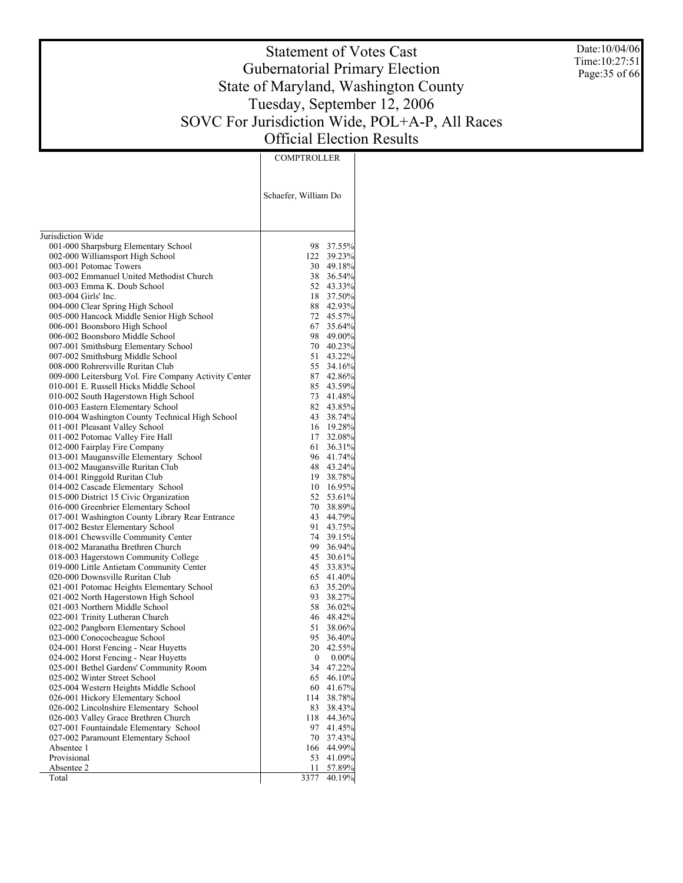# Statement of Votes Cast
## Gubernatorial Primary Election
## State of Maryland, Washington County
## Tuesday, September 12, 2006
## SOVC For Jurisdiction Wide, POL+A-P, All Races
## Official Election Results

Date:10/04/06
Time:10:27:51

| | COMPTROLLER | |
|---|---|---|
| | Schaefer, William Do | |
| Jurisdiction Wide | | |
| 001-000 Sharpsburg Elementary School | 98 | 37.55% |
| 002-000 Williamsport High School | 122 | 39.23% |
| 003-001 Potomac Towers | 30 | 49.18% |
| 003-002 Emmanuel United Methodist Church | 38 | 36.54% |
| 003-003 Emma K. Doub School | 52 | 43.33% |
| 003-004 Girls' Inc. | 18 | 37.50% |
| 004-000 Clear Spring High School | 88 | 42.93% |
| 005-000 Hancock Middle Senior High School | 72 | 45.57% |
| 006-001 Boonsboro High School | 67 | 35.64% |
| 006-002 Boonsboro Middle School | 98 | 49.00% |
| 007-001 Smithsburg Elementary School | 70 | 40.23% |
| 007-002 Smithsburg Middle School | 51 | 43.22% |
| 008-000 Rohrersville Ruritan Club | 55 | 34.16% |
| 009-000 Leitersburg Vol. Fire Company Activity Center | 87 | 42.86% |
| 010-001 E. Russell Hicks Middle School | 85 | 43.59% |
| 010-002 South Hagerstown High School | 73 | 41.48% |
| 010-003 Eastern Elementary School | 82 | 43.85% |
| 010-004 Washington County Technical High School | 43 | 38.74% |
| 011-001 Pleasant Valley School | 16 | 19.28% |
| 011-002 Potomac Valley Fire Hall | 17 | 32.08% |
| 012-000 Fairplay Fire Company | 61 | 36.31% |
| 013-001 Maugansville Elementary School | 96 | 41.74% |
| 013-002 Maugansville Ruritan Club | 48 | 43.24% |
| 014-001 Ringgold Ruritan Club | 19 | 38.78% |
| 014-002 Cascade Elementary School | 10 | 16.95% |
| 015-000 District 15 Civic Organization | 52 | 53.61% |
| 016-000 Greenbrier Elementary School | 70 | 38.89% |
| 017-001 Washington County Library Rear Entrance | 43 | 44.79% |
| 017-002 Bester Elementary School | 91 | 43.75% |
| 018-001 Chewsville Community Center | 74 | 39.15% |
| 018-002 Maranatha Brethren Church | 99 | 36.94% |
| 018-003 Hagerstown Community College | 45 | 30.61% |
| 019-000 Little Antietam Community Center | 45 | 33.83% |
| 020-000 Downsville Ruritan Club | 65 | 41.40% |
| 021-001 Potomac Heights Elementary School | 63 | 35.20% |
| 021-002 North Hagerstown High School | 93 | 38.27% |
| 021-003 Northern Middle School | 58 | 36.02% |
| 022-001 Trinity Lutheran Church | 46 | 48.42% |
| 022-002 Pangborn Elementary School | 51 | 38.06% |
| 023-000 Conococheague School | 95 | 36.40% |
| 024-001 Horst Fencing - Near Huyetts | 20 | 42.55% |
| 024-002 Horst Fencing - Near Huyetts | 0 | 0.00% |
| 025-001 Bethel Gardens' Community Room | 34 | 47.22% |
| 025-002 Winter Street School | 65 | 46.10% |
| 025-004 Western Heights Middle School | 60 | 41.67% |
| 026-001 Hickory Elementary School | 114 | 38.78% |
| 026-002 Lincolnshire Elementary School | 83 | 38.43% |
| 026-003 Valley Grace Brethren Church | 118 | 44.36% |
| 027-001 Fountaindale Elementary School | 97 | 41.45% |
| 027-002 Paramount Elementary School | 70 | 37.43% |
| Absentee 1 | 166 | 44.99% |
| Provisional | 53 | 41.09% |
| Absentee 2 | 11 | 57.89% |
| Total | 3377 | 40.19% |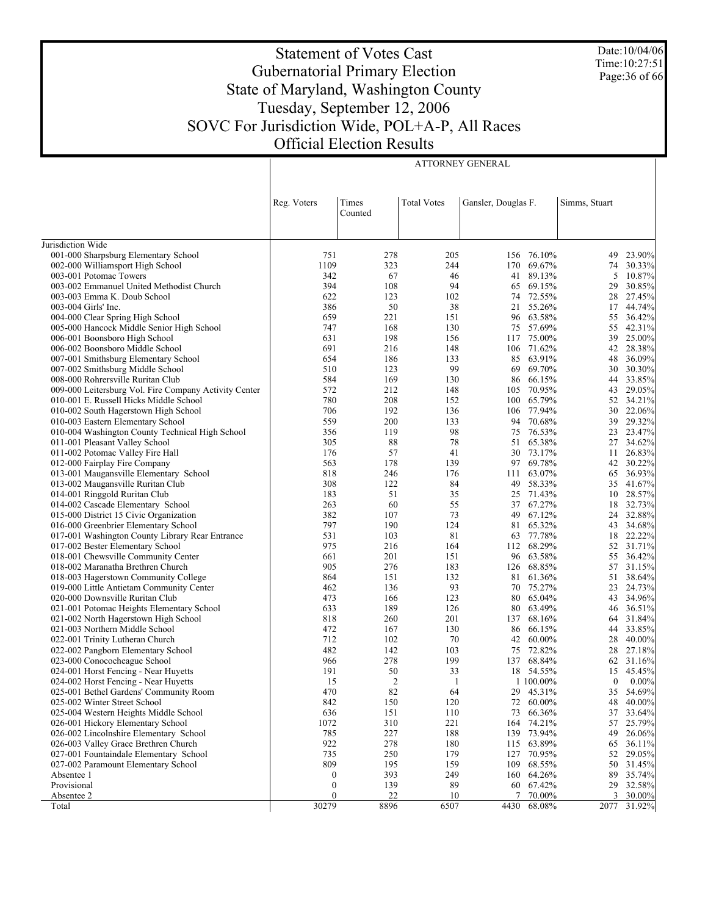# Statement of Votes Cast
## Gubernatorial Primary Election
## State of Maryland, Washington County
## Tuesday, September 12, 2006
## SOVC For Jurisdiction Wide, POL+A-P, All Races
## Official Election Results

Date:10/04/06
Time:10:27:51

| | ATTORNEY GENERAL | | | | | | |
|---|---|---|---|---|---|---|---|
| | Reg. Voters | Times Counted | Total Votes | Gansler, Douglas F. | | Simms, Stuart | |
| Jurisdiction Wide | | | | | | | |
| 001-000 Sharpsburg Elementary School | 751 | 278 | 205 | 156 | 76.10% | 49 | 23.90% |
| 002-000 Williamsport High School | 1109 | 323 | 244 | 170 | 69.67% | 74 | 30.33% |
| 003-001 Potomac Towers | 342 | 67 | 46 | 41 | 89.13% | 5 | 10.87% |
| 003-002 Emmanuel United Methodist Church | 394 | 108 | 94 | 65 | 69.15% | 29 | 30.85% |
| 003-003 Emma K. Doub School | 622 | 123 | 102 | 74 | 72.55% | 28 | 27.45% |
| 003-004 Girls' Inc. | 386 | 50 | 38 | 21 | 55.26% | 17 | 44.74% |
| 004-000 Clear Spring High School | 659 | 221 | 151 | 96 | 63.58% | 55 | 36.42% |
| 005-000 Hancock Middle Senior High School | 747 | 168 | 130 | 75 | 57.69% | 55 | 42.31% |
| 006-001 Boonsboro High School | 631 | 198 | 156 | 117 | 75.00% | 39 | 25.00% |
| 006-002 Boonsboro Middle School | 691 | 216 | 148 | 106 | 71.62% | 42 | 28.38% |
| 007-001 Smithsburg Elementary School | 654 | 186 | 133 | 85 | 63.91% | 48 | 36.09% |
| 007-002 Smithsburg Middle School | 510 | 123 | 99 | 69 | 69.70% | 30 | 30.30% |
| 008-000 Rohrersville Ruritan Club | 584 | 169 | 130 | 86 | 66.15% | 44 | 33.85% |
| 009-000 Leitersburg Vol. Fire Company Activity Center | 572 | 212 | 148 | 105 | 70.95% | 43 | 29.05% |
| 010-001 E. Russell Hicks Middle School | 780 | 208 | 152 | 100 | 65.79% | 52 | 34.21% |
| 010-002 South Hagerstown High School | 706 | 192 | 136 | 106 | 77.94% | 30 | 22.06% |
| 010-003 Eastern Elementary School | 559 | 200 | 133 | 94 | 70.68% | 39 | 29.32% |
| 010-004 Washington County Technical High School | 356 | 119 | 98 | 75 | 76.53% | 23 | 23.47% |
| 011-001 Pleasant Valley School | 305 | 88 | 78 | 51 | 65.38% | 27 | 34.62% |
| 011-002 Potomac Valley Fire Hall | 176 | 57 | 41 | 30 | 73.17% | 11 | 26.83% |
| 012-000 Fairplay Fire Company | 563 | 178 | 139 | 97 | 69.78% | 42 | 30.22% |
| 013-001 Maugansville Elementary School | 818 | 246 | 176 | 111 | 63.07% | 65 | 36.93% |
| 013-002 Maugansville Ruritan Club | 308 | 122 | 84 | 49 | 58.33% | 35 | 41.67% |
| 014-001 Ringgold Ruritan Club | 183 | 51 | 35 | 25 | 71.43% | 10 | 28.57% |
| 014-002 Cascade Elementary School | 263 | 60 | 55 | 37 | 67.27% | 18 | 32.73% |
| 015-000 District 15 Civic Organization | 382 | 107 | 73 | 49 | 67.12% | 24 | 32.88% |
| 016-000 Greenbrier Elementary School | 797 | 190 | 124 | 81 | 65.32% | 43 | 34.68% |
| 017-001 Washington County Library Rear Entrance | 531 | 103 | 81 | 63 | 77.78% | 18 | 22.22% |
| 017-002 Bester Elementary School | 975 | 216 | 164 | 112 | 68.29% | 52 | 31.71% |
| 018-001 Chewsville Community Center | 661 | 201 | 151 | 96 | 63.58% | 55 | 36.42% |
| 018-002 Maranatha Brethren Church | 905 | 276 | 183 | 126 | 68.85% | 57 | 31.15% |
| 018-003 Hagerstown Community College | 864 | 151 | 132 | 81 | 61.36% | 51 | 38.64% |
| 019-000 Little Antietam Community Center | 462 | 136 | 93 | 70 | 75.27% | 23 | 24.73% |
| 020-000 Downsville Ruritan Club | 473 | 166 | 123 | 80 | 65.04% | 43 | 34.96% |
| 021-001 Potomac Heights Elementary School | 633 | 189 | 126 | 80 | 63.49% | 46 | 36.51% |
| 021-002 North Hagerstown High School | 818 | 260 | 201 | 137 | 68.16% | 64 | 31.84% |
| 021-003 Northern Middle School | 472 | 167 | 130 | 86 | 66.15% | 44 | 33.85% |
| 022-001 Trinity Lutheran Church | 712 | 102 | 70 | 42 | 60.00% | 28 | 40.00% |
| 022-002 Pangborn Elementary School | 482 | 142 | 103 | 75 | 72.82% | 28 | 27.18% |
| 023-000 Conococheague School | 966 | 278 | 199 | 137 | 68.84% | 62 | 31.16% |
| 024-001 Horst Fencing - Near Huyetts | 191 | 50 | 33 | 18 | 54.55% | 15 | 45.45% |
| 024-002 Horst Fencing - Near Huyetts | 15 | 2 | 1 | 1 | 100.00% | 0 | 0.00% |
| 025-001 Bethel Gardens' Community Room | 470 | 82 | 64 | 29 | 45.31% | 35 | 54.69% |
| 025-002 Winter Street School | 842 | 150 | 120 | 72 | 60.00% | 48 | 40.00% |
| 025-004 Western Heights Middle School | 636 | 151 | 110 | 73 | 66.36% | 37 | 33.64% |
| 026-001 Hickory Elementary School | 1072 | 310 | 221 | 164 | 74.21% | 57 | 25.79% |
| 026-002 Lincolnshire Elementary School | 785 | 227 | 188 | 139 | 73.94% | 49 | 26.06% |
| 026-003 Valley Grace Brethren Church | 922 | 278 | 180 | 115 | 63.89% | 65 | 36.11% |
| 027-001 Fountaindale Elementary School | 735 | 250 | 179 | 127 | 70.95% | 52 | 29.05% |
| 027-002 Paramount Elementary School | 809 | 195 | 159 | 109 | 68.55% | 50 | 31.45% |
| Absentee 1 | 0 | 393 | 249 | 160 | 64.26% | 89 | 35.74% |
| Provisional | 0 | 139 | 89 | 60 | 67.42% | 29 | 32.58% |
| Absentee 2 | 0 | 22 | 10 | 7 | 70.00% | 3 | 30.00% |
| Total | 30279 | 8896 | 6507 | 4430 | 68.08% | 2077 | 31.92% |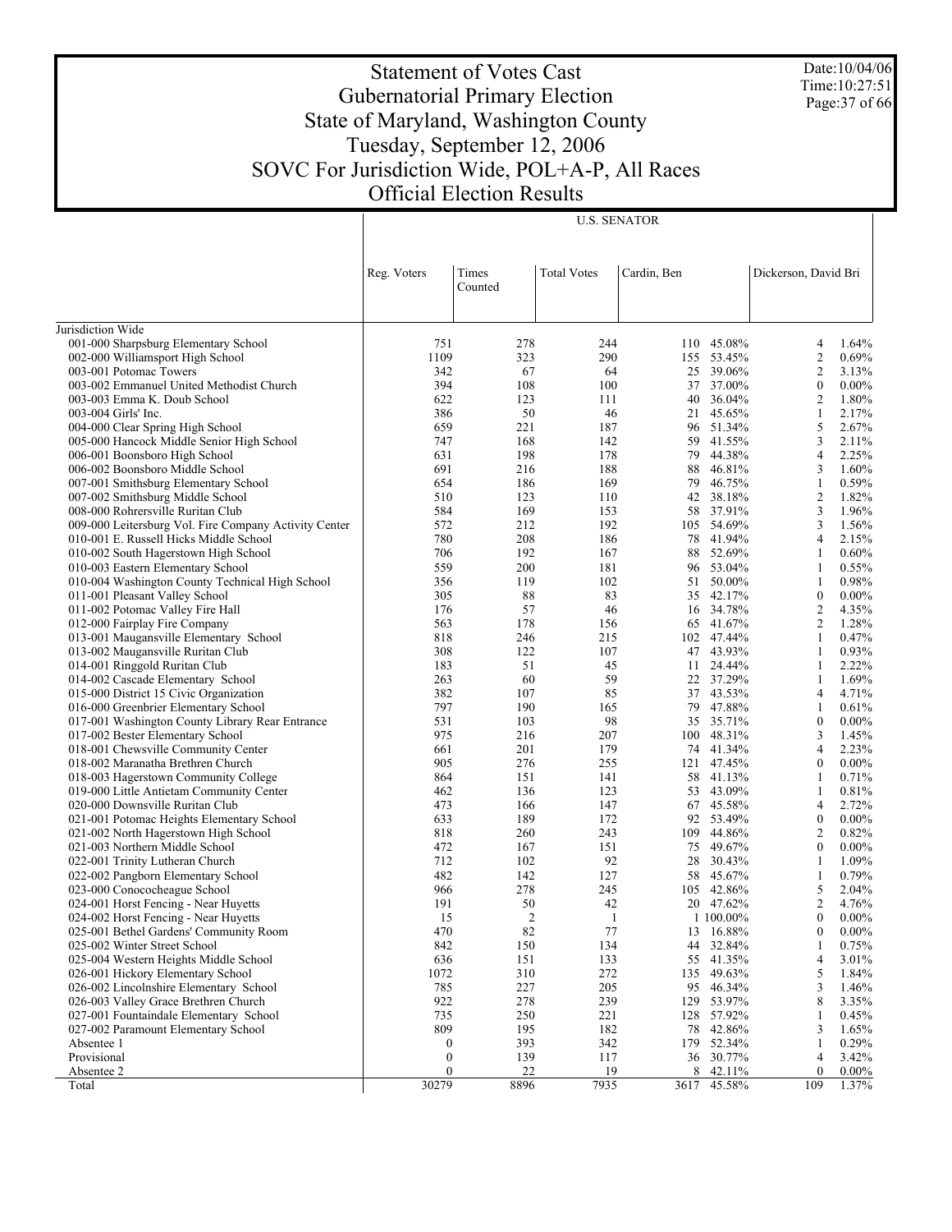# Statement of Votes Cast
## Gubernatorial Primary Election
## State of Maryland, Washington County
## Tuesday, September 12, 2006
## SOVC For Jurisdiction Wide, POL+A-P, All Races
## Official Election Results

Date:10/04/06
Time:10:27:51

U.S. SENATOR

| | Reg. Voters | Times Counted | Total Votes | Cardin, Ben | | Dickerson, David Bri | |
|---|---|---|---|---|---|---|---|
| Jurisdiction Wide | | | | | | | |
| 001-000 Sharpsburg Elementary School | 751 | 278 | 244 | 110 | 45.08% | 4 | 1.64% |
| 002-000 Williamsport High School | 1109 | 323 | 290 | 155 | 53.45% | 2 | 0.69% |
| 003-001 Potomac Towers | 342 | 67 | 64 | 25 | 39.06% | 2 | 3.13% |
| 003-002 Emmanuel United Methodist Church | 394 | 108 | 100 | 37 | 37.00% | 0 | 0.00% |
| 003-003 Emma K. Doub School | 622 | 123 | 111 | 40 | 36.04% | 2 | 1.80% |
| 003-004 Girls' Inc. | 386 | 50 | 46 | 21 | 45.65% | 1 | 2.17% |
| 004-000 Clear Spring High School | 659 | 221 | 187 | 96 | 51.34% | 5 | 2.67% |
| 005-000 Hancock Middle Senior High School | 747 | 168 | 142 | 59 | 41.55% | 3 | 2.11% |
| 006-001 Boonsboro High School | 631 | 198 | 178 | 79 | 44.38% | 4 | 2.25% |
| 006-002 Boonsboro Middle School | 691 | 216 | 188 | 88 | 46.81% | 3 | 1.60% |
| 007-001 Smithsburg Elementary School | 654 | 186 | 169 | 79 | 46.75% | 1 | 0.59% |
| 007-002 Smithsburg Middle School | 510 | 123 | 110 | 42 | 38.18% | 2 | 1.82% |
| 008-000 Rohrersville Ruritan Club | 584 | 169 | 153 | 58 | 37.91% | 3 | 1.96% |
| 009-000 Leitersburg Vol. Fire Company Activity Center | 572 | 212 | 192 | 105 | 54.69% | 3 | 1.56% |
| 010-001 E. Russell Hicks Middle School | 780 | 208 | 186 | 78 | 41.94% | 4 | 2.15% |
| 010-002 South Hagerstown High School | 706 | 192 | 167 | 88 | 52.69% | 1 | 0.60% |
| 010-003 Eastern Elementary School | 559 | 200 | 181 | 96 | 53.04% | 1 | 0.55% |
| 010-004 Washington County Technical High School | 356 | 119 | 102 | 51 | 50.00% | 1 | 0.98% |
| 011-001 Pleasant Valley School | 305 | 88 | 83 | 35 | 42.17% | 0 | 0.00% |
| 011-002 Potomac Valley Fire Hall | 176 | 57 | 46 | 16 | 34.78% | 2 | 4.35% |
| 012-000 Fairplay Fire Company | 563 | 178 | 156 | 65 | 41.67% | 2 | 1.28% |
| 013-001 Maugansville Elementary School | 818 | 246 | 215 | 102 | 47.44% | 1 | 0.47% |
| 013-002 Maugansville Ruritan Club | 308 | 122 | 107 | 47 | 43.93% | 1 | 0.93% |
| 014-001 Ringgold Ruritan Club | 183 | 51 | 45 | 11 | 24.44% | 1 | 2.22% |
| 014-002 Cascade Elementary School | 263 | 60 | 59 | 22 | 37.29% | 1 | 1.69% |
| 015-000 District 15 Civic Organization | 382 | 107 | 85 | 37 | 43.53% | 4 | 4.71% |
| 016-000 Greenbrier Elementary School | 797 | 190 | 165 | 79 | 47.88% | 1 | 0.61% |
| 017-001 Washington County Library Rear Entrance | 531 | 103 | 98 | 35 | 35.71% | 0 | 0.00% |
| 017-002 Bester Elementary School | 975 | 216 | 207 | 100 | 48.31% | 3 | 1.45% |
| 018-001 Chewsville Community Center | 661 | 201 | 179 | 74 | 41.34% | 4 | 2.23% |
| 018-002 Maranatha Brethren Church | 905 | 276 | 255 | 121 | 47.45% | 0 | 0.00% |
| 018-003 Hagerstown Community College | 864 | 151 | 141 | 58 | 41.13% | 1 | 0.71% |
| 019-000 Little Antietam Community Center | 462 | 136 | 123 | 53 | 43.09% | 1 | 0.81% |
| 020-000 Downsville Ruritan Club | 473 | 166 | 147 | 67 | 45.58% | 4 | 2.72% |
| 021-001 Potomac Heights Elementary School | 633 | 189 | 172 | 92 | 53.49% | 0 | 0.00% |
| 021-002 North Hagerstown High School | 818 | 260 | 243 | 109 | 44.86% | 2 | 0.82% |
| 021-003 Northern Middle School | 472 | 167 | 151 | 75 | 49.67% | 0 | 0.00% |
| 022-001 Trinity Lutheran Church | 712 | 102 | 92 | 28 | 30.43% | 1 | 1.09% |
| 022-002 Pangborn Elementary School | 482 | 142 | 127 | 58 | 45.67% | 1 | 0.79% |
| 023-000 Conococheague School | 966 | 278 | 245 | 105 | 42.86% | 5 | 2.04% |
| 024-001 Horst Fencing - Near Huyetts | 191 | 50 | 42 | 20 | 47.62% | 2 | 4.76% |
| 024-002 Horst Fencing - Near Huyetts | 15 | 2 | 1 | 1 | 100.00% | 0 | 0.00% |
| 025-001 Bethel Gardens' Community Room | 470 | 82 | 77 | 13 | 16.88% | 0 | 0.00% |
| 025-002 Winter Street School | 842 | 150 | 134 | 44 | 32.84% | 1 | 0.75% |
| 025-004 Western Heights Middle School | 636 | 151 | 133 | 55 | 41.35% | 4 | 3.01% |
| 026-001 Hickory Elementary School | 1072 | 310 | 272 | 135 | 49.63% | 5 | 1.84% |
| 026-002 Lincolnshire Elementary School | 785 | 227 | 205 | 95 | 46.34% | 3 | 1.46% |
| 026-003 Valley Grace Brethren Church | 922 | 278 | 239 | 129 | 53.97% | 8 | 3.35% |
| 027-001 Fountaindale Elementary School | 735 | 250 | 221 | 128 | 57.92% | 1 | 0.45% |
| 027-002 Paramount Elementary School | 809 | 195 | 182 | 78 | 42.86% | 3 | 1.65% |
| Absentee 1 | 0 | 393 | 342 | 179 | 52.34% | 1 | 0.29% |
| Provisional | 0 | 139 | 117 | 36 | 30.77% | 4 | 3.42% |
| Absentee 2 | 0 | 22 | 19 | 8 | 42.11% | 0 | 0.00% |
| Total | 30279 | 8896 | 7935 | 3617 | 45.58% | 109 | 1.37% |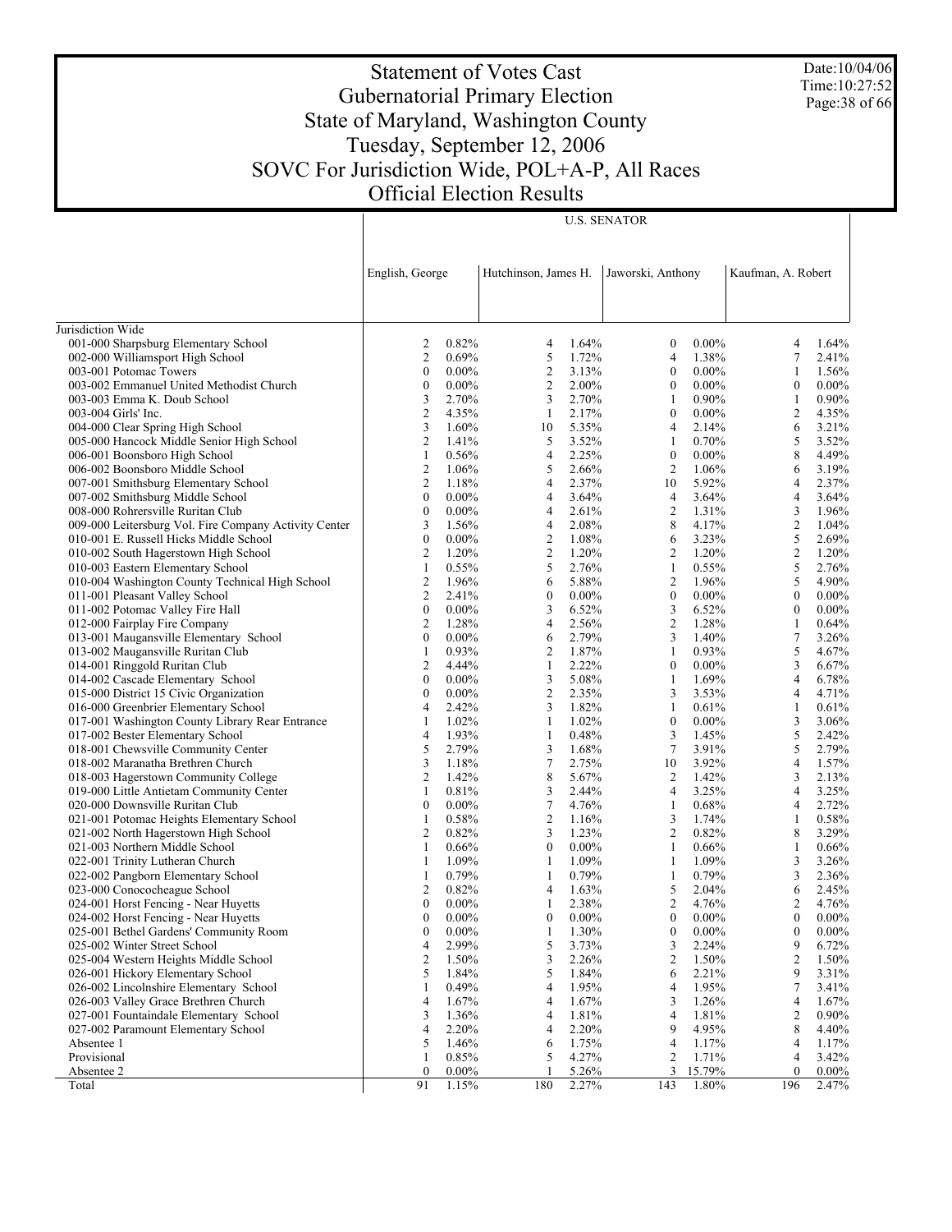# Statement of Votes Cast
## Gubernatorial Primary Election
## State of Maryland, Washington County
## Tuesday, September 12, 2006
## SOVC For Jurisdiction Wide, POL+A-P, All Races
## Official Election Results

Date:10/04/06
Time:10:27:52

| | U.S. SENATOR | | | | | | | |
|---|---|---|---|---|---|---|---|---|
| | English, George | | Hutchinson, James H. | | Jaworski, Anthony | | Kaufman, A. Robert | |
| Jurisdiction Wide | | | | | | | | |
| 001-000 Sharpsburg Elementary School | 2 | 0.82% | 4 | 1.64% | 0 | 0.00% | 4 | 1.64% |
| 002-000 Williamsport High School | 2 | 0.69% | 5 | 1.72% | 4 | 1.38% | 7 | 2.41% |
| 003-001 Potomac Towers | 0 | 0.00% | 2 | 3.13% | 0 | 0.00% | 1 | 1.56% |
| 003-002 Emmanuel United Methodist Church | 0 | 0.00% | 2 | 2.00% | 0 | 0.00% | 0 | 0.00% |
| 003-003 Emma K. Doub School | 3 | 2.70% | 3 | 2.70% | 1 | 0.90% | 1 | 0.90% |
| 003-004 Girls' Inc. | 2 | 4.35% | 1 | 2.17% | 0 | 0.00% | 2 | 4.35% |
| 004-000 Clear Spring High School | 3 | 1.60% | 10 | 5.35% | 4 | 2.14% | 6 | 3.21% |
| 005-000 Hancock Middle Senior High School | 2 | 1.41% | 5 | 3.52% | 1 | 0.70% | 5 | 3.52% |
| 006-001 Boonsboro High School | 1 | 0.56% | 4 | 2.25% | 0 | 0.00% | 8 | 4.49% |
| 006-002 Boonsboro Middle School | 2 | 1.06% | 5 | 2.66% | 2 | 1.06% | 6 | 3.19% |
| 007-001 Smithsburg Elementary School | 2 | 1.18% | 4 | 2.37% | 10 | 5.92% | 4 | 2.37% |
| 007-002 Smithsburg Middle School | 0 | 0.00% | 4 | 3.64% | 4 | 3.64% | 4 | 3.64% |
| 008-000 Rohrersville Ruritan Club | 0 | 0.00% | 4 | 2.61% | 2 | 1.31% | 3 | 1.96% |
| 009-000 Leitersburg Vol. Fire Company Activity Center | 3 | 1.56% | 4 | 2.08% | 8 | 4.17% | 2 | 1.04% |
| 010-001 E. Russell Hicks Middle School | 0 | 0.00% | 2 | 1.08% | 6 | 3.23% | 5 | 2.69% |
| 010-002 South Hagerstown High School | 2 | 1.20% | 2 | 1.20% | 2 | 1.20% | 2 | 1.20% |
| 010-003 Eastern Elementary School | 1 | 0.55% | 5 | 2.76% | 1 | 0.55% | 5 | 2.76% |
| 010-004 Washington County Technical High School | 2 | 1.96% | 6 | 5.88% | 2 | 1.96% | 5 | 4.90% |
| 011-001 Pleasant Valley School | 2 | 2.41% | 0 | 0.00% | 0 | 0.00% | 0 | 0.00% |
| 011-002 Potomac Valley Fire Hall | 0 | 0.00% | 3 | 6.52% | 3 | 6.52% | 0 | 0.00% |
| 012-000 Fairplay Fire Company | 2 | 1.28% | 4 | 2.56% | 2 | 1.28% | 1 | 0.64% |
| 013-001 Maugansville Elementary School | 0 | 0.00% | 6 | 2.79% | 3 | 1.40% | 7 | 3.26% |
| 013-002 Maugansville Ruritan Club | 1 | 0.93% | 2 | 1.87% | 1 | 0.93% | 5 | 4.67% |
| 014-001 Ringgold Ruritan Club | 2 | 4.44% | 1 | 2.22% | 0 | 0.00% | 3 | 6.67% |
| 014-002 Cascade Elementary School | 0 | 0.00% | 3 | 5.08% | 1 | 1.69% | 4 | 6.78% |
| 015-000 District 15 Civic Organization | 0 | 0.00% | 2 | 2.35% | 3 | 3.53% | 4 | 4.71% |
| 016-000 Greenbrier Elementary School | 4 | 2.42% | 3 | 1.82% | 1 | 0.61% | 1 | 0.61% |
| 017-001 Washington County Library Rear Entrance | 1 | 1.02% | 1 | 1.02% | 0 | 0.00% | 3 | 3.06% |
| 017-002 Bester Elementary School | 4 | 1.93% | 1 | 0.48% | 3 | 1.45% | 5 | 2.42% |
| 018-001 Chewsville Community Center | 5 | 2.79% | 3 | 1.68% | 7 | 3.91% | 5 | 2.79% |
| 018-002 Maranatha Brethren Church | 3 | 1.18% | 7 | 2.75% | 10 | 3.92% | 4 | 1.57% |
| 018-003 Hagerstown Community College | 2 | 1.42% | 8 | 5.67% | 2 | 1.42% | 3 | 2.13% |
| 019-000 Little Antietam Community Center | 1 | 0.81% | 3 | 2.44% | 4 | 3.25% | 4 | 3.25% |
| 020-000 Downsville Ruritan Club | 0 | 0.00% | 7 | 4.76% | 1 | 0.68% | 4 | 2.72% |
| 021-001 Potomac Heights Elementary School | 1 | 0.58% | 2 | 1.16% | 3 | 1.74% | 1 | 0.58% |
| 021-002 North Hagerstown High School | 2 | 0.82% | 3 | 1.23% | 2 | 0.82% | 8 | 3.29% |
| 021-003 Northern Middle School | 1 | 0.66% | 0 | 0.00% | 1 | 0.66% | 1 | 0.66% |
| 022-001 Trinity Lutheran Church | 1 | 1.09% | 1 | 1.09% | 1 | 1.09% | 3 | 3.26% |
| 022-002 Pangborn Elementary School | 1 | 0.79% | 1 | 0.79% | 1 | 0.79% | 3 | 2.36% |
| 023-000 Conococheague School | 2 | 0.82% | 4 | 1.63% | 5 | 2.04% | 6 | 2.45% |
| 024-001 Horst Fencing - Near Huyetts | 0 | 0.00% | 1 | 2.38% | 2 | 4.76% | 2 | 4.76% |
| 024-002 Horst Fencing - Near Huyetts | 0 | 0.00% | 0 | 0.00% | 0 | 0.00% | 0 | 0.00% |
| 025-001 Bethel Gardens' Community Room | 0 | 0.00% | 1 | 1.30% | 0 | 0.00% | 0 | 0.00% |
| 025-002 Winter Street School | 4 | 2.99% | 5 | 3.73% | 3 | 2.24% | 9 | 6.72% |
| 025-004 Western Heights Middle School | 2 | 1.50% | 3 | 2.26% | 2 | 1.50% | 2 | 1.50% |
| 026-001 Hickory Elementary School | 5 | 1.84% | 5 | 1.84% | 6 | 2.21% | 9 | 3.31% |
| 026-002 Lincolnshire Elementary School | 1 | 0.49% | 4 | 1.95% | 4 | 1.95% | 7 | 3.41% |
| 026-003 Valley Grace Brethren Church | 4 | 1.67% | 4 | 1.67% | 3 | 1.26% | 4 | 1.67% |
| 027-001 Fountaindale Elementary School | 3 | 1.36% | 4 | 1.81% | 4 | 1.81% | 2 | 0.90% |
| 027-002 Paramount Elementary School | 4 | 2.20% | 4 | 2.20% | 9 | 4.95% | 8 | 4.40% |
| Absentee 1 | 5 | 1.46% | 6 | 1.75% | 4 | 1.17% | 4 | 1.17% |
| Provisional | 1 | 0.85% | 5 | 4.27% | 2 | 1.71% | 4 | 3.42% |
| Absentee 2 | 0 | 0.00% | 1 | 5.26% | 3 | 15.79% | 0 | 0.00% |
| Total | 91 | 1.15% | 180 | 2.27% | 143 | 1.80% | 196 | 2.47% |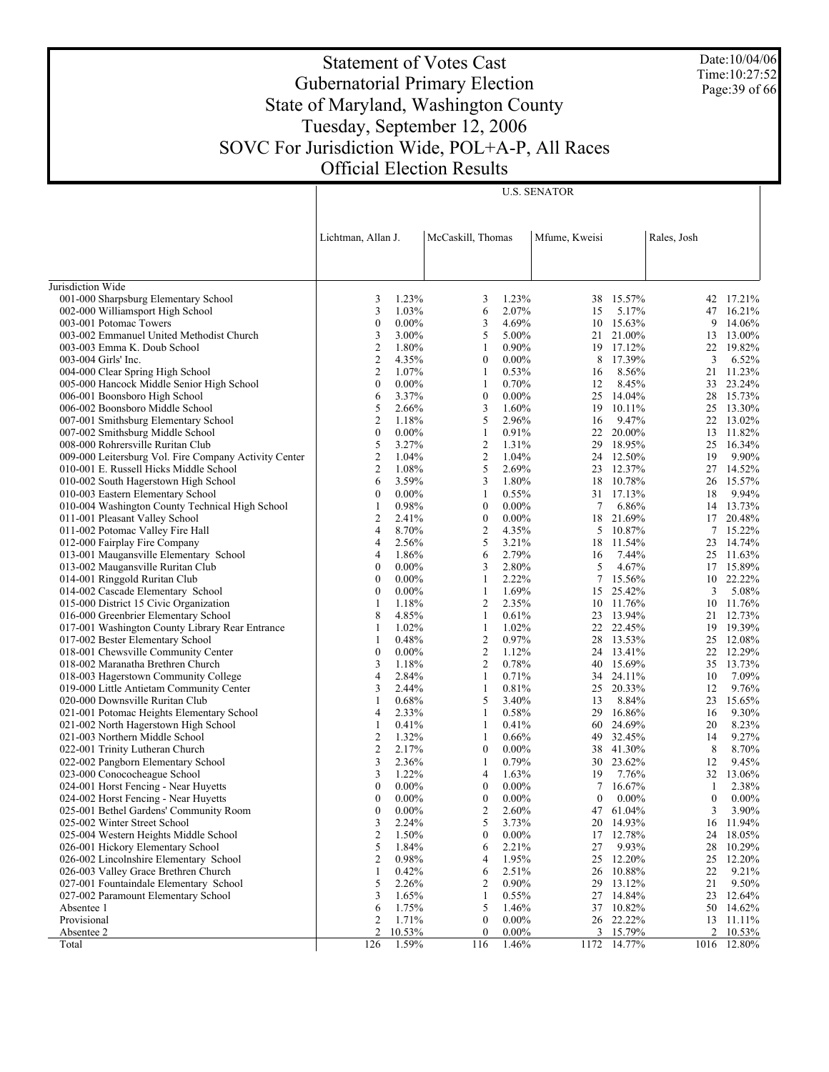# Statement of Votes Cast
## Gubernatorial Primary Election
## State of Maryland, Washington County
## Tuesday, September 12, 2006
## SOVC For Jurisdiction Wide, POL+A-P, All Races
## Official Election Results

Date:10/04/06
Time:10:27:52

| | U.S. SENATOR | | | | | | | |
|---|---|---|---|---|---|---|---|---|
| | Lichtman, Allan J. | | McCaskill, Thomas | | Mfume, Kweisi | | Rales, Josh | |
| Jurisdiction Wide | | | | | | | | |
| 001-000 Sharpsburg Elementary School | 3 | 1.23% | 3 | 1.23% | 38 | 15.57% | 42 | 17.21% |
| 002-000 Williamsport High School | 3 | 1.03% | 6 | 2.07% | 15 | 5.17% | 47 | 16.21% |
| 003-001 Potomac Towers | 0 | 0.00% | 3 | 4.69% | 10 | 15.63% | 9 | 14.06% |
| 003-002 Emmanuel United Methodist Church | 3 | 3.00% | 5 | 5.00% | 21 | 21.00% | 13 | 13.00% |
| 003-003 Emma K. Doub School | 2 | 1.80% | 1 | 0.90% | 19 | 17.12% | 22 | 19.82% |
| 003-004 Girls' Inc. | 2 | 4.35% | 0 | 0.00% | 8 | 17.39% | 3 | 6.52% |
| 004-000 Clear Spring High School | 2 | 1.07% | 1 | 0.53% | 16 | 8.56% | 21 | 11.23% |
| 005-000 Hancock Middle Senior High School | 0 | 0.00% | 1 | 0.70% | 12 | 8.45% | 33 | 23.24% |
| 006-001 Boonsboro High School | 6 | 3.37% | 0 | 0.00% | 25 | 14.04% | 28 | 15.73% |
| 006-002 Boonsboro Middle School | 5 | 2.66% | 3 | 1.60% | 19 | 10.11% | 25 | 13.30% |
| 007-001 Smithsburg Elementary School | 2 | 1.18% | 5 | 2.96% | 16 | 9.47% | 22 | 13.02% |
| 007-002 Smithsburg Middle School | 0 | 0.00% | 1 | 0.91% | 22 | 20.00% | 13 | 11.82% |
| 008-000 Rohrersville Ruritan Club | 5 | 3.27% | 2 | 1.31% | 29 | 18.95% | 25 | 16.34% |
| 009-000 Leitersburg Vol. Fire Company Activity Center | 2 | 1.04% | 2 | 1.04% | 24 | 12.50% | 19 | 9.90% |
| 010-001 E. Russell Hicks Middle School | 2 | 1.08% | 5 | 2.69% | 23 | 12.37% | 27 | 14.52% |
| 010-002 South Hagerstown High School | 6 | 3.59% | 3 | 1.80% | 18 | 10.78% | 26 | 15.57% |
| 010-003 Eastern Elementary School | 0 | 0.00% | 1 | 0.55% | 31 | 17.13% | 18 | 9.94% |
| 010-004 Washington County Technical High School | 1 | 0.98% | 0 | 0.00% | 7 | 6.86% | 14 | 13.73% |
| 011-001 Pleasant Valley School | 2 | 2.41% | 0 | 0.00% | 18 | 21.69% | 17 | 20.48% |
| 011-002 Potomac Valley Fire Hall | 4 | 8.70% | 2 | 4.35% | 5 | 10.87% | 7 | 15.22% |
| 012-000 Fairplay Fire Company | 4 | 2.56% | 5 | 3.21% | 18 | 11.54% | 23 | 14.74% |
| 013-001 Maugansville Elementary School | 4 | 1.86% | 6 | 2.79% | 16 | 7.44% | 25 | 11.63% |
| 013-002 Maugansville Ruritan Club | 0 | 0.00% | 3 | 2.80% | 5 | 4.67% | 17 | 15.89% |
| 014-001 Ringgold Ruritan Club | 0 | 0.00% | 1 | 2.22% | 7 | 15.56% | 10 | 22.22% |
| 014-002 Cascade Elementary School | 0 | 0.00% | 1 | 1.69% | 15 | 25.42% | 3 | 5.08% |
| 015-000 District 15 Civic Organization | 1 | 1.18% | 2 | 2.35% | 10 | 11.76% | 10 | 11.76% |
| 016-000 Greenbrier Elementary School | 8 | 4.85% | 1 | 0.61% | 23 | 13.94% | 21 | 12.73% |
| 017-001 Washington County Library Rear Entrance | 1 | 1.02% | 1 | 1.02% | 22 | 22.45% | 19 | 19.39% |
| 017-002 Bester Elementary School | 1 | 0.48% | 2 | 0.97% | 28 | 13.53% | 25 | 12.08% |
| 018-001 Chewsville Community Center | 0 | 0.00% | 2 | 1.12% | 24 | 13.41% | 22 | 12.29% |
| 018-002 Maranatha Brethren Church | 3 | 1.18% | 2 | 0.78% | 40 | 15.69% | 35 | 13.73% |
| 018-003 Hagerstown Community College | 4 | 2.84% | 1 | 0.71% | 34 | 24.11% | 10 | 7.09% |
| 019-000 Little Antietam Community Center | 3 | 2.44% | 1 | 0.81% | 25 | 20.33% | 12 | 9.76% |
| 020-000 Downsville Ruritan Club | 1 | 0.68% | 5 | 3.40% | 13 | 8.84% | 23 | 15.65% |
| 021-001 Potomac Heights Elementary School | 4 | 2.33% | 1 | 0.58% | 29 | 16.86% | 16 | 9.30% |
| 021-002 North Hagerstown High School | 1 | 0.41% | 1 | 0.41% | 60 | 24.69% | 20 | 8.23% |
| 021-003 Northern Middle School | 2 | 1.32% | 1 | 0.66% | 49 | 32.45% | 14 | 9.27% |
| 022-001 Trinity Lutheran Church | 2 | 2.17% | 0 | 0.00% | 38 | 41.30% | 8 | 8.70% |
| 022-002 Pangborn Elementary School | 3 | 2.36% | 1 | 0.79% | 30 | 23.62% | 12 | 9.45% |
| 023-000 Conococheague School | 3 | 1.22% | 4 | 1.63% | 19 | 7.76% | 32 | 13.06% |
| 024-001 Horst Fencing - Near Huyetts | 0 | 0.00% | 0 | 0.00% | 7 | 16.67% | 1 | 2.38% |
| 024-002 Horst Fencing - Near Huyetts | 0 | 0.00% | 0 | 0.00% | 0 | 0.00% | 0 | 0.00% |
| 025-001 Bethel Gardens' Community Room | 0 | 0.00% | 2 | 2.60% | 47 | 61.04% | 3 | 3.90% |
| 025-002 Winter Street School | 3 | 2.24% | 5 | 3.73% | 20 | 14.93% | 16 | 11.94% |
| 025-004 Western Heights Middle School | 2 | 1.50% | 0 | 0.00% | 17 | 12.78% | 24 | 18.05% |
| 026-001 Hickory Elementary School | 5 | 1.84% | 6 | 2.21% | 27 | 9.93% | 28 | 10.29% |
| 026-002 Lincolnshire Elementary School | 2 | 0.98% | 4 | 1.95% | 25 | 12.20% | 25 | 12.20% |
| 026-003 Valley Grace Brethren Church | 1 | 0.42% | 6 | 2.51% | 26 | 10.88% | 22 | 9.21% |
| 027-001 Fountaindale Elementary School | 5 | 2.26% | 2 | 0.90% | 29 | 13.12% | 21 | 9.50% |
| 027-002 Paramount Elementary School | 3 | 1.65% | 1 | 0.55% | 27 | 14.84% | 23 | 12.64% |
| Absentee 1 | 6 | 1.75% | 5 | 1.46% | 37 | 10.82% | 50 | 14.62% |
| Provisional | 2 | 1.71% | 0 | 0.00% | 26 | 22.22% | 13 | 11.11% |
| Absentee 2 | 2 | 10.53% | 0 | 0.00% | 3 | 15.79% | 2 | 10.53% |
| Total | 126 | 1.59% | 116 | 1.46% | 1172 | 14.77% | 1016 | 12.80% |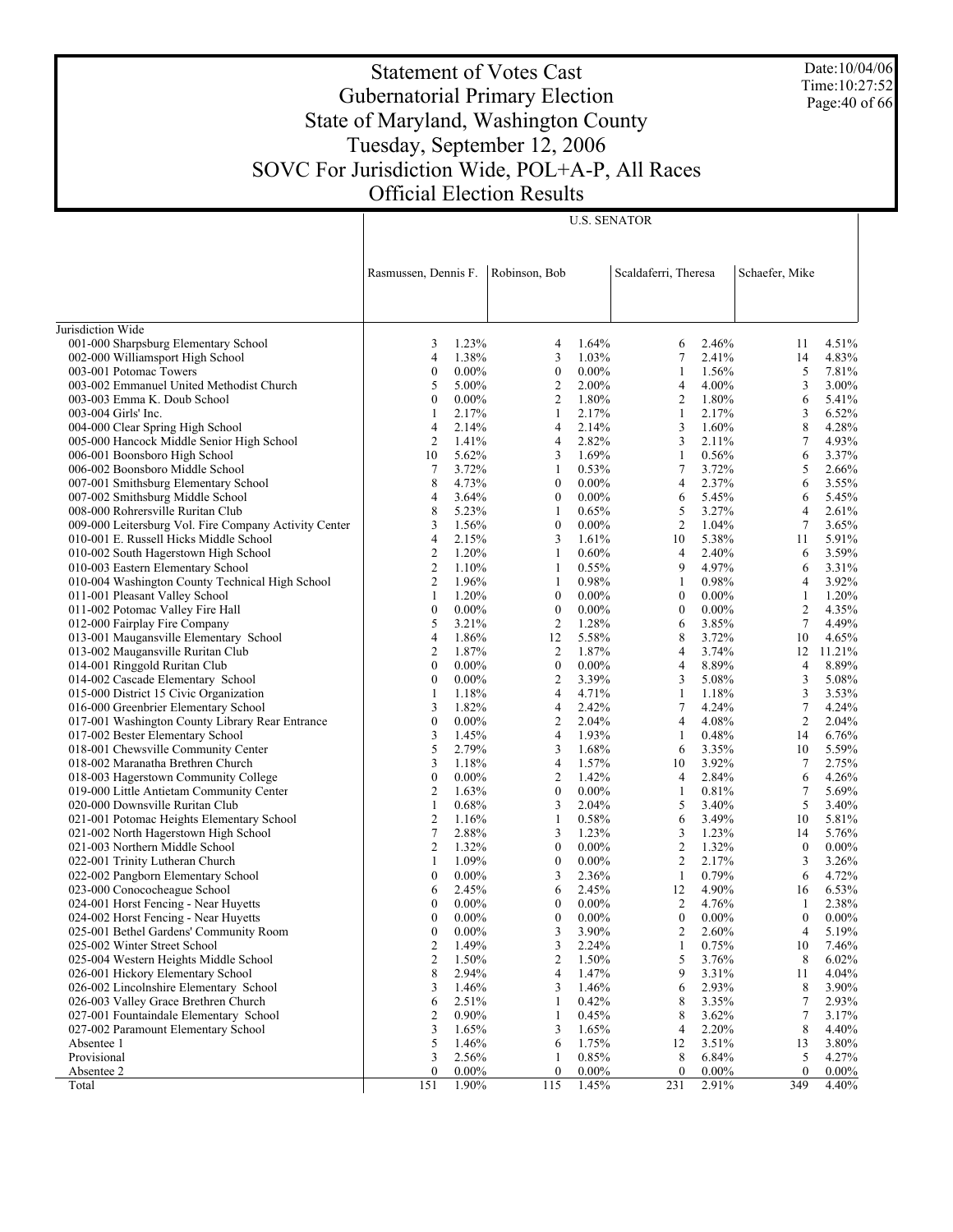# Statement of Votes Cast
## Gubernatorial Primary Election
## State of Maryland, Washington County
## Tuesday, September 12, 2006
## SOVC For Jurisdiction Wide, POL+A-P, All Races
## Official Election Results

Date:10/04/06
Time:10:27:52

| | U.S. SENATOR | | | | | | | |
|---|---|---|---|---|---|---|---|---|
| | Rasmussen, Dennis F. | | Robinson, Bob | | Scaldaferri, Theresa | | Schaefer, Mike | |
| Jurisdiction Wide | | | | | | | | |
| 001-000 Sharpsburg Elementary School | 3 | 1.23% | 4 | 1.64% | 6 | 2.46% | 11 | 4.51% |
| 002-000 Williamsport High School | 4 | 1.38% | 3 | 1.03% | 7 | 2.41% | 14 | 4.83% |
| 003-001 Potomac Towers | 0 | 0.00% | 0 | 0.00% | 1 | 1.56% | 5 | 7.81% |
| 003-002 Emmanuel United Methodist Church | 5 | 5.00% | 2 | 2.00% | 4 | 4.00% | 3 | 3.00% |
| 003-003 Emma K. Doub School | 0 | 0.00% | 2 | 1.80% | 2 | 1.80% | 6 | 5.41% |
| 003-004 Girls' Inc. | 1 | 2.17% | 1 | 2.17% | 1 | 2.17% | 3 | 6.52% |
| 004-000 Clear Spring High School | 4 | 2.14% | 4 | 2.14% | 3 | 1.60% | 8 | 4.28% |
| 005-000 Hancock Middle Senior High School | 2 | 1.41% | 4 | 2.82% | 3 | 2.11% | 7 | 4.93% |
| 006-001 Boonsboro High School | 10 | 5.62% | 3 | 1.69% | 1 | 0.56% | 6 | 3.37% |
| 006-002 Boonsboro Middle School | 7 | 3.72% | 1 | 0.53% | 7 | 3.72% | 5 | 2.66% |
| 007-001 Smithsburg Elementary School | 8 | 4.73% | 0 | 0.00% | 4 | 2.37% | 6 | 3.55% |
| 007-002 Smithsburg Middle School | 4 | 3.64% | 0 | 0.00% | 6 | 5.45% | 6 | 5.45% |
| 008-000 Rohrersville Ruritan Club | 8 | 5.23% | 1 | 0.65% | 5 | 3.27% | 4 | 2.61% |
| 009-000 Leitersburg Vol. Fire Company Activity Center | 3 | 1.56% | 0 | 0.00% | 2 | 1.04% | 7 | 3.65% |
| 010-001 E. Russell Hicks Middle School | 4 | 2.15% | 3 | 1.61% | 10 | 5.38% | 11 | 5.91% |
| 010-002 South Hagerstown High School | 2 | 1.20% | 1 | 0.60% | 4 | 2.40% | 6 | 3.59% |
| 010-003 Eastern Elementary School | 2 | 1.10% | 1 | 0.55% | 9 | 4.97% | 6 | 3.31% |
| 010-004 Washington County Technical High School | 2 | 1.96% | 1 | 0.98% | 1 | 0.98% | 4 | 3.92% |
| 011-001 Pleasant Valley School | 1 | 1.20% | 0 | 0.00% | 0 | 0.00% | 1 | 1.20% |
| 011-002 Potomac Valley Fire Hall | 0 | 0.00% | 0 | 0.00% | 0 | 0.00% | 2 | 4.35% |
| 012-000 Fairplay Fire Company | 5 | 3.21% | 2 | 1.28% | 6 | 3.85% | 7 | 4.49% |
| 013-001 Maugansville Elementary School | 4 | 1.86% | 12 | 5.58% | 8 | 3.72% | 10 | 4.65% |
| 013-002 Maugansville Ruritan Club | 2 | 1.87% | 2 | 1.87% | 4 | 3.74% | 12 | 11.21% |
| 014-001 Ringgold Ruritan Club | 0 | 0.00% | 0 | 0.00% | 4 | 8.89% | 4 | 8.89% |
| 014-002 Cascade Elementary School | 0 | 0.00% | 2 | 3.39% | 3 | 5.08% | 3 | 5.08% |
| 015-000 District 15 Civic Organization | 1 | 1.18% | 4 | 4.71% | 1 | 1.18% | 3 | 3.53% |
| 016-000 Greenbrier Elementary School | 3 | 1.82% | 4 | 2.42% | 7 | 4.24% | 7 | 4.24% |
| 017-001 Washington County Library Rear Entrance | 0 | 0.00% | 2 | 2.04% | 4 | 4.08% | 2 | 2.04% |
| 017-002 Bester Elementary School | 3 | 1.45% | 4 | 1.93% | 1 | 0.48% | 14 | 6.76% |
| 018-001 Chewsville Community Center | 5 | 2.79% | 3 | 1.68% | 6 | 3.35% | 10 | 5.59% |
| 018-002 Maranatha Brethren Church | 3 | 1.18% | 4 | 1.57% | 10 | 3.92% | 7 | 2.75% |
| 018-003 Hagerstown Community College | 0 | 0.00% | 2 | 1.42% | 4 | 2.84% | 6 | 4.26% |
| 019-000 Little Antietam Community Center | 2 | 1.63% | 0 | 0.00% | 1 | 0.81% | 7 | 5.69% |
| 020-000 Downsville Ruritan Club | 1 | 0.68% | 3 | 2.04% | 5 | 3.40% | 5 | 3.40% |
| 021-001 Potomac Heights Elementary School | 2 | 1.16% | 1 | 0.58% | 6 | 3.49% | 10 | 5.81% |
| 021-002 North Hagerstown High School | 7 | 2.88% | 3 | 1.23% | 3 | 1.23% | 14 | 5.76% |
| 021-003 Northern Middle School | 2 | 1.32% | 0 | 0.00% | 2 | 1.32% | 0 | 0.00% |
| 022-001 Trinity Lutheran Church | 1 | 1.09% | 0 | 0.00% | 2 | 2.17% | 3 | 3.26% |
| 022-002 Pangborn Elementary School | 0 | 0.00% | 3 | 2.36% | 1 | 0.79% | 6 | 4.72% |
| 023-000 Conococheague School | 6 | 2.45% | 6 | 2.45% | 12 | 4.90% | 16 | 6.53% |
| 024-001 Horst Fencing - Near Huyetts | 0 | 0.00% | 0 | 0.00% | 2 | 4.76% | 1 | 2.38% |
| 024-002 Horst Fencing - Near Huyetts | 0 | 0.00% | 0 | 0.00% | 0 | 0.00% | 0 | 0.00% |
| 025-001 Bethel Gardens' Community Room | 0 | 0.00% | 3 | 3.90% | 2 | 2.60% | 4 | 5.19% |
| 025-002 Winter Street School | 2 | 1.49% | 3 | 2.24% | 1 | 0.75% | 10 | 7.46% |
| 025-004 Western Heights Middle School | 2 | 1.50% | 2 | 1.50% | 5 | 3.76% | 8 | 6.02% |
| 026-001 Hickory Elementary School | 8 | 2.94% | 4 | 1.47% | 9 | 3.31% | 11 | 4.04% |
| 026-002 Lincolnshire Elementary School | 3 | 1.46% | 3 | 1.46% | 6 | 2.93% | 8 | 3.90% |
| 026-003 Valley Grace Brethren Church | 6 | 2.51% | 1 | 0.42% | 8 | 3.35% | 7 | 2.93% |
| 027-001 Fountaindale Elementary School | 2 | 0.90% | 1 | 0.45% | 8 | 3.62% | 7 | 3.17% |
| 027-002 Paramount Elementary School | 3 | 1.65% | 3 | 1.65% | 4 | 2.20% | 8 | 4.40% |
| Absentee 1 | 5 | 1.46% | 6 | 1.75% | 12 | 3.51% | 13 | 3.80% |
| Provisional | 3 | 2.56% | 1 | 0.85% | 8 | 6.84% | 5 | 4.27% |
| Absentee 2 | 0 | 0.00% | 0 | 0.00% | 0 | 0.00% | 0 | 0.00% |
| Total | 151 | 1.90% | 115 | 1.45% | 231 | 2.91% | 349 | 4.40% |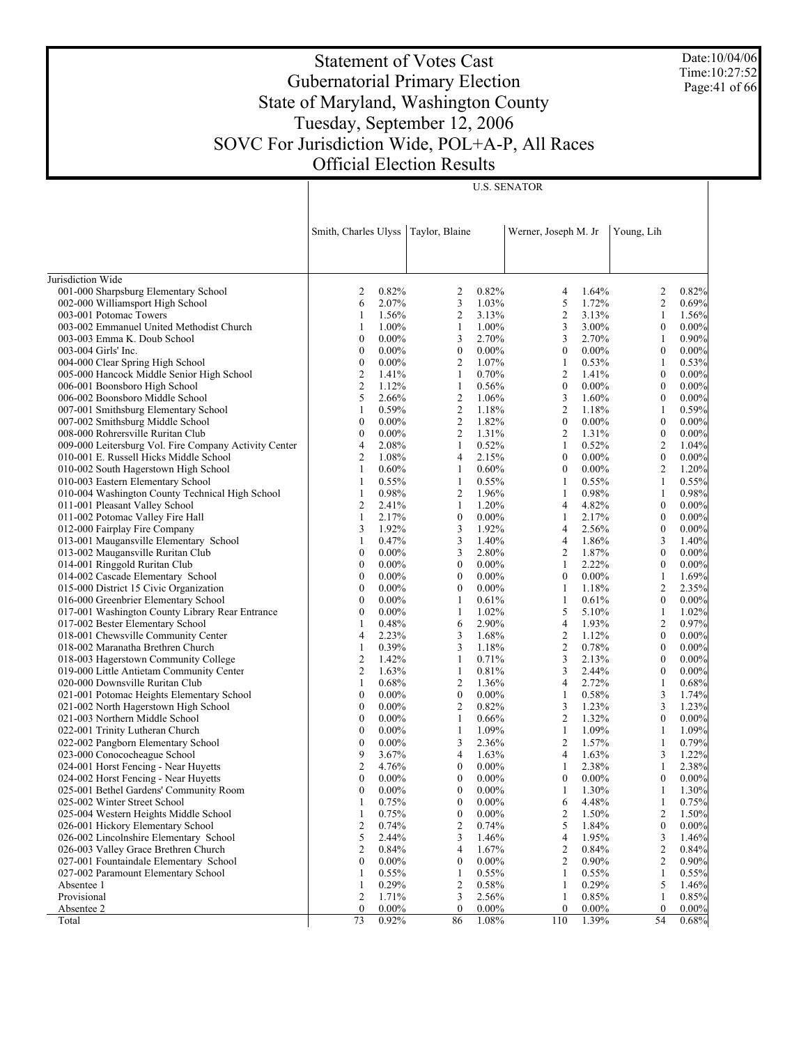# Statement of Votes Cast
# Gubernatorial Primary Election
# State of Maryland, Washington County
# Tuesday, September 12, 2006
# SOVC For Jurisdiction Wide, POL+A-P, All Races
# Official Election Results

Date:10/04/06
Time:10:27:52

| | U.S. SENATOR | | | | | | | |
|---|---|---|---|---|---|---|---|---|
| | Smith, Charles Ulyss | | Taylor, Blaine | | Werner, Joseph M. Jr | | Young, Lih | |
| Jurisdiction Wide | | | | | | | | |
| 001-000 Sharpsburg Elementary School | 2 | 0.82% | 2 | 0.82% | 4 | 1.64% | 2 | 0.82% |
| 002-000 Williamsport High School | 6 | 2.07% | 3 | 1.03% | 5 | 1.72% | 2 | 0.69% |
| 003-001 Potomac Towers | 1 | 1.56% | 2 | 3.13% | 2 | 3.13% | 1 | 1.56% |
| 003-002 Emmanuel United Methodist Church | 1 | 1.00% | 1 | 1.00% | 3 | 3.00% | 0 | 0.00% |
| 003-003 Emma K. Doub School | 0 | 0.00% | 3 | 2.70% | 3 | 2.70% | 1 | 0.90% |
| 003-004 Girls' Inc. | 0 | 0.00% | 0 | 0.00% | 0 | 0.00% | 0 | 0.00% |
| 004-000 Clear Spring High School | 0 | 0.00% | 2 | 1.07% | 1 | 0.53% | 1 | 0.53% |
| 005-000 Hancock Middle Senior High School | 2 | 1.41% | 1 | 0.70% | 2 | 1.41% | 0 | 0.00% |
| 006-001 Boonsboro High School | 2 | 1.12% | 1 | 0.56% | 0 | 0.00% | 0 | 0.00% |
| 006-002 Boonsboro Middle School | 5 | 2.66% | 2 | 1.06% | 3 | 1.60% | 0 | 0.00% |
| 007-001 Smithsburg Elementary School | 1 | 0.59% | 2 | 1.18% | 2 | 1.18% | 1 | 0.59% |
| 007-002 Smithsburg Middle School | 0 | 0.00% | 2 | 1.82% | 0 | 0.00% | 0 | 0.00% |
| 008-000 Rohrersville Ruritan Club | 0 | 0.00% | 2 | 1.31% | 2 | 1.31% | 0 | 0.00% |
| 009-000 Leitersburg Vol. Fire Company Activity Center | 4 | 2.08% | 1 | 0.52% | 1 | 0.52% | 2 | 1.04% |
| 010-001 E. Russell Hicks Middle School | 2 | 1.08% | 4 | 2.15% | 0 | 0.00% | 0 | 0.00% |
| 010-002 South Hagerstown High School | 1 | 0.60% | 1 | 0.60% | 0 | 0.00% | 2 | 1.20% |
| 010-003 Eastern Elementary School | 1 | 0.55% | 1 | 0.55% | 1 | 0.55% | 1 | 0.55% |
| 010-004 Washington County Technical High School | 1 | 0.98% | 2 | 1.96% | 1 | 0.98% | 1 | 0.98% |
| 011-001 Pleasant Valley School | 2 | 2.41% | 1 | 1.20% | 4 | 4.82% | 0 | 0.00% |
| 011-002 Potomac Valley Fire Hall | 1 | 2.17% | 0 | 0.00% | 1 | 2.17% | 0 | 0.00% |
| 012-000 Fairplay Fire Company | 3 | 1.92% | 3 | 1.92% | 4 | 2.56% | 0 | 0.00% |
| 013-001 Maugansville Elementary School | 1 | 0.47% | 3 | 1.40% | 4 | 1.86% | 3 | 1.40% |
| 013-002 Maugansville Ruritan Club | 0 | 0.00% | 3 | 2.80% | 2 | 1.87% | 0 | 0.00% |
| 014-001 Ringgold Ruritan Club | 0 | 0.00% | 0 | 0.00% | 1 | 2.22% | 0 | 0.00% |
| 014-002 Cascade Elementary School | 0 | 0.00% | 0 | 0.00% | 0 | 0.00% | 1 | 1.69% |
| 015-000 District 15 Civic Organization | 0 | 0.00% | 0 | 0.00% | 1 | 1.18% | 2 | 2.35% |
| 016-000 Greenbrier Elementary School | 0 | 0.00% | 1 | 0.61% | 1 | 0.61% | 0 | 0.00% |
| 017-001 Washington County Library Rear Entrance | 0 | 0.00% | 1 | 1.02% | 5 | 5.10% | 1 | 1.02% |
| 017-002 Bester Elementary School | 1 | 0.48% | 6 | 2.90% | 4 | 1.93% | 2 | 0.97% |
| 018-001 Chewsville Community Center | 4 | 2.23% | 3 | 1.68% | 2 | 1.12% | 0 | 0.00% |
| 018-002 Maranatha Brethren Church | 1 | 0.39% | 3 | 1.18% | 2 | 0.78% | 0 | 0.00% |
| 018-003 Hagerstown Community College | 2 | 1.42% | 1 | 0.71% | 3 | 2.13% | 0 | 0.00% |
| 019-000 Little Antietam Community Center | 2 | 1.63% | 1 | 0.81% | 3 | 2.44% | 0 | 0.00% |
| 020-000 Downsville Ruritan Club | 1 | 0.68% | 2 | 1.36% | 4 | 2.72% | 1 | 0.68% |
| 021-001 Potomac Heights Elementary School | 0 | 0.00% | 0 | 0.00% | 1 | 0.58% | 3 | 1.74% |
| 021-002 North Hagerstown High School | 0 | 0.00% | 2 | 0.82% | 3 | 1.23% | 3 | 1.23% |
| 021-003 Northern Middle School | 0 | 0.00% | 1 | 0.66% | 2 | 1.32% | 0 | 0.00% |
| 022-001 Trinity Lutheran Church | 0 | 0.00% | 1 | 1.09% | 1 | 1.09% | 1 | 1.09% |
| 022-002 Pangborn Elementary School | 0 | 0.00% | 3 | 2.36% | 2 | 1.57% | 1 | 0.79% |
| 023-000 Conococheague School | 9 | 3.67% | 4 | 1.63% | 4 | 1.63% | 3 | 1.22% |
| 024-001 Horst Fencing - Near Huyetts | 2 | 4.76% | 0 | 0.00% | 1 | 2.38% | 1 | 2.38% |
| 024-002 Horst Fencing - Near Huyetts | 0 | 0.00% | 0 | 0.00% | 0 | 0.00% | 0 | 0.00% |
| 025-001 Bethel Gardens' Community Room | 0 | 0.00% | 0 | 0.00% | 1 | 1.30% | 1 | 1.30% |
| 025-002 Winter Street School | 1 | 0.75% | 0 | 0.00% | 6 | 4.48% | 1 | 0.75% |
| 025-004 Western Heights Middle School | 1 | 0.75% | 0 | 0.00% | 2 | 1.50% | 2 | 1.50% |
| 026-001 Hickory Elementary School | 2 | 0.74% | 2 | 0.74% | 5 | 1.84% | 0 | 0.00% |
| 026-002 Lincolnshire Elementary School | 5 | 2.44% | 3 | 1.46% | 4 | 1.95% | 3 | 1.46% |
| 026-003 Valley Grace Brethren Church | 2 | 0.84% | 4 | 1.67% | 2 | 0.84% | 2 | 0.84% |
| 027-001 Fountaindale Elementary School | 0 | 0.00% | 0 | 0.00% | 2 | 0.90% | 2 | 0.90% |
| 027-002 Paramount Elementary School | 1 | 0.55% | 1 | 0.55% | 1 | 0.55% | 1 | 0.55% |
| Absentee 1 | 1 | 0.29% | 2 | 0.58% | 1 | 0.29% | 5 | 1.46% |
| Provisional | 2 | 1.71% | 3 | 2.56% | 1 | 0.85% | 1 | 0.85% |
| Absentee 2 | 0 | 0.00% | 0 | 0.00% | 0 | 0.00% | 0 | 0.00% |
| Total | 73 | 0.92% | 86 | 1.08% | 110 | 1.39% | 54 | 0.68% |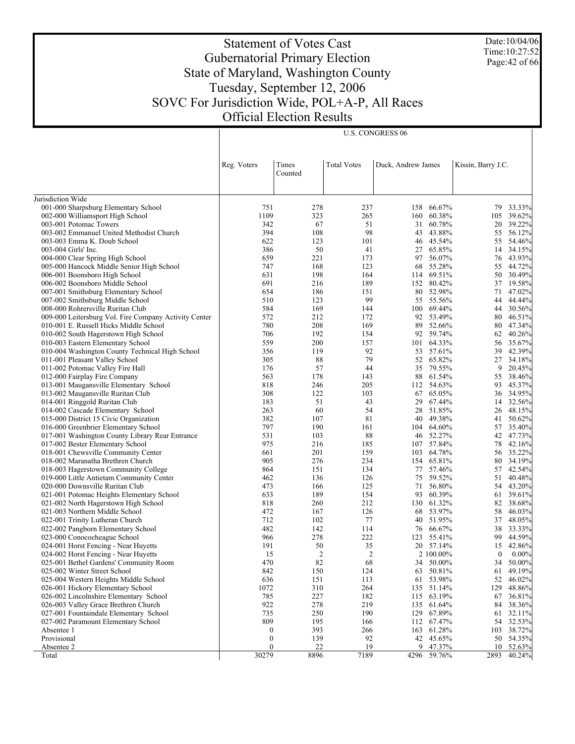# Statement of Votes Cast
## Gubernatorial Primary Election
## State of Maryland, Washington County
## Tuesday, September 12, 2006
## SOVC For Jurisdiction Wide, POL+A-P, All Races
## Official Election Results

Date:10/04/06
Time:10:27:52

| | U.S. CONGRESS 06 | | | | | | |
|---|---|---|---|---|---|---|---|
| | Reg. Voters | Times Counted | Total Votes | Duck, Andrew James | | Kissin, Barry J.C. | |
| Jurisdiction Wide | | | | | | | |
| 001-000 Sharpsburg Elementary School | 751 | 278 | 237 | 158 | 66.67% | 79 | 33.33% |
| 002-000 Williamsport High School | 1109 | 323 | 265 | 160 | 60.38% | 105 | 39.62% |
| 003-001 Potomac Towers | 342 | 67 | 51 | 31 | 60.78% | 20 | 39.22% |
| 003-002 Emmanuel United Methodist Church | 394 | 108 | 98 | 43 | 43.88% | 55 | 56.12% |
| 003-003 Emma K. Doub School | 622 | 123 | 101 | 46 | 45.54% | 55 | 54.46% |
| 003-004 Girls' Inc. | 386 | 50 | 41 | 27 | 65.85% | 14 | 34.15% |
| 004-000 Clear Spring High School | 659 | 221 | 173 | 97 | 56.07% | 76 | 43.93% |
| 005-000 Hancock Middle Senior High School | 747 | 168 | 123 | 68 | 55.28% | 55 | 44.72% |
| 006-001 Boonsboro High School | 631 | 198 | 164 | 114 | 69.51% | 50 | 30.49% |
| 006-002 Boonsboro Middle School | 691 | 216 | 189 | 152 | 80.42% | 37 | 19.58% |
| 007-001 Smithsburg Elementary School | 654 | 186 | 151 | 80 | 52.98% | 71 | 47.02% |
| 007-002 Smithsburg Middle School | 510 | 123 | 99 | 55 | 55.56% | 44 | 44.44% |
| 008-000 Rohrersville Ruritan Club | 584 | 169 | 144 | 100 | 69.44% | 44 | 30.56% |
| 009-000 Leitersburg Vol. Fire Company Activity Center | 572 | 212 | 172 | 92 | 53.49% | 80 | 46.51% |
| 010-001 E. Russell Hicks Middle School | 780 | 208 | 169 | 89 | 52.66% | 80 | 47.34% |
| 010-002 South Hagerstown High School | 706 | 192 | 154 | 92 | 59.74% | 62 | 40.26% |
| 010-003 Eastern Elementary School | 559 | 200 | 157 | 101 | 64.33% | 56 | 35.67% |
| 010-004 Washington County Technical High School | 356 | 119 | 92 | 53 | 57.61% | 39 | 42.39% |
| 011-001 Pleasant Valley School | 305 | 88 | 79 | 52 | 65.82% | 27 | 34.18% |
| 011-002 Potomac Valley Fire Hall | 176 | 57 | 44 | 35 | 79.55% | 9 | 20.45% |
| 012-000 Fairplay Fire Company | 563 | 178 | 143 | 88 | 61.54% | 55 | 38.46% |
| 013-001 Maugansville Elementary School | 818 | 246 | 205 | 112 | 54.63% | 93 | 45.37% |
| 013-002 Maugansville Ruritan Club | 308 | 122 | 103 | 67 | 65.05% | 36 | 34.95% |
| 014-001 Ringgold Ruritan Club | 183 | 51 | 43 | 29 | 67.44% | 14 | 32.56% |
| 014-002 Cascade Elementary School | 263 | 60 | 54 | 28 | 51.85% | 26 | 48.15% |
| 015-000 District 15 Civic Organization | 382 | 107 | 81 | 40 | 49.38% | 41 | 50.62% |
| 016-000 Greenbrier Elementary School | 797 | 190 | 161 | 104 | 64.60% | 57 | 35.40% |
| 017-001 Washington County Library Rear Entrance | 531 | 103 | 88 | 46 | 52.27% | 42 | 47.73% |
| 017-002 Bester Elementary School | 975 | 216 | 185 | 107 | 57.84% | 78 | 42.16% |
| 018-001 Chewsville Community Center | 661 | 201 | 159 | 103 | 64.78% | 56 | 35.22% |
| 018-002 Maranatha Brethren Church | 905 | 276 | 234 | 154 | 65.81% | 80 | 34.19% |
| 018-003 Hagerstown Community College | 864 | 151 | 134 | 77 | 57.46% | 57 | 42.54% |
| 019-000 Little Antietam Community Center | 462 | 136 | 126 | 75 | 59.52% | 51 | 40.48% |
| 020-000 Downsville Ruritan Club | 473 | 166 | 125 | 71 | 56.80% | 54 | 43.20% |
| 021-001 Potomac Heights Elementary School | 633 | 189 | 154 | 93 | 60.39% | 61 | 39.61% |
| 021-002 North Hagerstown High School | 818 | 260 | 212 | 130 | 61.32% | 82 | 38.68% |
| 021-003 Northern Middle School | 472 | 167 | 126 | 68 | 53.97% | 58 | 46.03% |
| 022-001 Trinity Lutheran Church | 712 | 102 | 77 | 40 | 51.95% | 37 | 48.05% |
| 022-002 Pangborn Elementary School | 482 | 142 | 114 | 76 | 66.67% | 38 | 33.33% |
| 023-000 Conococheague School | 966 | 278 | 222 | 123 | 55.41% | 99 | 44.59% |
| 024-001 Horst Fencing - Near Huyetts | 191 | 50 | 35 | 20 | 57.14% | 15 | 42.86% |
| 024-002 Horst Fencing - Near Huyetts | 15 | 2 | 2 | 2 | 100.00% | 0 | 0.00% |
| 025-001 Bethel Gardens' Community Room | 470 | 82 | 68 | 34 | 50.00% | 34 | 50.00% |
| 025-002 Winter Street School | 842 | 150 | 124 | 63 | 50.81% | 61 | 49.19% |
| 025-004 Western Heights Middle School | 636 | 151 | 113 | 61 | 53.98% | 52 | 46.02% |
| 026-001 Hickory Elementary School | 1072 | 310 | 264 | 135 | 51.14% | 129 | 48.86% |
| 026-002 Lincolnshire Elementary School | 785 | 227 | 182 | 115 | 63.19% | 67 | 36.81% |
| 026-003 Valley Grace Brethren Church | 922 | 278 | 219 | 135 | 61.64% | 84 | 38.36% |
| 027-001 Fountaindale Elementary School | 735 | 250 | 190 | 129 | 67.89% | 61 | 32.11% |
| 027-002 Paramount Elementary School | 809 | 195 | 166 | 112 | 67.47% | 54 | 32.53% |
| Absentee 1 | 0 | 393 | 266 | 163 | 61.28% | 103 | 38.72% |
| Provisional | 0 | 139 | 92 | 42 | 45.65% | 50 | 54.35% |
| Absentee 2 | 0 | 22 | 19 | 9 | 47.37% | 10 | 52.63% |
| Total | 30279 | 8896 | 7189 | 4296 | 59.76% | 2893 | 40.24% |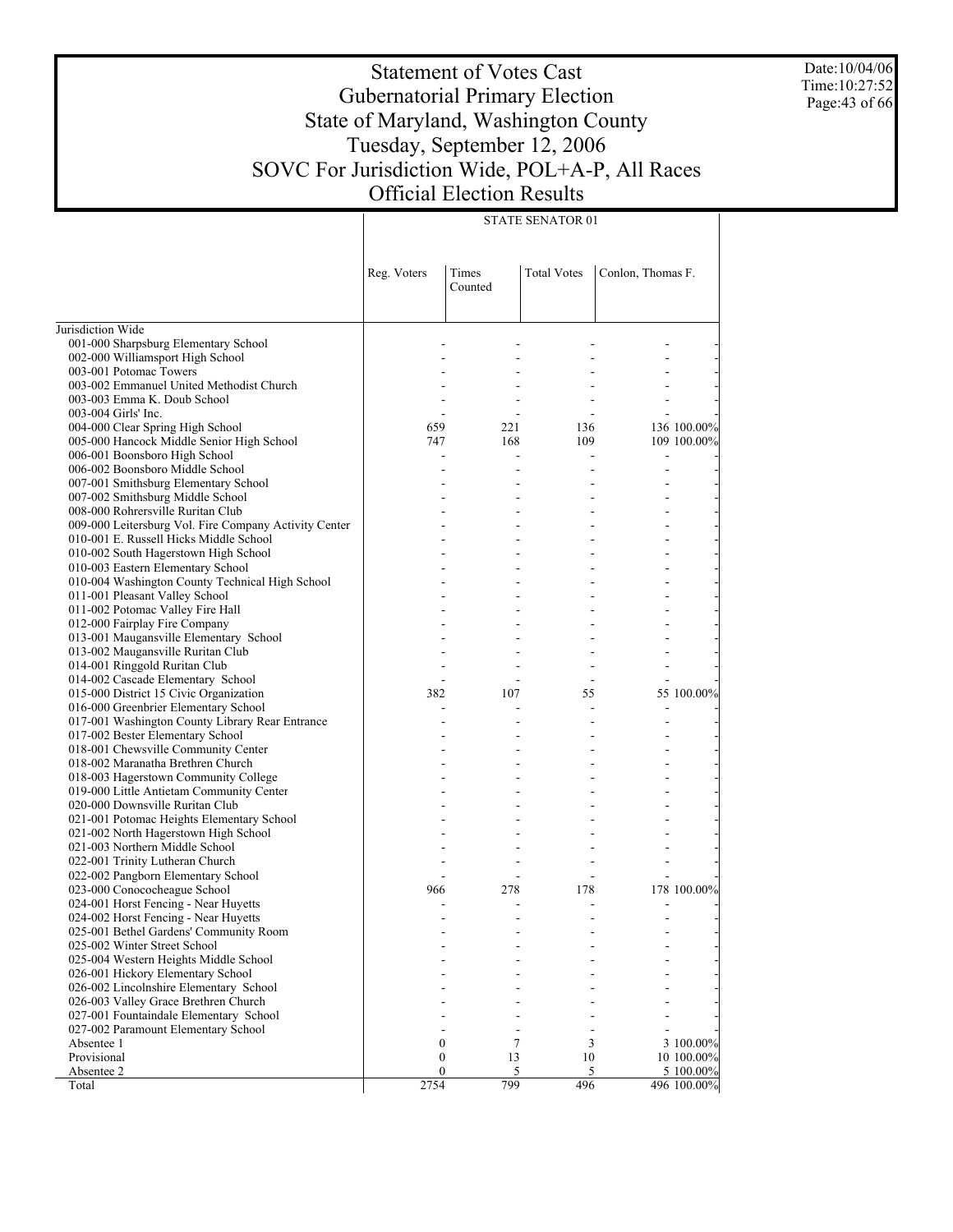# Statement of Votes Cast
# Gubernatorial Primary Election
# State of Maryland, Washington County
# Tuesday, September 12, 2006
# SOVC For Jurisdiction Wide, POL+A-P, All Races
# Official Election Results

Date:10/04/06
Time:10:27:52

| | STATE SENATOR 01 | | | | |
|---|---|---|---|---|---|
| | Reg. Voters | Times Counted | Total Votes | Conlon, Thomas F. | |
| Jurisdiction Wide | | | | | |
| 001-000 Sharpsburg Elementary School | - | - | - | - | - |
| 002-000 Williamsport High School | - | - | - | - | - |
| 003-001 Potomac Towers | - | - | - | - | - |
| 003-002 Emmanuel United Methodist Church | - | - | - | - | - |
| 003-003 Emma K. Doub School | - | - | - | - | - |
| 003-004 Girls' Inc. | - | - | - | - | - |
| 004-000 Clear Spring High School | 659 | 221 | 136 | 136 | 100.00% |
| 005-000 Hancock Middle Senior High School | 747 | 168 | 109 | 109 | 100.00% |
| 006-001 Boonsboro High School | - | - | - | - | - |
| 006-002 Boonsboro Middle School | - | - | - | - | - |
| 007-001 Smithsburg Elementary School | - | - | - | - | - |
| 007-002 Smithsburg Middle School | - | - | - | - | - |
| 008-000 Rohrersville Ruritan Club | - | - | - | - | - |
| 009-000 Leitersburg Vol. Fire Company Activity Center | - | - | - | - | - |
| 010-001 E. Russell Hicks Middle School | - | - | - | - | - |
| 010-002 South Hagerstown High School | - | - | - | - | - |
| 010-003 Eastern Elementary School | - | - | - | - | - |
| 010-004 Washington County Technical High School | - | - | - | - | - |
| 011-001 Pleasant Valley School | - | - | - | - | - |
| 011-002 Potomac Valley Fire Hall | - | - | - | - | - |
| 012-000 Fairplay Fire Company | - | - | - | - | - |
| 013-001 Maugansville Elementary School | - | - | - | - | - |
| 013-002 Maugansville Ruritan Club | - | - | - | - | - |
| 014-001 Ringgold Ruritan Club | - | - | - | - | - |
| 014-002 Cascade Elementary School | - | - | - | - | - |
| 015-000 District 15 Civic Organization | 382 | 107 | 55 | 55 | 100.00% |
| 016-000 Greenbrier Elementary School | - | - | - | - | - |
| 017-001 Washington County Library Rear Entrance | - | - | - | - | - |
| 017-002 Bester Elementary School | - | - | - | - | - |
| 018-001 Chewsville Community Center | - | - | - | - | - |
| 018-002 Maranatha Brethren Church | - | - | - | - | - |
| 018-003 Hagerstown Community College | - | - | - | - | - |
| 019-000 Little Antietam Community Center | - | - | - | - | - |
| 020-000 Downsville Ruritan Club | - | - | - | - | - |
| 021-001 Potomac Heights Elementary School | - | - | - | - | - |
| 021-002 North Hagerstown High School | - | - | - | - | - |
| 021-003 Northern Middle School | - | - | - | - | - |
| 022-001 Trinity Lutheran Church | - | - | - | - | - |
| 022-002 Pangborn Elementary School | - | - | - | - | - |
| 023-000 Conococheague School | 966 | 278 | 178 | 178 | 100.00% |
| 024-001 Horst Fencing - Near Huyetts | - | - | - | - | - |
| 024-002 Horst Fencing - Near Huyetts | - | - | - | - | - |
| 025-001 Bethel Gardens' Community Room | - | - | - | - | - |
| 025-002 Winter Street School | - | - | - | - | - |
| 025-004 Western Heights Middle School | - | - | - | - | - |
| 026-001 Hickory Elementary School | - | - | - | - | - |
| 026-002 Lincolnshire Elementary School | - | - | - | - | - |
| 026-003 Valley Grace Brethren Church | - | - | - | - | - |
| 027-001 Fountaindale Elementary School | - | - | - | - | - |
| 027-002 Paramount Elementary School | - | - | - | - | - |
| Absentee 1 | 0 | 7 | 3 | 3 | 100.00% |
| Provisional | 0 | 13 | 10 | 10 | 100.00% |
| Absentee 2 | 0 | 5 | 5 | 5 | 100.00% |
| Total | 2754 | 799 | 496 | 496 | 100.00% |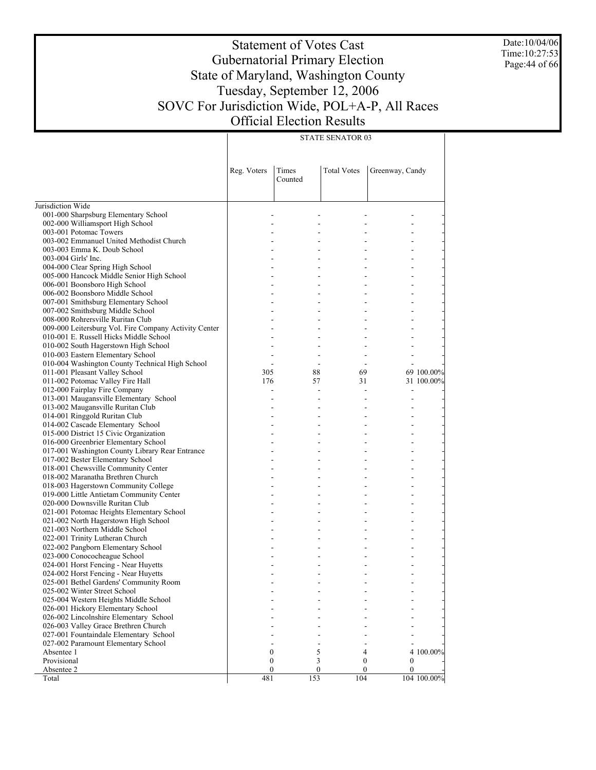# Statement of Votes Cast
# Gubernatorial Primary Election
# State of Maryland, Washington County
# Tuesday, September 12, 2006
# SOVC For Jurisdiction Wide, POL+A-P, All Races
# Official Election Results

Date:10/04/06
Time:10:27:53

| | STATE SENATOR 03 | | | | |
|---|---|---|---|---|---|
| | Reg. Voters | Times Counted | Total Votes | Greenway, Candy | |
| Jurisdiction Wide | | | | | |
| 001-000 Sharpsburg Elementary School | - | - | - | - | - |
| 002-000 Williamsport High School | - | - | - | - | - |
| 003-001 Potomac Towers | - | - | - | - | - |
| 003-002 Emmanuel United Methodist Church | - | - | - | - | - |
| 003-003 Emma K. Doub School | - | - | - | - | - |
| 003-004 Girls' Inc. | - | - | - | - | - |
| 004-000 Clear Spring High School | - | - | - | - | - |
| 005-000 Hancock Middle Senior High School | - | - | - | - | - |
| 006-001 Boonsboro High School | - | - | - | - | - |
| 006-002 Boonsboro Middle School | - | - | - | - | - |
| 007-001 Smithsburg Elementary School | - | - | - | - | - |
| 007-002 Smithsburg Middle School | - | - | - | - | - |
| 008-000 Rohrersville Ruritan Club | - | - | - | - | - |
| 009-000 Leitersburg Vol. Fire Company Activity Center | - | - | - | - | - |
| 010-001 E. Russell Hicks Middle School | - | - | - | - | - |
| 010-002 South Hagerstown High School | - | - | - | - | - |
| 010-003 Eastern Elementary School | - | - | - | - | - |
| 010-004 Washington County Technical High School | - | - | - | - | - |
| 011-001 Pleasant Valley School | 305 | 88 | 69 | 69 | 100.00% |
| 011-002 Potomac Valley Fire Hall | 176 | 57 | 31 | 31 | 100.00% |
| 012-000 Fairplay Fire Company | - | - | - | - | - |
| 013-001 Maugansville Elementary School | - | - | - | - | - |
| 013-002 Maugansville Ruritan Club | - | - | - | - | - |
| 014-001 Ringgold Ruritan Club | - | - | - | - | - |
| 014-002 Cascade Elementary School | - | - | - | - | - |
| 015-000 District 15 Civic Organization | - | - | - | - | - |
| 016-000 Greenbrier Elementary School | - | - | - | - | - |
| 017-001 Washington County Library Rear Entrance | - | - | - | - | - |
| 017-002 Bester Elementary School | - | - | - | - | - |
| 018-001 Chewsville Community Center | - | - | - | - | - |
| 018-002 Maranatha Brethren Church | - | - | - | - | - |
| 018-003 Hagerstown Community College | - | - | - | - | - |
| 019-000 Little Antietam Community Center | - | - | - | - | - |
| 020-000 Downsville Ruritan Club | - | - | - | - | - |
| 021-001 Potomac Heights Elementary School | - | - | - | - | - |
| 021-002 North Hagerstown High School | - | - | - | - | - |
| 021-003 Northern Middle School | - | - | - | - | - |
| 022-001 Trinity Lutheran Church | - | - | - | - | - |
| 022-002 Pangborn Elementary School | - | - | - | - | - |
| 023-000 Conococheague School | - | - | - | - | - |
| 024-001 Horst Fencing - Near Huyetts | - | - | - | - | - |
| 024-002 Horst Fencing - Near Huyetts | - | - | - | - | - |
| 025-001 Bethel Gardens' Community Room | - | - | - | - | - |
| 025-002 Winter Street School | - | - | - | - | - |
| 025-004 Western Heights Middle School | - | - | - | - | - |
| 026-001 Hickory Elementary School | - | - | - | - | - |
| 026-002 Lincolnshire Elementary School | - | - | - | - | - |
| 026-003 Valley Grace Brethren Church | - | - | - | - | - |
| 027-001 Fountaindale Elementary School | - | - | - | - | - |
| 027-002 Paramount Elementary School | - | - | - | - | - |
| Absentee 1 | 0 | 5 | 4 | 4 | 100.00% |
| Provisional | 0 | 3 | 0 | 0 | - |
| Absentee 2 | 0 | 0 | 0 | 0 | - |
| Total | 481 | 153 | 104 | 104 | 100.00% |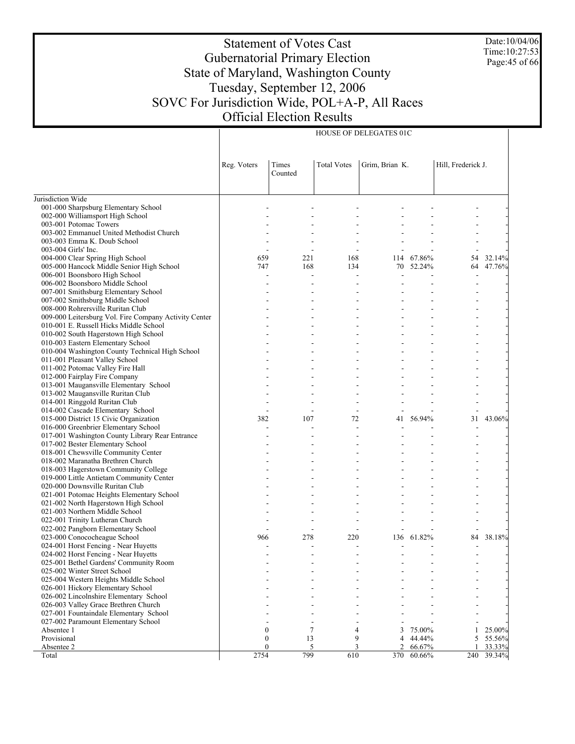# Statement of Votes Cast
## Gubernatorial Primary Election
## State of Maryland, Washington County
## Tuesday, September 12, 2006
## SOVC For Jurisdiction Wide, POL+A-P, All Races
## Official Election Results

Date:10/04/06
Time:10:27:53

| | HOUSE OF DELEGATES 01C | | | | | | |
|---|---|---|---|---|---|---|---|
| | Reg. Voters | Times Counted | Total Votes | Grim, Brian K. | | Hill, Frederick J. | |
| Jurisdiction Wide | | | | | | | |
| 001-000 Sharpsburg Elementary School | - | - | - | - | - | - | - |
| 002-000 Williamsport High School | - | - | - | - | - | - | - |
| 003-001 Potomac Towers | - | - | - | - | - | - | - |
| 003-002 Emmanuel United Methodist Church | - | - | - | - | - | - | - |
| 003-003 Emma K. Doub School | - | - | - | - | - | - | - |
| 003-004 Girls' Inc. | - | - | - | - | - | - | - |
| 004-000 Clear Spring High School | 659 | 221 | 168 | 114 | 67.86% | 54 | 32.14% |
| 005-000 Hancock Middle Senior High School | 747 | 168 | 134 | 70 | 52.24% | 64 | 47.76% |
| 006-001 Boonsboro High School | - | - | - | - | - | - | - |
| 006-002 Boonsboro Middle School | - | - | - | - | - | - | - |
| 007-001 Smithsburg Elementary School | - | - | - | - | - | - | - |
| 007-002 Smithsburg Middle School | - | - | - | - | - | - | - |
| 008-000 Rohrersville Ruritan Club | - | - | - | - | - | - | - |
| 009-000 Leitersburg Vol. Fire Company Activity Center | - | - | - | - | - | - | - |
| 010-001 E. Russell Hicks Middle School | - | - | - | - | - | - | - |
| 010-002 South Hagerstown High School | - | - | - | - | - | - | - |
| 010-003 Eastern Elementary School | - | - | - | - | - | - | - |
| 010-004 Washington County Technical High School | - | - | - | - | - | - | - |
| 011-001 Pleasant Valley School | - | - | - | - | - | - | - |
| 011-002 Potomac Valley Fire Hall | - | - | - | - | - | - | - |
| 012-000 Fairplay Fire Company | - | - | - | - | - | - | - |
| 013-001 Maugansville Elementary School | - | - | - | - | - | - | - |
| 013-002 Maugansville Ruritan Club | - | - | - | - | - | - | - |
| 014-001 Ringgold Ruritan Club | - | - | - | - | - | - | - |
| 014-002 Cascade Elementary School | - | - | - | - | - | - | - |
| 015-000 District 15 Civic Organization | 382 | 107 | 72 | 41 | 56.94% | 31 | 43.06% |
| 016-000 Greenbrier Elementary School | - | - | - | - | - | - | - |
| 017-001 Washington County Library Rear Entrance | - | - | - | - | - | - | - |
| 017-002 Bester Elementary School | - | - | - | - | - | - | - |
| 018-001 Chewsville Community Center | - | - | - | - | - | - | - |
| 018-002 Maranatha Brethren Church | - | - | - | - | - | - | - |
| 018-003 Hagerstown Community College | - | - | - | - | - | - | - |
| 019-000 Little Antietam Community Center | - | - | - | - | - | - | - |
| 020-000 Downsville Ruritan Club | - | - | - | - | - | - | - |
| 021-001 Potomac Heights Elementary School | - | - | - | - | - | - | - |
| 021-002 North Hagerstown High School | - | - | - | - | - | - | - |
| 021-003 Northern Middle School | - | - | - | - | - | - | - |
| 022-001 Trinity Lutheran Church | - | - | - | - | - | - | - |
| 022-002 Pangborn Elementary School | - | - | - | - | - | - | - |
| 023-000 Conococheague School | 966 | 278 | 220 | 136 | 61.82% | 84 | 38.18% |
| 024-001 Horst Fencing - Near Huyetts | - | - | - | - | - | - | - |
| 024-002 Horst Fencing - Near Huyetts | - | - | - | - | - | - | - |
| 025-001 Bethel Gardens' Community Room | - | - | - | - | - | - | - |
| 025-002 Winter Street School | - | - | - | - | - | - | - |
| 025-004 Western Heights Middle School | - | - | - | - | - | - | - |
| 026-001 Hickory Elementary School | - | - | - | - | - | - | - |
| 026-002 Lincolnshire Elementary School | - | - | - | - | - | - | - |
| 026-003 Valley Grace Brethren Church | - | - | - | - | - | - | - |
| 027-001 Fountaindale Elementary School | - | - | - | - | - | - | - |
| 027-002 Paramount Elementary School | - | - | - | - | - | - | - |
| Absentee 1 | 0 | 7 | 4 | 3 | 75.00% | 1 | 25.00% |
| Provisional | 0 | 13 | 9 | 4 | 44.44% | 5 | 55.56% |
| Absentee 2 | 0 | 5 | 3 | 2 | 66.67% | 1 | 33.33% |
| Total | 2754 | 799 | 610 | 370 | 60.66% | 240 | 39.34% |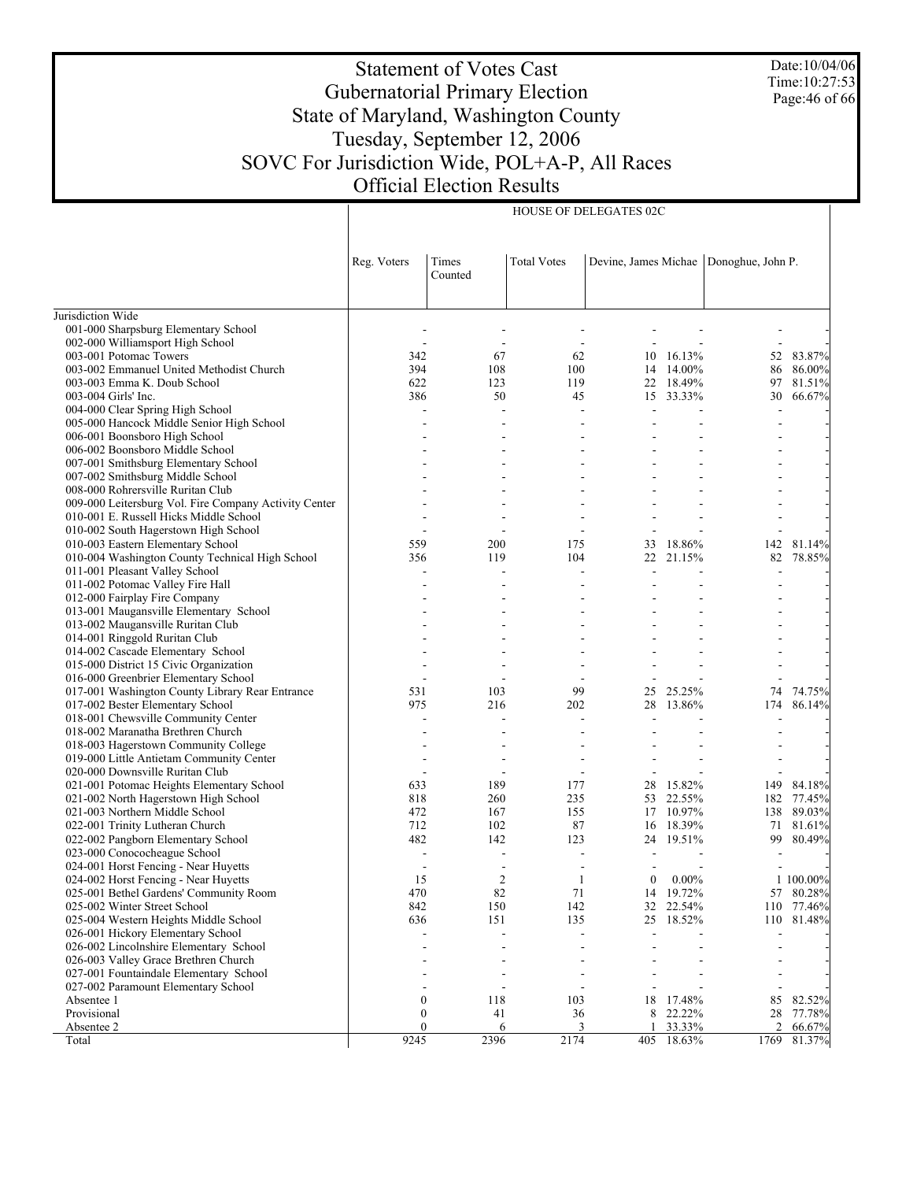# Statement of Votes Cast
## Gubernatorial Primary Election
## State of Maryland, Washington County
## Tuesday, September 12, 2006
## SOVC For Jurisdiction Wide, POL+A-P, All Races
## Official Election Results

Date:10/04/06
Time:10:27:53

| | HOUSE OF DELEGATES 02C | | | | | | |
|---|---|---|---|---|---|---|---|
| | Reg. Voters | Times Counted | Total Votes | Devine, James Michae | | Donoghue, John P. | |
| Jurisdiction Wide | | | | | | | |
| 001-000 Sharpsburg Elementary School | - | - | - | - | - | - | - |
| 002-000 Williamsport High School | - | - | - | - | - | - | - |
| 003-001 Potomac Towers | 342 | 67 | 62 | 10 | 16.13% | 52 | 83.87% |
| 003-002 Emmanuel United Methodist Church | 394 | 108 | 100 | 14 | 14.00% | 86 | 86.00% |
| 003-003 Emma K. Doub School | 622 | 123 | 119 | 22 | 18.49% | 97 | 81.51% |
| 003-004 Girls' Inc. | 386 | 50 | 45 | 15 | 33.33% | 30 | 66.67% |
| 004-000 Clear Spring High School | - | - | - | - | - | - | - |
| 005-000 Hancock Middle Senior High School | - | - | - | - | - | - | - |
| 006-001 Boonsboro High School | - | - | - | - | - | - | - |
| 006-002 Boonsboro Middle School | - | - | - | - | - | - | - |
| 007-001 Smithsburg Elementary School | - | - | - | - | - | - | - |
| 007-002 Smithsburg Middle School | - | - | - | - | - | - | - |
| 008-000 Rohrersville Ruritan Club | - | - | - | - | - | - | - |
| 009-000 Leitersburg Vol. Fire Company Activity Center | - | - | - | - | - | - | - |
| 010-001 E. Russell Hicks Middle School | - | - | - | - | - | - | - |
| 010-002 South Hagerstown High School | - | - | - | - | - | - | - |
| 010-003 Eastern Elementary School | 559 | 200 | 175 | 33 | 18.86% | 142 | 81.14% |
| 010-004 Washington County Technical High School | 356 | 119 | 104 | 22 | 21.15% | 82 | 78.85% |
| 011-001 Pleasant Valley School | - | - | - | - | - | - | - |
| 011-002 Potomac Valley Fire Hall | - | - | - | - | - | - | - |
| 012-000 Fairplay Fire Company | - | - | - | - | - | - | - |
| 013-001 Maugansville Elementary School | - | - | - | - | - | - | - |
| 013-002 Maugansville Ruritan Club | - | - | - | - | - | - | - |
| 014-001 Ringgold Ruritan Club | - | - | - | - | - | - | - |
| 014-002 Cascade Elementary School | - | - | - | - | - | - | - |
| 015-000 District 15 Civic Organization | - | - | - | - | - | - | - |
| 016-000 Greenbrier Elementary School | - | - | - | - | - | - | - |
| 017-001 Washington County Library Rear Entrance | 531 | 103 | 99 | 25 | 25.25% | 74 | 74.75% |
| 017-002 Bester Elementary School | 975 | 216 | 202 | 28 | 13.86% | 174 | 86.14% |
| 018-001 Chewsville Community Center | - | - | - | - | - | - | - |
| 018-002 Maranatha Brethren Church | - | - | - | - | - | - | - |
| 018-003 Hagerstown Community College | - | - | - | - | - | - | - |
| 019-000 Little Antietam Community Center | - | - | - | - | - | - | - |
| 020-000 Downsville Ruritan Club | - | - | - | - | - | - | - |
| 021-001 Potomac Heights Elementary School | 633 | 189 | 177 | 28 | 15.82% | 149 | 84.18% |
| 021-002 North Hagerstown High School | 818 | 260 | 235 | 53 | 22.55% | 182 | 77.45% |
| 021-003 Northern Middle School | 472 | 167 | 155 | 17 | 10.97% | 138 | 89.03% |
| 022-001 Trinity Lutheran Church | 712 | 102 | 87 | 16 | 18.39% | 71 | 81.61% |
| 022-002 Pangborn Elementary School | 482 | 142 | 123 | 24 | 19.51% | 99 | 80.49% |
| 023-000 Conococheague School | - | - | - | - | - | - | - |
| 024-001 Horst Fencing - Near Huyetts | - | - | - | - | - | - | - |
| 024-002 Horst Fencing - Near Huyetts | 15 | 2 | 1 | 0 | 0.00% | 1 | 100.00% |
| 025-001 Bethel Gardens' Community Room | 470 | 82 | 71 | 14 | 19.72% | 57 | 80.28% |
| 025-002 Winter Street School | 842 | 150 | 142 | 32 | 22.54% | 110 | 77.46% |
| 025-004 Western Heights Middle School | 636 | 151 | 135 | 25 | 18.52% | 110 | 81.48% |
| 026-001 Hickory Elementary School | - | - | - | - | - | - | - |
| 026-002 Lincolnshire Elementary School | - | - | - | - | - | - | - |
| 026-003 Valley Grace Brethren Church | - | - | - | - | - | - | - |
| 027-001 Fountaindale Elementary School | - | - | - | - | - | - | - |
| 027-002 Paramount Elementary School | - | - | - | - | - | - | - |
| Absentee 1 | 0 | 118 | 103 | 18 | 17.48% | 85 | 82.52% |
| Provisional | 0 | 41 | 36 | 8 | 22.22% | 28 | 77.78% |
| Absentee 2 | 0 | 6 | 3 | 1 | 33.33% | 2 | 66.67% |
| Total | 9245 | 2396 | 2174 | 405 | 18.63% | 1769 | 81.37% |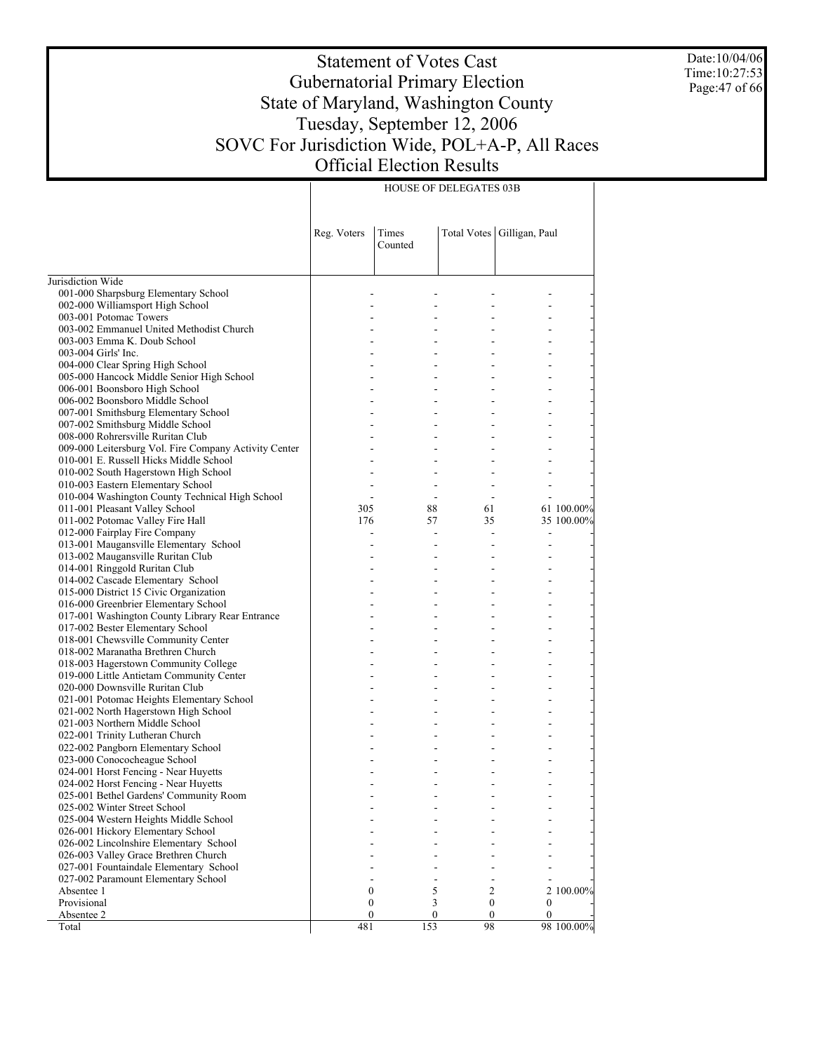# Statement of Votes Cast
# Gubernatorial Primary Election
# State of Maryland, Washington County
# Tuesday, September 12, 2006
# SOVC For Jurisdiction Wide, POL+A-P, All Races
# Official Election Results

Date:10/04/06
Time:10:27:53

| | HOUSE OF DELEGATES 03B | | | | |
|---|---|---|---|---|---|
| | Reg. Voters | Times Counted | Total Votes | Gilligan, Paul | |
| Jurisdiction Wide | | | | | |
| 001-000 Sharpsburg Elementary School | - | - | - | - | - |
| 002-000 Williamsport High School | - | - | - | - | - |
| 003-001 Potomac Towers | - | - | - | - | - |
| 003-002 Emmanuel United Methodist Church | - | - | - | - | - |
| 003-003 Emma K. Doub School | - | - | - | - | - |
| 003-004 Girls' Inc. | - | - | - | - | - |
| 004-000 Clear Spring High School | - | - | - | - | - |
| 005-000 Hancock Middle Senior High School | - | - | - | - | - |
| 006-001 Boonsboro High School | - | - | - | - | - |
| 006-002 Boonsboro Middle School | - | - | - | - | - |
| 007-001 Smithsburg Elementary School | - | - | - | - | - |
| 007-002 Smithsburg Middle School | - | - | - | - | - |
| 008-000 Rohrersville Ruritan Club | - | - | - | - | - |
| 009-000 Leitersburg Vol. Fire Company Activity Center | - | - | - | - | - |
| 010-001 E. Russell Hicks Middle School | - | - | - | - | - |
| 010-002 South Hagerstown High School | - | - | - | - | - |
| 010-003 Eastern Elementary School | - | - | - | - | - |
| 010-004 Washington County Technical High School | - | - | - | - | - |
| 011-001 Pleasant Valley School | 305 | 88 | 61 | 61 | 100.00% |
| 011-002 Potomac Valley Fire Hall | 176 | 57 | 35 | 35 | 100.00% |
| 012-000 Fairplay Fire Company | - | - | - | - | - |
| 013-001 Maugansville Elementary School | - | - | - | - | - |
| 013-002 Maugansville Ruritan Club | - | - | - | - | - |
| 014-001 Ringgold Ruritan Club | - | - | - | - | - |
| 014-002 Cascade Elementary School | - | - | - | - | - |
| 015-000 District 15 Civic Organization | - | - | - | - | - |
| 016-000 Greenbrier Elementary School | - | - | - | - | - |
| 017-001 Washington County Library Rear Entrance | - | - | - | - | - |
| 017-002 Bester Elementary School | - | - | - | - | - |
| 018-001 Chewsville Community Center | - | - | - | - | - |
| 018-002 Maranatha Brethren Church | - | - | - | - | - |
| 018-003 Hagerstown Community College | - | - | - | - | - |
| 019-000 Little Antietam Community Center | - | - | - | - | - |
| 020-000 Downsville Ruritan Club | - | - | - | - | - |
| 021-001 Potomac Heights Elementary School | - | - | - | - | - |
| 021-002 North Hagerstown High School | - | - | - | - | - |
| 021-003 Northern Middle School | - | - | - | - | - |
| 022-001 Trinity Lutheran Church | - | - | - | - | - |
| 022-002 Pangborn Elementary School | - | - | - | - | - |
| 023-000 Conococheague School | - | - | - | - | - |
| 024-001 Horst Fencing - Near Huyetts | - | - | - | - | - |
| 024-002 Horst Fencing - Near Huyetts | - | - | - | - | - |
| 025-001 Bethel Gardens' Community Room | - | - | - | - | - |
| 025-002 Winter Street School | - | - | - | - | - |
| 025-004 Western Heights Middle School | - | - | - | - | - |
| 026-001 Hickory Elementary School | - | - | - | - | - |
| 026-002 Lincolnshire Elementary School | - | - | - | - | - |
| 026-003 Valley Grace Brethren Church | - | - | - | - | - |
| 027-001 Fountaindale Elementary School | - | - | - | - | - |
| 027-002 Paramount Elementary School | - | - | - | - | - |
| Absentee 1 | 0 | 5 | 2 | 2 | 100.00% |
| Provisional | 0 | 3 | 0 | 0 | - |
| Absentee 2 | 0 | 0 | 0 | 0 | - |
| Total | 481 | 153 | 98 | 98 | 100.00% |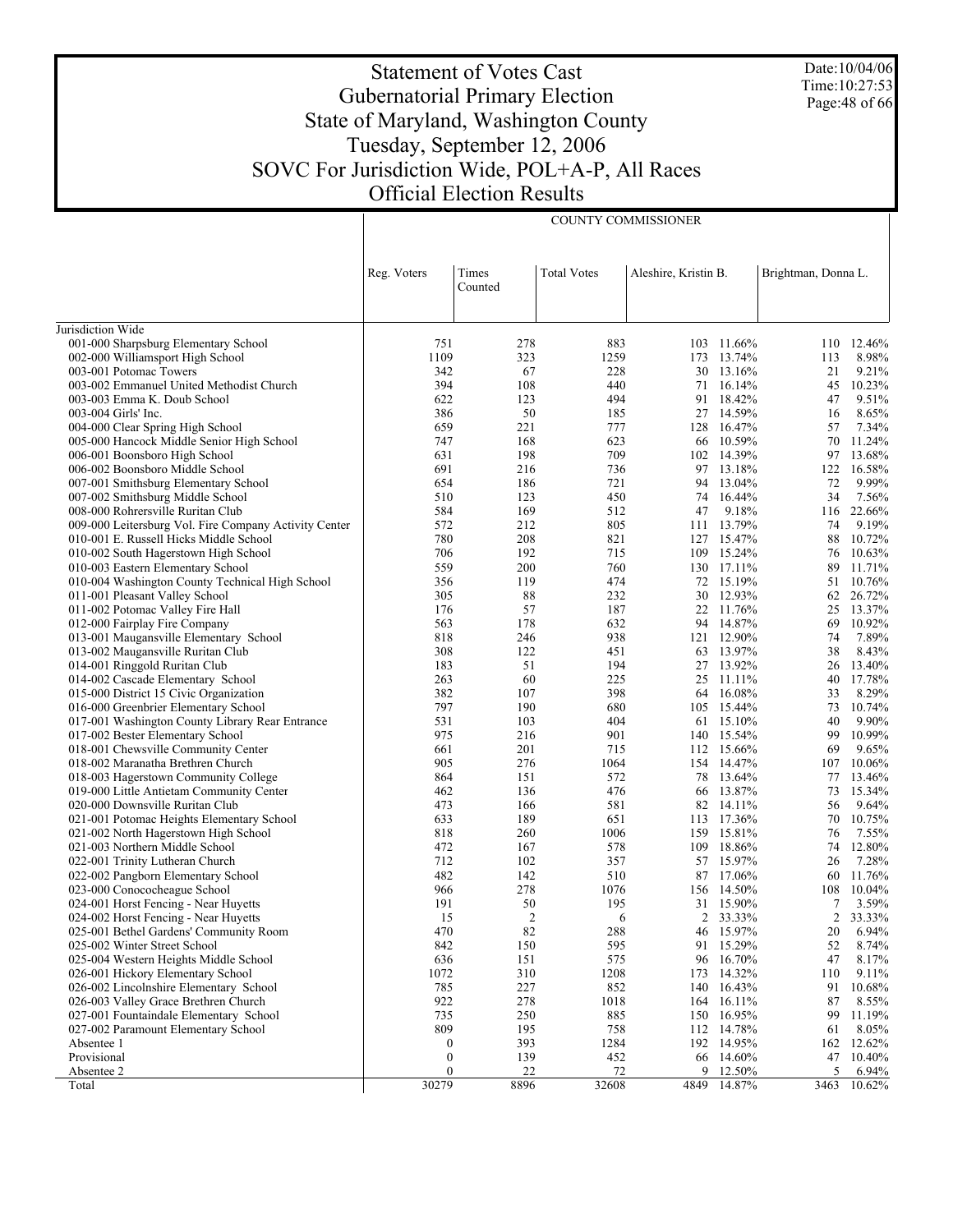# Statement of Votes Cast
## Gubernatorial Primary Election
## State of Maryland, Washington County
## Tuesday, September 12, 2006
## SOVC For Jurisdiction Wide, POL+A-P, All Races
## Official Election Results

Date:10/04/06
Time:10:27:53

| | | | COUNTY COMMISSIONER | | | | |
|---|---|---|---|---|---|---|---|
| | Reg. Voters | Times Counted | Total Votes | Aleshire, Kristin B. | | Brightman, Donna L. | |
| Jurisdiction Wide | | | | | | | |
| 001-000 Sharpsburg Elementary School | 751 | 278 | 883 | 103 | 11.66% | 110 | 12.46% |
| 002-000 Williamsport High School | 1109 | 323 | 1259 | 173 | 13.74% | 113 | 8.98% |
| 003-001 Potomac Towers | 342 | 67 | 228 | 30 | 13.16% | 21 | 9.21% |
| 003-002 Emmanuel United Methodist Church | 394 | 108 | 440 | 71 | 16.14% | 45 | 10.23% |
| 003-003 Emma K. Doub School | 622 | 123 | 494 | 91 | 18.42% | 47 | 9.51% |
| 003-004 Girls' Inc. | 386 | 50 | 185 | 27 | 14.59% | 16 | 8.65% |
| 004-000 Clear Spring High School | 659 | 221 | 777 | 128 | 16.47% | 57 | 7.34% |
| 005-000 Hancock Middle Senior High School | 747 | 168 | 623 | 66 | 10.59% | 70 | 11.24% |
| 006-001 Boonsboro High School | 631 | 198 | 709 | 102 | 14.39% | 97 | 13.68% |
| 006-002 Boonsboro Middle School | 691 | 216 | 736 | 97 | 13.18% | 122 | 16.58% |
| 007-001 Smithsburg Elementary School | 654 | 186 | 721 | 94 | 13.04% | 72 | 9.99% |
| 007-002 Smithsburg Middle School | 510 | 123 | 450 | 74 | 16.44% | 34 | 7.56% |
| 008-000 Rohrersville Ruritan Club | 584 | 169 | 512 | 47 | 9.18% | 116 | 22.66% |
| 009-000 Leitersburg Vol. Fire Company Activity Center | 572 | 212 | 805 | 111 | 13.79% | 74 | 9.19% |
| 010-001 E. Russell Hicks Middle School | 780 | 208 | 821 | 127 | 15.47% | 88 | 10.72% |
| 010-002 South Hagerstown High School | 706 | 192 | 715 | 109 | 15.24% | 76 | 10.63% |
| 010-003 Eastern Elementary School | 559 | 200 | 760 | 130 | 17.11% | 89 | 11.71% |
| 010-004 Washington County Technical High School | 356 | 119 | 474 | 72 | 15.19% | 51 | 10.76% |
| 011-001 Pleasant Valley School | 305 | 88 | 232 | 30 | 12.93% | 62 | 26.72% |
| 011-002 Potomac Valley Fire Hall | 176 | 57 | 187 | 22 | 11.76% | 25 | 13.37% |
| 012-000 Fairplay Fire Company | 563 | 178 | 632 | 94 | 14.87% | 69 | 10.92% |
| 013-001 Maugansville Elementary School | 818 | 246 | 938 | 121 | 12.90% | 74 | 7.89% |
| 013-002 Maugansville Ruritan Club | 308 | 122 | 451 | 63 | 13.97% | 38 | 8.43% |
| 014-001 Ringgold Ruritan Club | 183 | 51 | 194 | 27 | 13.92% | 26 | 13.40% |
| 014-002 Cascade Elementary School | 263 | 60 | 225 | 25 | 11.11% | 40 | 17.78% |
| 015-000 District 15 Civic Organization | 382 | 107 | 398 | 64 | 16.08% | 33 | 8.29% |
| 016-000 Greenbrier Elementary School | 797 | 190 | 680 | 105 | 15.44% | 73 | 10.74% |
| 017-001 Washington County Library Rear Entrance | 531 | 103 | 404 | 61 | 15.10% | 40 | 9.90% |
| 017-002 Bester Elementary School | 975 | 216 | 901 | 140 | 15.54% | 99 | 10.99% |
| 018-001 Chewsville Community Center | 661 | 201 | 715 | 112 | 15.66% | 69 | 9.65% |
| 018-002 Maranatha Brethren Church | 905 | 276 | 1064 | 154 | 14.47% | 107 | 10.06% |
| 018-003 Hagerstown Community College | 864 | 151 | 572 | 78 | 13.64% | 77 | 13.46% |
| 019-000 Little Antietam Community Center | 462 | 136 | 476 | 66 | 13.87% | 73 | 15.34% |
| 020-000 Downsville Ruritan Club | 473 | 166 | 581 | 82 | 14.11% | 56 | 9.64% |
| 021-001 Potomac Heights Elementary School | 633 | 189 | 651 | 113 | 17.36% | 70 | 10.75% |
| 021-002 North Hagerstown High School | 818 | 260 | 1006 | 159 | 15.81% | 76 | 7.55% |
| 021-003 Northern Middle School | 472 | 167 | 578 | 109 | 18.86% | 74 | 12.80% |
| 022-001 Trinity Lutheran Church | 712 | 102 | 357 | 57 | 15.97% | 26 | 7.28% |
| 022-002 Pangborn Elementary School | 482 | 142 | 510 | 87 | 17.06% | 60 | 11.76% |
| 023-000 Conococheague School | 966 | 278 | 1076 | 156 | 14.50% | 108 | 10.04% |
| 024-001 Horst Fencing - Near Huyetts | 191 | 50 | 195 | 31 | 15.90% | 7 | 3.59% |
| 024-002 Horst Fencing - Near Huyetts | 15 | 2 | 6 | 2 | 33.33% | 2 | 33.33% |
| 025-001 Bethel Gardens' Community Room | 470 | 82 | 288 | 46 | 15.97% | 20 | 6.94% |
| 025-002 Winter Street School | 842 | 150 | 595 | 91 | 15.29% | 52 | 8.74% |
| 025-004 Western Heights Middle School | 636 | 151 | 575 | 96 | 16.70% | 47 | 8.17% |
| 026-001 Hickory Elementary School | 1072 | 310 | 1208 | 173 | 14.32% | 110 | 9.11% |
| 026-002 Lincolnshire Elementary School | 785 | 227 | 852 | 140 | 16.43% | 91 | 10.68% |
| 026-003 Valley Grace Brethren Church | 922 | 278 | 1018 | 164 | 16.11% | 87 | 8.55% |
| 027-001 Fountaindale Elementary School | 735 | 250 | 885 | 150 | 16.95% | 99 | 11.19% |
| 027-002 Paramount Elementary School | 809 | 195 | 758 | 112 | 14.78% | 61 | 8.05% |
| Absentee 1 | 0 | 393 | 1284 | 192 | 14.95% | 162 | 12.62% |
| Provisional | 0 | 139 | 452 | 66 | 14.60% | 47 | 10.40% |
| Absentee 2 | 0 | 22 | 72 | 9 | 12.50% | 5 | 6.94% |
| Total | 30279 | 8896 | 32608 | 4849 | 14.87% | 3463 | 10.62% |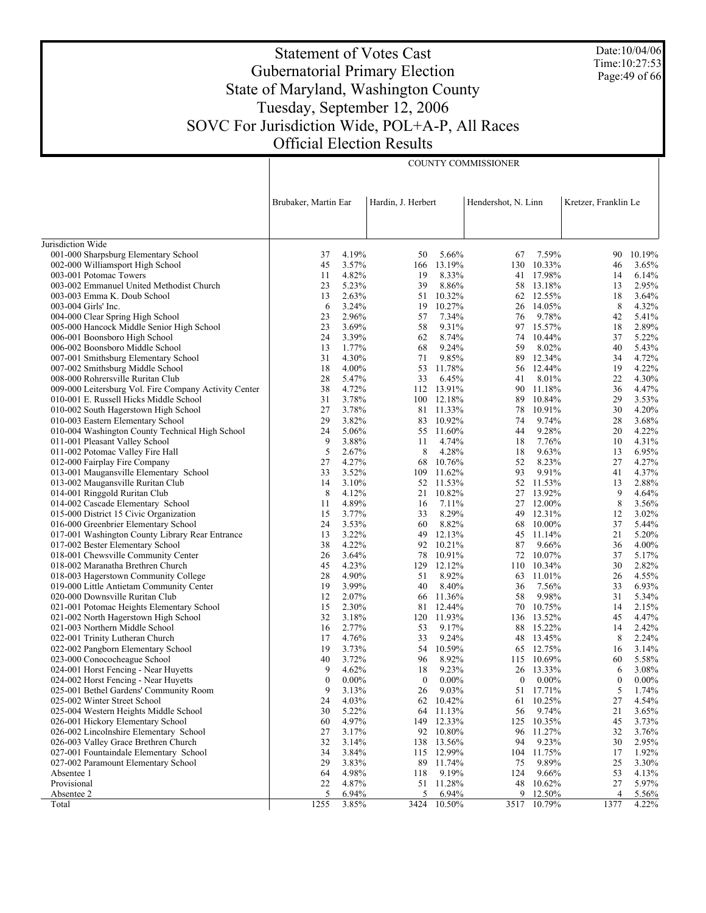# Statement of Votes Cast
## Gubernatorial Primary Election
## State of Maryland, Washington County
## Tuesday, September 12, 2006
## SOVC For Jurisdiction Wide, POL+A-P, All Races
## Official Election Results

Date:10/04/06
Time:10:27:53

| | COUNTY COMMISSIONER | | | | | | | |
|---|---|---|---|---|---|---|---|---|
| | Brubaker, Martin Ear | | Hardin, J. Herbert | | Hendershot, N. Linn | | Kretzer, Franklin Le | |
| Jurisdiction Wide | | | | | | | | |
| 001-000 Sharpsburg Elementary School | 37 | 4.19% | 50 | 5.66% | 67 | 7.59% | 90 | 10.19% |
| 002-000 Williamsport High School | 45 | 3.57% | 166 | 13.19% | 130 | 10.33% | 46 | 3.65% |
| 003-001 Potomac Towers | 11 | 4.82% | 19 | 8.33% | 41 | 17.98% | 14 | 6.14% |
| 003-002 Emmanuel United Methodist Church | 23 | 5.23% | 39 | 8.86% | 58 | 13.18% | 13 | 2.95% |
| 003-003 Emma K. Doub School | 13 | 2.63% | 51 | 10.32% | 62 | 12.55% | 18 | 3.64% |
| 003-004 Girls' Inc. | 6 | 3.24% | 19 | 10.27% | 26 | 14.05% | 8 | 4.32% |
| 004-000 Clear Spring High School | 23 | 2.96% | 57 | 7.34% | 76 | 9.78% | 42 | 5.41% |
| 005-000 Hancock Middle Senior High School | 23 | 3.69% | 58 | 9.31% | 97 | 15.57% | 18 | 2.89% |
| 006-001 Boonsboro High School | 24 | 3.39% | 62 | 8.74% | 74 | 10.44% | 37 | 5.22% |
| 006-002 Boonsboro Middle School | 13 | 1.77% | 68 | 9.24% | 59 | 8.02% | 40 | 5.43% |
| 007-001 Smithsburg Elementary School | 31 | 4.30% | 71 | 9.85% | 89 | 12.34% | 34 | 4.72% |
| 007-002 Smithsburg Middle School | 18 | 4.00% | 53 | 11.78% | 56 | 12.44% | 19 | 4.22% |
| 008-000 Rohrersville Ruritan Club | 28 | 5.47% | 33 | 6.45% | 41 | 8.01% | 22 | 4.30% |
| 009-000 Leitersburg Vol. Fire Company Activity Center | 38 | 4.72% | 112 | 13.91% | 90 | 11.18% | 36 | 4.47% |
| 010-001 E. Russell Hicks Middle School | 31 | 3.78% | 100 | 12.18% | 89 | 10.84% | 29 | 3.53% |
| 010-002 South Hagerstown High School | 27 | 3.78% | 81 | 11.33% | 78 | 10.91% | 30 | 4.20% |
| 010-003 Eastern Elementary School | 29 | 3.82% | 83 | 10.92% | 74 | 9.74% | 28 | 3.68% |
| 010-004 Washington County Technical High School | 24 | 5.06% | 55 | 11.60% | 44 | 9.28% | 20 | 4.22% |
| 011-001 Pleasant Valley School | 9 | 3.88% | 11 | 4.74% | 18 | 7.76% | 10 | 4.31% |
| 011-002 Potomac Valley Fire Hall | 5 | 2.67% | 8 | 4.28% | 18 | 9.63% | 13 | 6.95% |
| 012-000 Fairplay Fire Company | 27 | 4.27% | 68 | 10.76% | 52 | 8.23% | 27 | 4.27% |
| 013-001 Maugansville Elementary School | 33 | 3.52% | 109 | 11.62% | 93 | 9.91% | 41 | 4.37% |
| 013-002 Maugansville Ruritan Club | 14 | 3.10% | 52 | 11.53% | 52 | 11.53% | 13 | 2.88% |
| 014-001 Ringgold Ruritan Club | 8 | 4.12% | 21 | 10.82% | 27 | 13.92% | 9 | 4.64% |
| 014-002 Cascade Elementary School | 11 | 4.89% | 16 | 7.11% | 27 | 12.00% | 8 | 3.56% |
| 015-000 District 15 Civic Organization | 15 | 3.77% | 33 | 8.29% | 49 | 12.31% | 12 | 3.02% |
| 016-000 Greenbrier Elementary School | 24 | 3.53% | 60 | 8.82% | 68 | 10.00% | 37 | 5.44% |
| 017-001 Washington County Library Rear Entrance | 13 | 3.22% | 49 | 12.13% | 45 | 11.14% | 21 | 5.20% |
| 017-002 Bester Elementary School | 38 | 4.22% | 92 | 10.21% | 87 | 9.66% | 36 | 4.00% |
| 018-001 Chewsville Community Center | 26 | 3.64% | 78 | 10.91% | 72 | 10.07% | 37 | 5.17% |
| 018-002 Maranatha Brethren Church | 45 | 4.23% | 129 | 12.12% | 110 | 10.34% | 30 | 2.82% |
| 018-003 Hagerstown Community College | 28 | 4.90% | 51 | 8.92% | 63 | 11.01% | 26 | 4.55% |
| 019-000 Little Antietam Community Center | 19 | 3.99% | 40 | 8.40% | 36 | 7.56% | 33 | 6.93% |
| 020-000 Downsville Ruritan Club | 12 | 2.07% | 66 | 11.36% | 58 | 9.98% | 31 | 5.34% |
| 021-001 Potomac Heights Elementary School | 15 | 2.30% | 81 | 12.44% | 70 | 10.75% | 14 | 2.15% |
| 021-002 North Hagerstown High School | 32 | 3.18% | 120 | 11.93% | 136 | 13.52% | 45 | 4.47% |
| 021-003 Northern Middle School | 16 | 2.77% | 53 | 9.17% | 88 | 15.22% | 14 | 2.42% |
| 022-001 Trinity Lutheran Church | 17 | 4.76% | 33 | 9.24% | 48 | 13.45% | 8 | 2.24% |
| 022-002 Pangborn Elementary School | 19 | 3.73% | 54 | 10.59% | 65 | 12.75% | 16 | 3.14% |
| 023-000 Conococheague School | 40 | 3.72% | 96 | 8.92% | 115 | 10.69% | 60 | 5.58% |
| 024-001 Horst Fencing - Near Huyetts | 9 | 4.62% | 18 | 9.23% | 26 | 13.33% | 6 | 3.08% |
| 024-002 Horst Fencing - Near Huyetts | 0 | 0.00% | 0 | 0.00% | 0 | 0.00% | 0 | 0.00% |
| 025-001 Bethel Gardens' Community Room | 9 | 3.13% | 26 | 9.03% | 51 | 17.71% | 5 | 1.74% |
| 025-002 Winter Street School | 24 | 4.03% | 62 | 10.42% | 61 | 10.25% | 27 | 4.54% |
| 025-004 Western Heights Middle School | 30 | 5.22% | 64 | 11.13% | 56 | 9.74% | 21 | 3.65% |
| 026-001 Hickory Elementary School | 60 | 4.97% | 149 | 12.33% | 125 | 10.35% | 45 | 3.73% |
| 026-002 Lincolnshire Elementary School | 27 | 3.17% | 92 | 10.80% | 96 | 11.27% | 32 | 3.76% |
| 026-003 Valley Grace Brethren Church | 32 | 3.14% | 138 | 13.56% | 94 | 9.23% | 30 | 2.95% |
| 027-001 Fountaindale Elementary School | 34 | 3.84% | 115 | 12.99% | 104 | 11.75% | 17 | 1.92% |
| 027-002 Paramount Elementary School | 29 | 3.83% | 89 | 11.74% | 75 | 9.89% | 25 | 3.30% |
| Absentee 1 | 64 | 4.98% | 118 | 9.19% | 124 | 9.66% | 53 | 4.13% |
| Provisional | 22 | 4.87% | 51 | 11.28% | 48 | 10.62% | 27 | 5.97% |
| Absentee 2 | 5 | 6.94% | 5 | 6.94% | 9 | 12.50% | 4 | 5.56% |
| Total | 1255 | 3.85% | 3424 | 10.50% | 3517 | 10.79% | 1377 | 4.22% |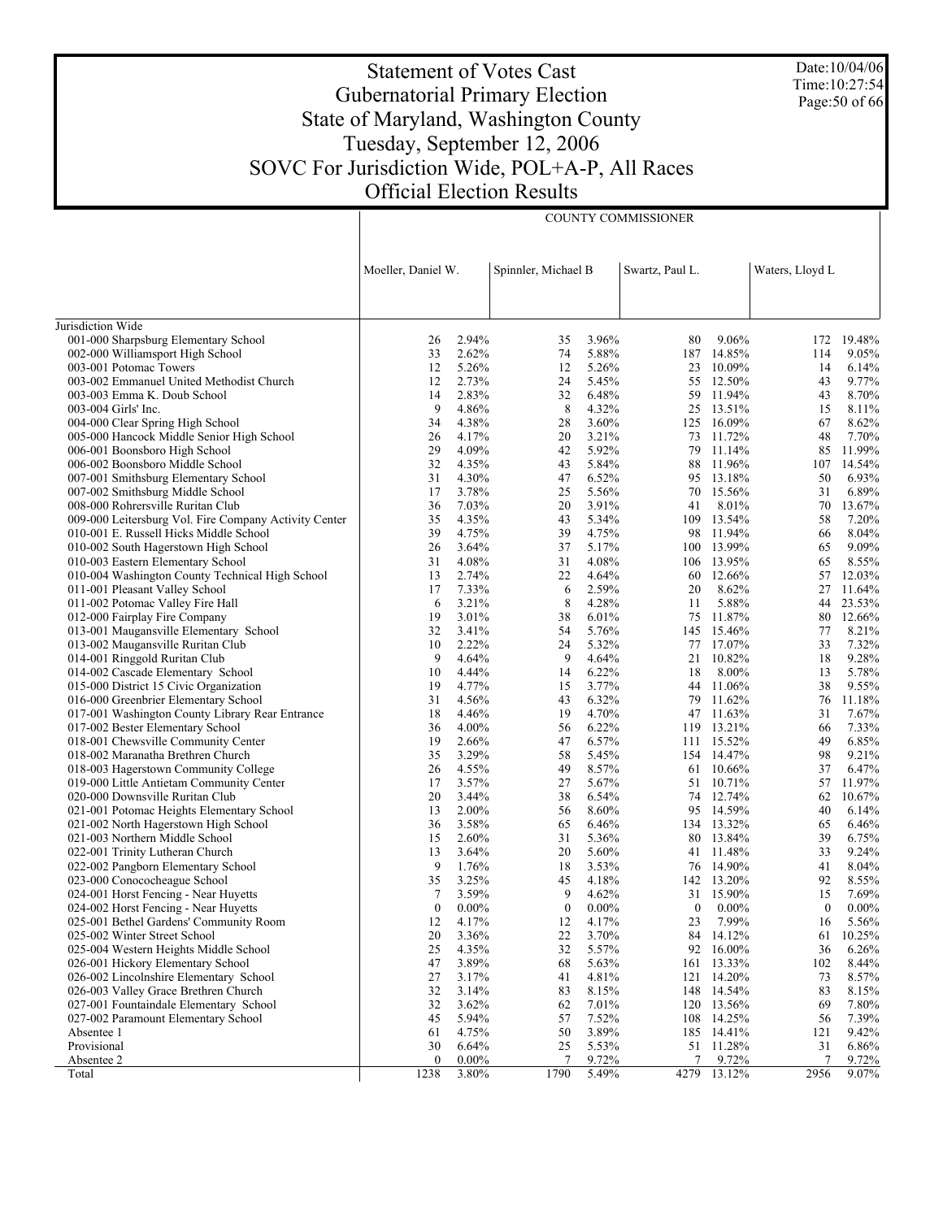# Statement of Votes Cast
## Gubernatorial Primary Election
## State of Maryland, Washington County
## Tuesday, September 12, 2006
## SOVC For Jurisdiction Wide, POL+A-P, All Races
## Official Election Results

Date:10/04/06
Time:10:27:54

| | COUNTY COMMISSIONER | | | | | | | |
|---|---|---|---|---|---|---|---|---|
| | Moeller, Daniel W. | | Spinnler, Michael B | | Swartz, Paul L. | | Waters, Lloyd L | |
| Jurisdiction Wide | | | | | | | | |
| 001-000 Sharpsburg Elementary School | 26 | 2.94% | 35 | 3.96% | 80 | 9.06% | 172 | 19.48% |
| 002-000 Williamsport High School | 33 | 2.62% | 74 | 5.88% | 187 | 14.85% | 114 | 9.05% |
| 003-001 Potomac Towers | 12 | 5.26% | 12 | 5.26% | 23 | 10.09% | 14 | 6.14% |
| 003-002 Emmanuel United Methodist Church | 12 | 2.73% | 24 | 5.45% | 55 | 12.50% | 43 | 9.77% |
| 003-003 Emma K. Doub School | 14 | 2.83% | 32 | 6.48% | 59 | 11.94% | 43 | 8.70% |
| 003-004 Girls' Inc. | 9 | 4.86% | 8 | 4.32% | 25 | 13.51% | 15 | 8.11% |
| 004-000 Clear Spring High School | 34 | 4.38% | 28 | 3.60% | 125 | 16.09% | 67 | 8.62% |
| 005-000 Hancock Middle Senior High School | 26 | 4.17% | 20 | 3.21% | 73 | 11.72% | 48 | 7.70% |
| 006-001 Boonsboro High School | 29 | 4.09% | 42 | 5.92% | 79 | 11.14% | 85 | 11.99% |
| 006-002 Boonsboro Middle School | 32 | 4.35% | 43 | 5.84% | 88 | 11.96% | 107 | 14.54% |
| 007-001 Smithsburg Elementary School | 31 | 4.30% | 47 | 6.52% | 95 | 13.18% | 50 | 6.93% |
| 007-002 Smithsburg Middle School | 17 | 3.78% | 25 | 5.56% | 70 | 15.56% | 31 | 6.89% |
| 008-000 Rohrersville Ruritan Club | 36 | 7.03% | 20 | 3.91% | 41 | 8.01% | 70 | 13.67% |
| 009-000 Leitersburg Vol. Fire Company Activity Center | 35 | 4.35% | 43 | 5.34% | 109 | 13.54% | 58 | 7.20% |
| 010-001 E. Russell Hicks Middle School | 39 | 4.75% | 39 | 4.75% | 98 | 11.94% | 66 | 8.04% |
| 010-002 South Hagerstown High School | 26 | 3.64% | 37 | 5.17% | 100 | 13.99% | 65 | 9.09% |
| 010-003 Eastern Elementary School | 31 | 4.08% | 31 | 4.08% | 106 | 13.95% | 65 | 8.55% |
| 010-004 Washington County Technical High School | 13 | 2.74% | 22 | 4.64% | 60 | 12.66% | 57 | 12.03% |
| 011-001 Pleasant Valley School | 17 | 7.33% | 6 | 2.59% | 20 | 8.62% | 27 | 11.64% |
| 011-002 Potomac Valley Fire Hall | 6 | 3.21% | 8 | 4.28% | 11 | 5.88% | 44 | 23.53% |
| 012-000 Fairplay Fire Company | 19 | 3.01% | 38 | 6.01% | 75 | 11.87% | 80 | 12.66% |
| 013-001 Maugansville Elementary School | 32 | 3.41% | 54 | 5.76% | 145 | 15.46% | 77 | 8.21% |
| 013-002 Maugansville Ruritan Club | 10 | 2.22% | 24 | 5.32% | 77 | 17.07% | 33 | 7.32% |
| 014-001 Ringgold Ruritan Club | 9 | 4.64% | 9 | 4.64% | 21 | 10.82% | 18 | 9.28% |
| 014-002 Cascade Elementary School | 10 | 4.44% | 14 | 6.22% | 18 | 8.00% | 13 | 5.78% |
| 015-000 District 15 Civic Organization | 19 | 4.77% | 15 | 3.77% | 44 | 11.06% | 38 | 9.55% |
| 016-000 Greenbrier Elementary School | 31 | 4.56% | 43 | 6.32% | 79 | 11.62% | 76 | 11.18% |
| 017-001 Washington County Library Rear Entrance | 18 | 4.46% | 19 | 4.70% | 47 | 11.63% | 31 | 7.67% |
| 017-002 Bester Elementary School | 36 | 4.00% | 56 | 6.22% | 119 | 13.21% | 66 | 7.33% |
| 018-001 Chewsville Community Center | 19 | 2.66% | 47 | 6.57% | 111 | 15.52% | 49 | 6.85% |
| 018-002 Maranatha Brethren Church | 35 | 3.29% | 58 | 5.45% | 154 | 14.47% | 98 | 9.21% |
| 018-003 Hagerstown Community College | 26 | 4.55% | 49 | 8.57% | 61 | 10.66% | 37 | 6.47% |
| 019-000 Little Antietam Community Center | 17 | 3.57% | 27 | 5.67% | 51 | 10.71% | 57 | 11.97% |
| 020-000 Downsville Ruritan Club | 20 | 3.44% | 38 | 6.54% | 74 | 12.74% | 62 | 10.67% |
| 021-001 Potomac Heights Elementary School | 13 | 2.00% | 56 | 8.60% | 95 | 14.59% | 40 | 6.14% |
| 021-002 North Hagerstown High School | 36 | 3.58% | 65 | 6.46% | 134 | 13.32% | 65 | 6.46% |
| 021-003 Northern Middle School | 15 | 2.60% | 31 | 5.36% | 80 | 13.84% | 39 | 6.75% |
| 022-001 Trinity Lutheran Church | 13 | 3.64% | 20 | 5.60% | 41 | 11.48% | 33 | 9.24% |
| 022-002 Pangborn Elementary School | 9 | 1.76% | 18 | 3.53% | 76 | 14.90% | 41 | 8.04% |
| 023-000 Conococheague School | 35 | 3.25% | 45 | 4.18% | 142 | 13.20% | 92 | 8.55% |
| 024-001 Horst Fencing - Near Huyetts | 7 | 3.59% | 9 | 4.62% | 31 | 15.90% | 15 | 7.69% |
| 024-002 Horst Fencing - Near Huyetts | 0 | 0.00% | 0 | 0.00% | 0 | 0.00% | 0 | 0.00% |
| 025-001 Bethel Gardens' Community Room | 12 | 4.17% | 12 | 4.17% | 23 | 7.99% | 16 | 5.56% |
| 025-002 Winter Street School | 20 | 3.36% | 22 | 3.70% | 84 | 14.12% | 61 | 10.25% |
| 025-004 Western Heights Middle School | 25 | 4.35% | 32 | 5.57% | 92 | 16.00% | 36 | 6.26% |
| 026-001 Hickory Elementary School | 47 | 3.89% | 68 | 5.63% | 161 | 13.33% | 102 | 8.44% |
| 026-002 Lincolnshire Elementary School | 27 | 3.17% | 41 | 4.81% | 121 | 14.20% | 73 | 8.57% |
| 026-003 Valley Grace Brethren Church | 32 | 3.14% | 83 | 8.15% | 148 | 14.54% | 83 | 8.15% |
| 027-001 Fountaindale Elementary School | 32 | 3.62% | 62 | 7.01% | 120 | 13.56% | 69 | 7.80% |
| 027-002 Paramount Elementary School | 45 | 5.94% | 57 | 7.52% | 108 | 14.25% | 56 | 7.39% |
| Absentee 1 | 61 | 4.75% | 50 | 3.89% | 185 | 14.41% | 121 | 9.42% |
| Provisional | 30 | 6.64% | 25 | 5.53% | 51 | 11.28% | 31 | 6.86% |
| Absentee 2 | 0 | 0.00% | 7 | 9.72% | 7 | 9.72% | 7 | 9.72% |
| Total | 1238 | 3.80% | 1790 | 5.49% | 4279 | 13.12% | 2956 | 9.07% |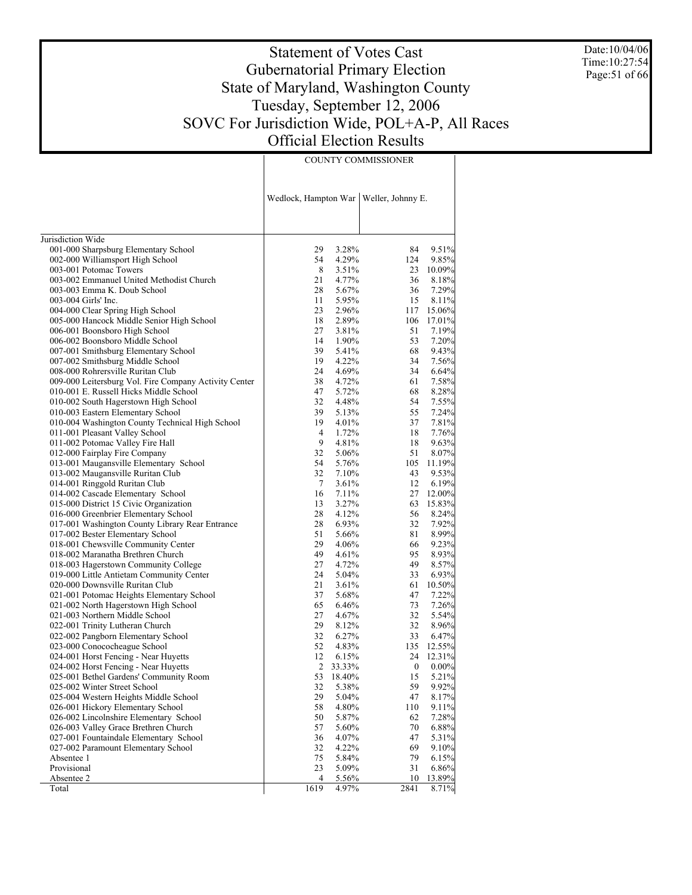# Statement of Votes Cast
# Gubernatorial Primary Election
# State of Maryland, Washington County
# Tuesday, September 12, 2006
# SOVC For Jurisdiction Wide, POL+A-P, All Races
# Official Election Results

Date:10/04/06
Time:10:27:54

| | COUNTY COMMISSIONER | | | |
|---|---|---|---|---|
| | Wedlock, Hampton War | | Weller, Johnny E. | |
| Jurisdiction Wide | | | | |
| 001-000 Sharpsburg Elementary School | 29 | 3.28% | 84 | 9.51% |
| 002-000 Williamsport High School | 54 | 4.29% | 124 | 9.85% |
| 003-001 Potomac Towers | 8 | 3.51% | 23 | 10.09% |
| 003-002 Emmanuel United Methodist Church | 21 | 4.77% | 36 | 8.18% |
| 003-003 Emma K. Doub School | 28 | 5.67% | 36 | 7.29% |
| 003-004 Girls' Inc. | 11 | 5.95% | 15 | 8.11% |
| 004-000 Clear Spring High School | 23 | 2.96% | 117 | 15.06% |
| 005-000 Hancock Middle Senior High School | 18 | 2.89% | 106 | 17.01% |
| 006-001 Boonsboro High School | 27 | 3.81% | 51 | 7.19% |
| 006-002 Boonsboro Middle School | 14 | 1.90% | 53 | 7.20% |
| 007-001 Smithsburg Elementary School | 39 | 5.41% | 68 | 9.43% |
| 007-002 Smithsburg Middle School | 19 | 4.22% | 34 | 7.56% |
| 008-000 Rohrersville Ruritan Club | 24 | 4.69% | 34 | 6.64% |
| 009-000 Leitersburg Vol. Fire Company Activity Center | 38 | 4.72% | 61 | 7.58% |
| 010-001 E. Russell Hicks Middle School | 47 | 5.72% | 68 | 8.28% |
| 010-002 South Hagerstown High School | 32 | 4.48% | 54 | 7.55% |
| 010-003 Eastern Elementary School | 39 | 5.13% | 55 | 7.24% |
| 010-004 Washington County Technical High School | 19 | 4.01% | 37 | 7.81% |
| 011-001 Pleasant Valley School | 4 | 1.72% | 18 | 7.76% |
| 011-002 Potomac Valley Fire Hall | 9 | 4.81% | 18 | 9.63% |
| 012-000 Fairplay Fire Company | 32 | 5.06% | 51 | 8.07% |
| 013-001 Maugansville Elementary School | 54 | 5.76% | 105 | 11.19% |
| 013-002 Maugansville Ruritan Club | 32 | 7.10% | 43 | 9.53% |
| 014-001 Ringgold Ruritan Club | 7 | 3.61% | 12 | 6.19% |
| 014-002 Cascade Elementary School | 16 | 7.11% | 27 | 12.00% |
| 015-000 District 15 Civic Organization | 13 | 3.27% | 63 | 15.83% |
| 016-000 Greenbrier Elementary School | 28 | 4.12% | 56 | 8.24% |
| 017-001 Washington County Library Rear Entrance | 28 | 6.93% | 32 | 7.92% |
| 017-002 Bester Elementary School | 51 | 5.66% | 81 | 8.99% |
| 018-001 Chewsville Community Center | 29 | 4.06% | 66 | 9.23% |
| 018-002 Maranatha Brethren Church | 49 | 4.61% | 95 | 8.93% |
| 018-003 Hagerstown Community College | 27 | 4.72% | 49 | 8.57% |
| 019-000 Little Antietam Community Center | 24 | 5.04% | 33 | 6.93% |
| 020-000 Downsville Ruritan Club | 21 | 3.61% | 61 | 10.50% |
| 021-001 Potomac Heights Elementary School | 37 | 5.68% | 47 | 7.22% |
| 021-002 North Hagerstown High School | 65 | 6.46% | 73 | 7.26% |
| 021-003 Northern Middle School | 27 | 4.67% | 32 | 5.54% |
| 022-001 Trinity Lutheran Church | 29 | 8.12% | 32 | 8.96% |
| 022-002 Pangborn Elementary School | 32 | 6.27% | 33 | 6.47% |
| 023-000 Conococheague School | 52 | 4.83% | 135 | 12.55% |
| 024-001 Horst Fencing - Near Huyetts | 12 | 6.15% | 24 | 12.31% |
| 024-002 Horst Fencing - Near Huyetts | 2 | 33.33% | 0 | 0.00% |
| 025-001 Bethel Gardens' Community Room | 53 | 18.40% | 15 | 5.21% |
| 025-002 Winter Street School | 32 | 5.38% | 59 | 9.92% |
| 025-004 Western Heights Middle School | 29 | 5.04% | 47 | 8.17% |
| 026-001 Hickory Elementary School | 58 | 4.80% | 110 | 9.11% |
| 026-002 Lincolnshire Elementary School | 50 | 5.87% | 62 | 7.28% |
| 026-003 Valley Grace Brethren Church | 57 | 5.60% | 70 | 6.88% |
| 027-001 Fountaindale Elementary School | 36 | 4.07% | 47 | 5.31% |
| 027-002 Paramount Elementary School | 32 | 4.22% | 69 | 9.10% |
| Absentee 1 | 75 | 5.84% | 79 | 6.15% |
| Provisional | 23 | 5.09% | 31 | 6.86% |
| Absentee 2 | 4 | 5.56% | 10 | 13.89% |
| Total | 1619 | 4.97% | 2841 | 8.71% |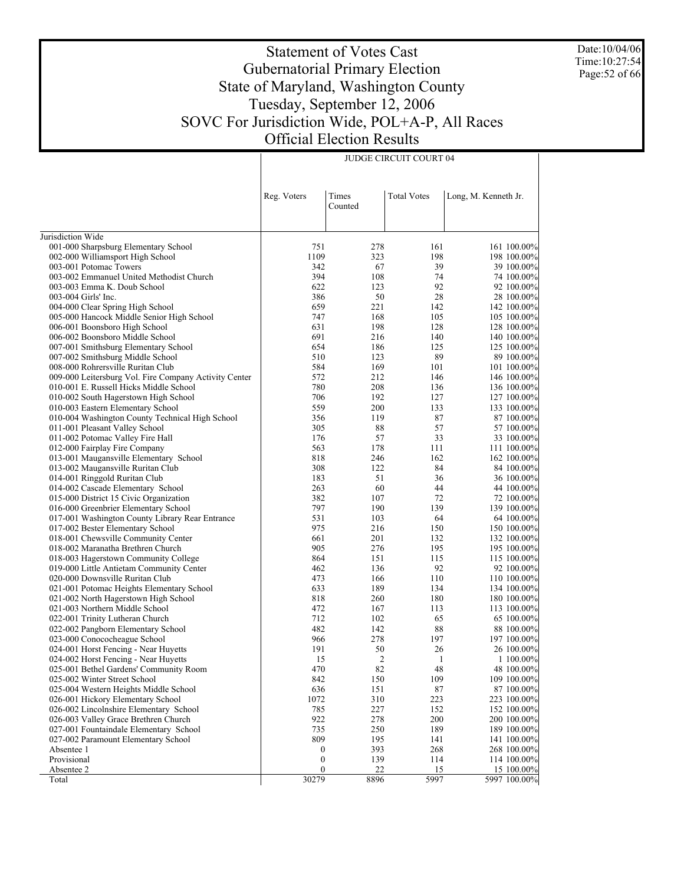# Statement of Votes Cast
## Gubernatorial Primary Election
## State of Maryland, Washington County
## Tuesday, September 12, 2006
## SOVC For Jurisdiction Wide, POL+A-P, All Races
## Official Election Results

Date:10/04/06
Time:10:27:54

| | JUDGE CIRCUIT COURT 04 | | | |
|---|---|---|---|---|
| | Reg. Voters | Times Counted | Total Votes | Long, M. Kenneth Jr. |
| Jurisdiction Wide | | | | |
| 001-000 Sharpsburg Elementary School | 751 | 278 | 161 | 161 100.00% |
| 002-000 Williamsport High School | 1109 | 323 | 198 | 198 100.00% |
| 003-001 Potomac Towers | 342 | 67 | 39 | 39 100.00% |
| 003-002 Emmanuel United Methodist Church | 394 | 108 | 74 | 74 100.00% |
| 003-003 Emma K. Doub School | 622 | 123 | 92 | 92 100.00% |
| 003-004 Girls' Inc. | 386 | 50 | 28 | 28 100.00% |
| 004-000 Clear Spring High School | 659 | 221 | 142 | 142 100.00% |
| 005-000 Hancock Middle Senior High School | 747 | 168 | 105 | 105 100.00% |
| 006-001 Boonsboro High School | 631 | 198 | 128 | 128 100.00% |
| 006-002 Boonsboro Middle School | 691 | 216 | 140 | 140 100.00% |
| 007-001 Smithsburg Elementary School | 654 | 186 | 125 | 125 100.00% |
| 007-002 Smithsburg Middle School | 510 | 123 | 89 | 89 100.00% |
| 008-000 Rohrersville Ruritan Club | 584 | 169 | 101 | 101 100.00% |
| 009-000 Leitersburg Vol. Fire Company Activity Center | 572 | 212 | 146 | 146 100.00% |
| 010-001 E. Russell Hicks Middle School | 780 | 208 | 136 | 136 100.00% |
| 010-002 South Hagerstown High School | 706 | 192 | 127 | 127 100.00% |
| 010-003 Eastern Elementary School | 559 | 200 | 133 | 133 100.00% |
| 010-004 Washington County Technical High School | 356 | 119 | 87 | 87 100.00% |
| 011-001 Pleasant Valley School | 305 | 88 | 57 | 57 100.00% |
| 011-002 Potomac Valley Fire Hall | 176 | 57 | 33 | 33 100.00% |
| 012-000 Fairplay Fire Company | 563 | 178 | 111 | 111 100.00% |
| 013-001 Maugansville Elementary School | 818 | 246 | 162 | 162 100.00% |
| 013-002 Maugansville Ruritan Club | 308 | 122 | 84 | 84 100.00% |
| 014-001 Ringgold Ruritan Club | 183 | 51 | 36 | 36 100.00% |
| 014-002 Cascade Elementary School | 263 | 60 | 44 | 44 100.00% |
| 015-000 District 15 Civic Organization | 382 | 107 | 72 | 72 100.00% |
| 016-000 Greenbrier Elementary School | 797 | 190 | 139 | 139 100.00% |
| 017-001 Washington County Library Rear Entrance | 531 | 103 | 64 | 64 100.00% |
| 017-002 Bester Elementary School | 975 | 216 | 150 | 150 100.00% |
| 018-001 Chewsville Community Center | 661 | 201 | 132 | 132 100.00% |
| 018-002 Maranatha Brethren Church | 905 | 276 | 195 | 195 100.00% |
| 018-003 Hagerstown Community College | 864 | 151 | 115 | 115 100.00% |
| 019-000 Little Antietam Community Center | 462 | 136 | 92 | 92 100.00% |
| 020-000 Downsville Ruritan Club | 473 | 166 | 110 | 110 100.00% |
| 021-001 Potomac Heights Elementary School | 633 | 189 | 134 | 134 100.00% |
| 021-002 North Hagerstown High School | 818 | 260 | 180 | 180 100.00% |
| 021-003 Northern Middle School | 472 | 167 | 113 | 113 100.00% |
| 022-001 Trinity Lutheran Church | 712 | 102 | 65 | 65 100.00% |
| 022-002 Pangborn Elementary School | 482 | 142 | 88 | 88 100.00% |
| 023-000 Conococheague School | 966 | 278 | 197 | 197 100.00% |
| 024-001 Horst Fencing - Near Huyetts | 191 | 50 | 26 | 26 100.00% |
| 024-002 Horst Fencing - Near Huyetts | 15 | 2 | 1 | 1 100.00% |
| 025-001 Bethel Gardens' Community Room | 470 | 82 | 48 | 48 100.00% |
| 025-002 Winter Street School | 842 | 150 | 109 | 109 100.00% |
| 025-004 Western Heights Middle School | 636 | 151 | 87 | 87 100.00% |
| 026-001 Hickory Elementary School | 1072 | 310 | 223 | 223 100.00% |
| 026-002 Lincolnshire Elementary School | 785 | 227 | 152 | 152 100.00% |
| 026-003 Valley Grace Brethren Church | 922 | 278 | 200 | 200 100.00% |
| 027-001 Fountaindale Elementary School | 735 | 250 | 189 | 189 100.00% |
| 027-002 Paramount Elementary School | 809 | 195 | 141 | 141 100.00% |
| Absentee 1 | 0 | 393 | 268 | 268 100.00% |
| Provisional | 0 | 139 | 114 | 114 100.00% |
| Absentee 2 | 0 | 22 | 15 | 15 100.00% |
| Total | 30279 | 8896 | 5997 | 5997 100.00% |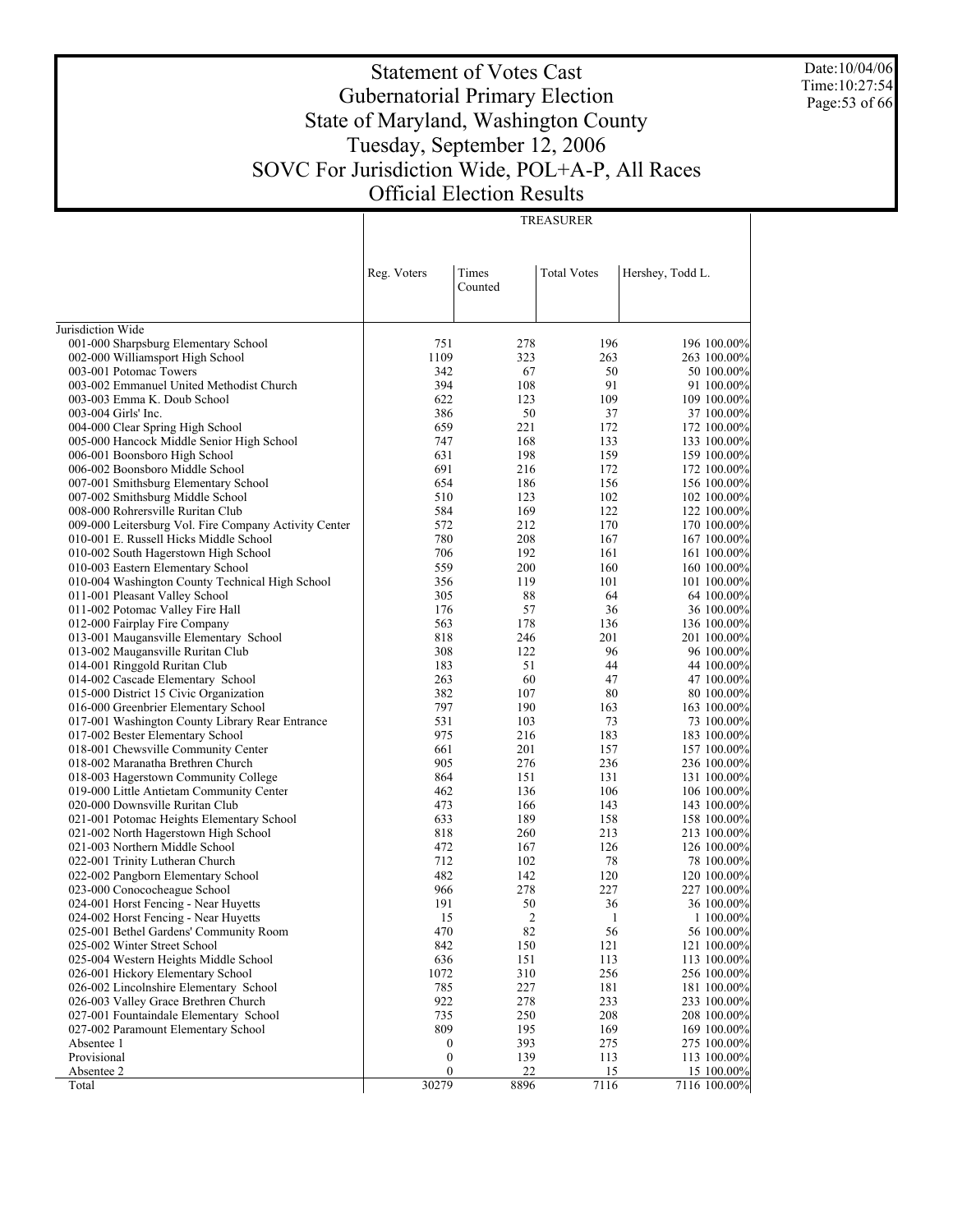# Statement of Votes Cast
## Gubernatorial Primary Election
## State of Maryland, Washington County
## Tuesday, September 12, 2006
## SOVC For Jurisdiction Wide, POL+A-P, All Races
## Official Election Results

Date:10/04/06
Time:10:27:54

| | TREASURER | | | | |
|---|---|---|---|---|---|
| | Reg. Voters | Times Counted | Total Votes | Hershey, Todd L. | |
| Jurisdiction Wide | | | | | |
| 001-000 Sharpsburg Elementary School | 751 | 278 | 196 | 196 | 100.00% |
| 002-000 Williamsport High School | 1109 | 323 | 263 | 263 | 100.00% |
| 003-001 Potomac Towers | 342 | 67 | 50 | 50 | 100.00% |
| 003-002 Emmanuel United Methodist Church | 394 | 108 | 91 | 91 | 100.00% |
| 003-003 Emma K. Doub School | 622 | 123 | 109 | 109 | 100.00% |
| 003-004 Girls' Inc. | 386 | 50 | 37 | 37 | 100.00% |
| 004-000 Clear Spring High School | 659 | 221 | 172 | 172 | 100.00% |
| 005-000 Hancock Middle Senior High School | 747 | 168 | 133 | 133 | 100.00% |
| 006-001 Boonsboro High School | 631 | 198 | 159 | 159 | 100.00% |
| 006-002 Boonsboro Middle School | 691 | 216 | 172 | 172 | 100.00% |
| 007-001 Smithsburg Elementary School | 654 | 186 | 156 | 156 | 100.00% |
| 007-002 Smithsburg Middle School | 510 | 123 | 102 | 102 | 100.00% |
| 008-000 Rohrersville Ruritan Club | 584 | 169 | 122 | 122 | 100.00% |
| 009-000 Leitersburg Vol. Fire Company Activity Center | 572 | 212 | 170 | 170 | 100.00% |
| 010-001 E. Russell Hicks Middle School | 780 | 208 | 167 | 167 | 100.00% |
| 010-002 South Hagerstown High School | 706 | 192 | 161 | 161 | 100.00% |
| 010-003 Eastern Elementary School | 559 | 200 | 160 | 160 | 100.00% |
| 010-004 Washington County Technical High School | 356 | 119 | 101 | 101 | 100.00% |
| 011-001 Pleasant Valley School | 305 | 88 | 64 | 64 | 100.00% |
| 011-002 Potomac Valley Fire Hall | 176 | 57 | 36 | 36 | 100.00% |
| 012-000 Fairplay Fire Company | 563 | 178 | 136 | 136 | 100.00% |
| 013-001 Maugansville Elementary School | 818 | 246 | 201 | 201 | 100.00% |
| 013-002 Maugansville Ruritan Club | 308 | 122 | 96 | 96 | 100.00% |
| 014-001 Ringgold Ruritan Club | 183 | 51 | 44 | 44 | 100.00% |
| 014-002 Cascade Elementary School | 263 | 60 | 47 | 47 | 100.00% |
| 015-000 District 15 Civic Organization | 382 | 107 | 80 | 80 | 100.00% |
| 016-000 Greenbrier Elementary School | 797 | 190 | 163 | 163 | 100.00% |
| 017-001 Washington County Library Rear Entrance | 531 | 103 | 73 | 73 | 100.00% |
| 017-002 Bester Elementary School | 975 | 216 | 183 | 183 | 100.00% |
| 018-001 Chewsville Community Center | 661 | 201 | 157 | 157 | 100.00% |
| 018-002 Maranatha Brethren Church | 905 | 276 | 236 | 236 | 100.00% |
| 018-003 Hagerstown Community College | 864 | 151 | 131 | 131 | 100.00% |
| 019-000 Little Antietam Community Center | 462 | 136 | 106 | 106 | 100.00% |
| 020-000 Downsville Ruritan Club | 473 | 166 | 143 | 143 | 100.00% |
| 021-001 Potomac Heights Elementary School | 633 | 189 | 158 | 158 | 100.00% |
| 021-002 North Hagerstown High School | 818 | 260 | 213 | 213 | 100.00% |
| 021-003 Northern Middle School | 472 | 167 | 126 | 126 | 100.00% |
| 022-001 Trinity Lutheran Church | 712 | 102 | 78 | 78 | 100.00% |
| 022-002 Pangborn Elementary School | 482 | 142 | 120 | 120 | 100.00% |
| 023-000 Conococheague School | 966 | 278 | 227 | 227 | 100.00% |
| 024-001 Horst Fencing - Near Huyetts | 191 | 50 | 36 | 36 | 100.00% |
| 024-002 Horst Fencing - Near Huyetts | 15 | 2 | 1 | 1 | 100.00% |
| 025-001 Bethel Gardens' Community Room | 470 | 82 | 56 | 56 | 100.00% |
| 025-002 Winter Street School | 842 | 150 | 121 | 121 | 100.00% |
| 025-004 Western Heights Middle School | 636 | 151 | 113 | 113 | 100.00% |
| 026-001 Hickory Elementary School | 1072 | 310 | 256 | 256 | 100.00% |
| 026-002 Lincolnshire Elementary School | 785 | 227 | 181 | 181 | 100.00% |
| 026-003 Valley Grace Brethren Church | 922 | 278 | 233 | 233 | 100.00% |
| 027-001 Fountaindale Elementary School | 735 | 250 | 208 | 208 | 100.00% |
| 027-002 Paramount Elementary School | 809 | 195 | 169 | 169 | 100.00% |
| Absentee 1 | 0 | 393 | 275 | 275 | 100.00% |
| Provisional | 0 | 139 | 113 | 113 | 100.00% |
| Absentee 2 | 0 | 22 | 15 | 15 | 100.00% |
| Total | 30279 | 8896 | 7116 | 7116 | 100.00% |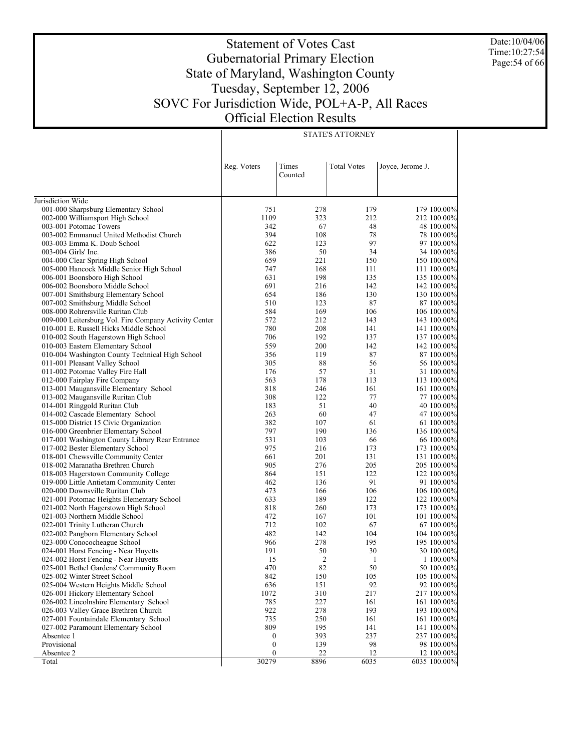# Statement of Votes Cast
## Gubernatorial Primary Election
## State of Maryland, Washington County
## Tuesday, September 12, 2006
## SOVC For Jurisdiction Wide, POL+A-P, All Races
## Official Election Results

Date:10/04/06
Time:10:27:54

| | STATE'S ATTORNEY | | | |
|---|---|---|---|---|
| | Reg. Voters | Times Counted | Total Votes | Joyce, Jerome J. |
| Jurisdiction Wide | | | | |
| 001-000 Sharpsburg Elementary School | 751 | 278 | 179 | 179 100.00% |
| 002-000 Williamsport High School | 1109 | 323 | 212 | 212 100.00% |
| 003-001 Potomac Towers | 342 | 67 | 48 | 48 100.00% |
| 003-002 Emmanuel United Methodist Church | 394 | 108 | 78 | 78 100.00% |
| 003-003 Emma K. Doub School | 622 | 123 | 97 | 97 100.00% |
| 003-004 Girls' Inc. | 386 | 50 | 34 | 34 100.00% |
| 004-000 Clear Spring High School | 659 | 221 | 150 | 150 100.00% |
| 005-000 Hancock Middle Senior High School | 747 | 168 | 111 | 111 100.00% |
| 006-001 Boonsboro High School | 631 | 198 | 135 | 135 100.00% |
| 006-002 Boonsboro Middle School | 691 | 216 | 142 | 142 100.00% |
| 007-001 Smithsburg Elementary School | 654 | 186 | 130 | 130 100.00% |
| 007-002 Smithsburg Middle School | 510 | 123 | 87 | 87 100.00% |
| 008-000 Rohrersville Ruritan Club | 584 | 169 | 106 | 106 100.00% |
| 009-000 Leitersburg Vol. Fire Company Activity Center | 572 | 212 | 143 | 143 100.00% |
| 010-001 E. Russell Hicks Middle School | 780 | 208 | 141 | 141 100.00% |
| 010-002 South Hagerstown High School | 706 | 192 | 137 | 137 100.00% |
| 010-003 Eastern Elementary School | 559 | 200 | 142 | 142 100.00% |
| 010-004 Washington County Technical High School | 356 | 119 | 87 | 87 100.00% |
| 011-001 Pleasant Valley School | 305 | 88 | 56 | 56 100.00% |
| 011-002 Potomac Valley Fire Hall | 176 | 57 | 31 | 31 100.00% |
| 012-000 Fairplay Fire Company | 563 | 178 | 113 | 113 100.00% |
| 013-001 Maugansville Elementary School | 818 | 246 | 161 | 161 100.00% |
| 013-002 Maugansville Ruritan Club | 308 | 122 | 77 | 77 100.00% |
| 014-001 Ringgold Ruritan Club | 183 | 51 | 40 | 40 100.00% |
| 014-002 Cascade Elementary School | 263 | 60 | 47 | 47 100.00% |
| 015-000 District 15 Civic Organization | 382 | 107 | 61 | 61 100.00% |
| 016-000 Greenbrier Elementary School | 797 | 190 | 136 | 136 100.00% |
| 017-001 Washington County Library Rear Entrance | 531 | 103 | 66 | 66 100.00% |
| 017-002 Bester Elementary School | 975 | 216 | 173 | 173 100.00% |
| 018-001 Chewsville Community Center | 661 | 201 | 131 | 131 100.00% |
| 018-002 Maranatha Brethren Church | 905 | 276 | 205 | 205 100.00% |
| 018-003 Hagerstown Community College | 864 | 151 | 122 | 122 100.00% |
| 019-000 Little Antietam Community Center | 462 | 136 | 91 | 91 100.00% |
| 020-000 Downsville Ruritan Club | 473 | 166 | 106 | 106 100.00% |
| 021-001 Potomac Heights Elementary School | 633 | 189 | 122 | 122 100.00% |
| 021-002 North Hagerstown High School | 818 | 260 | 173 | 173 100.00% |
| 021-003 Northern Middle School | 472 | 167 | 101 | 101 100.00% |
| 022-001 Trinity Lutheran Church | 712 | 102 | 67 | 67 100.00% |
| 022-002 Pangborn Elementary School | 482 | 142 | 104 | 104 100.00% |
| 023-000 Conococheague School | 966 | 278 | 195 | 195 100.00% |
| 024-001 Horst Fencing - Near Huyetts | 191 | 50 | 30 | 30 100.00% |
| 024-002 Horst Fencing - Near Huyetts | 15 | 2 | 1 | 1 100.00% |
| 025-001 Bethel Gardens' Community Room | 470 | 82 | 50 | 50 100.00% |
| 025-002 Winter Street School | 842 | 150 | 105 | 105 100.00% |
| 025-004 Western Heights Middle School | 636 | 151 | 92 | 92 100.00% |
| 026-001 Hickory Elementary School | 1072 | 310 | 217 | 217 100.00% |
| 026-002 Lincolnshire Elementary School | 785 | 227 | 161 | 161 100.00% |
| 026-003 Valley Grace Brethren Church | 922 | 278 | 193 | 193 100.00% |
| 027-001 Fountaindale Elementary School | 735 | 250 | 161 | 161 100.00% |
| 027-002 Paramount Elementary School | 809 | 195 | 141 | 141 100.00% |
| Absentee 1 | 0 | 393 | 237 | 237 100.00% |
| Provisional | 0 | 139 | 98 | 98 100.00% |
| Absentee 2 | 0 | 22 | 12 | 12 100.00% |
| Total | 30279 | 8896 | 6035 | 6035 100.00% |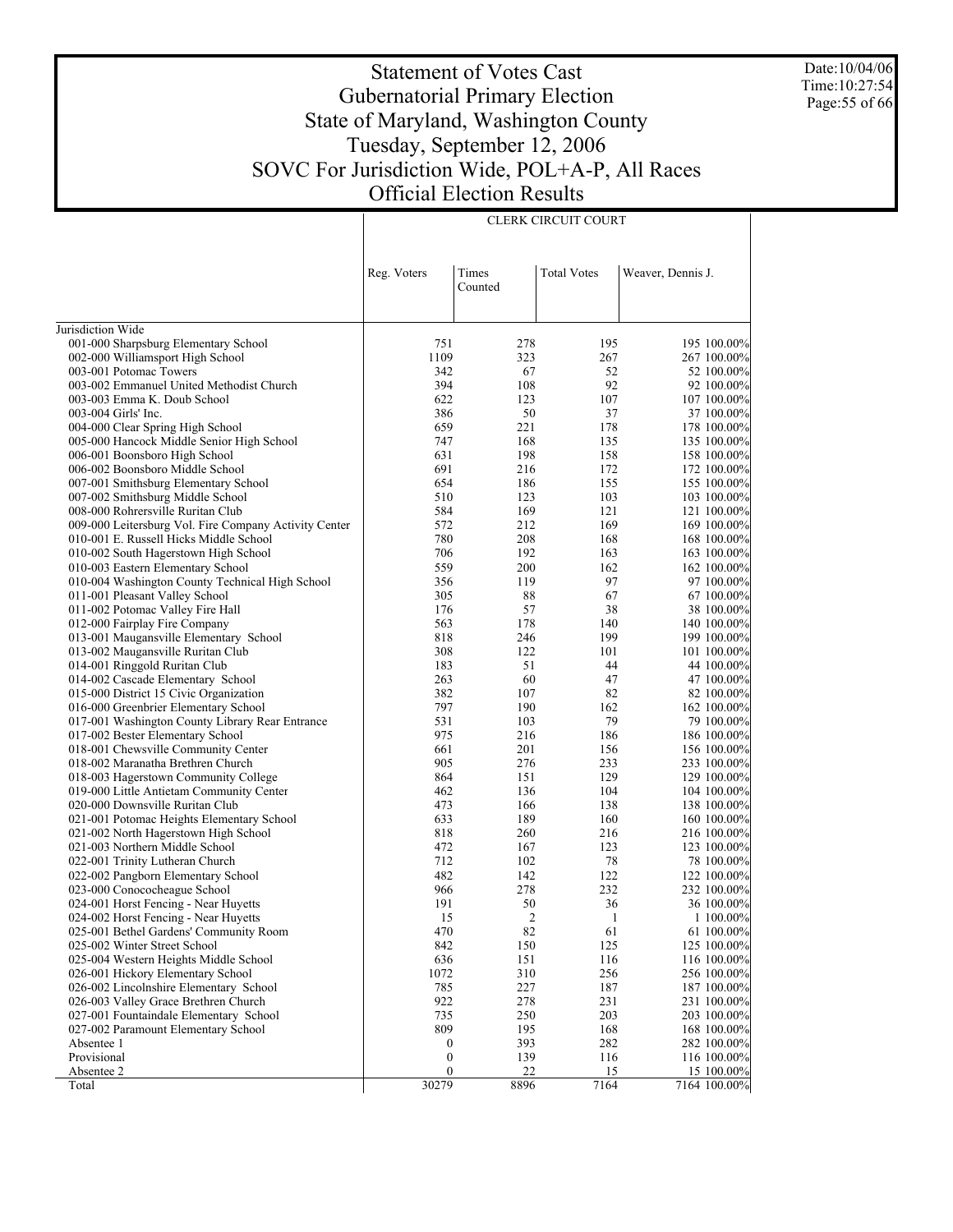# Statement of Votes Cast
## Gubernatorial Primary Election
## State of Maryland, Washington County
## Tuesday, September 12, 2006
## SOVC For Jurisdiction Wide, POL+A-P, All Races
## Official Election Results

Date:10/04/06
Time:10:27:54

| | | | CLERK CIRCUIT COURT | |
|---|---|---|---|---|
| | Reg. Voters | Times Counted | Total Votes | Weaver, Dennis J. |
| Jurisdiction Wide | | | | |
| 001-000 Sharpsburg Elementary School | 751 | 278 | 195 | 195 100.00% |
| 002-000 Williamsport High School | 1109 | 323 | 267 | 267 100.00% |
| 003-001 Potomac Towers | 342 | 67 | 52 | 52 100.00% |
| 003-002 Emmanuel United Methodist Church | 394 | 108 | 92 | 92 100.00% |
| 003-003 Emma K. Doub School | 622 | 123 | 107 | 107 100.00% |
| 003-004 Girls' Inc. | 386 | 50 | 37 | 37 100.00% |
| 004-000 Clear Spring High School | 659 | 221 | 178 | 178 100.00% |
| 005-000 Hancock Middle Senior High School | 747 | 168 | 135 | 135 100.00% |
| 006-001 Boonsboro High School | 631 | 198 | 158 | 158 100.00% |
| 006-002 Boonsboro Middle School | 691 | 216 | 172 | 172 100.00% |
| 007-001 Smithsburg Elementary School | 654 | 186 | 155 | 155 100.00% |
| 007-002 Smithsburg Middle School | 510 | 123 | 103 | 103 100.00% |
| 008-000 Rohrersville Ruritan Club | 584 | 169 | 121 | 121 100.00% |
| 009-000 Leitersburg Vol. Fire Company Activity Center | 572 | 212 | 169 | 169 100.00% |
| 010-001 E. Russell Hicks Middle School | 780 | 208 | 168 | 168 100.00% |
| 010-002 South Hagerstown High School | 706 | 192 | 163 | 163 100.00% |
| 010-003 Eastern Elementary School | 559 | 200 | 162 | 162 100.00% |
| 010-004 Washington County Technical High School | 356 | 119 | 97 | 97 100.00% |
| 011-001 Pleasant Valley School | 305 | 88 | 67 | 67 100.00% |
| 011-002 Potomac Valley Fire Hall | 176 | 57 | 38 | 38 100.00% |
| 012-000 Fairplay Fire Company | 563 | 178 | 140 | 140 100.00% |
| 013-001 Maugansville Elementary School | 818 | 246 | 199 | 199 100.00% |
| 013-002 Maugansville Ruritan Club | 308 | 122 | 101 | 101 100.00% |
| 014-001 Ringgold Ruritan Club | 183 | 51 | 44 | 44 100.00% |
| 014-002 Cascade Elementary School | 263 | 60 | 47 | 47 100.00% |
| 015-000 District 15 Civic Organization | 382 | 107 | 82 | 82 100.00% |
| 016-000 Greenbrier Elementary School | 797 | 190 | 162 | 162 100.00% |
| 017-001 Washington County Library Rear Entrance | 531 | 103 | 79 | 79 100.00% |
| 017-002 Bester Elementary School | 975 | 216 | 186 | 186 100.00% |
| 018-001 Chewsville Community Center | 661 | 201 | 156 | 156 100.00% |
| 018-002 Maranatha Brethren Church | 905 | 276 | 233 | 233 100.00% |
| 018-003 Hagerstown Community College | 864 | 151 | 129 | 129 100.00% |
| 019-000 Little Antietam Community Center | 462 | 136 | 104 | 104 100.00% |
| 020-000 Downsville Ruritan Club | 473 | 166 | 138 | 138 100.00% |
| 021-001 Potomac Heights Elementary School | 633 | 189 | 160 | 160 100.00% |
| 021-002 North Hagerstown High School | 818 | 260 | 216 | 216 100.00% |
| 021-003 Northern Middle School | 472 | 167 | 123 | 123 100.00% |
| 022-001 Trinity Lutheran Church | 712 | 102 | 78 | 78 100.00% |
| 022-002 Pangborn Elementary School | 482 | 142 | 122 | 122 100.00% |
| 023-000 Conococheague School | 966 | 278 | 232 | 232 100.00% |
| 024-001 Horst Fencing - Near Huyetts | 191 | 50 | 36 | 36 100.00% |
| 024-002 Horst Fencing - Near Huyetts | 15 | 2 | 1 | 1 100.00% |
| 025-001 Bethel Gardens' Community Room | 470 | 82 | 61 | 61 100.00% |
| 025-002 Winter Street School | 842 | 150 | 125 | 125 100.00% |
| 025-004 Western Heights Middle School | 636 | 151 | 116 | 116 100.00% |
| 026-001 Hickory Elementary School | 1072 | 310 | 256 | 256 100.00% |
| 026-002 Lincolnshire Elementary School | 785 | 227 | 187 | 187 100.00% |
| 026-003 Valley Grace Brethren Church | 922 | 278 | 231 | 231 100.00% |
| 027-001 Fountaindale Elementary School | 735 | 250 | 203 | 203 100.00% |
| 027-002 Paramount Elementary School | 809 | 195 | 168 | 168 100.00% |
| Absentee 1 | 0 | 393 | 282 | 282 100.00% |
| Provisional | 0 | 139 | 116 | 116 100.00% |
| Absentee 2 | 0 | 22 | 15 | 15 100.00% |
| Total | 30279 | 8896 | 7164 | 7164 100.00% |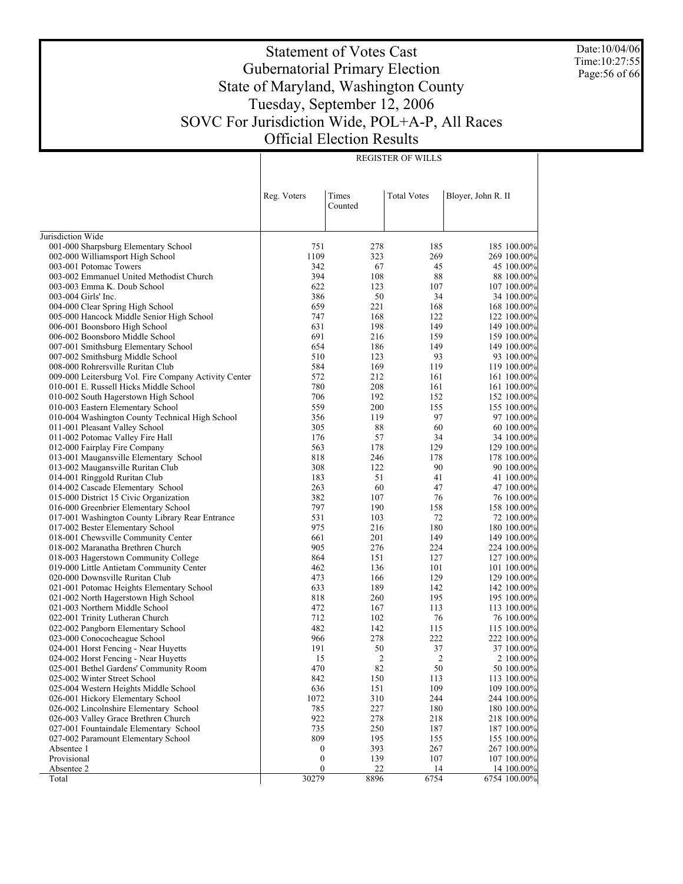# Statement of Votes Cast
## Gubernatorial Primary Election
## State of Maryland, Washington County
## Tuesday, September 12, 2006
## SOVC For Jurisdiction Wide, POL+A-P, All Races
## Official Election Results

Date:10/04/06
Time:10:27:55

| | REGISTER OF WILLS | | | | |
|---|---|---|---|---|---|
| | Reg. Voters | Times Counted | Total Votes | Bloyer, John R. II | |
| Jurisdiction Wide | | | | | |
| 001-000 Sharpsburg Elementary School | 751 | 278 | 185 | 185 | 100.00% |
| 002-000 Williamsport High School | 1109 | 323 | 269 | 269 | 100.00% |
| 003-001 Potomac Towers | 342 | 67 | 45 | 45 | 100.00% |
| 003-002 Emmanuel United Methodist Church | 394 | 108 | 88 | 88 | 100.00% |
| 003-003 Emma K. Doub School | 622 | 123 | 107 | 107 | 100.00% |
| 003-004 Girls' Inc. | 386 | 50 | 34 | 34 | 100.00% |
| 004-000 Clear Spring High School | 659 | 221 | 168 | 168 | 100.00% |
| 005-000 Hancock Middle Senior High School | 747 | 168 | 122 | 122 | 100.00% |
| 006-001 Boonsboro High School | 631 | 198 | 149 | 149 | 100.00% |
| 006-002 Boonsboro Middle School | 691 | 216 | 159 | 159 | 100.00% |
| 007-001 Smithsburg Elementary School | 654 | 186 | 149 | 149 | 100.00% |
| 007-002 Smithsburg Middle School | 510 | 123 | 93 | 93 | 100.00% |
| 008-000 Rohrersville Ruritan Club | 584 | 169 | 119 | 119 | 100.00% |
| 009-000 Leitersburg Vol. Fire Company Activity Center | 572 | 212 | 161 | 161 | 100.00% |
| 010-001 E. Russell Hicks Middle School | 780 | 208 | 161 | 161 | 100.00% |
| 010-002 South Hagerstown High School | 706 | 192 | 152 | 152 | 100.00% |
| 010-003 Eastern Elementary School | 559 | 200 | 155 | 155 | 100.00% |
| 010-004 Washington County Technical High School | 356 | 119 | 97 | 97 | 100.00% |
| 011-001 Pleasant Valley School | 305 | 88 | 60 | 60 | 100.00% |
| 011-002 Potomac Valley Fire Hall | 176 | 57 | 34 | 34 | 100.00% |
| 012-000 Fairplay Fire Company | 563 | 178 | 129 | 129 | 100.00% |
| 013-001 Maugansville Elementary School | 818 | 246 | 178 | 178 | 100.00% |
| 013-002 Maugansville Ruritan Club | 308 | 122 | 90 | 90 | 100.00% |
| 014-001 Ringgold Ruritan Club | 183 | 51 | 41 | 41 | 100.00% |
| 014-002 Cascade Elementary School | 263 | 60 | 47 | 47 | 100.00% |
| 015-000 District 15 Civic Organization | 382 | 107 | 76 | 76 | 100.00% |
| 016-000 Greenbrier Elementary School | 797 | 190 | 158 | 158 | 100.00% |
| 017-001 Washington County Library Rear Entrance | 531 | 103 | 72 | 72 | 100.00% |
| 017-002 Bester Elementary School | 975 | 216 | 180 | 180 | 100.00% |
| 018-001 Chewsville Community Center | 661 | 201 | 149 | 149 | 100.00% |
| 018-002 Maranatha Brethren Church | 905 | 276 | 224 | 224 | 100.00% |
| 018-003 Hagerstown Community College | 864 | 151 | 127 | 127 | 100.00% |
| 019-000 Little Antietam Community Center | 462 | 136 | 101 | 101 | 100.00% |
| 020-000 Downsville Ruritan Club | 473 | 166 | 129 | 129 | 100.00% |
| 021-001 Potomac Heights Elementary School | 633 | 189 | 142 | 142 | 100.00% |
| 021-002 North Hagerstown High School | 818 | 260 | 195 | 195 | 100.00% |
| 021-003 Northern Middle School | 472 | 167 | 113 | 113 | 100.00% |
| 022-001 Trinity Lutheran Church | 712 | 102 | 76 | 76 | 100.00% |
| 022-002 Pangborn Elementary School | 482 | 142 | 115 | 115 | 100.00% |
| 023-000 Conococheague School | 966 | 278 | 222 | 222 | 100.00% |
| 024-001 Horst Fencing - Near Huyetts | 191 | 50 | 37 | 37 | 100.00% |
| 024-002 Horst Fencing - Near Huyetts | 15 | 2 | 2 | 2 | 100.00% |
| 025-001 Bethel Gardens' Community Room | 470 | 82 | 50 | 50 | 100.00% |
| 025-002 Winter Street School | 842 | 150 | 113 | 113 | 100.00% |
| 025-004 Western Heights Middle School | 636 | 151 | 109 | 109 | 100.00% |
| 026-001 Hickory Elementary School | 1072 | 310 | 244 | 244 | 100.00% |
| 026-002 Lincolnshire Elementary School | 785 | 227 | 180 | 180 | 100.00% |
| 026-003 Valley Grace Brethren Church | 922 | 278 | 218 | 218 | 100.00% |
| 027-001 Fountaindale Elementary School | 735 | 250 | 187 | 187 | 100.00% |
| 027-002 Paramount Elementary School | 809 | 195 | 155 | 155 | 100.00% |
| Absentee 1 | 0 | 393 | 267 | 267 | 100.00% |
| Provisional | 0 | 139 | 107 | 107 | 100.00% |
| Absentee 2 | 0 | 22 | 14 | 14 | 100.00% |
| Total | 30279 | 8896 | 6754 | 6754 | 100.00% |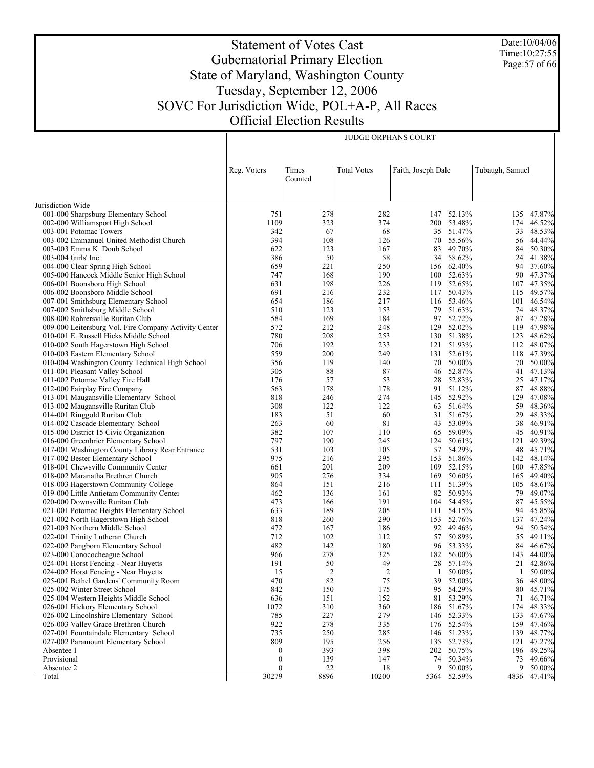# Statement of Votes Cast
## Gubernatorial Primary Election
## State of Maryland, Washington County
## Tuesday, September 12, 2006
## SOVC For Jurisdiction Wide, POL+A-P, All Races
## Official Election Results

Date:10/04/06
Time:10:27:55

| | JUDGE ORPHANS COURT | | | | | | |
|---|---|---|---|---|---|---|---|
| | Reg. Voters | Times Counted | Total Votes | Faith, Joseph Dale | | Tubaugh, Samuel | |
| Jurisdiction Wide | | | | | | | |
| 001-000 Sharpsburg Elementary School | 751 | 278 | 282 | 147 | 52.13% | 135 | 47.87% |
| 002-000 Williamsport High School | 1109 | 323 | 374 | 200 | 53.48% | 174 | 46.52% |
| 003-001 Potomac Towers | 342 | 67 | 68 | 35 | 51.47% | 33 | 48.53% |
| 003-002 Emmanuel United Methodist Church | 394 | 108 | 126 | 70 | 55.56% | 56 | 44.44% |
| 003-003 Emma K. Doub School | 622 | 123 | 167 | 83 | 49.70% | 84 | 50.30% |
| 003-004 Girls' Inc. | 386 | 50 | 58 | 34 | 58.62% | 24 | 41.38% |
| 004-000 Clear Spring High School | 659 | 221 | 250 | 156 | 62.40% | 94 | 37.60% |
| 005-000 Hancock Middle Senior High School | 747 | 168 | 190 | 100 | 52.63% | 90 | 47.37% |
| 006-001 Boonsboro High School | 631 | 198 | 226 | 119 | 52.65% | 107 | 47.35% |
| 006-002 Boonsboro Middle School | 691 | 216 | 232 | 117 | 50.43% | 115 | 49.57% |
| 007-001 Smithsburg Elementary School | 654 | 186 | 217 | 116 | 53.46% | 101 | 46.54% |
| 007-002 Smithsburg Middle School | 510 | 123 | 153 | 79 | 51.63% | 74 | 48.37% |
| 008-000 Rohrersville Ruritan Club | 584 | 169 | 184 | 97 | 52.72% | 87 | 47.28% |
| 009-000 Leitersburg Vol. Fire Company Activity Center | 572 | 212 | 248 | 129 | 52.02% | 119 | 47.98% |
| 010-001 E. Russell Hicks Middle School | 780 | 208 | 253 | 130 | 51.38% | 123 | 48.62% |
| 010-002 South Hagerstown High School | 706 | 192 | 233 | 121 | 51.93% | 112 | 48.07% |
| 010-003 Eastern Elementary School | 559 | 200 | 249 | 131 | 52.61% | 118 | 47.39% |
| 010-004 Washington County Technical High School | 356 | 119 | 140 | 70 | 50.00% | 70 | 50.00% |
| 011-001 Pleasant Valley School | 305 | 88 | 87 | 46 | 52.87% | 41 | 47.13% |
| 011-002 Potomac Valley Fire Hall | 176 | 57 | 53 | 28 | 52.83% | 25 | 47.17% |
| 012-000 Fairplay Fire Company | 563 | 178 | 178 | 91 | 51.12% | 87 | 48.88% |
| 013-001 Maugansville Elementary School | 818 | 246 | 274 | 145 | 52.92% | 129 | 47.08% |
| 013-002 Maugansville Ruritan Club | 308 | 122 | 122 | 63 | 51.64% | 59 | 48.36% |
| 014-001 Ringgold Ruritan Club | 183 | 51 | 60 | 31 | 51.67% | 29 | 48.33% |
| 014-002 Cascade Elementary School | 263 | 60 | 81 | 43 | 53.09% | 38 | 46.91% |
| 015-000 District 15 Civic Organization | 382 | 107 | 110 | 65 | 59.09% | 45 | 40.91% |
| 016-000 Greenbrier Elementary School | 797 | 190 | 245 | 124 | 50.61% | 121 | 49.39% |
| 017-001 Washington County Library Rear Entrance | 531 | 103 | 105 | 57 | 54.29% | 48 | 45.71% |
| 017-002 Bester Elementary School | 975 | 216 | 295 | 153 | 51.86% | 142 | 48.14% |
| 018-001 Chewsville Community Center | 661 | 201 | 209 | 109 | 52.15% | 100 | 47.85% |
| 018-002 Maranatha Brethren Church | 905 | 276 | 334 | 169 | 50.60% | 165 | 49.40% |
| 018-003 Hagerstown Community College | 864 | 151 | 216 | 111 | 51.39% | 105 | 48.61% |
| 019-000 Little Antietam Community Center | 462 | 136 | 161 | 82 | 50.93% | 79 | 49.07% |
| 020-000 Downsville Ruritan Club | 473 | 166 | 191 | 104 | 54.45% | 87 | 45.55% |
| 021-001 Potomac Heights Elementary School | 633 | 189 | 205 | 111 | 54.15% | 94 | 45.85% |
| 021-002 North Hagerstown High School | 818 | 260 | 290 | 153 | 52.76% | 137 | 47.24% |
| 021-003 Northern Middle School | 472 | 167 | 186 | 92 | 49.46% | 94 | 50.54% |
| 022-001 Trinity Lutheran Church | 712 | 102 | 112 | 57 | 50.89% | 55 | 49.11% |
| 022-002 Pangborn Elementary School | 482 | 142 | 180 | 96 | 53.33% | 84 | 46.67% |
| 023-000 Conococheague School | 966 | 278 | 325 | 182 | 56.00% | 143 | 44.00% |
| 024-001 Horst Fencing - Near Huyetts | 191 | 50 | 49 | 28 | 57.14% | 21 | 42.86% |
| 024-002 Horst Fencing - Near Huyetts | 15 | 2 | 2 | 1 | 50.00% | 1 | 50.00% |
| 025-001 Bethel Gardens' Community Room | 470 | 82 | 75 | 39 | 52.00% | 36 | 48.00% |
| 025-002 Winter Street School | 842 | 150 | 175 | 95 | 54.29% | 80 | 45.71% |
| 025-004 Western Heights Middle School | 636 | 151 | 152 | 81 | 53.29% | 71 | 46.71% |
| 026-001 Hickory Elementary School | 1072 | 310 | 360 | 186 | 51.67% | 174 | 48.33% |
| 026-002 Lincolnshire Elementary School | 785 | 227 | 279 | 146 | 52.33% | 133 | 47.67% |
| 026-003 Valley Grace Brethren Church | 922 | 278 | 335 | 176 | 52.54% | 159 | 47.46% |
| 027-001 Fountaindale Elementary School | 735 | 250 | 285 | 146 | 51.23% | 139 | 48.77% |
| 027-002 Paramount Elementary School | 809 | 195 | 256 | 135 | 52.73% | 121 | 47.27% |
| Absentee 1 | 0 | 393 | 398 | 202 | 50.75% | 196 | 49.25% |
| Provisional | 0 | 139 | 147 | 74 | 50.34% | 73 | 49.66% |
| Absentee 2 | 0 | 22 | 18 | 9 | 50.00% | 9 | 50.00% |
| Total | 30279 | 8896 | 10200 | 5364 | 52.59% | 4836 | 47.41% |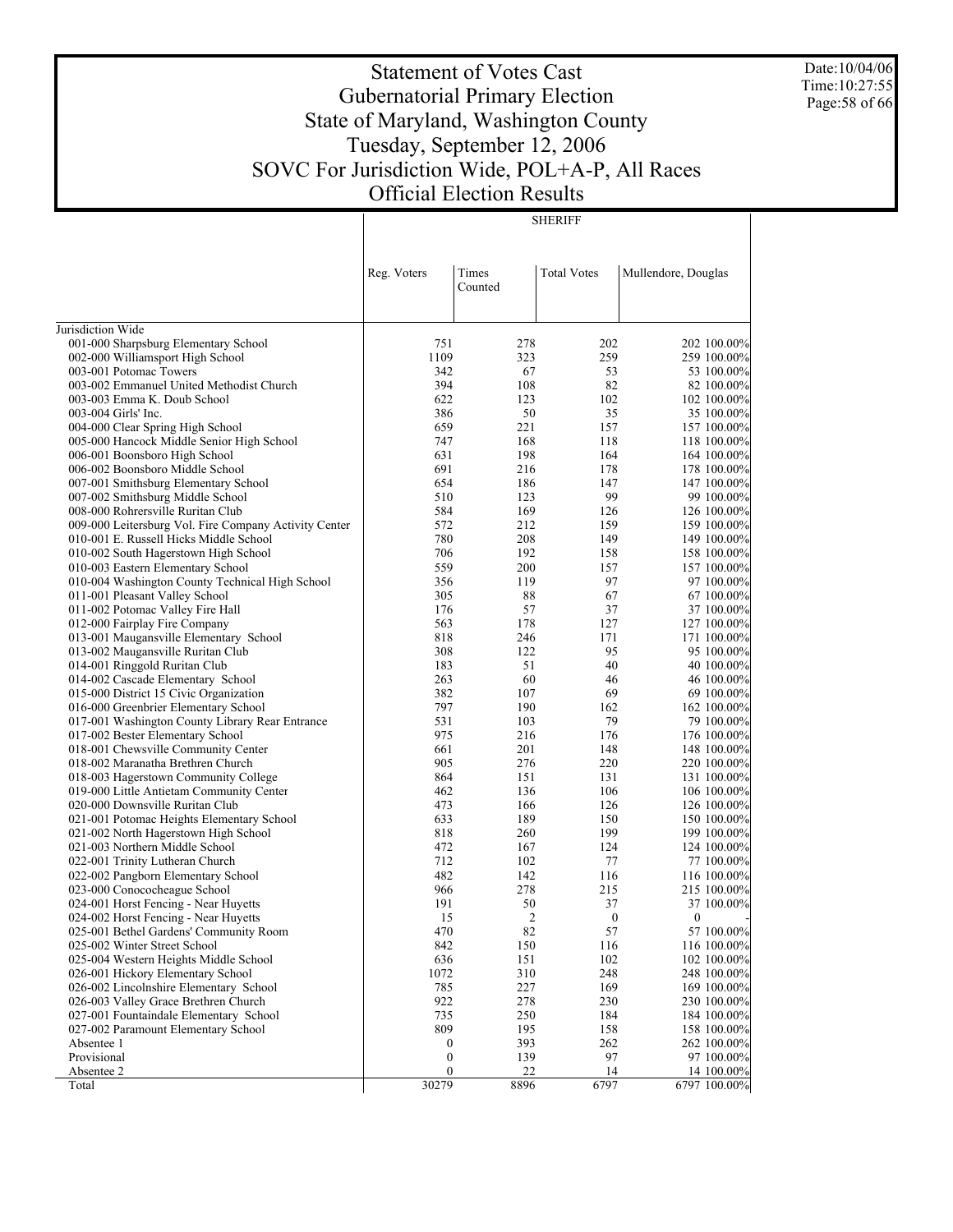# Statement of Votes Cast
## Gubernatorial Primary Election
## State of Maryland, Washington County
## Tuesday, September 12, 2006
## SOVC For Jurisdiction Wide, POL+A-P, All Races
## Official Election Results

Date:10/04/06
Time:10:27:55

| | SHERIFF | | | |
|---|---|---|---|---|
| | Reg. Voters | Times Counted | Total Votes | Mullendore, Douglas |
| Jurisdiction Wide | | | | |
| 001-000 Sharpsburg Elementary School | 751 | 278 | 202 | 202 100.00% |
| 002-000 Williamsport High School | 1109 | 323 | 259 | 259 100.00% |
| 003-001 Potomac Towers | 342 | 67 | 53 | 53 100.00% |
| 003-002 Emmanuel United Methodist Church | 394 | 108 | 82 | 82 100.00% |
| 003-003 Emma K. Doub School | 622 | 123 | 102 | 102 100.00% |
| 003-004 Girls' Inc. | 386 | 50 | 35 | 35 100.00% |
| 004-000 Clear Spring High School | 659 | 221 | 157 | 157 100.00% |
| 005-000 Hancock Middle Senior High School | 747 | 168 | 118 | 118 100.00% |
| 006-001 Boonsboro High School | 631 | 198 | 164 | 164 100.00% |
| 006-002 Boonsboro Middle School | 691 | 216 | 178 | 178 100.00% |
| 007-001 Smithsburg Elementary School | 654 | 186 | 147 | 147 100.00% |
| 007-002 Smithsburg Middle School | 510 | 123 | 99 | 99 100.00% |
| 008-000 Rohrersville Ruritan Club | 584 | 169 | 126 | 126 100.00% |
| 009-000 Leitersburg Vol. Fire Company Activity Center | 572 | 212 | 159 | 159 100.00% |
| 010-001 E. Russell Hicks Middle School | 780 | 208 | 149 | 149 100.00% |
| 010-002 South Hagerstown High School | 706 | 192 | 158 | 158 100.00% |
| 010-003 Eastern Elementary School | 559 | 200 | 157 | 157 100.00% |
| 010-004 Washington County Technical High School | 356 | 119 | 97 | 97 100.00% |
| 011-001 Pleasant Valley School | 305 | 88 | 67 | 67 100.00% |
| 011-002 Potomac Valley Fire Hall | 176 | 57 | 37 | 37 100.00% |
| 012-000 Fairplay Fire Company | 563 | 178 | 127 | 127 100.00% |
| 013-001 Maugansville Elementary School | 818 | 246 | 171 | 171 100.00% |
| 013-002 Maugansville Ruritan Club | 308 | 122 | 95 | 95 100.00% |
| 014-001 Ringgold Ruritan Club | 183 | 51 | 40 | 40 100.00% |
| 014-002 Cascade Elementary School | 263 | 60 | 46 | 46 100.00% |
| 015-000 District 15 Civic Organization | 382 | 107 | 69 | 69 100.00% |
| 016-000 Greenbrier Elementary School | 797 | 190 | 162 | 162 100.00% |
| 017-001 Washington County Library Rear Entrance | 531 | 103 | 79 | 79 100.00% |
| 017-002 Bester Elementary School | 975 | 216 | 176 | 176 100.00% |
| 018-001 Chewsville Community Center | 661 | 201 | 148 | 148 100.00% |
| 018-002 Maranatha Brethren Church | 905 | 276 | 220 | 220 100.00% |
| 018-003 Hagerstown Community College | 864 | 151 | 131 | 131 100.00% |
| 019-000 Little Antietam Community Center | 462 | 136 | 106 | 106 100.00% |
| 020-000 Downsville Ruritan Club | 473 | 166 | 126 | 126 100.00% |
| 021-001 Potomac Heights Elementary School | 633 | 189 | 150 | 150 100.00% |
| 021-002 North Hagerstown High School | 818 | 260 | 199 | 199 100.00% |
| 021-003 Northern Middle School | 472 | 167 | 124 | 124 100.00% |
| 022-001 Trinity Lutheran Church | 712 | 102 | 77 | 77 100.00% |
| 022-002 Pangborn Elementary School | 482 | 142 | 116 | 116 100.00% |
| 023-000 Conococheague School | 966 | 278 | 215 | 215 100.00% |
| 024-001 Horst Fencing - Near Huyetts | 191 | 50 | 37 | 37 100.00% |
| 024-002 Horst Fencing - Near Huyetts | 15 | 2 | 0 | 0 - |
| 025-001 Bethel Gardens' Community Room | 470 | 82 | 57 | 57 100.00% |
| 025-002 Winter Street School | 842 | 150 | 116 | 116 100.00% |
| 025-004 Western Heights Middle School | 636 | 151 | 102 | 102 100.00% |
| 026-001 Hickory Elementary School | 1072 | 310 | 248 | 248 100.00% |
| 026-002 Lincolnshire Elementary School | 785 | 227 | 169 | 169 100.00% |
| 026-003 Valley Grace Brethren Church | 922 | 278 | 230 | 230 100.00% |
| 027-001 Fountaindale Elementary School | 735 | 250 | 184 | 184 100.00% |
| 027-002 Paramount Elementary School | 809 | 195 | 158 | 158 100.00% |
| Absentee 1 | 0 | 393 | 262 | 262 100.00% |
| Provisional | 0 | 139 | 97 | 97 100.00% |
| Absentee 2 | 0 | 22 | 14 | 14 100.00% |
| Total | 30279 | 8896 | 6797 | 6797 100.00% |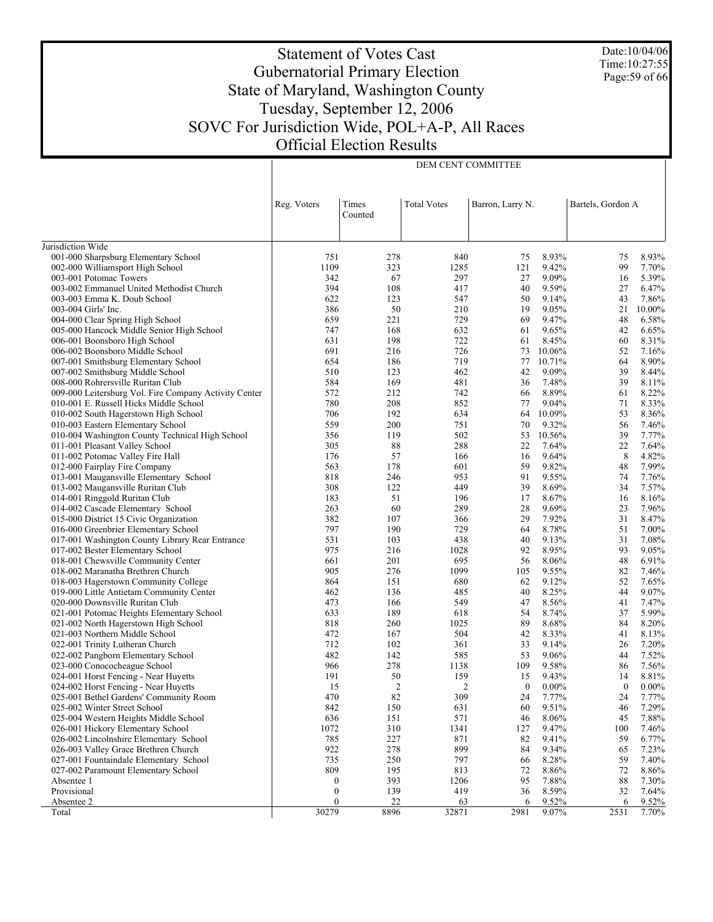# Statement of Votes Cast
## Gubernatorial Primary Election
## State of Maryland, Washington County
## Tuesday, September 12, 2006
## SOVC For Jurisdiction Wide, POL+A-P, All Races
## Official Election Results

Date:10/04/06
Time:10:27:55

| | DEM CENT COMMITTEE | | | | | | |
|---|---|---|---|---|---|---|---|
| | Reg. Voters | Times Counted | Total Votes | Barron, Larry N. | | Bartels, Gordon A | |
| Jurisdiction Wide | | | | | | | |
| 001-000 Sharpsburg Elementary School | 751 | 278 | 840 | 75 | 8.93% | 75 | 8.93% |
| 002-000 Williamsport High School | 1109 | 323 | 1285 | 121 | 9.42% | 99 | 7.70% |
| 003-001 Potomac Towers | 342 | 67 | 297 | 27 | 9.09% | 16 | 5.39% |
| 003-002 Emmanuel United Methodist Church | 394 | 108 | 417 | 40 | 9.59% | 27 | 6.47% |
| 003-003 Emma K. Doub School | 622 | 123 | 547 | 50 | 9.14% | 43 | 7.86% |
| 003-004 Girls' Inc. | 386 | 50 | 210 | 19 | 9.05% | 21 | 10.00% |
| 004-000 Clear Spring High School | 659 | 221 | 729 | 69 | 9.47% | 48 | 6.58% |
| 005-000 Hancock Middle Senior High School | 747 | 168 | 632 | 61 | 9.65% | 42 | 6.65% |
| 006-001 Boonsboro High School | 631 | 198 | 722 | 61 | 8.45% | 60 | 8.31% |
| 006-002 Boonsboro Middle School | 691 | 216 | 726 | 73 | 10.06% | 52 | 7.16% |
| 007-001 Smithsburg Elementary School | 654 | 186 | 719 | 77 | 10.71% | 64 | 8.90% |
| 007-002 Smithsburg Middle School | 510 | 123 | 462 | 42 | 9.09% | 39 | 8.44% |
| 008-000 Rohrersville Ruritan Club | 584 | 169 | 481 | 36 | 7.48% | 39 | 8.11% |
| 009-000 Leitersburg Vol. Fire Company Activity Center | 572 | 212 | 742 | 66 | 8.89% | 61 | 8.22% |
| 010-001 E. Russell Hicks Middle School | 780 | 208 | 852 | 77 | 9.04% | 71 | 8.33% |
| 010-002 South Hagerstown High School | 706 | 192 | 634 | 64 | 10.09% | 53 | 8.36% |
| 010-003 Eastern Elementary School | 559 | 200 | 751 | 70 | 9.32% | 56 | 7.46% |
| 010-004 Washington County Technical High School | 356 | 119 | 502 | 53 | 10.56% | 39 | 7.77% |
| 011-001 Pleasant Valley School | 305 | 88 | 288 | 22 | 7.64% | 22 | 7.64% |
| 011-002 Potomac Valley Fire Hall | 176 | 57 | 166 | 16 | 9.64% | 8 | 4.82% |
| 012-000 Fairplay Fire Company | 563 | 178 | 601 | 59 | 9.82% | 48 | 7.99% |
| 013-001 Maugansville Elementary School | 818 | 246 | 953 | 91 | 9.55% | 74 | 7.76% |
| 013-002 Maugansville Ruritan Club | 308 | 122 | 449 | 39 | 8.69% | 34 | 7.57% |
| 014-001 Ringgold Ruritan Club | 183 | 51 | 196 | 17 | 8.67% | 16 | 8.16% |
| 014-002 Cascade Elementary School | 263 | 60 | 289 | 28 | 9.69% | 23 | 7.96% |
| 015-000 District 15 Civic Organization | 382 | 107 | 366 | 29 | 7.92% | 31 | 8.47% |
| 016-000 Greenbrier Elementary School | 797 | 190 | 729 | 64 | 8.78% | 51 | 7.00% |
| 017-001 Washington County Library Rear Entrance | 531 | 103 | 438 | 40 | 9.13% | 31 | 7.08% |
| 017-002 Bester Elementary School | 975 | 216 | 1028 | 92 | 8.95% | 93 | 9.05% |
| 018-001 Chewsville Community Center | 661 | 201 | 695 | 56 | 8.06% | 48 | 6.91% |
| 018-002 Maranatha Brethren Church | 905 | 276 | 1099 | 105 | 9.55% | 82 | 7.46% |
| 018-003 Hagerstown Community College | 864 | 151 | 680 | 62 | 9.12% | 52 | 7.65% |
| 019-000 Little Antietam Community Center | 462 | 136 | 485 | 40 | 8.25% | 44 | 9.07% |
| 020-000 Downsville Ruritan Club | 473 | 166 | 549 | 47 | 8.56% | 41 | 7.47% |
| 021-001 Potomac Heights Elementary School | 633 | 189 | 618 | 54 | 8.74% | 37 | 5.99% |
| 021-002 North Hagerstown High School | 818 | 260 | 1025 | 89 | 8.68% | 84 | 8.20% |
| 021-003 Northern Middle School | 472 | 167 | 504 | 42 | 8.33% | 41 | 8.13% |
| 022-001 Trinity Lutheran Church | 712 | 102 | 361 | 33 | 9.14% | 26 | 7.20% |
| 022-002 Pangborn Elementary School | 482 | 142 | 585 | 53 | 9.06% | 44 | 7.52% |
| 023-000 Conococheague School | 966 | 278 | 1138 | 109 | 9.58% | 86 | 7.56% |
| 024-001 Horst Fencing - Near Huyetts | 191 | 50 | 159 | 15 | 9.43% | 14 | 8.81% |
| 024-002 Horst Fencing - Near Huyetts | 15 | 2 | 2 | 0 | 0.00% | 0 | 0.00% |
| 025-001 Bethel Gardens' Community Room | 470 | 82 | 309 | 24 | 7.77% | 24 | 7.77% |
| 025-002 Winter Street School | 842 | 150 | 631 | 60 | 9.51% | 46 | 7.29% |
| 025-004 Western Heights Middle School | 636 | 151 | 571 | 46 | 8.06% | 45 | 7.88% |
| 026-001 Hickory Elementary School | 1072 | 310 | 1341 | 127 | 9.47% | 100 | 7.46% |
| 026-002 Lincolnshire Elementary School | 785 | 227 | 871 | 82 | 9.41% | 59 | 6.77% |
| 026-003 Valley Grace Brethren Church | 922 | 278 | 899 | 84 | 9.34% | 65 | 7.23% |
| 027-001 Fountaindale Elementary School | 735 | 250 | 797 | 66 | 8.28% | 59 | 7.40% |
| 027-002 Paramount Elementary School | 809 | 195 | 813 | 72 | 8.86% | 72 | 8.86% |
| Absentee 1 | 0 | 393 | 1206 | 95 | 7.88% | 88 | 7.30% |
| Provisional | 0 | 139 | 419 | 36 | 8.59% | 32 | 7.64% |
| Absentee 2 | 0 | 22 | 63 | 6 | 9.52% | 6 | 9.52% |
| Total | 30279 | 8896 | 32871 | 2981 | 9.07% | 2531 | 7.70% |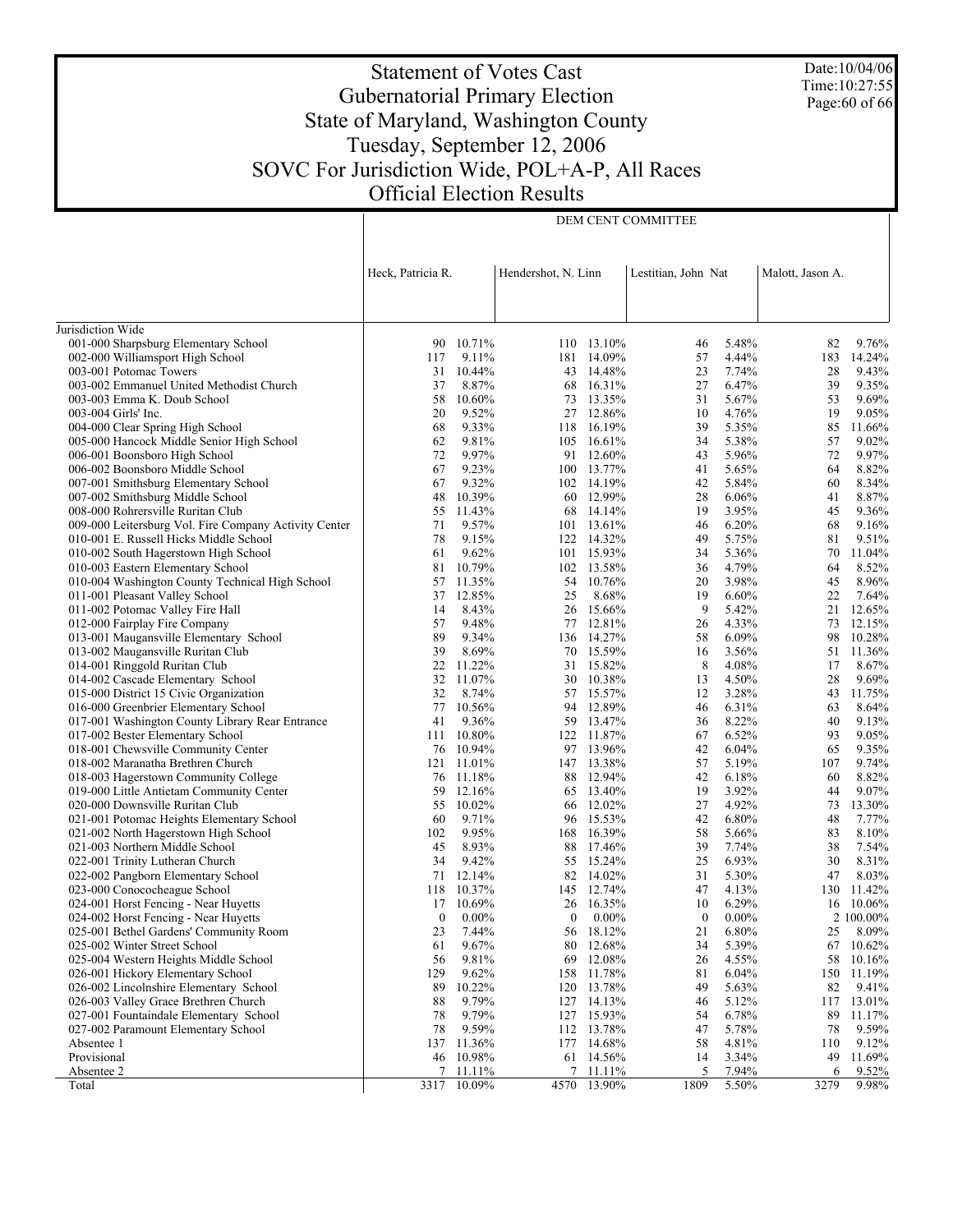# Statement of Votes Cast
## Gubernatorial Primary Election
## State of Maryland, Washington County
## Tuesday, September 12, 2006
## SOVC For Jurisdiction Wide, POL+A-P, All Races
## Official Election Results

Date:10/04/06
Time:10:27:55

| | DEM CENT COMMITTEE | | | | | | | |
|---|---|---|---|---|---|---|---|---|
| | Heck, Patricia R. | | Hendershot, N. Linn | | Lestitian, John Nat | | Malott, Jason A. | |
| Jurisdiction Wide | | | | | | | | |
| 001-000 Sharpsburg Elementary School | 90 | 10.71% | 110 | 13.10% | 46 | 5.48% | 82 | 9.76% |
| 002-000 Williamsport High School | 117 | 9.11% | 181 | 14.09% | 57 | 4.44% | 183 | 14.24% |
| 003-001 Potomac Towers | 31 | 10.44% | 43 | 14.48% | 23 | 7.74% | 28 | 9.43% |
| 003-002 Emmanuel United Methodist Church | 37 | 8.87% | 68 | 16.31% | 27 | 6.47% | 39 | 9.35% |
| 003-003 Emma K. Doub School | 58 | 10.60% | 73 | 13.35% | 31 | 5.67% | 53 | 9.69% |
| 003-004 Girls' Inc. | 20 | 9.52% | 27 | 12.86% | 10 | 4.76% | 19 | 9.05% |
| 004-000 Clear Spring High School | 68 | 9.33% | 118 | 16.19% | 39 | 5.35% | 85 | 11.66% |
| 005-000 Hancock Middle Senior High School | 62 | 9.81% | 105 | 16.61% | 34 | 5.38% | 57 | 9.02% |
| 006-001 Boonsboro High School | 72 | 9.97% | 91 | 12.60% | 43 | 5.96% | 72 | 9.97% |
| 006-002 Boonsboro Middle School | 67 | 9.23% | 100 | 13.77% | 41 | 5.65% | 64 | 8.82% |
| 007-001 Smithsburg Elementary School | 67 | 9.32% | 102 | 14.19% | 42 | 5.84% | 60 | 8.34% |
| 007-002 Smithsburg Middle School | 48 | 10.39% | 60 | 12.99% | 28 | 6.06% | 41 | 8.87% |
| 008-000 Rohrersville Ruritan Club | 55 | 11.43% | 68 | 14.14% | 19 | 3.95% | 45 | 9.36% |
| 009-000 Leitersburg Vol. Fire Company Activity Center | 71 | 9.57% | 101 | 13.61% | 46 | 6.20% | 68 | 9.16% |
| 010-001 E. Russell Hicks Middle School | 78 | 9.15% | 122 | 14.32% | 49 | 5.75% | 81 | 9.51% |
| 010-002 South Hagerstown High School | 61 | 9.62% | 101 | 15.93% | 34 | 5.36% | 70 | 11.04% |
| 010-003 Eastern Elementary School | 81 | 10.79% | 102 | 13.58% | 36 | 4.79% | 64 | 8.52% |
| 010-004 Washington County Technical High School | 57 | 11.35% | 54 | 10.76% | 20 | 3.98% | 45 | 8.96% |
| 011-001 Pleasant Valley School | 37 | 12.85% | 25 | 8.68% | 19 | 6.60% | 22 | 7.64% |
| 011-002 Potomac Valley Fire Hall | 14 | 8.43% | 26 | 15.66% | 9 | 5.42% | 21 | 12.65% |
| 012-000 Fairplay Fire Company | 57 | 9.48% | 77 | 12.81% | 26 | 4.33% | 73 | 12.15% |
| 013-001 Maugansville Elementary School | 89 | 9.34% | 136 | 14.27% | 58 | 6.09% | 98 | 10.28% |
| 013-002 Maugansville Ruritan Club | 39 | 8.69% | 70 | 15.59% | 16 | 3.56% | 51 | 11.36% |
| 014-001 Ringgold Ruritan Club | 22 | 11.22% | 31 | 15.82% | 8 | 4.08% | 17 | 8.67% |
| 014-002 Cascade Elementary School | 32 | 11.07% | 30 | 10.38% | 13 | 4.50% | 28 | 9.69% |
| 015-000 District 15 Civic Organization | 32 | 8.74% | 57 | 15.57% | 12 | 3.28% | 43 | 11.75% |
| 016-000 Greenbrier Elementary School | 77 | 10.56% | 94 | 12.89% | 46 | 6.31% | 63 | 8.64% |
| 017-001 Washington County Library Rear Entrance | 41 | 9.36% | 59 | 13.47% | 36 | 8.22% | 40 | 9.13% |
| 017-002 Bester Elementary School | 111 | 10.80% | 122 | 11.87% | 67 | 6.52% | 93 | 9.05% |
| 018-001 Chewsville Community Center | 76 | 10.94% | 97 | 13.96% | 42 | 6.04% | 65 | 9.35% |
| 018-002 Maranatha Brethren Church | 121 | 11.01% | 147 | 13.38% | 57 | 5.19% | 107 | 9.74% |
| 018-003 Hagerstown Community College | 76 | 11.18% | 88 | 12.94% | 42 | 6.18% | 60 | 8.82% |
| 019-000 Little Antietam Community Center | 59 | 12.16% | 65 | 13.40% | 19 | 3.92% | 44 | 9.07% |
| 020-000 Downsville Ruritan Club | 55 | 10.02% | 66 | 12.02% | 27 | 4.92% | 73 | 13.30% |
| 021-001 Potomac Heights Elementary School | 60 | 9.71% | 96 | 15.53% | 42 | 6.80% | 48 | 7.77% |
| 021-002 North Hagerstown High School | 102 | 9.95% | 168 | 16.39% | 58 | 5.66% | 83 | 8.10% |
| 021-003 Northern Middle School | 45 | 8.93% | 88 | 17.46% | 39 | 7.74% | 38 | 7.54% |
| 022-001 Trinity Lutheran Church | 34 | 9.42% | 55 | 15.24% | 25 | 6.93% | 30 | 8.31% |
| 022-002 Pangborn Elementary School | 71 | 12.14% | 82 | 14.02% | 31 | 5.30% | 47 | 8.03% |
| 023-000 Conococheague School | 118 | 10.37% | 145 | 12.74% | 47 | 4.13% | 130 | 11.42% |
| 024-001 Horst Fencing - Near Huyetts | 17 | 10.69% | 26 | 16.35% | 10 | 6.29% | 16 | 10.06% |
| 024-002 Horst Fencing - Near Huyetts | 0 | 0.00% | 0 | 0.00% | 0 | 0.00% | 2 | 100.00% |
| 025-001 Bethel Gardens' Community Room | 23 | 7.44% | 56 | 18.12% | 21 | 6.80% | 25 | 8.09% |
| 025-002 Winter Street School | 61 | 9.67% | 80 | 12.68% | 34 | 5.39% | 67 | 10.62% |
| 025-004 Western Heights Middle School | 56 | 9.81% | 69 | 12.08% | 26 | 4.55% | 58 | 10.16% |
| 026-001 Hickory Elementary School | 129 | 9.62% | 158 | 11.78% | 81 | 6.04% | 150 | 11.19% |
| 026-002 Lincolnshire Elementary School | 89 | 10.22% | 120 | 13.78% | 49 | 5.63% | 82 | 9.41% |
| 026-003 Valley Grace Brethren Church | 88 | 9.79% | 127 | 14.13% | 46 | 5.12% | 117 | 13.01% |
| 027-001 Fountaindale Elementary School | 78 | 9.79% | 127 | 15.93% | 54 | 6.78% | 89 | 11.17% |
| 027-002 Paramount Elementary School | 78 | 9.59% | 112 | 13.78% | 47 | 5.78% | 78 | 9.59% |
| Absentee 1 | 137 | 11.36% | 177 | 14.68% | 58 | 4.81% | 110 | 9.12% |
| Provisional | 46 | 10.98% | 61 | 14.56% | 14 | 3.34% | 49 | 11.69% |
| Absentee 2 | 7 | 11.11% | 7 | 11.11% | 5 | 7.94% | 6 | 9.52% |
| Total | 3317 | 10.09% | 4570 | 13.90% | 1809 | 5.50% | 3279 | 9.98% |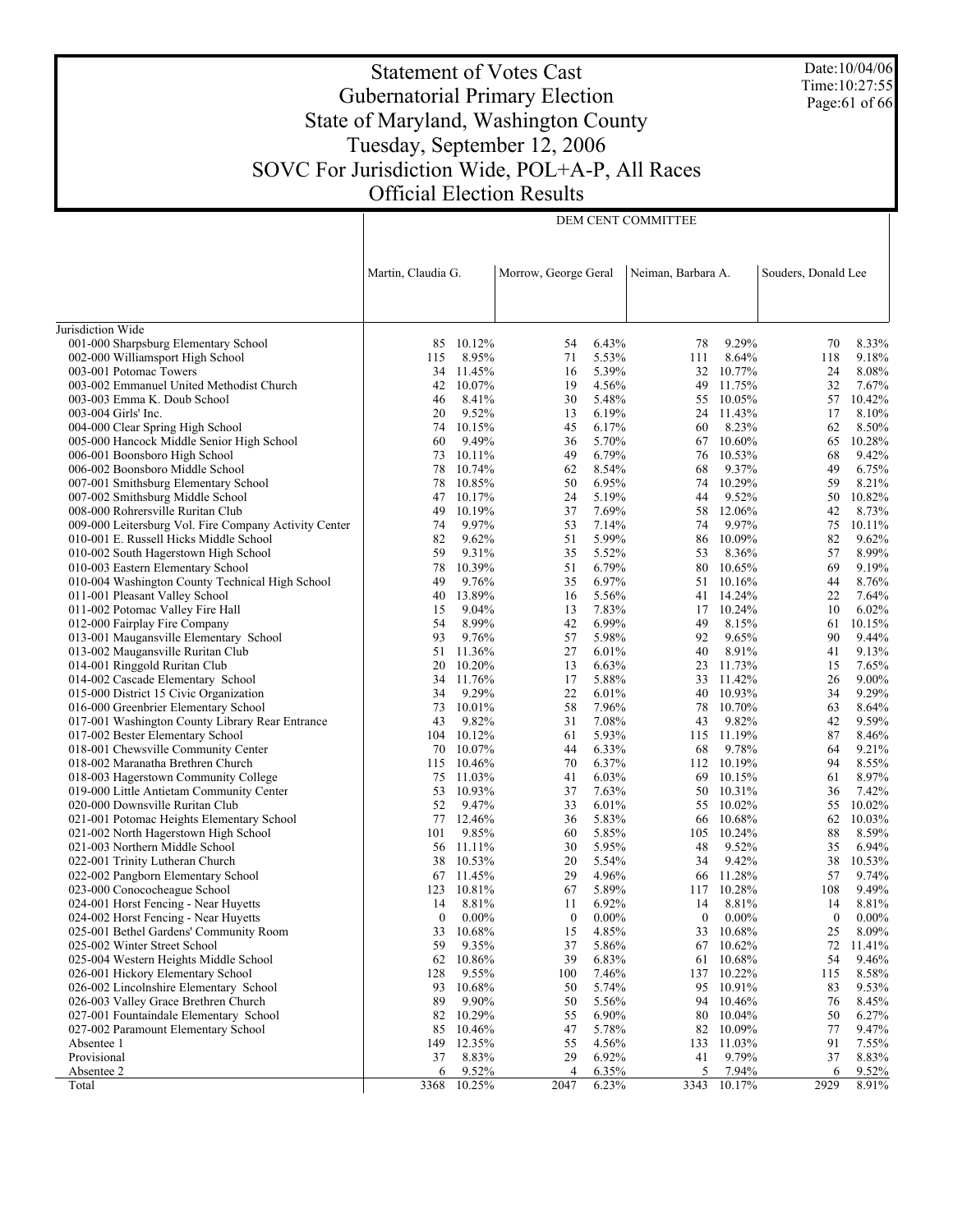# Statement of Votes Cast
## Gubernatorial Primary Election
## State of Maryland, Washington County
## Tuesday, September 12, 2006
## SOVC For Jurisdiction Wide, POL+A-P, All Races
## Official Election Results

Date:10/04/06
Time:10:27:55

| | DEM CENT COMMITTEE | | | | | | | |
|---|---|---|---|---|---|---|---|---|
| | Martin, Claudia G. | | Morrow, George Geral | | Neiman, Barbara A. | | Souders, Donald Lee | |
| Jurisdiction Wide | | | | | | | | |
| 001-000 Sharpsburg Elementary School | 85 | 10.12% | 54 | 6.43% | 78 | 9.29% | 70 | 8.33% |
| 002-000 Williamsport High School | 115 | 8.95% | 71 | 5.53% | 111 | 8.64% | 118 | 9.18% |
| 003-001 Potomac Towers | 34 | 11.45% | 16 | 5.39% | 32 | 10.77% | 24 | 8.08% |
| 003-002 Emmanuel United Methodist Church | 42 | 10.07% | 19 | 4.56% | 49 | 11.75% | 32 | 7.67% |
| 003-003 Emma K. Doub School | 46 | 8.41% | 30 | 5.48% | 55 | 10.05% | 57 | 10.42% |
| 003-004 Girls' Inc. | 20 | 9.52% | 13 | 6.19% | 24 | 11.43% | 17 | 8.10% |
| 004-000 Clear Spring High School | 74 | 10.15% | 45 | 6.17% | 60 | 8.23% | 62 | 8.50% |
| 005-000 Hancock Middle Senior High School | 60 | 9.49% | 36 | 5.70% | 67 | 10.60% | 65 | 10.28% |
| 006-001 Boonsboro High School | 73 | 10.11% | 49 | 6.79% | 76 | 10.53% | 68 | 9.42% |
| 006-002 Boonsboro Middle School | 78 | 10.74% | 62 | 8.54% | 68 | 9.37% | 49 | 6.75% |
| 007-001 Smithsburg Elementary School | 78 | 10.85% | 50 | 6.95% | 74 | 10.29% | 59 | 8.21% |
| 007-002 Smithsburg Middle School | 47 | 10.17% | 24 | 5.19% | 44 | 9.52% | 50 | 10.82% |
| 008-000 Rohrersville Ruritan Club | 49 | 10.19% | 37 | 7.69% | 58 | 12.06% | 42 | 8.73% |
| 009-000 Leitersburg Vol. Fire Company Activity Center | 74 | 9.97% | 53 | 7.14% | 74 | 9.97% | 75 | 10.11% |
| 010-001 E. Russell Hicks Middle School | 82 | 9.62% | 51 | 5.99% | 86 | 10.09% | 82 | 9.62% |
| 010-002 South Hagerstown High School | 59 | 9.31% | 35 | 5.52% | 53 | 8.36% | 57 | 8.99% |
| 010-003 Eastern Elementary School | 78 | 10.39% | 51 | 6.79% | 80 | 10.65% | 69 | 9.19% |
| 010-004 Washington County Technical High School | 49 | 9.76% | 35 | 6.97% | 51 | 10.16% | 44 | 8.76% |
| 011-001 Pleasant Valley School | 40 | 13.89% | 16 | 5.56% | 41 | 14.24% | 22 | 7.64% |
| 011-002 Potomac Valley Fire Hall | 15 | 9.04% | 13 | 7.83% | 17 | 10.24% | 10 | 6.02% |
| 012-000 Fairplay Fire Company | 54 | 8.99% | 42 | 6.99% | 49 | 8.15% | 61 | 10.15% |
| 013-001 Maugansville Elementary School | 93 | 9.76% | 57 | 5.98% | 92 | 9.65% | 90 | 9.44% |
| 013-002 Maugansville Ruritan Club | 51 | 11.36% | 27 | 6.01% | 40 | 8.91% | 41 | 9.13% |
| 014-001 Ringgold Ruritan Club | 20 | 10.20% | 13 | 6.63% | 23 | 11.73% | 15 | 7.65% |
| 014-002 Cascade Elementary School | 34 | 11.76% | 17 | 5.88% | 33 | 11.42% | 26 | 9.00% |
| 015-000 District 15 Civic Organization | 34 | 9.29% | 22 | 6.01% | 40 | 10.93% | 34 | 9.29% |
| 016-000 Greenbrier Elementary School | 73 | 10.01% | 58 | 7.96% | 78 | 10.70% | 63 | 8.64% |
| 017-001 Washington County Library Rear Entrance | 43 | 9.82% | 31 | 7.08% | 43 | 9.82% | 42 | 9.59% |
| 017-002 Bester Elementary School | 104 | 10.12% | 61 | 5.93% | 115 | 11.19% | 87 | 8.46% |
| 018-001 Chewsville Community Center | 70 | 10.07% | 44 | 6.33% | 68 | 9.78% | 64 | 9.21% |
| 018-002 Maranatha Brethren Church | 115 | 10.46% | 70 | 6.37% | 112 | 10.19% | 94 | 8.55% |
| 018-003 Hagerstown Community College | 75 | 11.03% | 41 | 6.03% | 69 | 10.15% | 61 | 8.97% |
| 019-000 Little Antietam Community Center | 53 | 10.93% | 37 | 7.63% | 50 | 10.31% | 36 | 7.42% |
| 020-000 Downsville Ruritan Club | 52 | 9.47% | 33 | 6.01% | 55 | 10.02% | 55 | 10.02% |
| 021-001 Potomac Heights Elementary School | 77 | 12.46% | 36 | 5.83% | 66 | 10.68% | 62 | 10.03% |
| 021-002 North Hagerstown High School | 101 | 9.85% | 60 | 5.85% | 105 | 10.24% | 88 | 8.59% |
| 021-003 Northern Middle School | 56 | 11.11% | 30 | 5.95% | 48 | 9.52% | 35 | 6.94% |
| 022-001 Trinity Lutheran Church | 38 | 10.53% | 20 | 5.54% | 34 | 9.42% | 38 | 10.53% |
| 022-002 Pangborn Elementary School | 67 | 11.45% | 29 | 4.96% | 66 | 11.28% | 57 | 9.74% |
| 023-000 Conococheague School | 123 | 10.81% | 67 | 5.89% | 117 | 10.28% | 108 | 9.49% |
| 024-001 Horst Fencing - Near Huyetts | 14 | 8.81% | 11 | 6.92% | 14 | 8.81% | 14 | 8.81% |
| 024-002 Horst Fencing - Near Huyetts | 0 | 0.00% | 0 | 0.00% | 0 | 0.00% | 0 | 0.00% |
| 025-001 Bethel Gardens' Community Room | 33 | 10.68% | 15 | 4.85% | 33 | 10.68% | 25 | 8.09% |
| 025-002 Winter Street School | 59 | 9.35% | 37 | 5.86% | 67 | 10.62% | 72 | 11.41% |
| 025-004 Western Heights Middle School | 62 | 10.86% | 39 | 6.83% | 61 | 10.68% | 54 | 9.46% |
| 026-001 Hickory Elementary School | 128 | 9.55% | 100 | 7.46% | 137 | 10.22% | 115 | 8.58% |
| 026-002 Lincolnshire Elementary School | 93 | 10.68% | 50 | 5.74% | 95 | 10.91% | 83 | 9.53% |
| 026-003 Valley Grace Brethren Church | 89 | 9.90% | 50 | 5.56% | 94 | 10.46% | 76 | 8.45% |
| 027-001 Fountaindale Elementary School | 82 | 10.29% | 55 | 6.90% | 80 | 10.04% | 50 | 6.27% |
| 027-002 Paramount Elementary School | 85 | 10.46% | 47 | 5.78% | 82 | 10.09% | 77 | 9.47% |
| Absentee 1 | 149 | 12.35% | 55 | 4.56% | 133 | 11.03% | 91 | 7.55% |
| Provisional | 37 | 8.83% | 29 | 6.92% | 41 | 9.79% | 37 | 8.83% |
| Absentee 2 | 6 | 9.52% | 4 | 6.35% | 5 | 7.94% | 6 | 9.52% |
| Total | 3368 | 10.25% | 2047 | 6.23% | 3343 | 10.17% | 2929 | 8.91% |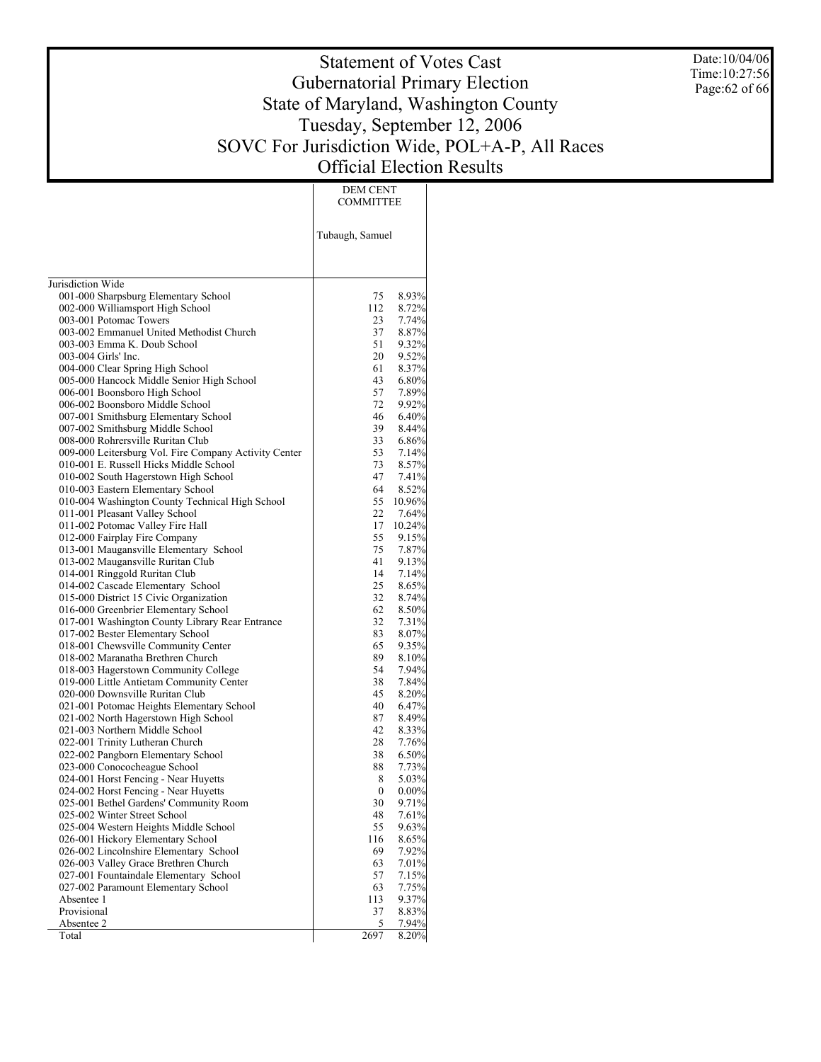# Statement of Votes Cast
# Gubernatorial Primary Election
# State of Maryland, Washington County
# Tuesday, September 12, 2006
# SOVC For Jurisdiction Wide, POL+A-P, All Races
# Official Election Results

Date:10/04/06
Time:10:27:56

| | DEM CENT COMMITTEE | |
|---|---|---|
| | Tubaugh, Samuel | |
| Jurisdiction Wide | | |
| 001-000 Sharpsburg Elementary School | 75 | 8.93% |
| 002-000 Williamsport High School | 112 | 8.72% |
| 003-001 Potomac Towers | 23 | 7.74% |
| 003-002 Emmanuel United Methodist Church | 37 | 8.87% |
| 003-003 Emma K. Doub School | 51 | 9.32% |
| 003-004 Girls' Inc. | 20 | 9.52% |
| 004-000 Clear Spring High School | 61 | 8.37% |
| 005-000 Hancock Middle Senior High School | 43 | 6.80% |
| 006-001 Boonsboro High School | 57 | 7.89% |
| 006-002 Boonsboro Middle School | 72 | 9.92% |
| 007-001 Smithsburg Elementary School | 46 | 6.40% |
| 007-002 Smithsburg Middle School | 39 | 8.44% |
| 008-000 Rohrersville Ruritan Club | 33 | 6.86% |
| 009-000 Leitersburg Vol. Fire Company Activity Center | 53 | 7.14% |
| 010-001 E. Russell Hicks Middle School | 73 | 8.57% |
| 010-002 South Hagerstown High School | 47 | 7.41% |
| 010-003 Eastern Elementary School | 64 | 8.52% |
| 010-004 Washington County Technical High School | 55 | 10.96% |
| 011-001 Pleasant Valley School | 22 | 7.64% |
| 011-002 Potomac Valley Fire Hall | 17 | 10.24% |
| 012-000 Fairplay Fire Company | 55 | 9.15% |
| 013-001 Maugansville Elementary School | 75 | 7.87% |
| 013-002 Maugansville Ruritan Club | 41 | 9.13% |
| 014-001 Ringgold Ruritan Club | 14 | 7.14% |
| 014-002 Cascade Elementary School | 25 | 8.65% |
| 015-000 District 15 Civic Organization | 32 | 8.74% |
| 016-000 Greenbrier Elementary School | 62 | 8.50% |
| 017-001 Washington County Library Rear Entrance | 32 | 7.31% |
| 017-002 Bester Elementary School | 83 | 8.07% |
| 018-001 Chewsville Community Center | 65 | 9.35% |
| 018-002 Maranatha Brethren Church | 89 | 8.10% |
| 018-003 Hagerstown Community College | 54 | 7.94% |
| 019-000 Little Antietam Community Center | 38 | 7.84% |
| 020-000 Downsville Ruritan Club | 45 | 8.20% |
| 021-001 Potomac Heights Elementary School | 40 | 6.47% |
| 021-002 North Hagerstown High School | 87 | 8.49% |
| 021-003 Northern Middle School | 42 | 8.33% |
| 022-001 Trinity Lutheran Church | 28 | 7.76% |
| 022-002 Pangborn Elementary School | 38 | 6.50% |
| 023-000 Conococheague School | 88 | 7.73% |
| 024-001 Horst Fencing - Near Huyetts | 8 | 5.03% |
| 024-002 Horst Fencing - Near Huyetts | 0 | 0.00% |
| 025-001 Bethel Gardens' Community Room | 30 | 9.71% |
| 025-002 Winter Street School | 48 | 7.61% |
| 025-004 Western Heights Middle School | 55 | 9.63% |
| 026-001 Hickory Elementary School | 116 | 8.65% |
| 026-002 Lincolnshire Elementary School | 69 | 7.92% |
| 026-003 Valley Grace Brethren Church | 63 | 7.01% |
| 027-001 Fountaindale Elementary School | 57 | 7.15% |
| 027-002 Paramount Elementary School | 63 | 7.75% |
| Absentee 1 | 113 | 9.37% |
| Provisional | 37 | 8.83% |
| Absentee 2 | 5 | 7.94% |
| Total | 2697 | 8.20% |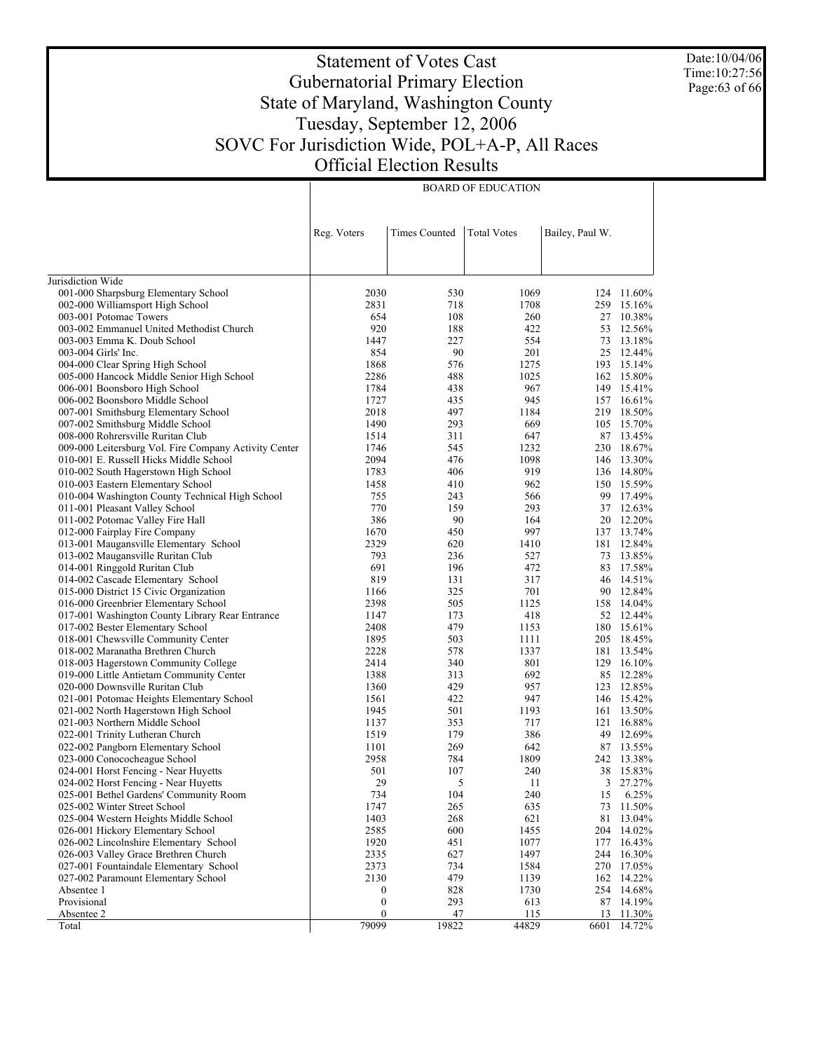# Statement of Votes Cast
## Gubernatorial Primary Election
## State of Maryland, Washington County
## Tuesday, September 12, 2006
## SOVC For Jurisdiction Wide, POL+A-P, All Races
## Official Election Results

Date:10/04/06
Time:10:27:56

| | BOARD OF EDUCATION | | | | |
|---|---|---|---|---|---|
| | Reg. Voters | Times Counted | Total Votes | Bailey, Paul W. | |
| Jurisdiction Wide | | | | | |
| 001-000 Sharpsburg Elementary School | 2030 | 530 | 1069 | 124 | 11.60% |
| 002-000 Williamsport High School | 2831 | 718 | 1708 | 259 | 15.16% |
| 003-001 Potomac Towers | 654 | 108 | 260 | 27 | 10.38% |
| 003-002 Emmanuel United Methodist Church | 920 | 188 | 422 | 53 | 12.56% |
| 003-003 Emma K. Doub School | 1447 | 227 | 554 | 73 | 13.18% |
| 003-004 Girls' Inc. | 854 | 90 | 201 | 25 | 12.44% |
| 004-000 Clear Spring High School | 1868 | 576 | 1275 | 193 | 15.14% |
| 005-000 Hancock Middle Senior High School | 2286 | 488 | 1025 | 162 | 15.80% |
| 006-001 Boonsboro High School | 1784 | 438 | 967 | 149 | 15.41% |
| 006-002 Boonsboro Middle School | 1727 | 435 | 945 | 157 | 16.61% |
| 007-001 Smithsburg Elementary School | 2018 | 497 | 1184 | 219 | 18.50% |
| 007-002 Smithsburg Middle School | 1490 | 293 | 669 | 105 | 15.70% |
| 008-000 Rohrersville Ruritan Club | 1514 | 311 | 647 | 87 | 13.45% |
| 009-000 Leitersburg Vol. Fire Company Activity Center | 1746 | 545 | 1232 | 230 | 18.67% |
| 010-001 E. Russell Hicks Middle School | 2094 | 476 | 1098 | 146 | 13.30% |
| 010-002 South Hagerstown High School | 1783 | 406 | 919 | 136 | 14.80% |
| 010-003 Eastern Elementary School | 1458 | 410 | 962 | 150 | 15.59% |
| 010-004 Washington County Technical High School | 755 | 243 | 566 | 99 | 17.49% |
| 011-001 Pleasant Valley School | 770 | 159 | 293 | 37 | 12.63% |
| 011-002 Potomac Valley Fire Hall | 386 | 90 | 164 | 20 | 12.20% |
| 012-000 Fairplay Fire Company | 1670 | 450 | 997 | 137 | 13.74% |
| 013-001 Maugansville Elementary School | 2329 | 620 | 1410 | 181 | 12.84% |
| 013-002 Maugansville Ruritan Club | 793 | 236 | 527 | 73 | 13.85% |
| 014-001 Ringgold Ruritan Club | 691 | 196 | 472 | 83 | 17.58% |
| 014-002 Cascade Elementary School | 819 | 131 | 317 | 46 | 14.51% |
| 015-000 District 15 Civic Organization | 1166 | 325 | 701 | 90 | 12.84% |
| 016-000 Greenbrier Elementary School | 2398 | 505 | 1125 | 158 | 14.04% |
| 017-001 Washington County Library Rear Entrance | 1147 | 173 | 418 | 52 | 12.44% |
| 017-002 Bester Elementary School | 2408 | 479 | 1153 | 180 | 15.61% |
| 018-001 Chewsville Community Center | 1895 | 503 | 1111 | 205 | 18.45% |
| 018-002 Maranatha Brethren Church | 2228 | 578 | 1337 | 181 | 13.54% |
| 018-003 Hagerstown Community College | 2414 | 340 | 801 | 129 | 16.10% |
| 019-000 Little Antietam Community Center | 1388 | 313 | 692 | 85 | 12.28% |
| 020-000 Downsville Ruritan Club | 1360 | 429 | 957 | 123 | 12.85% |
| 021-001 Potomac Heights Elementary School | 1561 | 422 | 947 | 146 | 15.42% |
| 021-002 North Hagerstown High School | 1945 | 501 | 1193 | 161 | 13.50% |
| 021-003 Northern Middle School | 1137 | 353 | 717 | 121 | 16.88% |
| 022-001 Trinity Lutheran Church | 1519 | 179 | 386 | 49 | 12.69% |
| 022-002 Pangborn Elementary School | 1101 | 269 | 642 | 87 | 13.55% |
| 023-000 Conococheague School | 2958 | 784 | 1809 | 242 | 13.38% |
| 024-001 Horst Fencing - Near Huyetts | 501 | 107 | 240 | 38 | 15.83% |
| 024-002 Horst Fencing - Near Huyetts | 29 | 5 | 11 | 3 | 27.27% |
| 025-001 Bethel Gardens' Community Room | 734 | 104 | 240 | 15 | 6.25% |
| 025-002 Winter Street School | 1747 | 265 | 635 | 73 | 11.50% |
| 025-004 Western Heights Middle School | 1403 | 268 | 621 | 81 | 13.04% |
| 026-001 Hickory Elementary School | 2585 | 600 | 1455 | 204 | 14.02% |
| 026-002 Lincolnshire Elementary School | 1920 | 451 | 1077 | 177 | 16.43% |
| 026-003 Valley Grace Brethren Church | 2335 | 627 | 1497 | 244 | 16.30% |
| 027-001 Fountaindale Elementary School | 2373 | 734 | 1584 | 270 | 17.05% |
| 027-002 Paramount Elementary School | 2130 | 479 | 1139 | 162 | 14.22% |
| Absentee 1 | 0 | 828 | 1730 | 254 | 14.68% |
| Provisional | 0 | 293 | 613 | 87 | 14.19% |
| Absentee 2 | 0 | 47 | 115 | 13 | 11.30% |
| Total | 79099 | 19822 | 44829 | 6601 | 14.72% |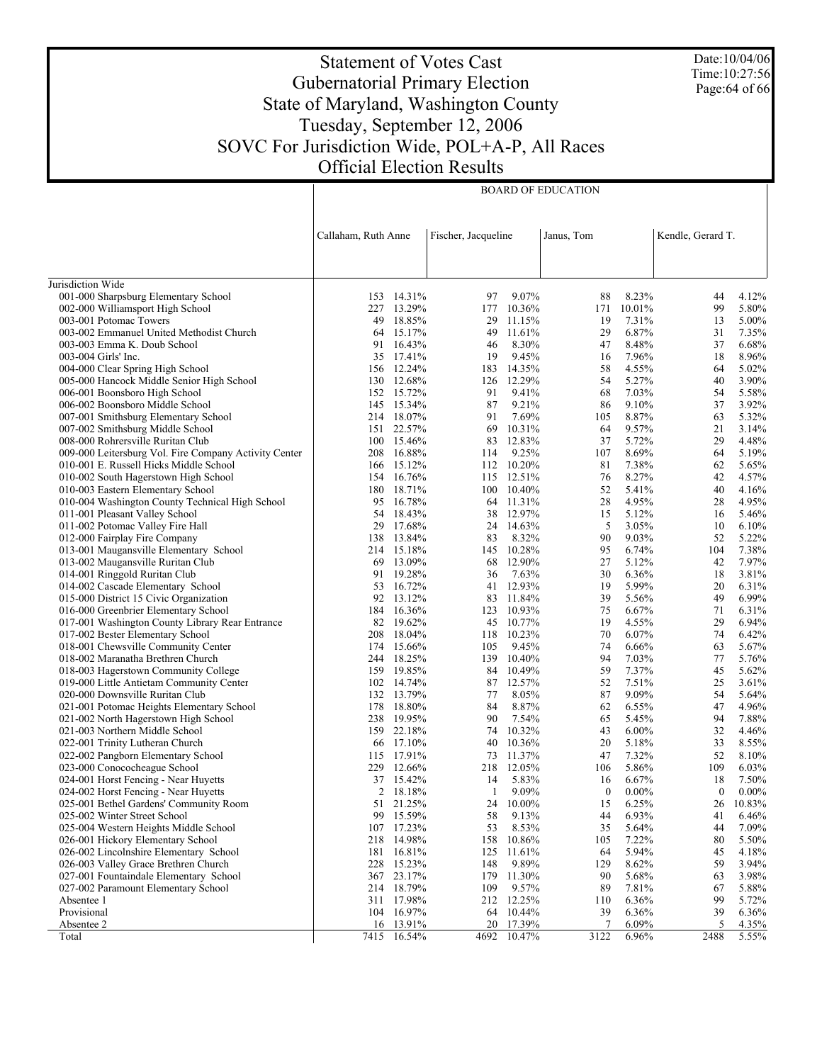# Statement of Votes Cast
## Gubernatorial Primary Election
## State of Maryland, Washington County
## Tuesday, September 12, 2006
## SOVC For Jurisdiction Wide, POL+A-P, All Races
## Official Election Results

Date:10/04/06
Time:10:27:56

| | BOARD OF EDUCATION | | | | | | | |
|---|---|---|---|---|---|---|---|---|
| | Callaham, Ruth Anne | | Fischer, Jacqueline | | Janus, Tom | | Kendle, Gerard T. | |
| Jurisdiction Wide | | | | | | | | |
| 001-000 Sharpsburg Elementary School | 153 | 14.31% | 97 | 9.07% | 88 | 8.23% | 44 | 4.12% |
| 002-000 Williamsport High School | 227 | 13.29% | 177 | 10.36% | 171 | 10.01% | 99 | 5.80% |
| 003-001 Potomac Towers | 49 | 18.85% | 29 | 11.15% | 19 | 7.31% | 13 | 5.00% |
| 003-002 Emmanuel United Methodist Church | 64 | 15.17% | 49 | 11.61% | 29 | 6.87% | 31 | 7.35% |
| 003-003 Emma K. Doub School | 91 | 16.43% | 46 | 8.30% | 47 | 8.48% | 37 | 6.68% |
| 003-004 Girls' Inc. | 35 | 17.41% | 19 | 9.45% | 16 | 7.96% | 18 | 8.96% |
| 004-000 Clear Spring High School | 156 | 12.24% | 183 | 14.35% | 58 | 4.55% | 64 | 5.02% |
| 005-000 Hancock Middle Senior High School | 130 | 12.68% | 126 | 12.29% | 54 | 5.27% | 40 | 3.90% |
| 006-001 Boonsboro High School | 152 | 15.72% | 91 | 9.41% | 68 | 7.03% | 54 | 5.58% |
| 006-002 Boonsboro Middle School | 145 | 15.34% | 87 | 9.21% | 86 | 9.10% | 37 | 3.92% |
| 007-001 Smithsburg Elementary School | 214 | 18.07% | 91 | 7.69% | 105 | 8.87% | 63 | 5.32% |
| 007-002 Smithsburg Middle School | 151 | 22.57% | 69 | 10.31% | 64 | 9.57% | 21 | 3.14% |
| 008-000 Rohrersville Ruritan Club | 100 | 15.46% | 83 | 12.83% | 37 | 5.72% | 29 | 4.48% |
| 009-000 Leitersburg Vol. Fire Company Activity Center | 208 | 16.88% | 114 | 9.25% | 107 | 8.69% | 64 | 5.19% |
| 010-001 E. Russell Hicks Middle School | 166 | 15.12% | 112 | 10.20% | 81 | 7.38% | 62 | 5.65% |
| 010-002 South Hagerstown High School | 154 | 16.76% | 115 | 12.51% | 76 | 8.27% | 42 | 4.57% |
| 010-003 Eastern Elementary School | 180 | 18.71% | 100 | 10.40% | 52 | 5.41% | 40 | 4.16% |
| 010-004 Washington County Technical High School | 95 | 16.78% | 64 | 11.31% | 28 | 4.95% | 28 | 4.95% |
| 011-001 Pleasant Valley School | 54 | 18.43% | 38 | 12.97% | 15 | 5.12% | 16 | 5.46% |
| 011-002 Potomac Valley Fire Hall | 29 | 17.68% | 24 | 14.63% | 5 | 3.05% | 10 | 6.10% |
| 012-000 Fairplay Fire Company | 138 | 13.84% | 83 | 8.32% | 90 | 9.03% | 52 | 5.22% |
| 013-001 Maugansville Elementary School | 214 | 15.18% | 145 | 10.28% | 95 | 6.74% | 104 | 7.38% |
| 013-002 Maugansville Ruritan Club | 69 | 13.09% | 68 | 12.90% | 27 | 5.12% | 42 | 7.97% |
| 014-001 Ringgold Ruritan Club | 91 | 19.28% | 36 | 7.63% | 30 | 6.36% | 18 | 3.81% |
| 014-002 Cascade Elementary School | 53 | 16.72% | 41 | 12.93% | 19 | 5.99% | 20 | 6.31% |
| 015-000 District 15 Civic Organization | 92 | 13.12% | 83 | 11.84% | 39 | 5.56% | 49 | 6.99% |
| 016-000 Greenbrier Elementary School | 184 | 16.36% | 123 | 10.93% | 75 | 6.67% | 71 | 6.31% |
| 017-001 Washington County Library Rear Entrance | 82 | 19.62% | 45 | 10.77% | 19 | 4.55% | 29 | 6.94% |
| 017-002 Bester Elementary School | 208 | 18.04% | 118 | 10.23% | 70 | 6.07% | 74 | 6.42% |
| 018-001 Chewsville Community Center | 174 | 15.66% | 105 | 9.45% | 74 | 6.66% | 63 | 5.67% |
| 018-002 Maranatha Brethren Church | 244 | 18.25% | 139 | 10.40% | 94 | 7.03% | 77 | 5.76% |
| 018-003 Hagerstown Community College | 159 | 19.85% | 84 | 10.49% | 59 | 7.37% | 45 | 5.62% |
| 019-000 Little Antietam Community Center | 102 | 14.74% | 87 | 12.57% | 52 | 7.51% | 25 | 3.61% |
| 020-000 Downsville Ruritan Club | 132 | 13.79% | 77 | 8.05% | 87 | 9.09% | 54 | 5.64% |
| 021-001 Potomac Heights Elementary School | 178 | 18.80% | 84 | 8.87% | 62 | 6.55% | 47 | 4.96% |
| 021-002 North Hagerstown High School | 238 | 19.95% | 90 | 7.54% | 65 | 5.45% | 94 | 7.88% |
| 021-003 Northern Middle School | 159 | 22.18% | 74 | 10.32% | 43 | 6.00% | 32 | 4.46% |
| 022-001 Trinity Lutheran Church | 66 | 17.10% | 40 | 10.36% | 20 | 5.18% | 33 | 8.55% |
| 022-002 Pangborn Elementary School | 115 | 17.91% | 73 | 11.37% | 47 | 7.32% | 52 | 8.10% |
| 023-000 Conococheague School | 229 | 12.66% | 218 | 12.05% | 106 | 5.86% | 109 | 6.03% |
| 024-001 Horst Fencing - Near Huyetts | 37 | 15.42% | 14 | 5.83% | 16 | 6.67% | 18 | 7.50% |
| 024-002 Horst Fencing - Near Huyetts | 2 | 18.18% | 1 | 9.09% | 0 | 0.00% | 0 | 0.00% |
| 025-001 Bethel Gardens' Community Room | 51 | 21.25% | 24 | 10.00% | 15 | 6.25% | 26 | 10.83% |
| 025-002 Winter Street School | 99 | 15.59% | 58 | 9.13% | 44 | 6.93% | 41 | 6.46% |
| 025-004 Western Heights Middle School | 107 | 17.23% | 53 | 8.53% | 35 | 5.64% | 44 | 7.09% |
| 026-001 Hickory Elementary School | 218 | 14.98% | 158 | 10.86% | 105 | 7.22% | 80 | 5.50% |
| 026-002 Lincolnshire Elementary School | 181 | 16.81% | 125 | 11.61% | 64 | 5.94% | 45 | 4.18% |
| 026-003 Valley Grace Brethren Church | 228 | 15.23% | 148 | 9.89% | 129 | 8.62% | 59 | 3.94% |
| 027-001 Fountaindale Elementary School | 367 | 23.17% | 179 | 11.30% | 90 | 5.68% | 63 | 3.98% |
| 027-002 Paramount Elementary School | 214 | 18.79% | 109 | 9.57% | 89 | 7.81% | 67 | 5.88% |
| Absentee 1 | 311 | 17.98% | 212 | 12.25% | 110 | 6.36% | 99 | 5.72% |
| Provisional | 104 | 16.97% | 64 | 10.44% | 39 | 6.36% | 39 | 6.36% |
| Absentee 2 | 16 | 13.91% | 20 | 17.39% | 7 | 6.09% | 5 | 4.35% |
| Total | 7415 | 16.54% | 4692 | 10.47% | 3122 | 6.96% | 2488 | 5.55% |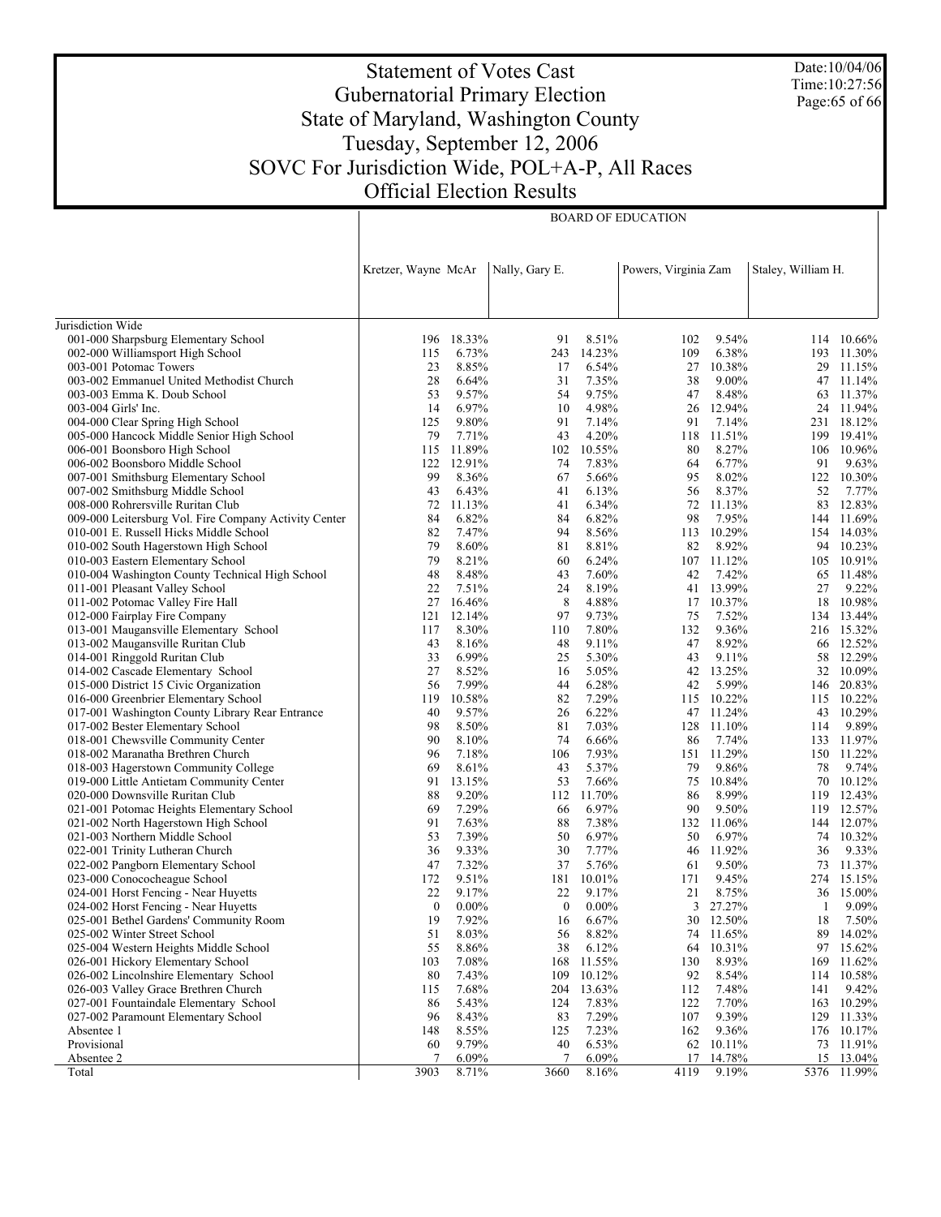# Statement of Votes Cast
## Gubernatorial Primary Election
## State of Maryland, Washington County
## Tuesday, September 12, 2006
## SOVC For Jurisdiction Wide, POL+A-P, All Races
## Official Election Results

Date:10/04/06
Time:10:27:56

| | BOARD OF EDUCATION | | | | | | | |
|---|---|---|---|---|---|---|---|---|
| | Kretzer, Wayne McAr | | Nally, Gary E. | | Powers, Virginia Zam | | Staley, William H. | |
| Jurisdiction Wide | | | | | | | | |
| 001-000 Sharpsburg Elementary School | 196 | 18.33% | 91 | 8.51% | 102 | 9.54% | 114 | 10.66% |
| 002-000 Williamsport High School | 115 | 6.73% | 243 | 14.23% | 109 | 6.38% | 193 | 11.30% |
| 003-001 Potomac Towers | 23 | 8.85% | 17 | 6.54% | 27 | 10.38% | 29 | 11.15% |
| 003-002 Emmanuel United Methodist Church | 28 | 6.64% | 31 | 7.35% | 38 | 9.00% | 47 | 11.14% |
| 003-003 Emma K. Doub School | 53 | 9.57% | 54 | 9.75% | 47 | 8.48% | 63 | 11.37% |
| 003-004 Girls' Inc. | 14 | 6.97% | 10 | 4.98% | 26 | 12.94% | 24 | 11.94% |
| 004-000 Clear Spring High School | 125 | 9.80% | 91 | 7.14% | 91 | 7.14% | 231 | 18.12% |
| 005-000 Hancock Middle Senior High School | 79 | 7.71% | 43 | 4.20% | 118 | 11.51% | 199 | 19.41% |
| 006-001 Boonsboro High School | 115 | 11.89% | 102 | 10.55% | 80 | 8.27% | 106 | 10.96% |
| 006-002 Boonsboro Middle School | 122 | 12.91% | 74 | 7.83% | 64 | 6.77% | 91 | 9.63% |
| 007-001 Smithsburg Elementary School | 99 | 8.36% | 67 | 5.66% | 95 | 8.02% | 122 | 10.30% |
| 007-002 Smithsburg Middle School | 43 | 6.43% | 41 | 6.13% | 56 | 8.37% | 52 | 7.77% |
| 008-000 Rohrersville Ruritan Club | 72 | 11.13% | 41 | 6.34% | 72 | 11.13% | 83 | 12.83% |
| 009-000 Leitersburg Vol. Fire Company Activity Center | 84 | 6.82% | 84 | 6.82% | 98 | 7.95% | 144 | 11.69% |
| 010-001 E. Russell Hicks Middle School | 82 | 7.47% | 94 | 8.56% | 113 | 10.29% | 154 | 14.03% |
| 010-002 South Hagerstown High School | 79 | 8.60% | 81 | 8.81% | 82 | 8.92% | 94 | 10.23% |
| 010-003 Eastern Elementary School | 79 | 8.21% | 60 | 6.24% | 107 | 11.12% | 105 | 10.91% |
| 010-004 Washington County Technical High School | 48 | 8.48% | 43 | 7.60% | 42 | 7.42% | 65 | 11.48% |
| 011-001 Pleasant Valley School | 22 | 7.51% | 24 | 8.19% | 41 | 13.99% | 27 | 9.22% |
| 011-002 Potomac Valley Fire Hall | 27 | 16.46% | 8 | 4.88% | 17 | 10.37% | 18 | 10.98% |
| 012-000 Fairplay Fire Company | 121 | 12.14% | 97 | 9.73% | 75 | 7.52% | 134 | 13.44% |
| 013-001 Maugansville Elementary School | 117 | 8.30% | 110 | 7.80% | 132 | 9.36% | 216 | 15.32% |
| 013-002 Maugansville Ruritan Club | 43 | 8.16% | 48 | 9.11% | 47 | 8.92% | 66 | 12.52% |
| 014-001 Ringgold Ruritan Club | 33 | 6.99% | 25 | 5.30% | 43 | 9.11% | 58 | 12.29% |
| 014-002 Cascade Elementary School | 27 | 8.52% | 16 | 5.05% | 42 | 13.25% | 32 | 10.09% |
| 015-000 District 15 Civic Organization | 56 | 7.99% | 44 | 6.28% | 42 | 5.99% | 146 | 20.83% |
| 016-000 Greenbrier Elementary School | 119 | 10.58% | 82 | 7.29% | 115 | 10.22% | 115 | 10.22% |
| 017-001 Washington County Library Rear Entrance | 40 | 9.57% | 26 | 6.22% | 47 | 11.24% | 43 | 10.29% |
| 017-002 Bester Elementary School | 98 | 8.50% | 81 | 7.03% | 128 | 11.10% | 114 | 9.89% |
| 018-001 Chewsville Community Center | 90 | 8.10% | 74 | 6.66% | 86 | 7.74% | 133 | 11.97% |
| 018-002 Maranatha Brethren Church | 96 | 7.18% | 106 | 7.93% | 151 | 11.29% | 150 | 11.22% |
| 018-003 Hagerstown Community College | 69 | 8.61% | 43 | 5.37% | 79 | 9.86% | 78 | 9.74% |
| 019-000 Little Antietam Community Center | 91 | 13.15% | 53 | 7.66% | 75 | 10.84% | 70 | 10.12% |
| 020-000 Downsville Ruritan Club | 88 | 9.20% | 112 | 11.70% | 86 | 8.99% | 119 | 12.43% |
| 021-001 Potomac Heights Elementary School | 69 | 7.29% | 66 | 6.97% | 90 | 9.50% | 119 | 12.57% |
| 021-002 North Hagerstown High School | 91 | 7.63% | 88 | 7.38% | 132 | 11.06% | 144 | 12.07% |
| 021-003 Northern Middle School | 53 | 7.39% | 50 | 6.97% | 50 | 6.97% | 74 | 10.32% |
| 022-001 Trinity Lutheran Church | 36 | 9.33% | 30 | 7.77% | 46 | 11.92% | 36 | 9.33% |
| 022-002 Pangborn Elementary School | 47 | 7.32% | 37 | 5.76% | 61 | 9.50% | 73 | 11.37% |
| 023-000 Conococheague School | 172 | 9.51% | 181 | 10.01% | 171 | 9.45% | 274 | 15.15% |
| 024-001 Horst Fencing - Near Huyetts | 22 | 9.17% | 22 | 9.17% | 21 | 8.75% | 36 | 15.00% |
| 024-002 Horst Fencing - Near Huyetts | 0 | 0.00% | 0 | 0.00% | 3 | 27.27% | 1 | 9.09% |
| 025-001 Bethel Gardens' Community Room | 19 | 7.92% | 16 | 6.67% | 30 | 12.50% | 18 | 7.50% |
| 025-002 Winter Street School | 51 | 8.03% | 56 | 8.82% | 74 | 11.65% | 89 | 14.02% |
| 025-004 Western Heights Middle School | 55 | 8.86% | 38 | 6.12% | 64 | 10.31% | 97 | 15.62% |
| 026-001 Hickory Elementary School | 103 | 7.08% | 168 | 11.55% | 130 | 8.93% | 169 | 11.62% |
| 026-002 Lincolnshire Elementary School | 80 | 7.43% | 109 | 10.12% | 92 | 8.54% | 114 | 10.58% |
| 026-003 Valley Grace Brethren Church | 115 | 7.68% | 204 | 13.63% | 112 | 7.48% | 141 | 9.42% |
| 027-001 Fountaindale Elementary School | 86 | 5.43% | 124 | 7.83% | 122 | 7.70% | 163 | 10.29% |
| 027-002 Paramount Elementary School | 96 | 8.43% | 83 | 7.29% | 107 | 9.39% | 129 | 11.33% |
| Absentee 1 | 148 | 8.55% | 125 | 7.23% | 162 | 9.36% | 176 | 10.17% |
| Provisional | 60 | 9.79% | 40 | 6.53% | 62 | 10.11% | 73 | 11.91% |
| Absentee 2 | 7 | 6.09% | 7 | 6.09% | 17 | 14.78% | 15 | 13.04% |
| Total | 3903 | 8.71% | 3660 | 8.16% | 4119 | 9.19% | 5376 | 11.99% |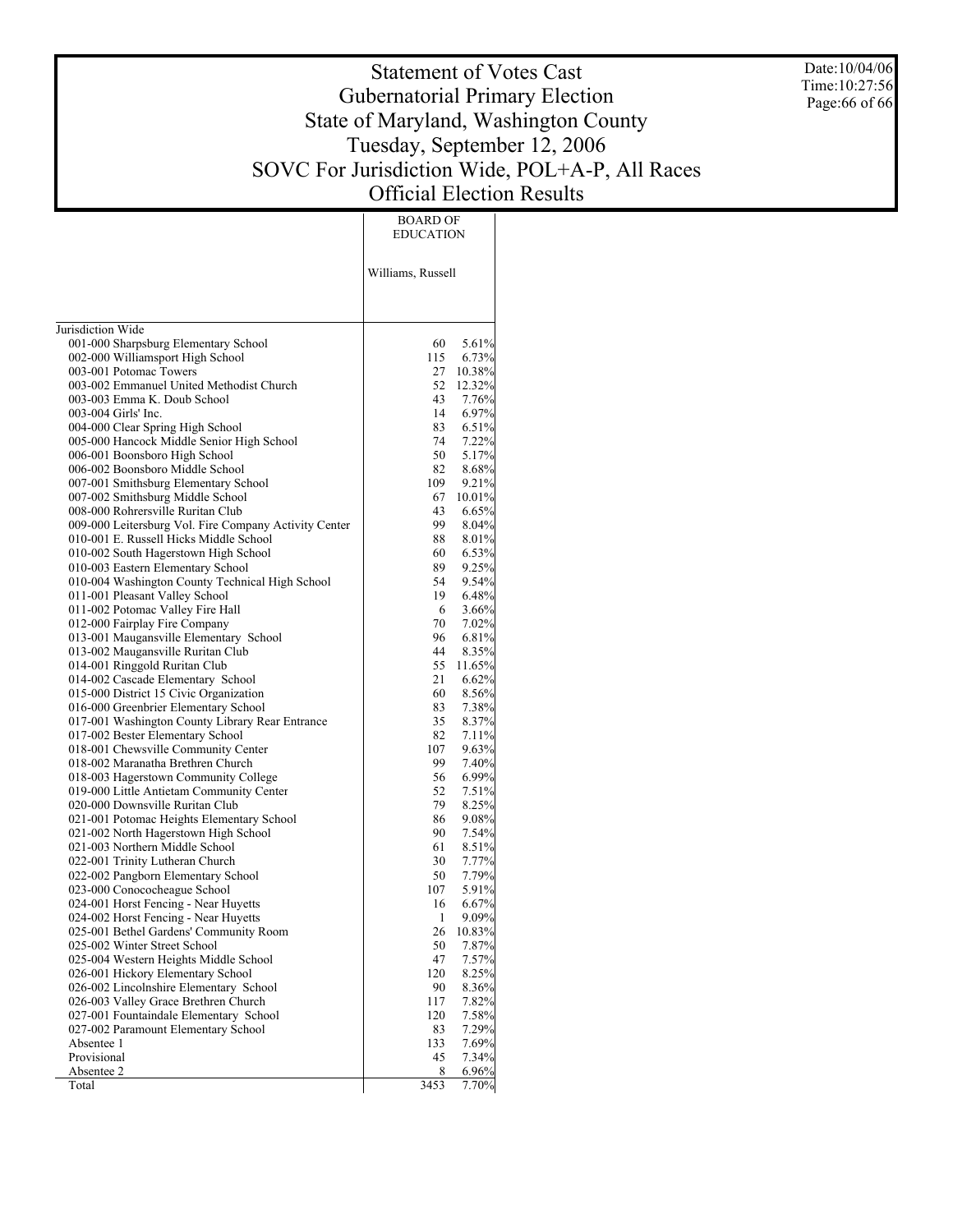# Statement of Votes Cast
# Gubernatorial Primary Election
# State of Maryland, Washington County
# Tuesday, September 12, 2006
# SOVC For Jurisdiction Wide, POL+A-P, All Races
# Official Election Results

Date:10/04/06
Time:10:27:56

| | BOARD OF EDUCATION | |
|---|---|---|
| | Williams, Russell | |
| Jurisdiction Wide | | |
| 001-000 Sharpsburg Elementary School | 60 | 5.61% |
| 002-000 Williamsport High School | 115 | 6.73% |
| 003-001 Potomac Towers | 27 | 10.38% |
| 003-002 Emmanuel United Methodist Church | 52 | 12.32% |
| 003-003 Emma K. Doub School | 43 | 7.76% |
| 003-004 Girls' Inc. | 14 | 6.97% |
| 004-000 Clear Spring High School | 83 | 6.51% |
| 005-000 Hancock Middle Senior High School | 74 | 7.22% |
| 006-001 Boonsboro High School | 50 | 5.17% |
| 006-002 Boonsboro Middle School | 82 | 8.68% |
| 007-001 Smithsburg Elementary School | 109 | 9.21% |
| 007-002 Smithsburg Middle School | 67 | 10.01% |
| 008-000 Rohrersville Ruritan Club | 43 | 6.65% |
| 009-000 Leitersburg Vol. Fire Company Activity Center | 99 | 8.04% |
| 010-001 E. Russell Hicks Middle School | 88 | 8.01% |
| 010-002 South Hagerstown High School | 60 | 6.53% |
| 010-003 Eastern Elementary School | 89 | 9.25% |
| 010-004 Washington County Technical High School | 54 | 9.54% |
| 011-001 Pleasant Valley School | 19 | 6.48% |
| 011-002 Potomac Valley Fire Hall | 6 | 3.66% |
| 012-000 Fairplay Fire Company | 70 | 7.02% |
| 013-001 Maugansville Elementary School | 96 | 6.81% |
| 013-002 Maugansville Ruritan Club | 44 | 8.35% |
| 014-001 Ringgold Ruritan Club | 55 | 11.65% |
| 014-002 Cascade Elementary School | 21 | 6.62% |
| 015-000 District 15 Civic Organization | 60 | 8.56% |
| 016-000 Greenbrier Elementary School | 83 | 7.38% |
| 017-001 Washington County Library Rear Entrance | 35 | 8.37% |
| 017-002 Bester Elementary School | 82 | 7.11% |
| 018-001 Chewsville Community Center | 107 | 9.63% |
| 018-002 Maranatha Brethren Church | 99 | 7.40% |
| 018-003 Hagerstown Community College | 56 | 6.99% |
| 019-000 Little Antietam Community Center | 52 | 7.51% |
| 020-000 Downsville Ruritan Club | 79 | 8.25% |
| 021-001 Potomac Heights Elementary School | 86 | 9.08% |
| 021-002 North Hagerstown High School | 90 | 7.54% |
| 021-003 Northern Middle School | 61 | 8.51% |
| 022-001 Trinity Lutheran Church | 30 | 7.77% |
| 022-002 Pangborn Elementary School | 50 | 7.79% |
| 023-000 Conococheague School | 107 | 5.91% |
| 024-001 Horst Fencing - Near Huyetts | 16 | 6.67% |
| 024-002 Horst Fencing - Near Huyetts | 1 | 9.09% |
| 025-001 Bethel Gardens' Community Room | 26 | 10.83% |
| 025-002 Winter Street School | 50 | 7.87% |
| 025-004 Western Heights Middle School | 47 | 7.57% |
| 026-001 Hickory Elementary School | 120 | 8.25% |
| 026-002 Lincolnshire Elementary School | 90 | 8.36% |
| 026-003 Valley Grace Brethren Church | 117 | 7.82% |
| 027-001 Fountaindale Elementary School | 120 | 7.58% |
| 027-002 Paramount Elementary School | 83 | 7.29% |
| Absentee 1 | 133 | 7.69% |
| Provisional | 45 | 7.34% |
| Absentee 2 | 8 | 6.96% |
| Total | 3453 | 7.70% |